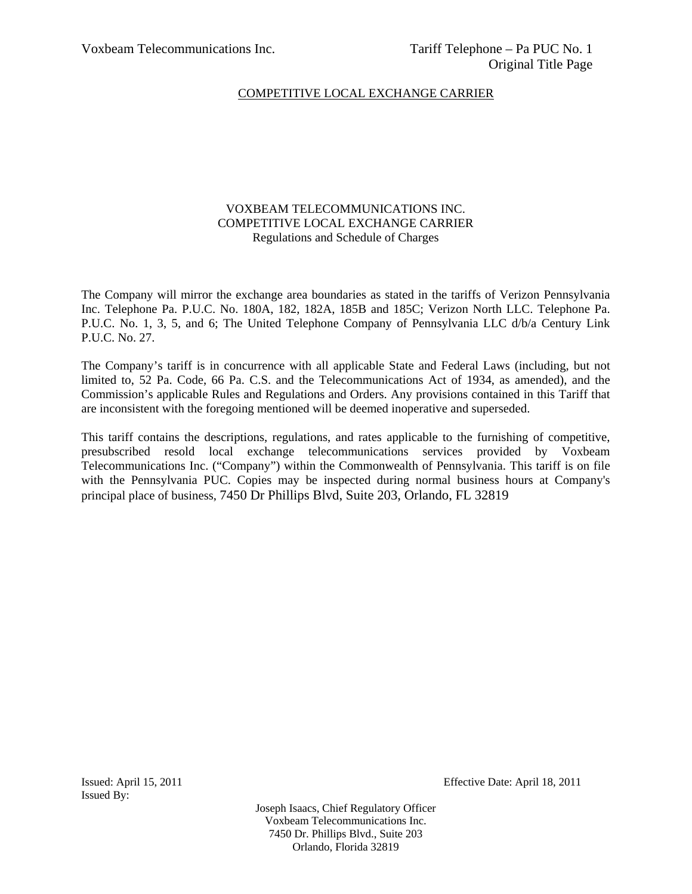Voxbeam Telecommunications Inc. Tariff Telephone – Pa PUC No. 1
Original Title Page

COMPETITIVE LOCAL EXCHANGE CARRIER

VOXBEAM TELECOMMUNICATIONS INC.
COMPETITIVE LOCAL EXCHANGE CARRIER
Regulations and Schedule of Charges

The Company will mirror the exchange area boundaries as stated in the tariffs of Verizon Pennsylvania Inc. Telephone Pa. P.U.C. No. 180A, 182, 182A, 185B and 185C; Verizon North LLC. Telephone Pa. P.U.C. No. 1, 3, 5, and 6; The United Telephone Company of Pennsylvania LLC d/b/a Century Link P.U.C. No. 27.

The Company's tariff is in concurrence with all applicable State and Federal Laws (including, but not limited to, 52 Pa. Code, 66 Pa. C.S. and the Telecommunications Act of 1934, as amended), and the Commission's applicable Rules and Regulations and Orders. Any provisions contained in this Tariff that are inconsistent with the foregoing mentioned will be deemed inoperative and superseded.

This tariff contains the descriptions, regulations, and rates applicable to the furnishing of competitive, presubscribed resold local exchange telecommunications services provided by Voxbeam Telecommunications Inc. ("Company") within the Commonwealth of Pennsylvania. This tariff is on file with the Pennsylvania PUC. Copies may be inspected during normal business hours at Company's principal place of business, 7450 Dr Phillips Blvd, Suite 203, Orlando, FL 32819

Issued: April 15, 2011 Effective Date: April 18, 2011
Issued By:

Joseph Isaacs, Chief Regulatory Officer
Voxbeam Telecommunications Inc.
7450 Dr. Phillips Blvd., Suite 203
Orlando, Florida 32819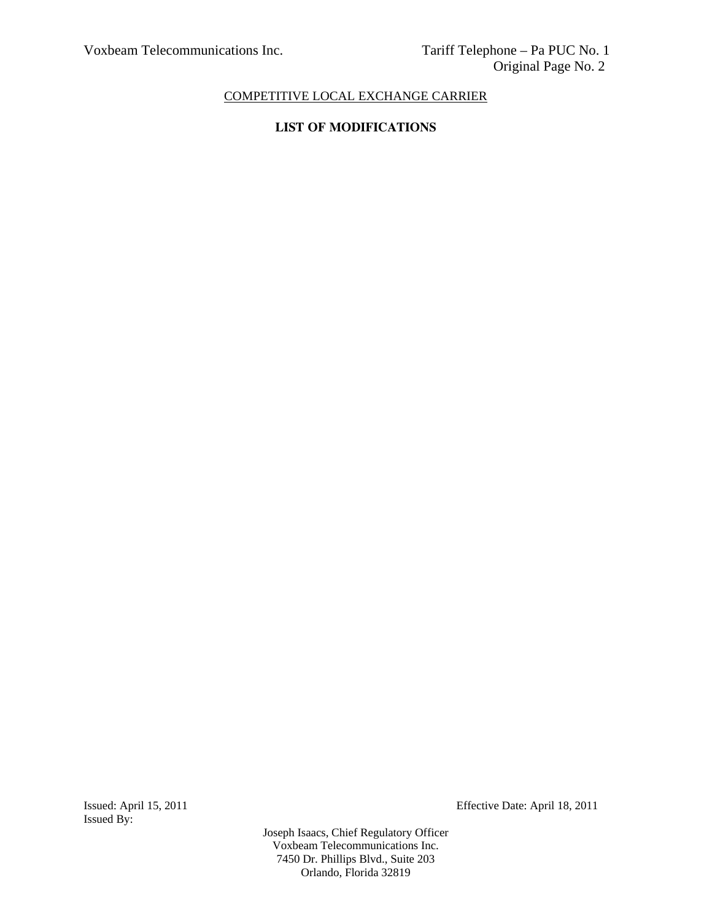COMPETITIVE LOCAL EXCHANGE CARRIER

## LIST OF MODIFICATIONS

Issued: April 15, 2011

Effective Date: April 18, 2011

Issued By:

Joseph Isaacs, Chief Regulatory Officer
Voxbeam Telecommunications Inc.
7450 Dr. Phillips Blvd., Suite 203
Orlando, Florida 32819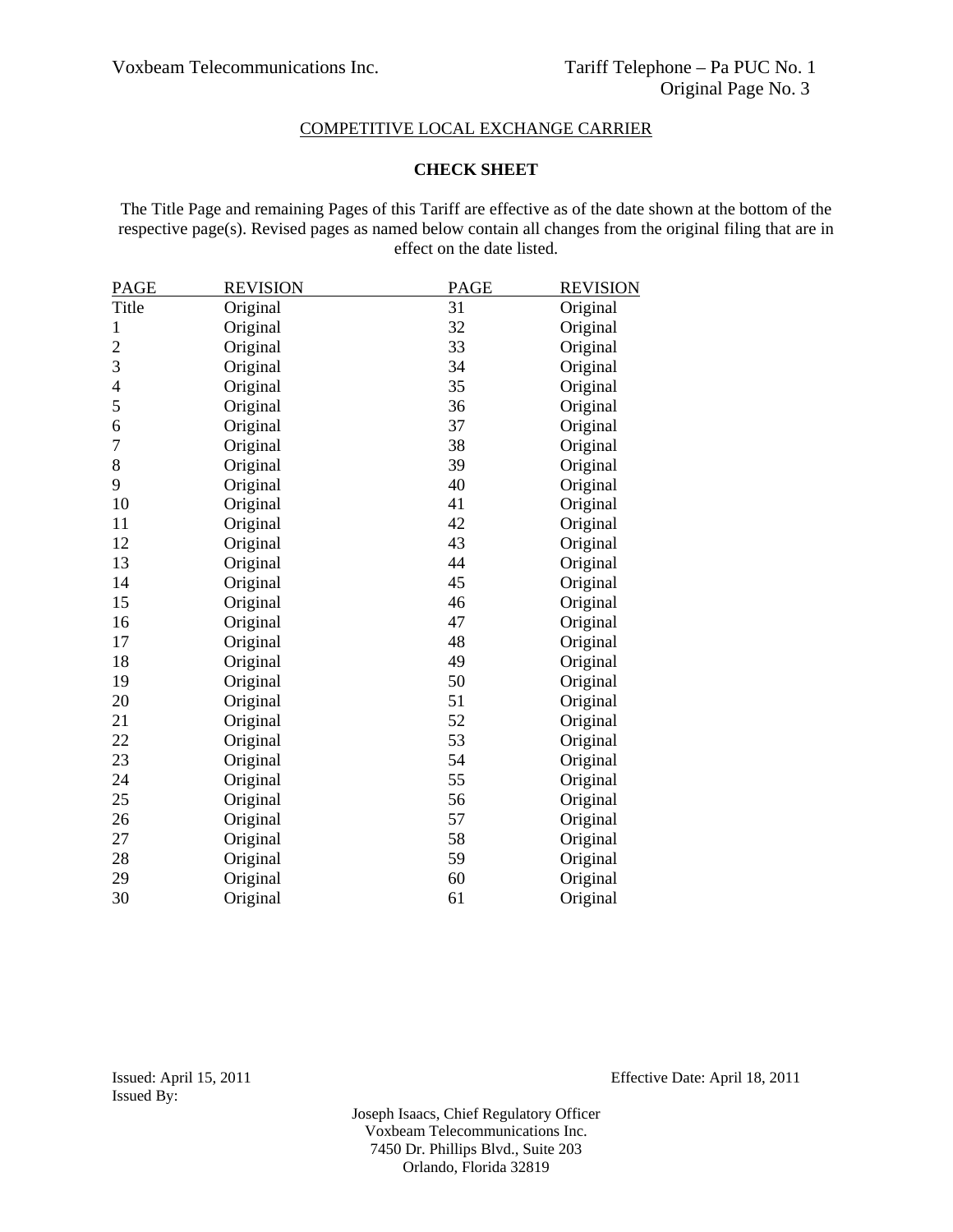COMPETITIVE LOCAL EXCHANGE CARRIER

**CHECK SHEET**

The Title Page and remaining Pages of this Tariff are effective as of the date shown at the bottom of the respective page(s). Revised pages as named below contain all changes from the original filing that are in effect on the date listed.

| PAGE | REVISION | PAGE | REVISION |
|---|---|---|---|
| Title | Original | 31 | Original |
| 1 | Original | 32 | Original |
| 2 | Original | 33 | Original |
| 3 | Original | 34 | Original |
| 4 | Original | 35 | Original |
| 5 | Original | 36 | Original |
| 6 | Original | 37 | Original |
| 7 | Original | 38 | Original |
| 8 | Original | 39 | Original |
| 9 | Original | 40 | Original |
| 10 | Original | 41 | Original |
| 11 | Original | 42 | Original |
| 12 | Original | 43 | Original |
| 13 | Original | 44 | Original |
| 14 | Original | 45 | Original |
| 15 | Original | 46 | Original |
| 16 | Original | 47 | Original |
| 17 | Original | 48 | Original |
| 18 | Original | 49 | Original |
| 19 | Original | 50 | Original |
| 20 | Original | 51 | Original |
| 21 | Original | 52 | Original |
| 22 | Original | 53 | Original |
| 23 | Original | 54 | Original |
| 24 | Original | 55 | Original |
| 25 | Original | 56 | Original |
| 26 | Original | 57 | Original |
| 27 | Original | 58 | Original |
| 28 | Original | 59 | Original |
| 29 | Original | 60 | Original |
| 30 | Original | 61 | Original |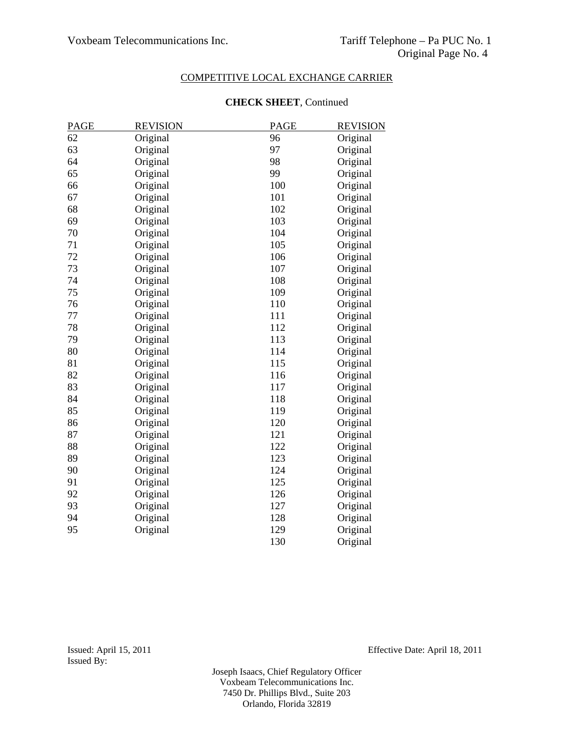COMPETITIVE LOCAL EXCHANGE CARRIER

**CHECK SHEET**, Continued

| PAGE | REVISION | PAGE | REVISION |
|---|---|---|---|
| 62 | Original | 96 | Original |
| 63 | Original | 97 | Original |
| 64 | Original | 98 | Original |
| 65 | Original | 99 | Original |
| 66 | Original | 100 | Original |
| 67 | Original | 101 | Original |
| 68 | Original | 102 | Original |
| 69 | Original | 103 | Original |
| 70 | Original | 104 | Original |
| 71 | Original | 105 | Original |
| 72 | Original | 106 | Original |
| 73 | Original | 107 | Original |
| 74 | Original | 108 | Original |
| 75 | Original | 109 | Original |
| 76 | Original | 110 | Original |
| 77 | Original | 111 | Original |
| 78 | Original | 112 | Original |
| 79 | Original | 113 | Original |
| 80 | Original | 114 | Original |
| 81 | Original | 115 | Original |
| 82 | Original | 116 | Original |
| 83 | Original | 117 | Original |
| 84 | Original | 118 | Original |
| 85 | Original | 119 | Original |
| 86 | Original | 120 | Original |
| 87 | Original | 121 | Original |
| 88 | Original | 122 | Original |
| 89 | Original | 123 | Original |
| 90 | Original | 124 | Original |
| 91 | Original | 125 | Original |
| 92 | Original | 126 | Original |
| 93 | Original | 127 | Original |
| 94 | Original | 128 | Original |
| 95 | Original | 129 | Original |
| | | 130 | Original |

Issued: April 15, 2011
Issued By:

Effective Date: April 18, 2011

Joseph Isaacs, Chief Regulatory Officer
Voxbeam Telecommunications Inc.
7450 Dr. Phillips Blvd., Suite 203
Orlando, Florida 32819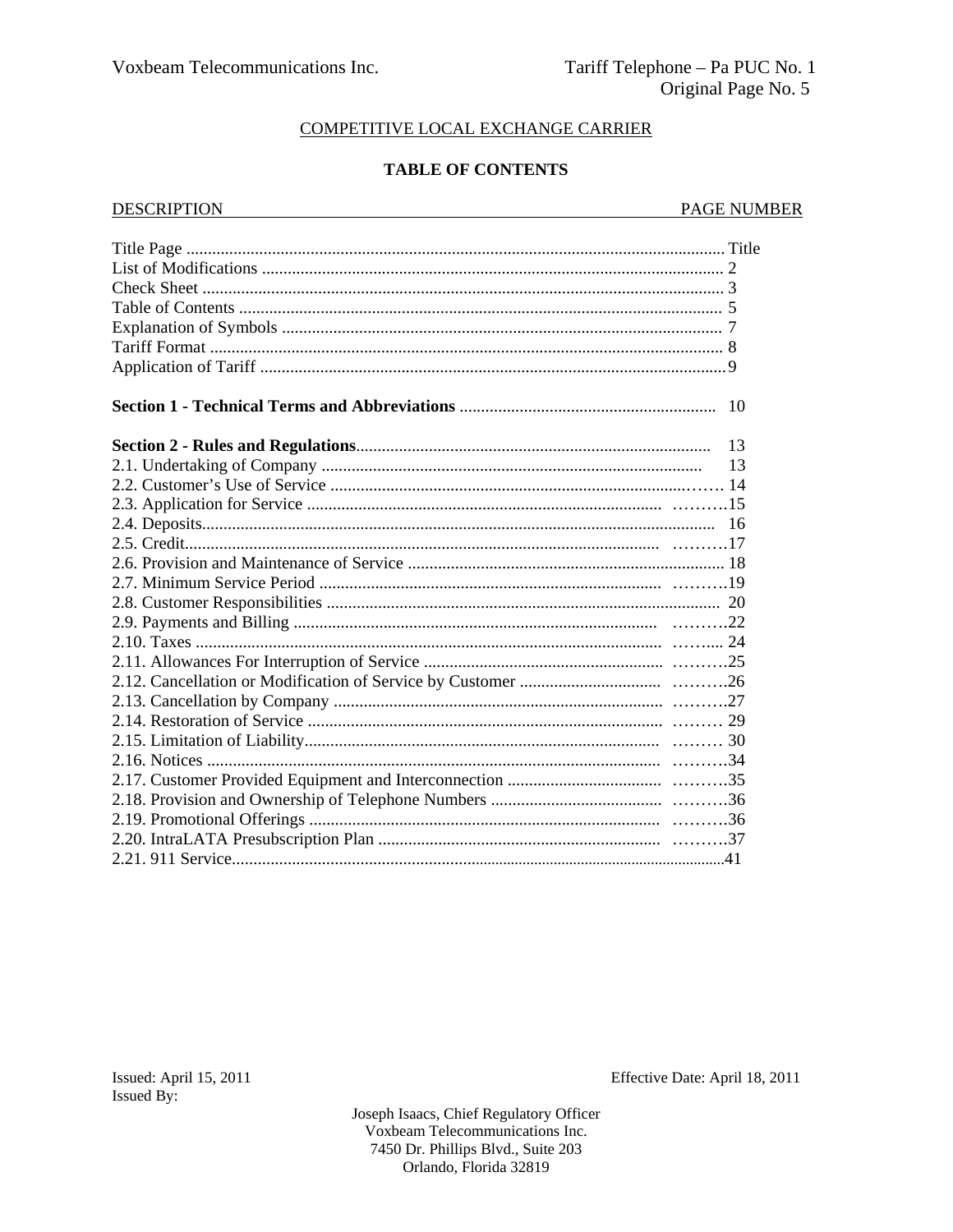COMPETITIVE LOCAL EXCHANGE CARRIER

**TABLE OF CONTENTS**

| DESCRIPTION | PAGE NUMBER |
|---|---|
| Title Page | Title |
| List of Modifications | 2 |
| Check Sheet | 3 |
| Table of Contents | 5 |
| Explanation of Symbols | 7 |
| Tariff Format | 8 |
| Application of Tariff | 9 |
| **Section 1 - Technical Terms and Abbreviations** | 10 |
| **Section 2 - Rules and Regulations** | 13 |
| 2.1. Undertaking of Company | 13 |
| 2.2. Customer's Use of Service | 14 |
| 2.3. Application for Service | 15 |
| 2.4. Deposits | 16 |
| 2.5. Credit | 17 |
| 2.6. Provision and Maintenance of Service | 18 |
| 2.7. Minimum Service Period | 19 |
| 2.8. Customer Responsibilities | 20 |
| 2.9. Payments and Billing | 22 |
| 2.10. Taxes | 24 |
| 2.11. Allowances For Interruption of Service | 25 |
| 2.12. Cancellation or Modification of Service by Customer | 26 |
| 2.13. Cancellation by Company | 27 |
| 2.14. Restoration of Service | 29 |
| 2.15. Limitation of Liability | 30 |
| 2.16. Notices | 34 |
| 2.17. Customer Provided Equipment and Interconnection | 35 |
| 2.18. Provision and Ownership of Telephone Numbers | 36 |
| 2.19. Promotional Offerings | 36 |
| 2.20. IntraLATA Presubscription Plan | 37 |
| 2.21. 911 Service | 41 |

Issued: April 15, 2011

Effective Date: April 18, 2011

Issued By:

Joseph Isaacs, Chief Regulatory Officer
Voxbeam Telecommunications Inc.
7450 Dr. Phillips Blvd., Suite 203
Orlando, Florida 32819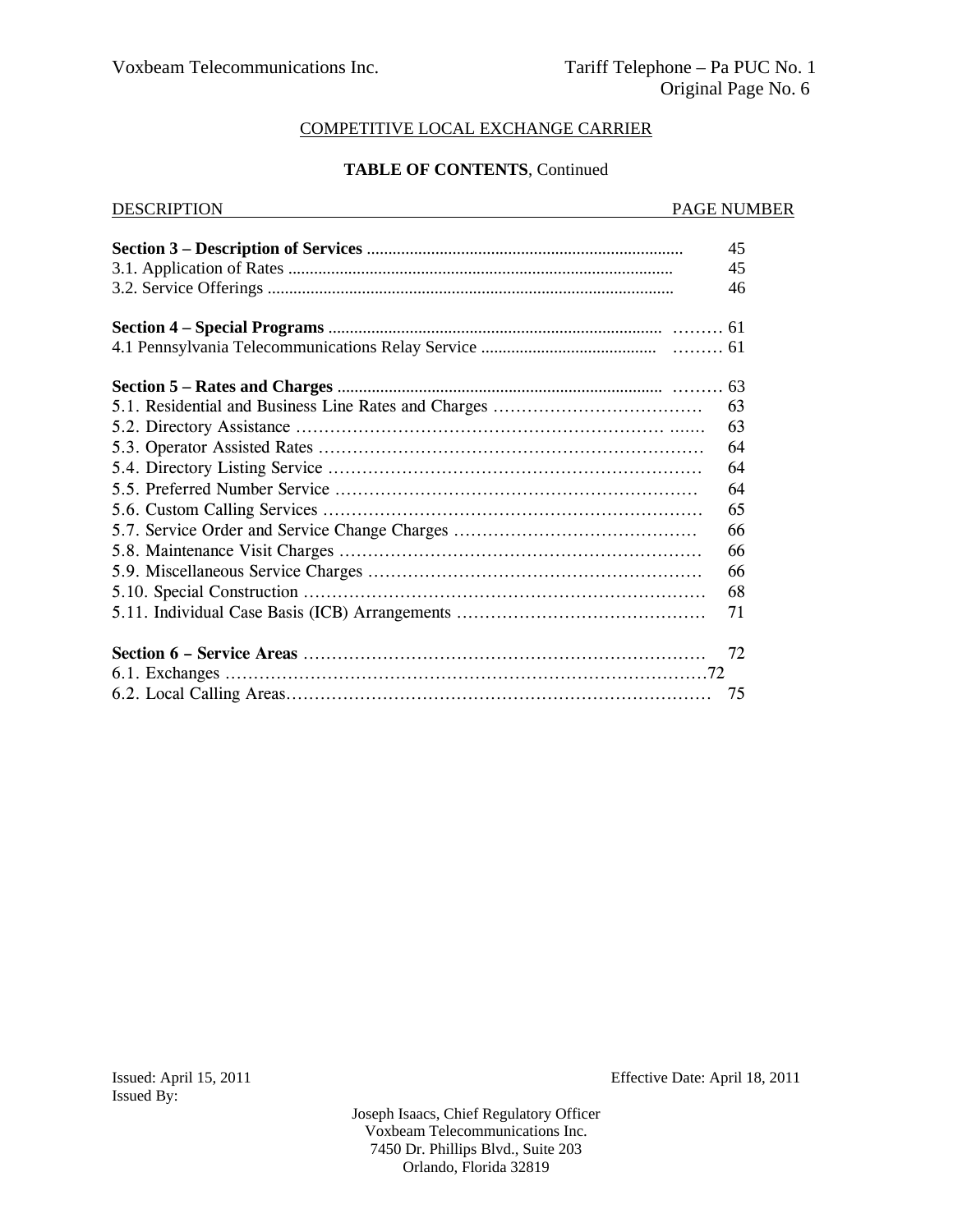COMPETITIVE LOCAL EXCHANGE CARRIER

**TABLE OF CONTENTS**, Continued

| DESCRIPTION | PAGE NUMBER |
|---|---|
| **Section 3 – Description of Services** | 45 |
| 3.1. Application of Rates | 45 |
| 3.2. Service Offerings | 46 |
| **Section 4 – Special Programs** | 61 |
| 4.1 Pennsylvania Telecommunications Relay Service | 61 |
| **Section 5 – Rates and Charges** | 63 |
| 5.1. Residential and Business Line Rates and Charges | 63 |
| 5.2. Directory Assistance | 63 |
| 5.3. Operator Assisted Rates | 64 |
| 5.4. Directory Listing Service | 64 |
| 5.5. Preferred Number Service | 64 |
| 5.6. Custom Calling Services | 65 |
| 5.7. Service Order and Service Change Charges | 66 |
| 5.8. Maintenance Visit Charges | 66 |
| 5.9. Miscellaneous Service Charges | 66 |
| 5.10. Special Construction | 68 |
| 5.11. Individual Case Basis (ICB) Arrangements | 71 |
| **Section 6 – Service Areas** | 72 |
| 6.1. Exchanges | 72 |
| 6.2. Local Calling Areas | 75 |

Issued: April 15, 2011

Effective Date: April 18, 2011

Issued By:

Joseph Isaacs, Chief Regulatory Officer
Voxbeam Telecommunications Inc.
7450 Dr. Phillips Blvd., Suite 203
Orlando, Florida 32819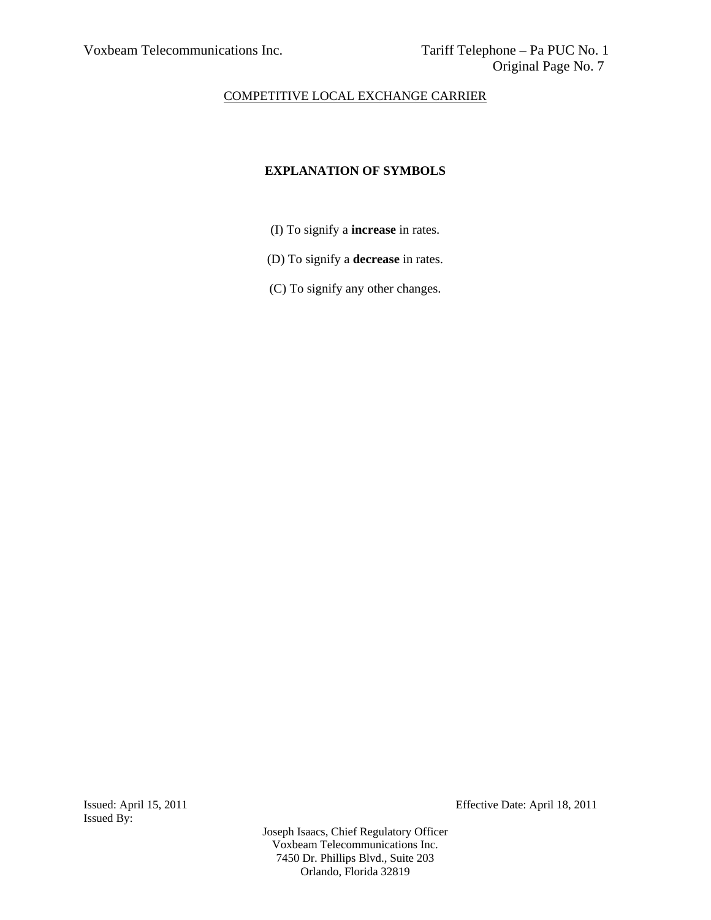## EXPLANATION OF SYMBOLS

(I) To signify a **increase** in rates.

(D) To signify a **decrease** in rates.

(C) To signify any other changes.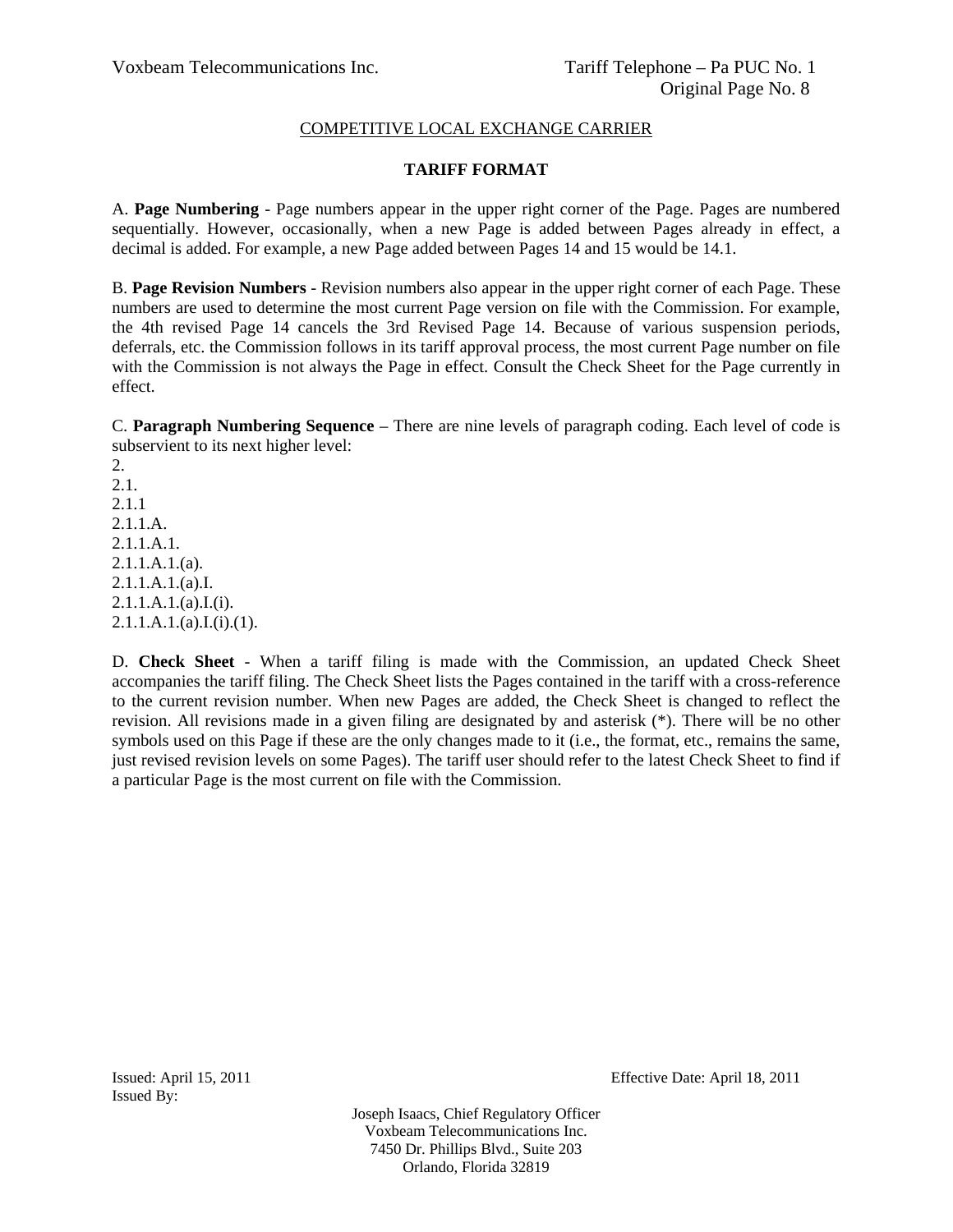COMPETITIVE LOCAL EXCHANGE CARRIER

**TARIFF FORMAT**

A. **Page Numbering** - Page numbers appear in the upper right corner of the Page. Pages are numbered sequentially. However, occasionally, when a new Page is added between Pages already in effect, a decimal is added. For example, a new Page added between Pages 14 and 15 would be 14.1.

B. **Page Revision Numbers** - Revision numbers also appear in the upper right corner of each Page. These numbers are used to determine the most current Page version on file with the Commission. For example, the 4th revised Page 14 cancels the 3rd Revised Page 14. Because of various suspension periods, deferrals, etc. the Commission follows in its tariff approval process, the most current Page number on file with the Commission is not always the Page in effect. Consult the Check Sheet for the Page currently in effect.

C. **Paragraph Numbering Sequence** – There are nine levels of paragraph coding. Each level of code is subservient to its next higher level:

2.
2.1.
2.1.1
2.1.1.A.
2.1.1.A.1.
2.1.1.A.1.(a).
2.1.1.A.1.(a).I.
2.1.1.A.1.(a).I.(i).
2.1.1.A.1.(a).I.(i).(1).

D. **Check Sheet** - When a tariff filing is made with the Commission, an updated Check Sheet accompanies the tariff filing. The Check Sheet lists the Pages contained in the tariff with a cross-reference to the current revision number. When new Pages are added, the Check Sheet is changed to reflect the revision. All revisions made in a given filing are designated by and asterisk (*). There will be no other symbols used on this Page if these are the only changes made to it (i.e., the format, etc., remains the same, just revised revision levels on some Pages). The tariff user should refer to the latest Check Sheet to find if a particular Page is the most current on file with the Commission.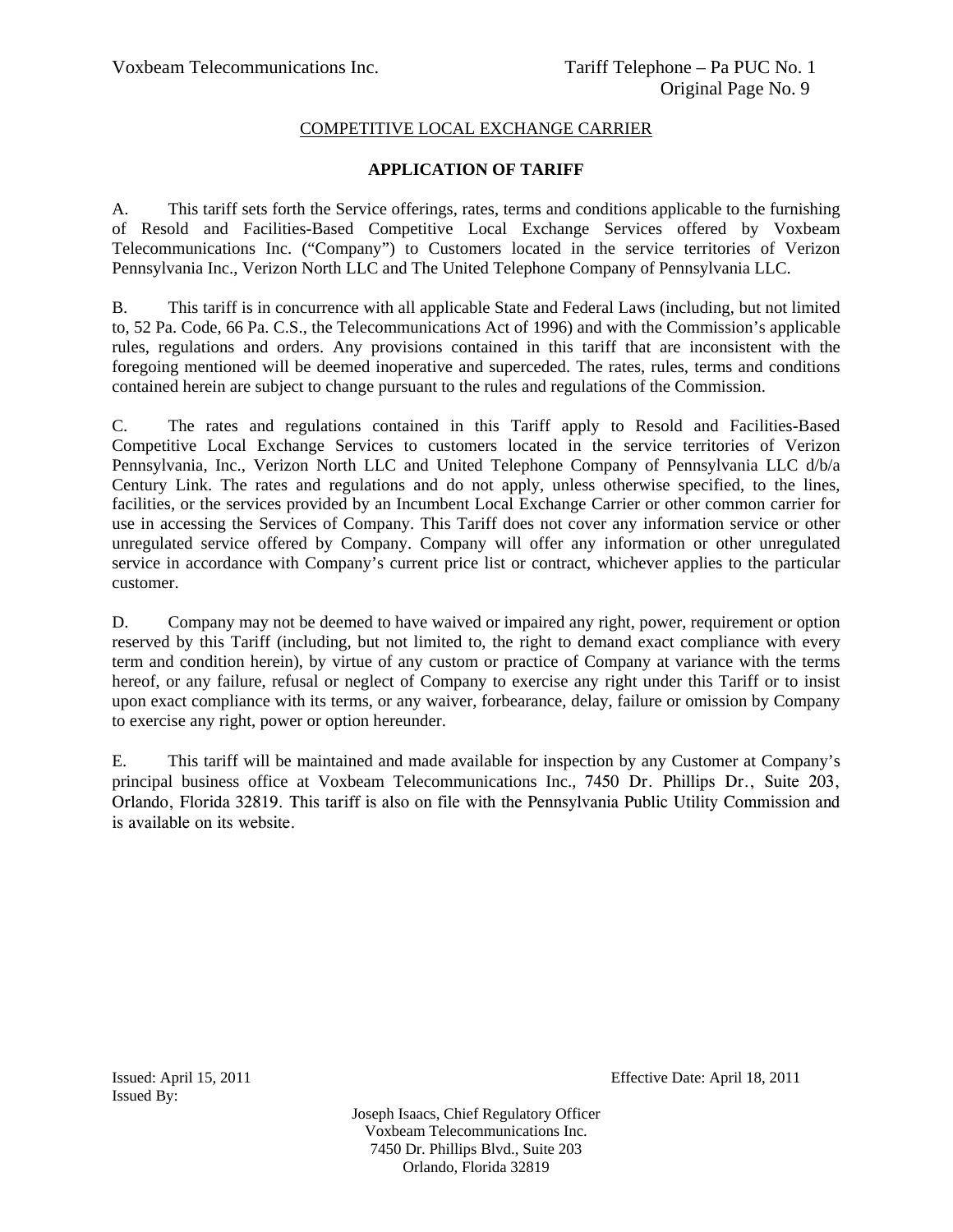COMPETITIVE LOCAL EXCHANGE CARRIER

**APPLICATION OF TARIFF**

A. This tariff sets forth the Service offerings, rates, terms and conditions applicable to the furnishing of Resold and Facilities-Based Competitive Local Exchange Services offered by Voxbeam Telecommunications Inc. ("Company") to Customers located in the service territories of Verizon Pennsylvania Inc., Verizon North LLC and The United Telephone Company of Pennsylvania LLC.

B. This tariff is in concurrence with all applicable State and Federal Laws (including, but not limited to, 52 Pa. Code, 66 Pa. C.S., the Telecommunications Act of 1996) and with the Commission's applicable rules, regulations and orders. Any provisions contained in this tariff that are inconsistent with the foregoing mentioned will be deemed inoperative and superceded. The rates, rules, terms and conditions contained herein are subject to change pursuant to the rules and regulations of the Commission.

C. The rates and regulations contained in this Tariff apply to Resold and Facilities-Based Competitive Local Exchange Services to customers located in the service territories of Verizon Pennsylvania, Inc., Verizon North LLC and United Telephone Company of Pennsylvania LLC d/b/a Century Link. The rates and regulations and do not apply, unless otherwise specified, to the lines, facilities, or the services provided by an Incumbent Local Exchange Carrier or other common carrier for use in accessing the Services of Company. This Tariff does not cover any information service or other unregulated service offered by Company. Company will offer any information or other unregulated service in accordance with Company's current price list or contract, whichever applies to the particular customer.

D. Company may not be deemed to have waived or impaired any right, power, requirement or option reserved by this Tariff (including, but not limited to, the right to demand exact compliance with every term and condition herein), by virtue of any custom or practice of Company at variance with the terms hereof, or any failure, refusal or neglect of Company to exercise any right under this Tariff or to insist upon exact compliance with its terms, or any waiver, forbearance, delay, failure or omission by Company to exercise any right, power or option hereunder.

E. This tariff will be maintained and made available for inspection by any Customer at Company's principal business office at Voxbeam Telecommunications Inc., 7450 Dr. Phillips Dr., Suite 203, Orlando, Florida 32819. This tariff is also on file with the Pennsylvania Public Utility Commission and is available on its website.

Issued: April 15, 2011 Effective Date: April 18, 2011

Issued By:

Joseph Isaacs, Chief Regulatory Officer
Voxbeam Telecommunications Inc.
7450 Dr. Phillips Blvd., Suite 203
Orlando, Florida 32819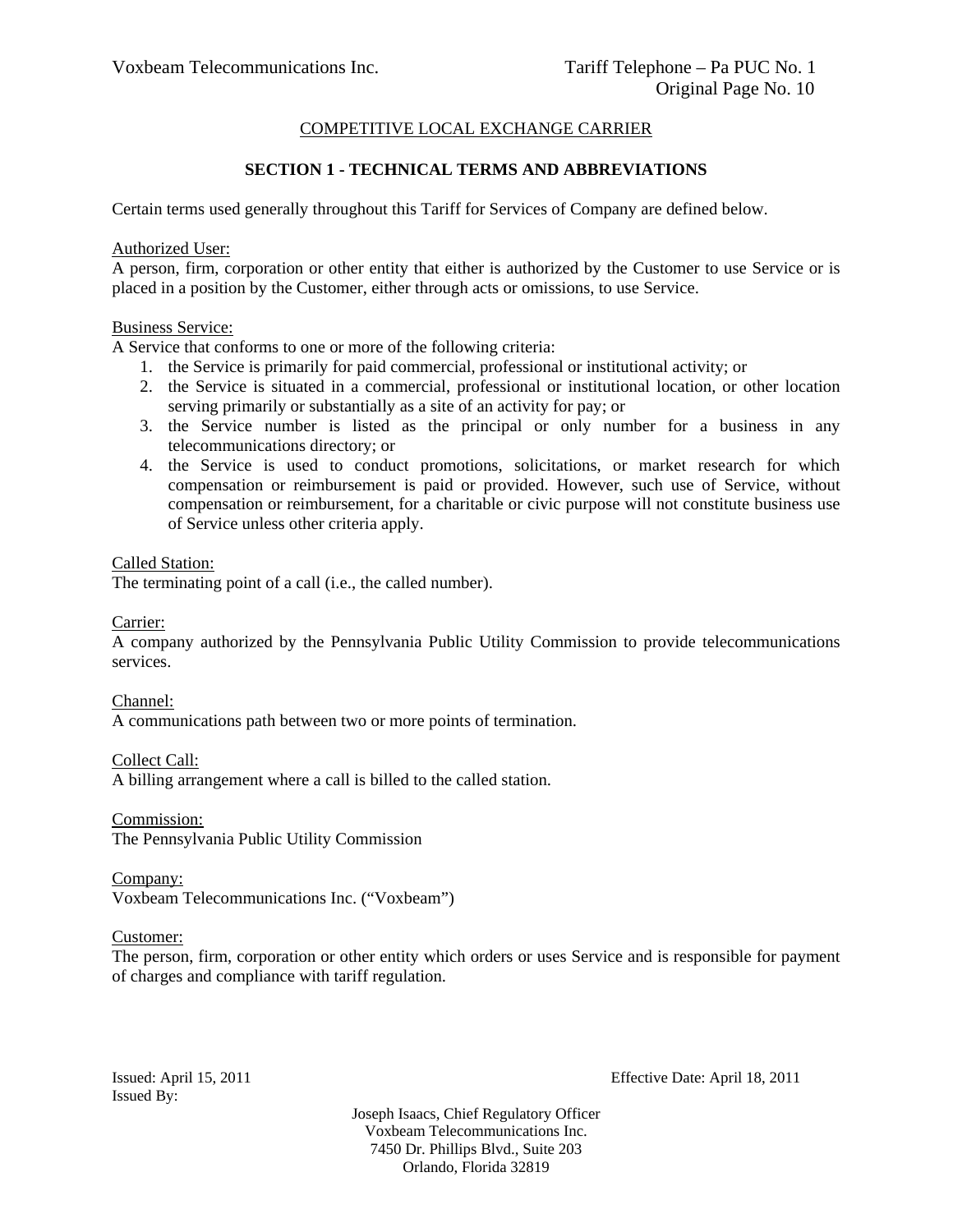## COMPETITIVE LOCAL EXCHANGE CARRIER

### SECTION 1 - TECHNICAL TERMS AND ABBREVIATIONS

Certain terms used generally throughout this Tariff for Services of Company are defined below.

Authorized User:
A person, firm, corporation or other entity that either is authorized by the Customer to use Service or is placed in a position by the Customer, either through acts or omissions, to use Service.

Business Service:
A Service that conforms to one or more of the following criteria:

1. the Service is primarily for paid commercial, professional or institutional activity; or
2. the Service is situated in a commercial, professional or institutional location, or other location serving primarily or substantially as a site of an activity for pay; or
3. the Service number is listed as the principal or only number for a business in any telecommunications directory; or
4. the Service is used to conduct promotions, solicitations, or market research for which compensation or reimbursement is paid or provided. However, such use of Service, without compensation or reimbursement, for a charitable or civic purpose will not constitute business use of Service unless other criteria apply.

Called Station:
The terminating point of a call (i.e., the called number).

Carrier:
A company authorized by the Pennsylvania Public Utility Commission to provide telecommunications services.

Channel:
A communications path between two or more points of termination.

Collect Call:
A billing arrangement where a call is billed to the called station.

Commission:
The Pennsylvania Public Utility Commission

Company:
Voxbeam Telecommunications Inc. ("Voxbeam")

Customer:
The person, firm, corporation or other entity which orders or uses Service and is responsible for payment of charges and compliance with tariff regulation.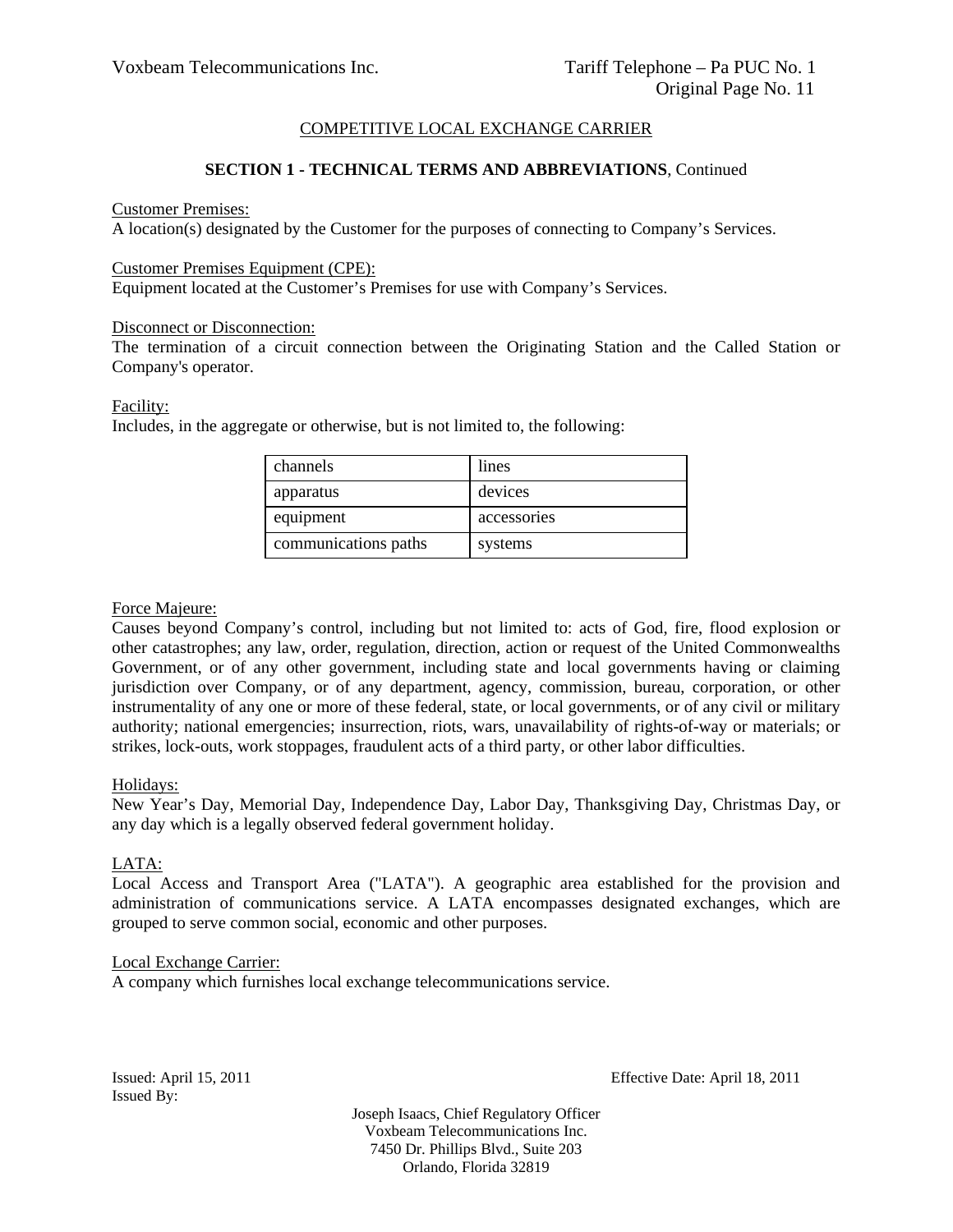## COMPETITIVE LOCAL EXCHANGE CARRIER

### SECTION 1 - TECHNICAL TERMS AND ABBREVIATIONS, Continued

<u>Customer Premises:</u>
A location(s) designated by the Customer for the purposes of connecting to Company's Services.

<u>Customer Premises Equipment (CPE):</u>
Equipment located at the Customer's Premises for use with Company's Services.

<u>Disconnect or Disconnection:</u>
The termination of a circuit connection between the Originating Station and the Called Station or Company's operator.

<u>Facility:</u>
Includes, in the aggregate or otherwise, but is not limited to, the following:

| | |
|---|---|
| channels | lines |
| apparatus | devices |
| equipment | accessories |
| communications paths | systems |

<u>Force Majeure:</u>
Causes beyond Company's control, including but not limited to: acts of God, fire, flood explosion or other catastrophes; any law, order, regulation, direction, action or request of the United Commonwealths Government, or of any other government, including state and local governments having or claiming jurisdiction over Company, or of any department, agency, commission, bureau, corporation, or other instrumentality of any one or more of these federal, state, or local governments, or of any civil or military authority; national emergencies; insurrection, riots, wars, unavailability of rights-of-way or materials; or strikes, lock-outs, work stoppages, fraudulent acts of a third party, or other labor difficulties.

<u>Holidays:</u>
New Year's Day, Memorial Day, Independence Day, Labor Day, Thanksgiving Day, Christmas Day, or any day which is a legally observed federal government holiday.

<u>LATA:</u>
Local Access and Transport Area ("LATA"). A geographic area established for the provision and administration of communications service. A LATA encompasses designated exchanges, which are grouped to serve common social, economic and other purposes.

<u>Local Exchange Carrier:</u>
A company which furnishes local exchange telecommunications service.

Issued: April 15, 2011 Effective Date: April 18, 2011
Issued By:

Joseph Isaacs, Chief Regulatory Officer
Voxbeam Telecommunications Inc.
7450 Dr. Phillips Blvd., Suite 203
Orlando, Florida 32819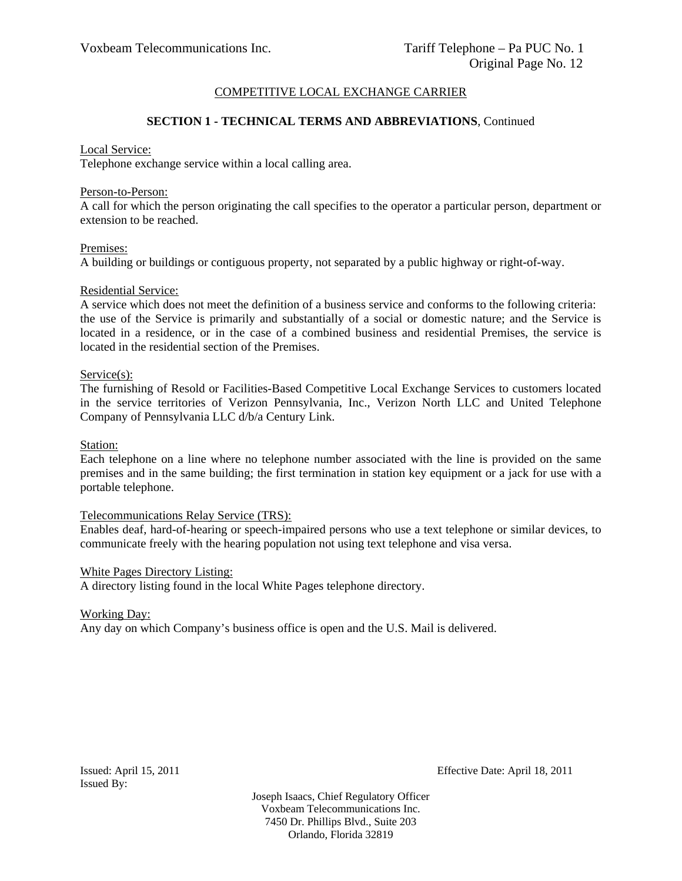COMPETITIVE LOCAL EXCHANGE CARRIER

## SECTION 1 - TECHNICAL TERMS AND ABBREVIATIONS, Continued

Local Service:
Telephone exchange service within a local calling area.

Person-to-Person:
A call for which the person originating the call specifies to the operator a particular person, department or extension to be reached.

Premises:
A building or buildings or contiguous property, not separated by a public highway or right-of-way.

Residential Service:
A service which does not meet the definition of a business service and conforms to the following criteria: the use of the Service is primarily and substantially of a social or domestic nature; and the Service is located in a residence, or in the case of a combined business and residential Premises, the service is located in the residential section of the Premises.

Service(s):
The furnishing of Resold or Facilities-Based Competitive Local Exchange Services to customers located in the service territories of Verizon Pennsylvania, Inc., Verizon North LLC and United Telephone Company of Pennsylvania LLC d/b/a Century Link.

Station:
Each telephone on a line where no telephone number associated with the line is provided on the same premises and in the same building; the first termination in station key equipment or a jack for use with a portable telephone.

Telecommunications Relay Service (TRS):
Enables deaf, hard-of-hearing or speech-impaired persons who use a text telephone or similar devices, to communicate freely with the hearing population not using text telephone and visa versa.

White Pages Directory Listing:
A directory listing found in the local White Pages telephone directory.

Working Day:
Any day on which Company's business office is open and the U.S. Mail is delivered.

Issued: April 15, 2011
Effective Date: April 18, 2011

Issued By:

Joseph Isaacs, Chief Regulatory Officer
Voxbeam Telecommunications Inc.
7450 Dr. Phillips Blvd., Suite 203
Orlando, Florida 32819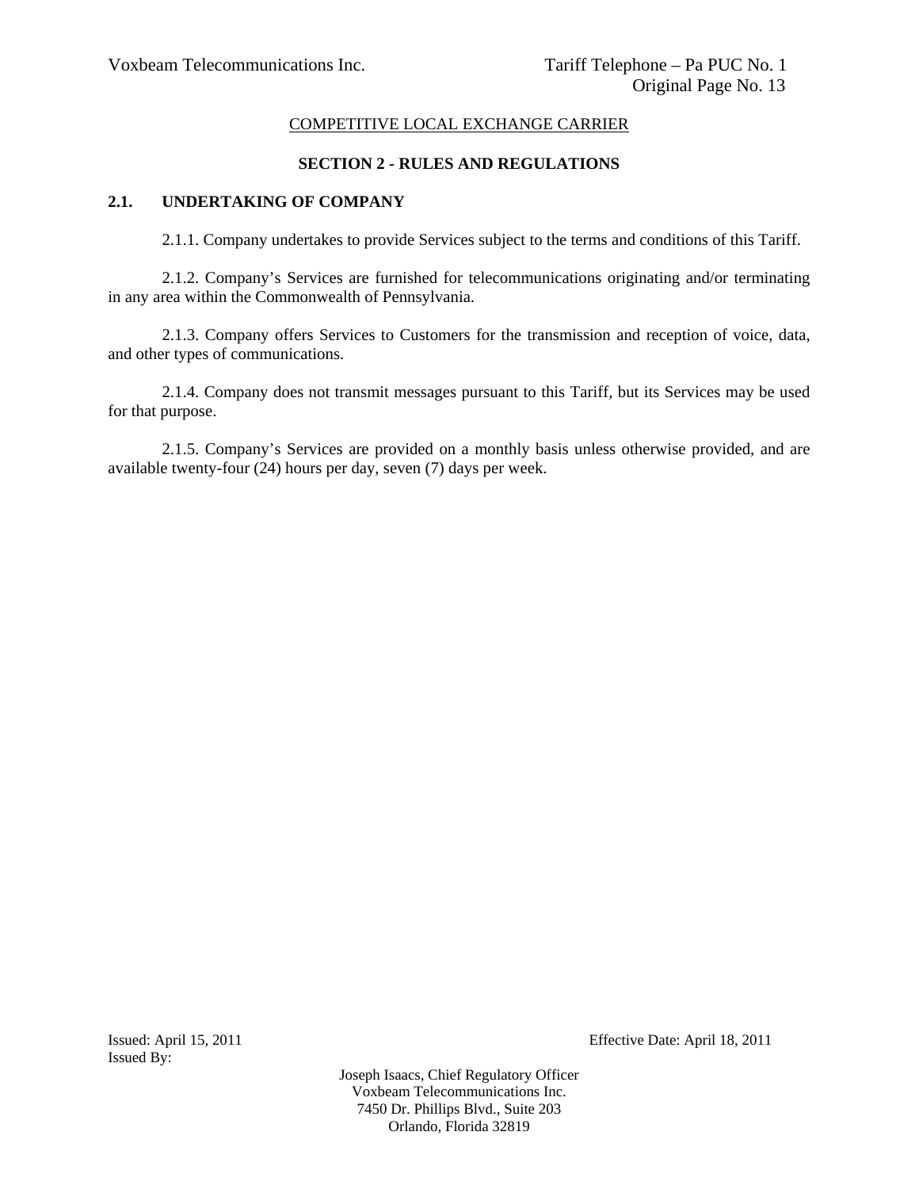COMPETITIVE LOCAL EXCHANGE CARRIER

## SECTION 2 - RULES AND REGULATIONS

### 2.1. UNDERTAKING OF COMPANY

2.1.1. Company undertakes to provide Services subject to the terms and conditions of this Tariff.

2.1.2. Company's Services are furnished for telecommunications originating and/or terminating in any area within the Commonwealth of Pennsylvania.

2.1.3. Company offers Services to Customers for the transmission and reception of voice, data, and other types of communications.

2.1.4. Company does not transmit messages pursuant to this Tariff, but its Services may be used for that purpose.

2.1.5. Company's Services are provided on a monthly basis unless otherwise provided, and are available twenty-four (24) hours per day, seven (7) days per week.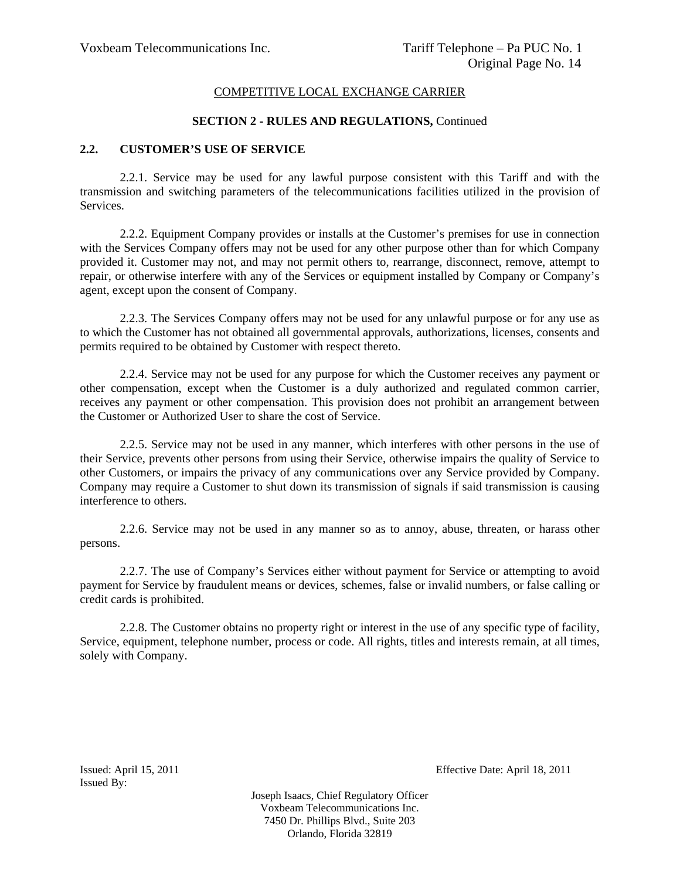COMPETITIVE LOCAL EXCHANGE CARRIER

**SECTION 2 - RULES AND REGULATIONS,** Continued

## 2.2. CUSTOMER'S USE OF SERVICE

2.2.1. Service may be used for any lawful purpose consistent with this Tariff and with the transmission and switching parameters of the telecommunications facilities utilized in the provision of Services.

2.2.2. Equipment Company provides or installs at the Customer's premises for use in connection with the Services Company offers may not be used for any other purpose other than for which Company provided it. Customer may not, and may not permit others to, rearrange, disconnect, remove, attempt to repair, or otherwise interfere with any of the Services or equipment installed by Company or Company's agent, except upon the consent of Company.

2.2.3. The Services Company offers may not be used for any unlawful purpose or for any use as to which the Customer has not obtained all governmental approvals, authorizations, licenses, consents and permits required to be obtained by Customer with respect thereto.

2.2.4. Service may not be used for any purpose for which the Customer receives any payment or other compensation, except when the Customer is a duly authorized and regulated common carrier, receives any payment or other compensation. This provision does not prohibit an arrangement between the Customer or Authorized User to share the cost of Service.

2.2.5. Service may not be used in any manner, which interferes with other persons in the use of their Service, prevents other persons from using their Service, otherwise impairs the quality of Service to other Customers, or impairs the privacy of any communications over any Service provided by Company. Company may require a Customer to shut down its transmission of signals if said transmission is causing interference to others.

2.2.6. Service may not be used in any manner so as to annoy, abuse, threaten, or harass other persons.

2.2.7. The use of Company's Services either without payment for Service or attempting to avoid payment for Service by fraudulent means or devices, schemes, false or invalid numbers, or false calling or credit cards is prohibited.

2.2.8. The Customer obtains no property right or interest in the use of any specific type of facility, Service, equipment, telephone number, process or code. All rights, titles and interests remain, at all times, solely with Company.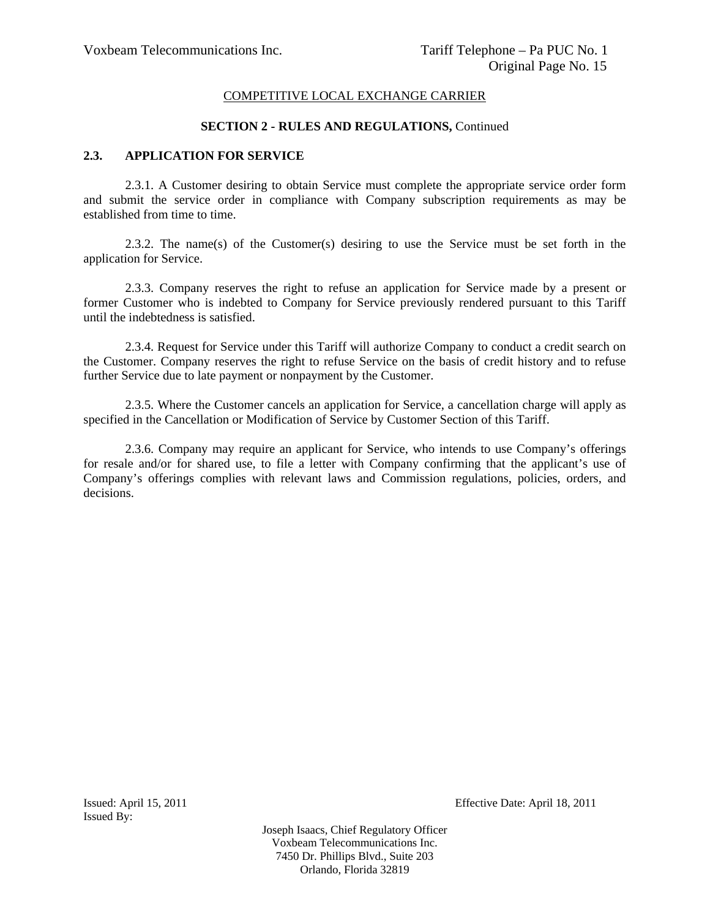COMPETITIVE LOCAL EXCHANGE CARRIER

**SECTION 2 - RULES AND REGULATIONS,** Continued

## 2.3. APPLICATION FOR SERVICE

2.3.1. A Customer desiring to obtain Service must complete the appropriate service order form and submit the service order in compliance with Company subscription requirements as may be established from time to time.

2.3.2. The name(s) of the Customer(s) desiring to use the Service must be set forth in the application for Service.

2.3.3. Company reserves the right to refuse an application for Service made by a present or former Customer who is indebted to Company for Service previously rendered pursuant to this Tariff until the indebtedness is satisfied.

2.3.4. Request for Service under this Tariff will authorize Company to conduct a credit search on the Customer. Company reserves the right to refuse Service on the basis of credit history and to refuse further Service due to late payment or nonpayment by the Customer.

2.3.5. Where the Customer cancels an application for Service, a cancellation charge will apply as specified in the Cancellation or Modification of Service by Customer Section of this Tariff.

2.3.6. Company may require an applicant for Service, who intends to use Company's offerings for resale and/or for shared use, to file a letter with Company confirming that the applicant's use of Company's offerings complies with relevant laws and Commission regulations, policies, orders, and decisions.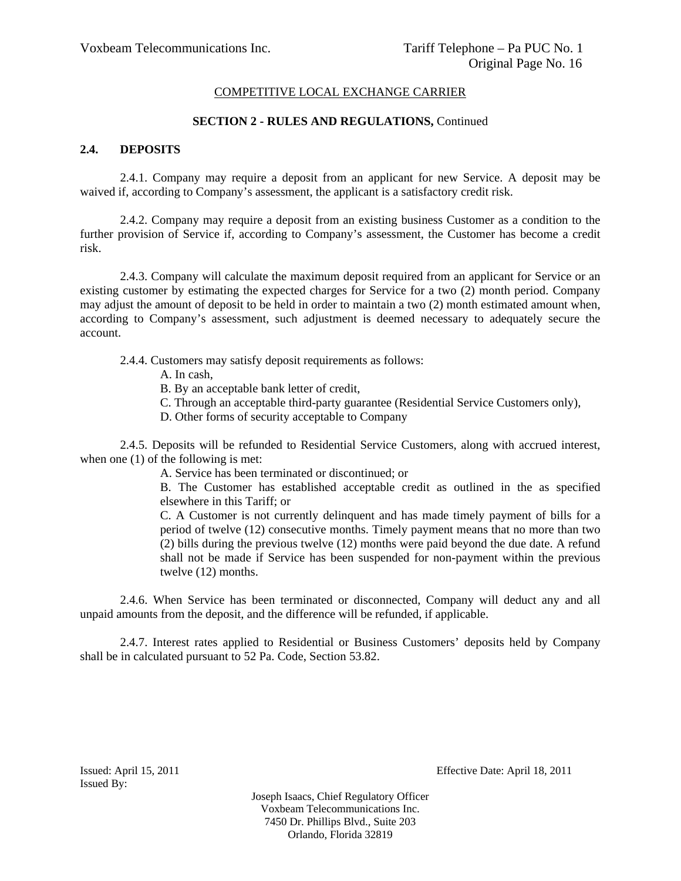COMPETITIVE LOCAL EXCHANGE CARRIER

**SECTION 2 - RULES AND REGULATIONS,** Continued

## 2.4. DEPOSITS

2.4.1. Company may require a deposit from an applicant for new Service. A deposit may be waived if, according to Company's assessment, the applicant is a satisfactory credit risk.

2.4.2. Company may require a deposit from an existing business Customer as a condition to the further provision of Service if, according to Company's assessment, the Customer has become a credit risk.

2.4.3. Company will calculate the maximum deposit required from an applicant for Service or an existing customer by estimating the expected charges for Service for a two (2) month period. Company may adjust the amount of deposit to be held in order to maintain a two (2) month estimated amount when, according to Company's assessment, such adjustment is deemed necessary to adequately secure the account.

2.4.4. Customers may satisfy deposit requirements as follows:

A. In cash,

B. By an acceptable bank letter of credit,

C. Through an acceptable third-party guarantee (Residential Service Customers only),

D. Other forms of security acceptable to Company

2.4.5. Deposits will be refunded to Residential Service Customers, along with accrued interest, when one (1) of the following is met:

A. Service has been terminated or discontinued; or

B. The Customer has established acceptable credit as outlined in the as specified elsewhere in this Tariff; or

C. A Customer is not currently delinquent and has made timely payment of bills for a period of twelve (12) consecutive months. Timely payment means that no more than two (2) bills during the previous twelve (12) months were paid beyond the due date. A refund shall not be made if Service has been suspended for non-payment within the previous twelve (12) months.

2.4.6. When Service has been terminated or disconnected, Company will deduct any and all unpaid amounts from the deposit, and the difference will be refunded, if applicable.

2.4.7. Interest rates applied to Residential or Business Customers' deposits held by Company shall be in calculated pursuant to 52 Pa. Code, Section 53.82.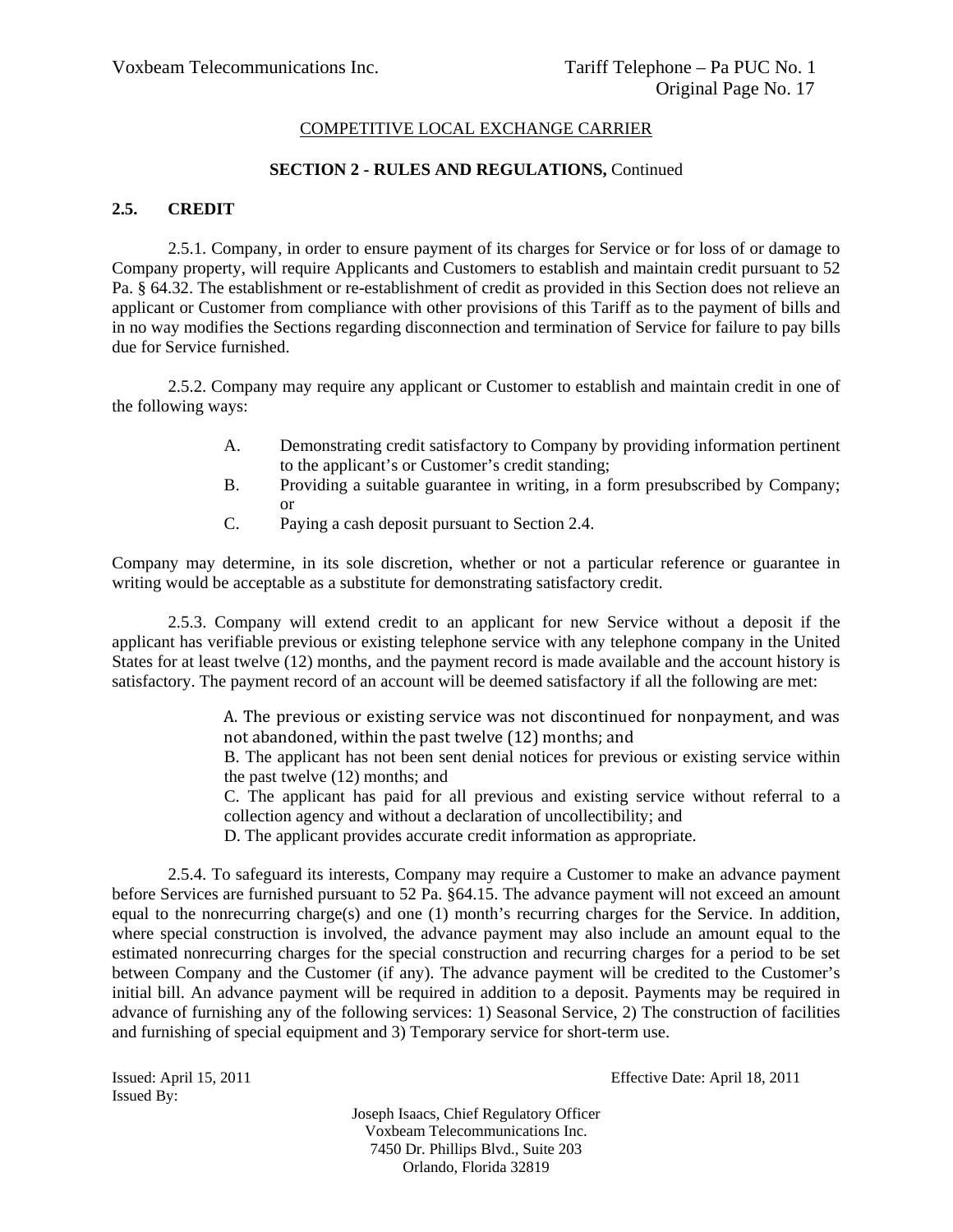COMPETITIVE LOCAL EXCHANGE CARRIER

**SECTION 2 - RULES AND REGULATIONS,** Continued

## 2.5. CREDIT

2.5.1. Company, in order to ensure payment of its charges for Service or for loss of or damage to Company property, will require Applicants and Customers to establish and maintain credit pursuant to 52 Pa. § 64.32. The establishment or re-establishment of credit as provided in this Section does not relieve an applicant or Customer from compliance with other provisions of this Tariff as to the payment of bills and in no way modifies the Sections regarding disconnection and termination of Service for failure to pay bills due for Service furnished.

2.5.2. Company may require any applicant or Customer to establish and maintain credit in one of the following ways:

A. Demonstrating credit satisfactory to Company by providing information pertinent to the applicant's or Customer's credit standing;

B. Providing a suitable guarantee in writing, in a form presubscribed by Company; or

C. Paying a cash deposit pursuant to Section 2.4.

Company may determine, in its sole discretion, whether or not a particular reference or guarantee in writing would be acceptable as a substitute for demonstrating satisfactory credit.

2.5.3. Company will extend credit to an applicant for new Service without a deposit if the applicant has verifiable previous or existing telephone service with any telephone company in the United States for at least twelve (12) months, and the payment record is made available and the account history is satisfactory. The payment record of an account will be deemed satisfactory if all the following are met:

A. The previous or existing service was not discontinued for nonpayment, and was not abandoned, within the past twelve (12) months; and

B. The applicant has not been sent denial notices for previous or existing service within the past twelve (12) months; and

C. The applicant has paid for all previous and existing service without referral to a collection agency and without a declaration of uncollectibility; and

D. The applicant provides accurate credit information as appropriate.

2.5.4. To safeguard its interests, Company may require a Customer to make an advance payment before Services are furnished pursuant to 52 Pa. §64.15. The advance payment will not exceed an amount equal to the nonrecurring charge(s) and one (1) month's recurring charges for the Service. In addition, where special construction is involved, the advance payment may also include an amount equal to the estimated nonrecurring charges for the special construction and recurring charges for a period to be set between Company and the Customer (if any). The advance payment will be credited to the Customer's initial bill. An advance payment will be required in addition to a deposit. Payments may be required in advance of furnishing any of the following services: 1) Seasonal Service, 2) The construction of facilities and furnishing of special equipment and 3) Temporary service for short-term use.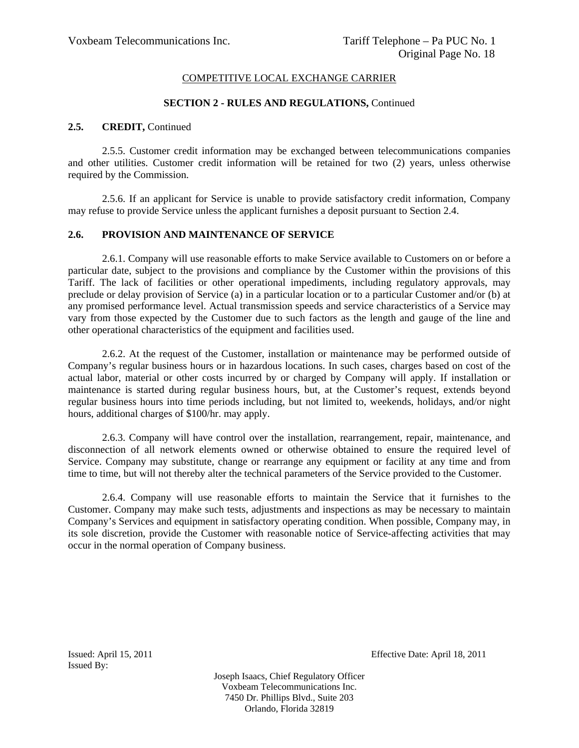COMPETITIVE LOCAL EXCHANGE CARRIER

**SECTION 2 - RULES AND REGULATIONS,** Continued

**2.5. CREDIT,** Continued

2.5.5. Customer credit information may be exchanged between telecommunications companies and other utilities. Customer credit information will be retained for two (2) years, unless otherwise required by the Commission.

2.5.6. If an applicant for Service is unable to provide satisfactory credit information, Company may refuse to provide Service unless the applicant furnishes a deposit pursuant to Section 2.4.

**2.6. PROVISION AND MAINTENANCE OF SERVICE**

2.6.1. Company will use reasonable efforts to make Service available to Customers on or before a particular date, subject to the provisions and compliance by the Customer within the provisions of this Tariff. The lack of facilities or other operational impediments, including regulatory approvals, may preclude or delay provision of Service (a) in a particular location or to a particular Customer and/or (b) at any promised performance level. Actual transmission speeds and service characteristics of a Service may vary from those expected by the Customer due to such factors as the length and gauge of the line and other operational characteristics of the equipment and facilities used.

2.6.2. At the request of the Customer, installation or maintenance may be performed outside of Company's regular business hours or in hazardous locations. In such cases, charges based on cost of the actual labor, material or other costs incurred by or charged by Company will apply. If installation or maintenance is started during regular business hours, but, at the Customer's request, extends beyond regular business hours into time periods including, but not limited to, weekends, holidays, and/or night hours, additional charges of $100/hr. may apply.

2.6.3. Company will have control over the installation, rearrangement, repair, maintenance, and disconnection of all network elements owned or otherwise obtained to ensure the required level of Service. Company may substitute, change or rearrange any equipment or facility at any time and from time to time, but will not thereby alter the technical parameters of the Service provided to the Customer.

2.6.4. Company will use reasonable efforts to maintain the Service that it furnishes to the Customer. Company may make such tests, adjustments and inspections as may be necessary to maintain Company's Services and equipment in satisfactory operating condition. When possible, Company may, in its sole discretion, provide the Customer with reasonable notice of Service-affecting activities that may occur in the normal operation of Company business.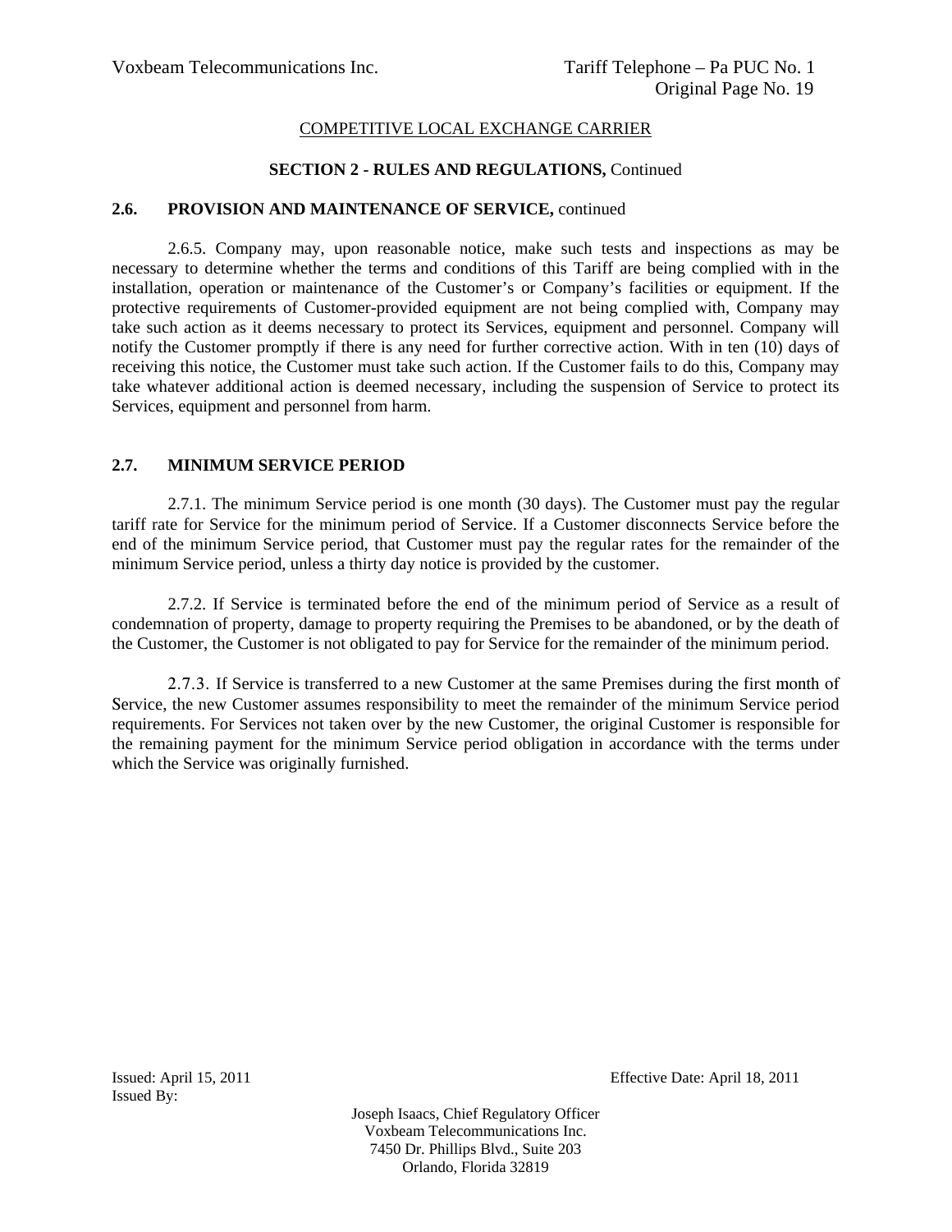COMPETITIVE LOCAL EXCHANGE CARRIER

**SECTION 2 - RULES AND REGULATIONS,** Continued

**2.6. PROVISION AND MAINTENANCE OF SERVICE,** continued

2.6.5. Company may, upon reasonable notice, make such tests and inspections as may be necessary to determine whether the terms and conditions of this Tariff are being complied with in the installation, operation or maintenance of the Customer's or Company's facilities or equipment. If the protective requirements of Customer-provided equipment are not being complied with, Company may take such action as it deems necessary to protect its Services, equipment and personnel. Company will notify the Customer promptly if there is any need for further corrective action. With in ten (10) days of receiving this notice, the Customer must take such action. If the Customer fails to do this, Company may take whatever additional action is deemed necessary, including the suspension of Service to protect its Services, equipment and personnel from harm.

**2.7. MINIMUM SERVICE PERIOD**

2.7.1. The minimum Service period is one month (30 days). The Customer must pay the regular tariff rate for Service for the minimum period of Service. If a Customer disconnects Service before the end of the minimum Service period, that Customer must pay the regular rates for the remainder of the minimum Service period, unless a thirty day notice is provided by the customer.

2.7.2. If Service is terminated before the end of the minimum period of Service as a result of condemnation of property, damage to property requiring the Premises to be abandoned, or by the death of the Customer, the Customer is not obligated to pay for Service for the remainder of the minimum period.

2.7.3. If Service is transferred to a new Customer at the same Premises during the first month of Service, the new Customer assumes responsibility to meet the remainder of the minimum Service period requirements. For Services not taken over by the new Customer, the original Customer is responsible for the remaining payment for the minimum Service period obligation in accordance with the terms under which the Service was originally furnished.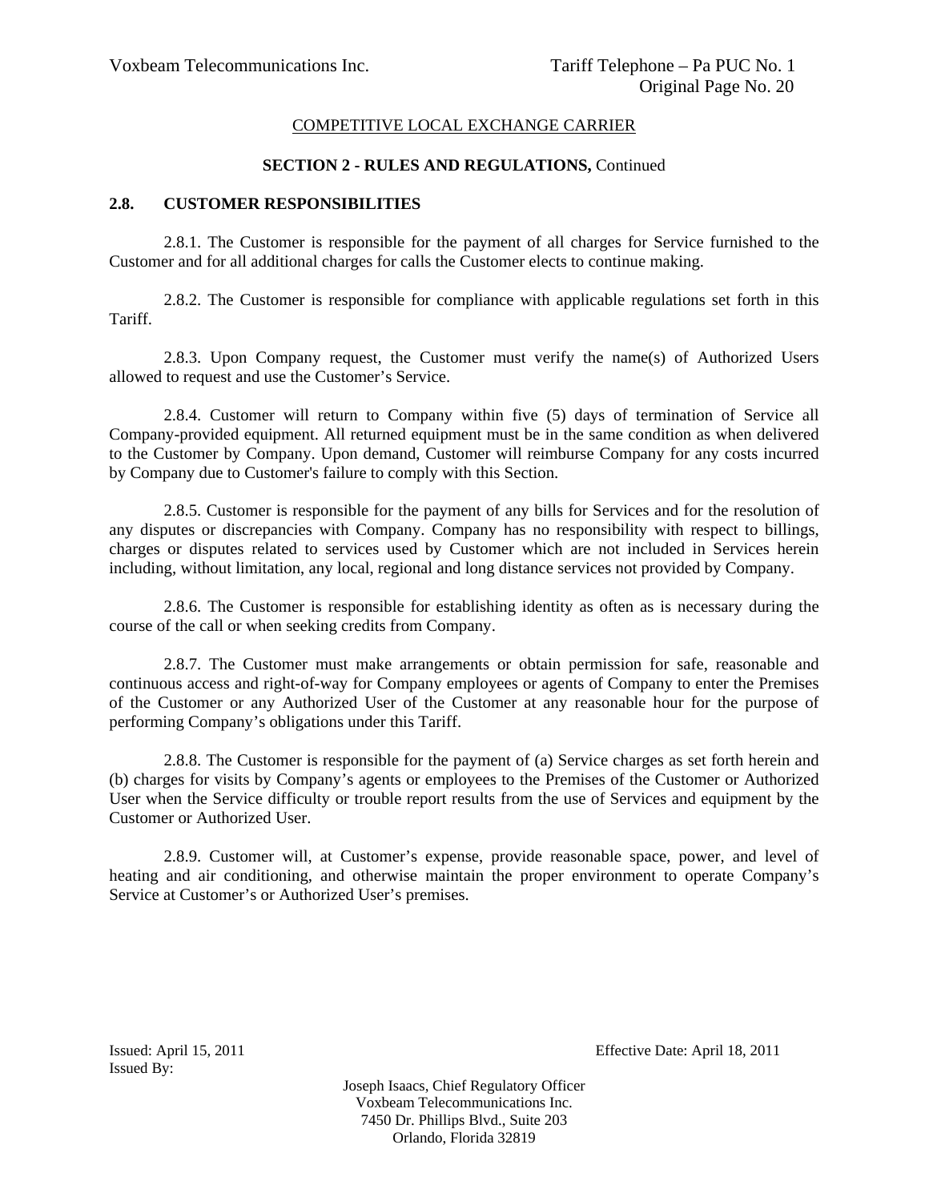COMPETITIVE LOCAL EXCHANGE CARRIER

**SECTION 2 - RULES AND REGULATIONS,** Continued

## 2.8. CUSTOMER RESPONSIBILITIES

2.8.1. The Customer is responsible for the payment of all charges for Service furnished to the Customer and for all additional charges for calls the Customer elects to continue making.

2.8.2. The Customer is responsible for compliance with applicable regulations set forth in this Tariff.

2.8.3. Upon Company request, the Customer must verify the name(s) of Authorized Users allowed to request and use the Customer's Service.

2.8.4. Customer will return to Company within five (5) days of termination of Service all Company-provided equipment. All returned equipment must be in the same condition as when delivered to the Customer by Company. Upon demand, Customer will reimburse Company for any costs incurred by Company due to Customer's failure to comply with this Section.

2.8.5. Customer is responsible for the payment of any bills for Services and for the resolution of any disputes or discrepancies with Company. Company has no responsibility with respect to billings, charges or disputes related to services used by Customer which are not included in Services herein including, without limitation, any local, regional and long distance services not provided by Company.

2.8.6. The Customer is responsible for establishing identity as often as is necessary during the course of the call or when seeking credits from Company.

2.8.7. The Customer must make arrangements or obtain permission for safe, reasonable and continuous access and right-of-way for Company employees or agents of Company to enter the Premises of the Customer or any Authorized User of the Customer at any reasonable hour for the purpose of performing Company's obligations under this Tariff.

2.8.8. The Customer is responsible for the payment of (a) Service charges as set forth herein and (b) charges for visits by Company's agents or employees to the Premises of the Customer or Authorized User when the Service difficulty or trouble report results from the use of Services and equipment by the Customer or Authorized User.

2.8.9. Customer will, at Customer's expense, provide reasonable space, power, and level of heating and air conditioning, and otherwise maintain the proper environment to operate Company's Service at Customer's or Authorized User's premises.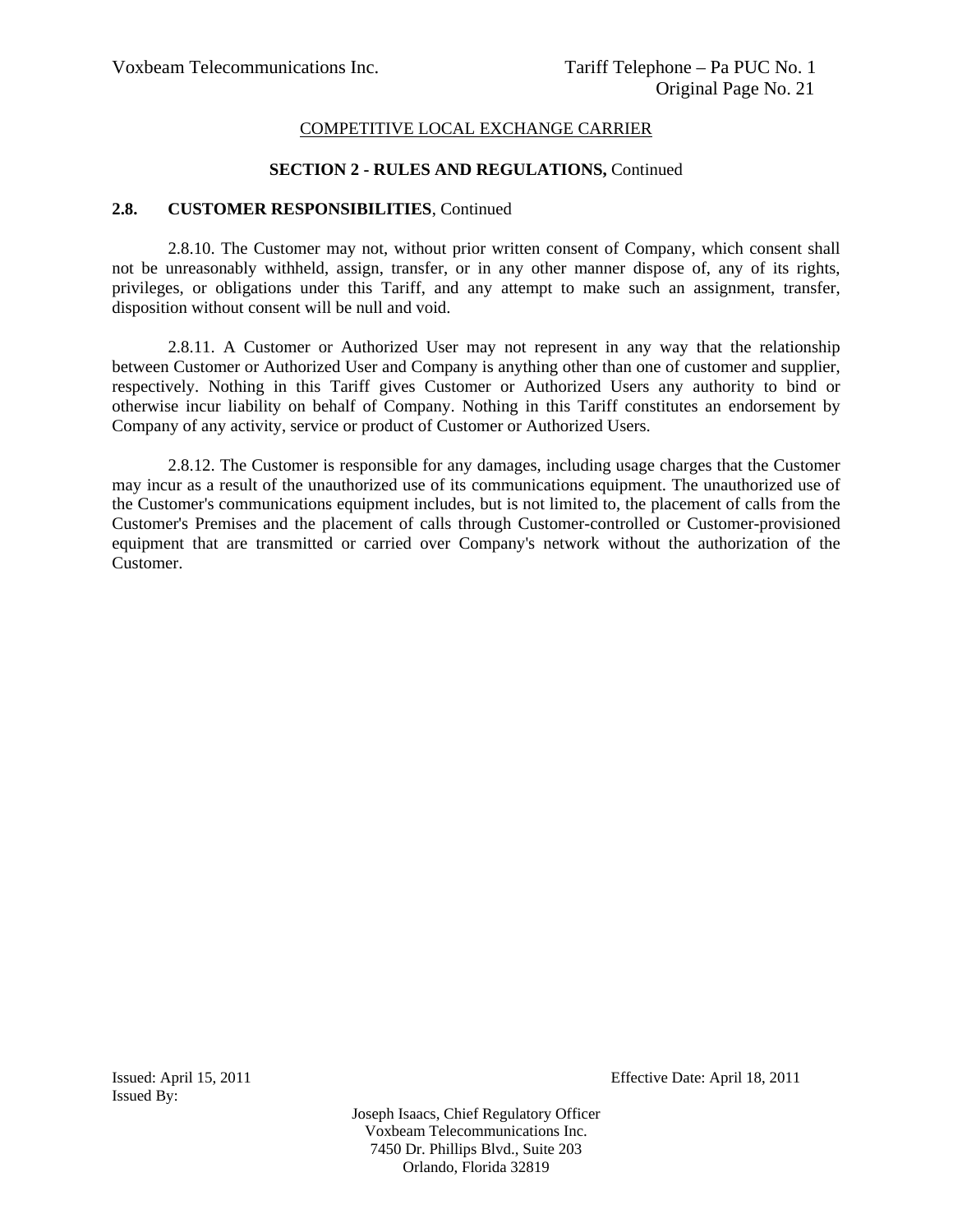COMPETITIVE LOCAL EXCHANGE CARRIER

**SECTION 2 - RULES AND REGULATIONS,** Continued

**2.8. CUSTOMER RESPONSIBILITIES**, Continued

2.8.10. The Customer may not, without prior written consent of Company, which consent shall not be unreasonably withheld, assign, transfer, or in any other manner dispose of, any of its rights, privileges, or obligations under this Tariff, and any attempt to make such an assignment, transfer, disposition without consent will be null and void.

2.8.11. A Customer or Authorized User may not represent in any way that the relationship between Customer or Authorized User and Company is anything other than one of customer and supplier, respectively. Nothing in this Tariff gives Customer or Authorized Users any authority to bind or otherwise incur liability on behalf of Company. Nothing in this Tariff constitutes an endorsement by Company of any activity, service or product of Customer or Authorized Users.

2.8.12. The Customer is responsible for any damages, including usage charges that the Customer may incur as a result of the unauthorized use of its communications equipment. The unauthorized use of the Customer's communications equipment includes, but is not limited to, the placement of calls from the Customer's Premises and the placement of calls through Customer-controlled or Customer-provisioned equipment that are transmitted or carried over Company's network without the authorization of the Customer.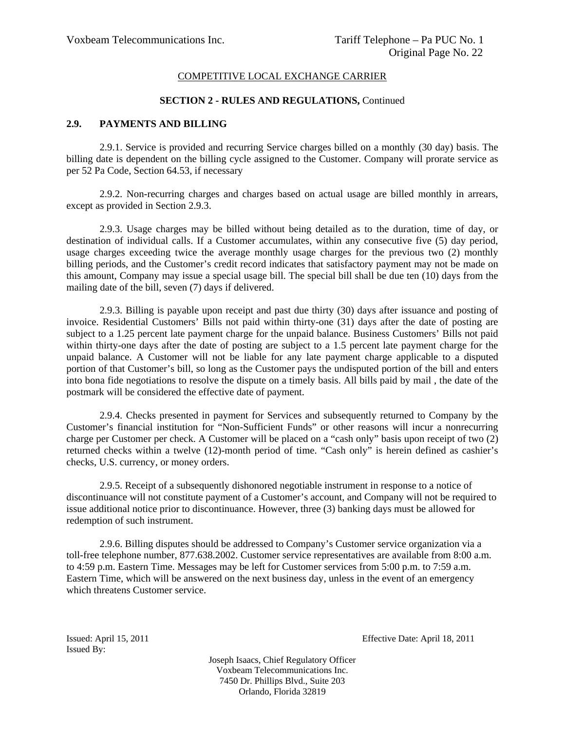COMPETITIVE LOCAL EXCHANGE CARRIER

**SECTION 2 - RULES AND REGULATIONS,** Continued

**2.9. PAYMENTS AND BILLING**

2.9.1. Service is provided and recurring Service charges billed on a monthly (30 day) basis. The billing date is dependent on the billing cycle assigned to the Customer. Company will prorate service as per 52 Pa Code, Section 64.53, if necessary

2.9.2. Non-recurring charges and charges based on actual usage are billed monthly in arrears, except as provided in Section 2.9.3.

2.9.3. Usage charges may be billed without being detailed as to the duration, time of day, or destination of individual calls. If a Customer accumulates, within any consecutive five (5) day period, usage charges exceeding twice the average monthly usage charges for the previous two (2) monthly billing periods, and the Customer's credit record indicates that satisfactory payment may not be made on this amount, Company may issue a special usage bill. The special bill shall be due ten (10) days from the mailing date of the bill, seven (7) days if delivered.

2.9.3. Billing is payable upon receipt and past due thirty (30) days after issuance and posting of invoice. Residential Customers' Bills not paid within thirty-one (31) days after the date of posting are subject to a 1.25 percent late payment charge for the unpaid balance. Business Customers' Bills not paid within thirty-one days after the date of posting are subject to a 1.5 percent late payment charge for the unpaid balance. A Customer will not be liable for any late payment charge applicable to a disputed portion of that Customer's bill, so long as the Customer pays the undisputed portion of the bill and enters into bona fide negotiations to resolve the dispute on a timely basis. All bills paid by mail , the date of the postmark will be considered the effective date of payment.

2.9.4. Checks presented in payment for Services and subsequently returned to Company by the Customer's financial institution for "Non-Sufficient Funds" or other reasons will incur a nonrecurring charge per Customer per check. A Customer will be placed on a "cash only" basis upon receipt of two (2) returned checks within a twelve (12)-month period of time. "Cash only" is herein defined as cashier's checks, U.S. currency, or money orders.

2.9.5. Receipt of a subsequently dishonored negotiable instrument in response to a notice of discontinuance will not constitute payment of a Customer's account, and Company will not be required to issue additional notice prior to discontinuance. However, three (3) banking days must be allowed for redemption of such instrument.

2.9.6. Billing disputes should be addressed to Company's Customer service organization via a toll-free telephone number, 877.638.2002. Customer service representatives are available from 8:00 a.m. to 4:59 p.m. Eastern Time. Messages may be left for Customer services from 5:00 p.m. to 7:59 a.m. Eastern Time, which will be answered on the next business day, unless in the event of an emergency which threatens Customer service.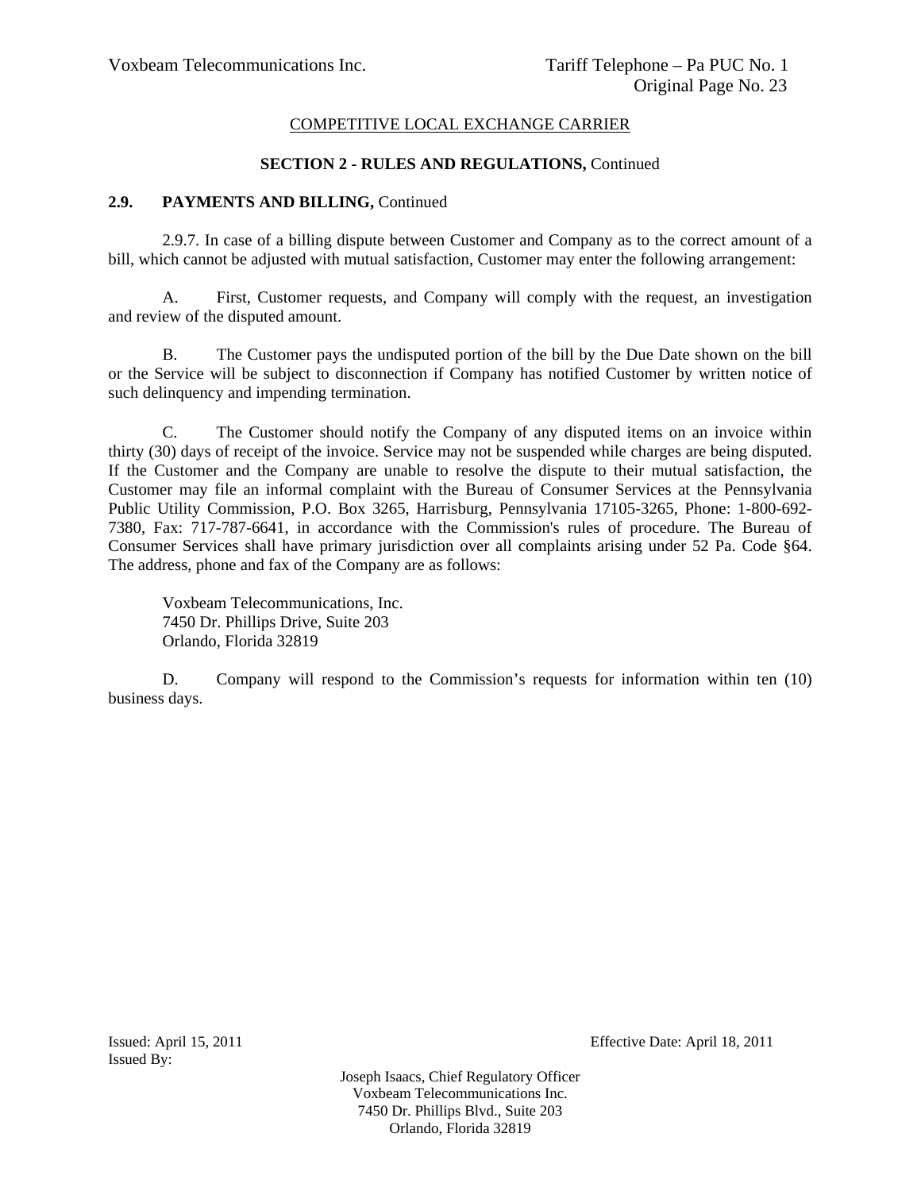COMPETITIVE LOCAL EXCHANGE CARRIER

## SECTION 2 - RULES AND REGULATIONS, Continued

### 2.9. PAYMENTS AND BILLING, Continued

2.9.7. In case of a billing dispute between Customer and Company as to the correct amount of a bill, which cannot be adjusted with mutual satisfaction, Customer may enter the following arrangement:

A. First, Customer requests, and Company will comply with the request, an investigation and review of the disputed amount.

B. The Customer pays the undisputed portion of the bill by the Due Date shown on the bill or the Service will be subject to disconnection if Company has notified Customer by written notice of such delinquency and impending termination.

C. The Customer should notify the Company of any disputed items on an invoice within thirty (30) days of receipt of the invoice. Service may not be suspended while charges are being disputed. If the Customer and the Company are unable to resolve the dispute to their mutual satisfaction, the Customer may file an informal complaint with the Bureau of Consumer Services at the Pennsylvania Public Utility Commission, P.O. Box 3265, Harrisburg, Pennsylvania 17105-3265, Phone: 1-800-692-7380, Fax: 717-787-6641, in accordance with the Commission's rules of procedure. The Bureau of Consumer Services shall have primary jurisdiction over all complaints arising under 52 Pa. Code §64. The address, phone and fax of the Company are as follows:

Voxbeam Telecommunications, Inc.
7450 Dr. Phillips Drive, Suite 203
Orlando, Florida 32819

D. Company will respond to the Commission's requests for information within ten (10) business days.

Issued: April 15, 2011
Issued By:

Effective Date: April 18, 2011

Joseph Isaacs, Chief Regulatory Officer
Voxbeam Telecommunications Inc.
7450 Dr. Phillips Blvd., Suite 203
Orlando, Florida 32819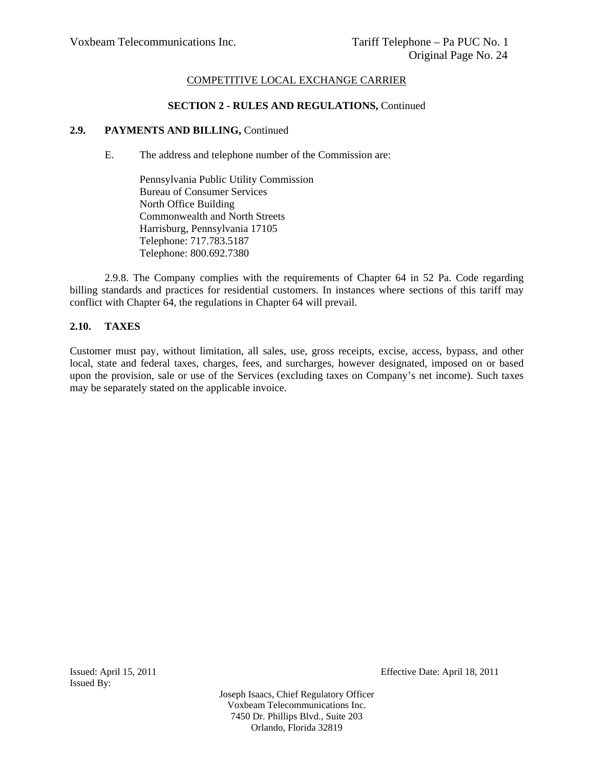COMPETITIVE LOCAL EXCHANGE CARRIER

**SECTION 2 - RULES AND REGULATIONS,** Continued

**2.9. PAYMENTS AND BILLING,** Continued

E. The address and telephone number of the Commission are:

Pennsylvania Public Utility Commission
Bureau of Consumer Services
North Office Building
Commonwealth and North Streets
Harrisburg, Pennsylvania 17105
Telephone: 717.783.5187
Telephone: 800.692.7380

2.9.8. The Company complies with the requirements of Chapter 64 in 52 Pa. Code regarding billing standards and practices for residential customers. In instances where sections of this tariff may conflict with Chapter 64, the regulations in Chapter 64 will prevail.

**2.10. TAXES**

Customer must pay, without limitation, all sales, use, gross receipts, excise, access, bypass, and other local, state and federal taxes, charges, fees, and surcharges, however designated, imposed on or based upon the provision, sale or use of the Services (excluding taxes on Company's net income). Such taxes may be separately stated on the applicable invoice.

Issued: April 15, 2011 Effective Date: April 18, 2011
Issued By:

Joseph Isaacs, Chief Regulatory Officer
Voxbeam Telecommunications Inc.
7450 Dr. Phillips Blvd., Suite 203
Orlando, Florida 32819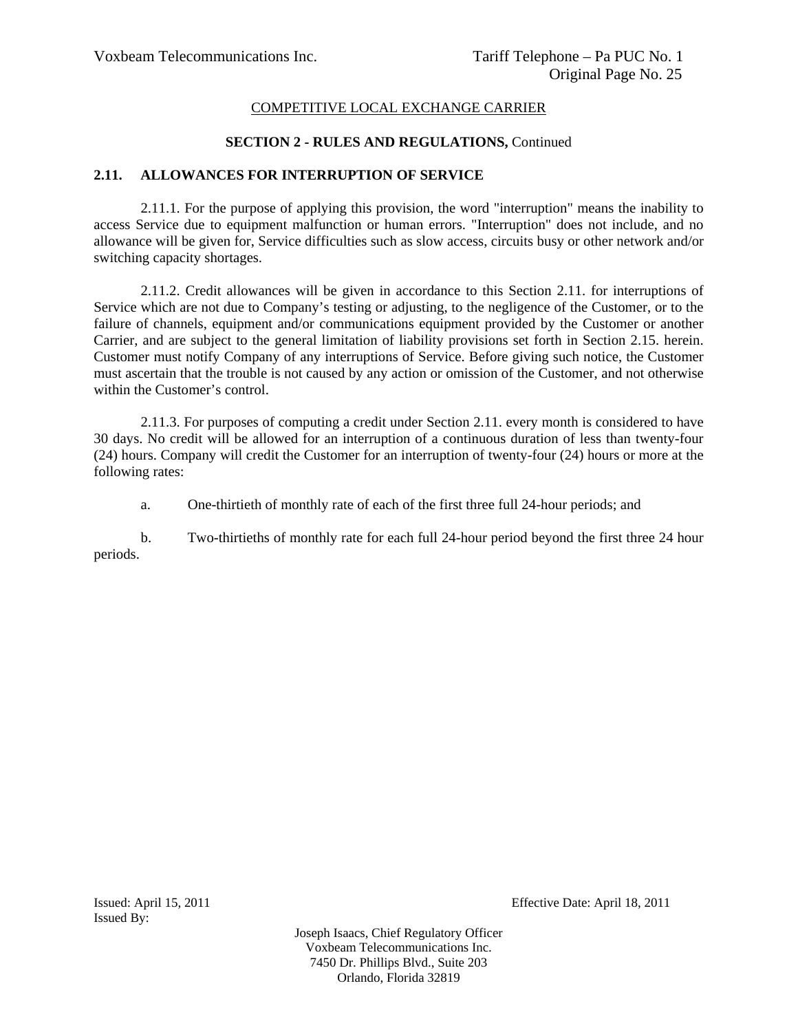COMPETITIVE LOCAL EXCHANGE CARRIER

**SECTION 2 - RULES AND REGULATIONS,** Continued

## 2.11. ALLOWANCES FOR INTERRUPTION OF SERVICE

2.11.1. For the purpose of applying this provision, the word "interruption" means the inability to access Service due to equipment malfunction or human errors. "Interruption" does not include, and no allowance will be given for, Service difficulties such as slow access, circuits busy or other network and/or switching capacity shortages.

2.11.2. Credit allowances will be given in accordance to this Section 2.11. for interruptions of Service which are not due to Company's testing or adjusting, to the negligence of the Customer, or to the failure of channels, equipment and/or communications equipment provided by the Customer or another Carrier, and are subject to the general limitation of liability provisions set forth in Section 2.15. herein. Customer must notify Company of any interruptions of Service. Before giving such notice, the Customer must ascertain that the trouble is not caused by any action or omission of the Customer, and not otherwise within the Customer's control.

2.11.3. For purposes of computing a credit under Section 2.11. every month is considered to have 30 days. No credit will be allowed for an interruption of a continuous duration of less than twenty-four (24) hours. Company will credit the Customer for an interruption of twenty-four (24) hours or more at the following rates:

a. One-thirtieth of monthly rate of each of the first three full 24-hour periods; and

b. Two-thirtieths of monthly rate for each full 24-hour period beyond the first three 24 hour periods.

Issued: April 15, 2011
Issued By:

Effective Date: April 18, 2011

Joseph Isaacs, Chief Regulatory Officer
Voxbeam Telecommunications Inc.
7450 Dr. Phillips Blvd., Suite 203
Orlando, Florida 32819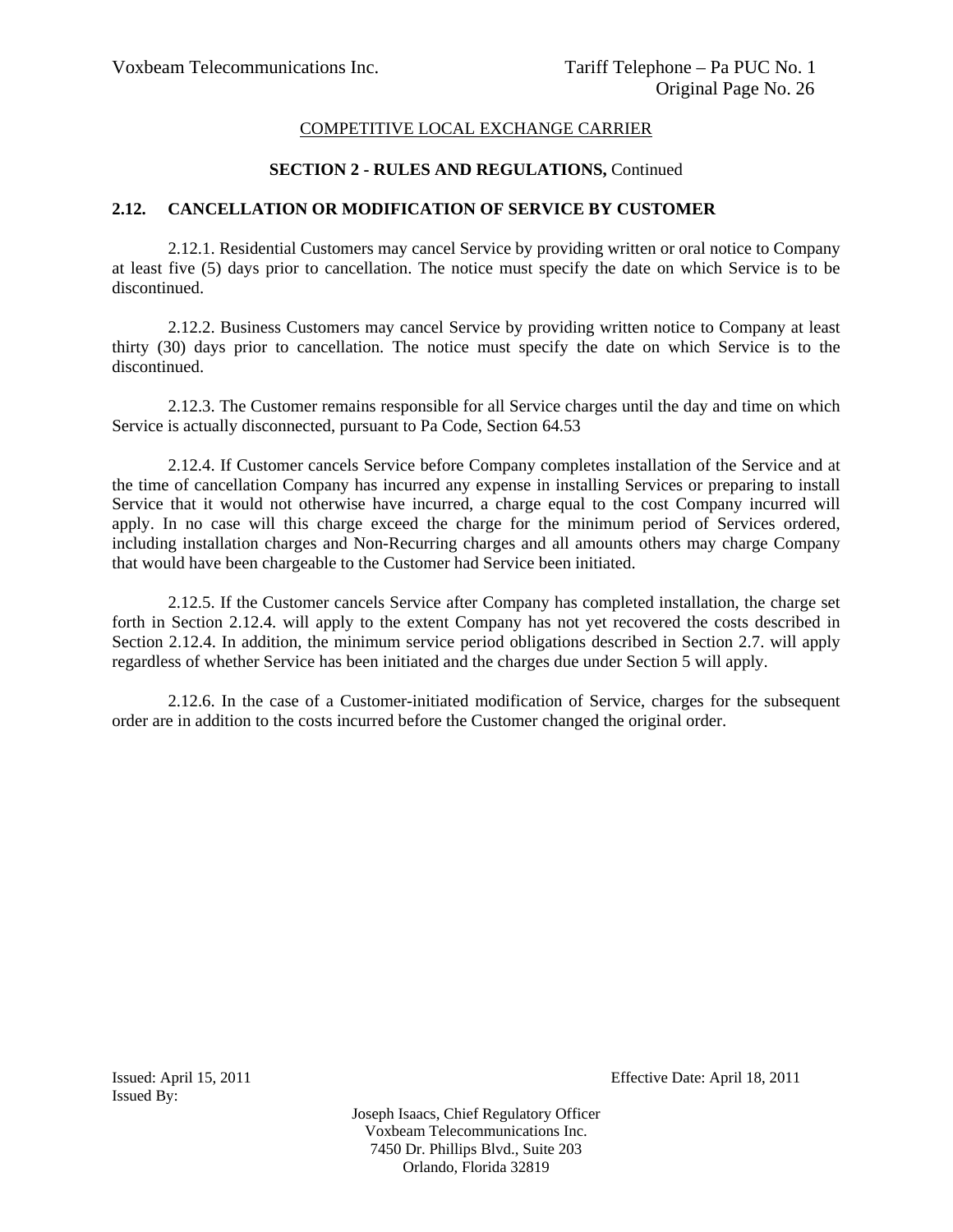COMPETITIVE LOCAL EXCHANGE CARRIER

**SECTION 2 - RULES AND REGULATIONS,** Continued

## 2.12. CANCELLATION OR MODIFICATION OF SERVICE BY CUSTOMER

2.12.1. Residential Customers may cancel Service by providing written or oral notice to Company at least five (5) days prior to cancellation. The notice must specify the date on which Service is to be discontinued.

2.12.2. Business Customers may cancel Service by providing written notice to Company at least thirty (30) days prior to cancellation. The notice must specify the date on which Service is to the discontinued.

2.12.3. The Customer remains responsible for all Service charges until the day and time on which Service is actually disconnected, pursuant to Pa Code, Section 64.53

2.12.4. If Customer cancels Service before Company completes installation of the Service and at the time of cancellation Company has incurred any expense in installing Services or preparing to install Service that it would not otherwise have incurred, a charge equal to the cost Company incurred will apply. In no case will this charge exceed the charge for the minimum period of Services ordered, including installation charges and Non-Recurring charges and all amounts others may charge Company that would have been chargeable to the Customer had Service been initiated.

2.12.5. If the Customer cancels Service after Company has completed installation, the charge set forth in Section 2.12.4. will apply to the extent Company has not yet recovered the costs described in Section 2.12.4. In addition, the minimum service period obligations described in Section 2.7. will apply regardless of whether Service has been initiated and the charges due under Section 5 will apply.

2.12.6. In the case of a Customer-initiated modification of Service, charges for the subsequent order are in addition to the costs incurred before the Customer changed the original order.

Issued: April 15, 2011

Effective Date: April 18, 2011

Issued By:

Joseph Isaacs, Chief Regulatory Officer
Voxbeam Telecommunications Inc.
7450 Dr. Phillips Blvd., Suite 203
Orlando, Florida 32819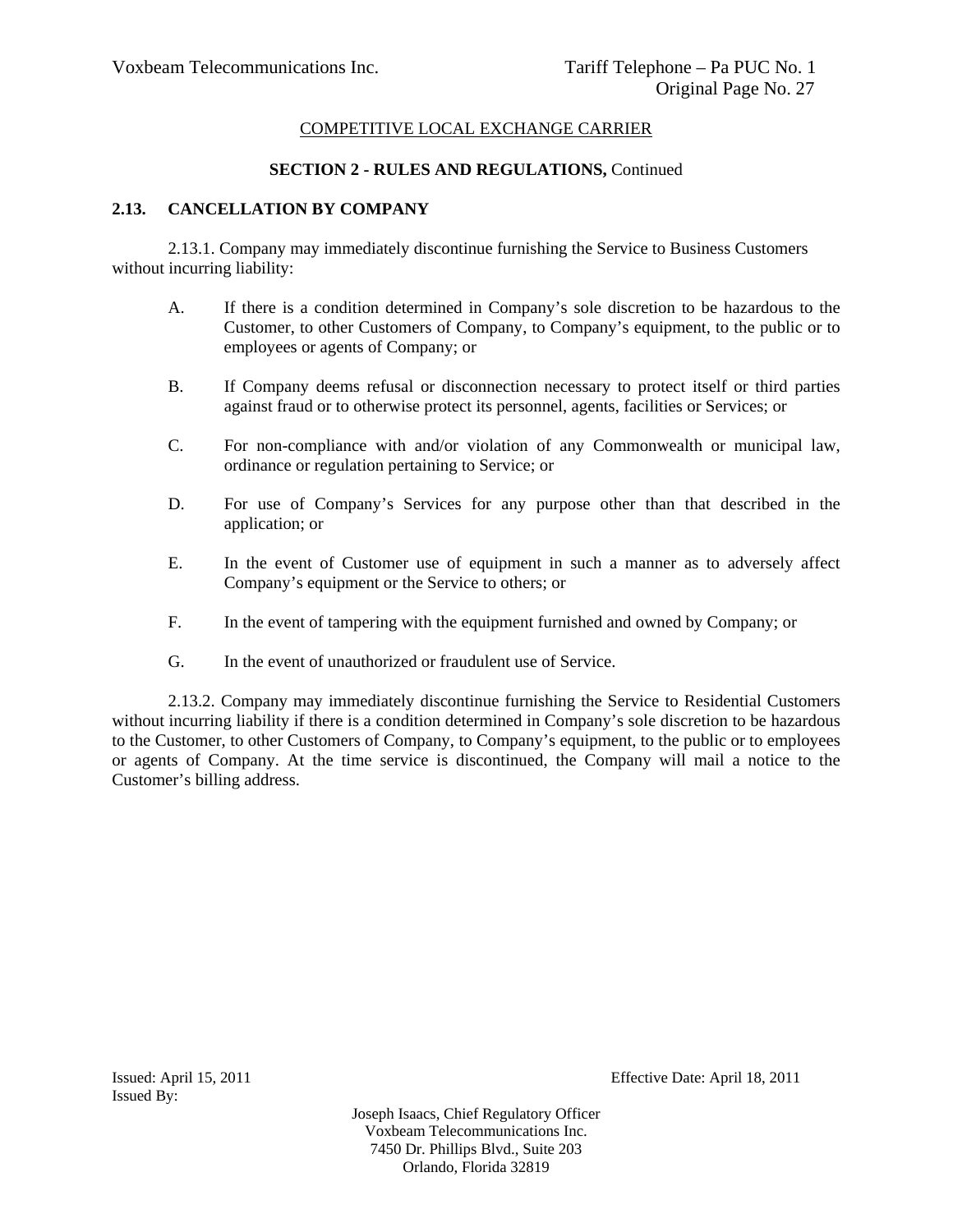COMPETITIVE LOCAL EXCHANGE CARRIER

**SECTION 2 - RULES AND REGULATIONS,** Continued

## 2.13. CANCELLATION BY COMPANY

2.13.1. Company may immediately discontinue furnishing the Service to Business Customers without incurring liability:

A. If there is a condition determined in Company's sole discretion to be hazardous to the Customer, to other Customers of Company, to Company's equipment, to the public or to employees or agents of Company; or

B. If Company deems refusal or disconnection necessary to protect itself or third parties against fraud or to otherwise protect its personnel, agents, facilities or Services; or

C. For non-compliance with and/or violation of any Commonwealth or municipal law, ordinance or regulation pertaining to Service; or

D. For use of Company's Services for any purpose other than that described in the application; or

E. In the event of Customer use of equipment in such a manner as to adversely affect Company's equipment or the Service to others; or

F. In the event of tampering with the equipment furnished and owned by Company; or

G. In the event of unauthorized or fraudulent use of Service.

2.13.2. Company may immediately discontinue furnishing the Service to Residential Customers without incurring liability if there is a condition determined in Company's sole discretion to be hazardous to the Customer, to other Customers of Company, to Company's equipment, to the public or to employees or agents of Company. At the time service is discontinued, the Company will mail a notice to the Customer's billing address.

Issued: April 15, 2011 Effective Date: April 18, 2011
Issued By:

Joseph Isaacs, Chief Regulatory Officer
Voxbeam Telecommunications Inc.
7450 Dr. Phillips Blvd., Suite 203
Orlando, Florida 32819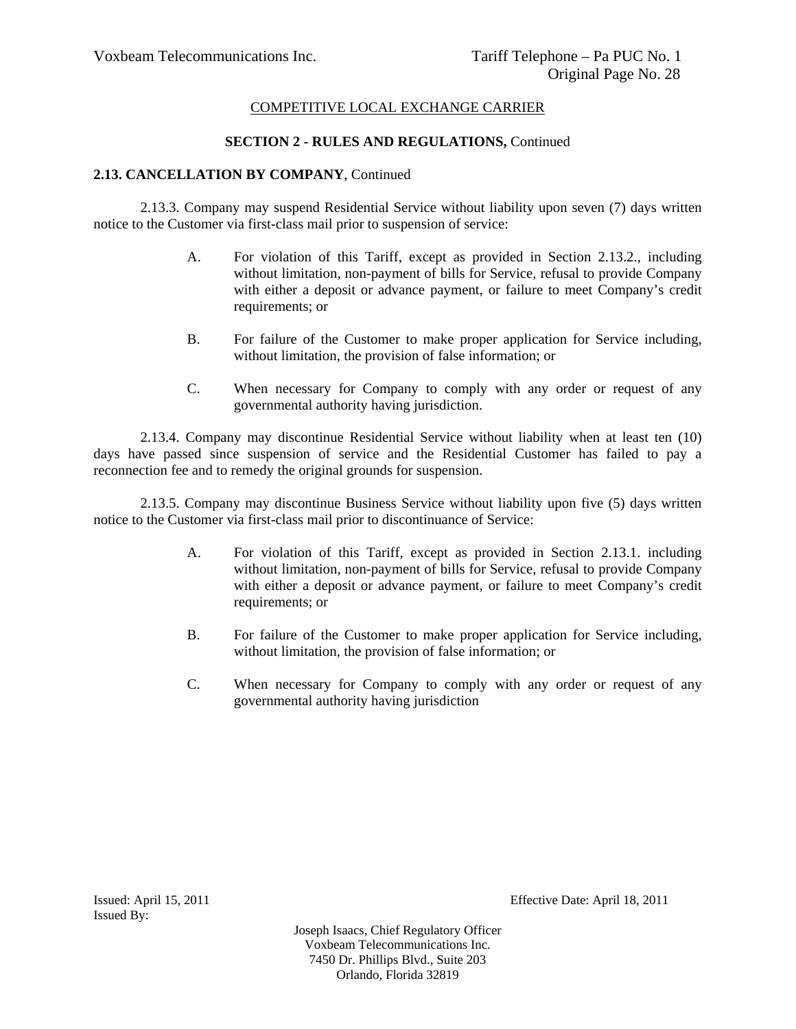COMPETITIVE LOCAL EXCHANGE CARRIER

**SECTION 2 - RULES AND REGULATIONS,** Continued

**2.13. CANCELLATION BY COMPANY**, Continued

2.13.3. Company may suspend Residential Service without liability upon seven (7) days written notice to the Customer via first-class mail prior to suspension of service:

A. For violation of this Tariff, except as provided in Section 2.13.2., including without limitation, non-payment of bills for Service, refusal to provide Company with either a deposit or advance payment, or failure to meet Company's credit requirements; or

B. For failure of the Customer to make proper application for Service including, without limitation, the provision of false information; or

C. When necessary for Company to comply with any order or request of any governmental authority having jurisdiction.

2.13.4. Company may discontinue Residential Service without liability when at least ten (10) days have passed since suspension of service and the Residential Customer has failed to pay a reconnection fee and to remedy the original grounds for suspension.

2.13.5. Company may discontinue Business Service without liability upon five (5) days written notice to the Customer via first-class mail prior to discontinuance of Service:

A. For violation of this Tariff, except as provided in Section 2.13.1. including without limitation, non-payment of bills for Service, refusal to provide Company with either a deposit or advance payment, or failure to meet Company's credit requirements; or

B. For failure of the Customer to make proper application for Service including, without limitation, the provision of false information; or

C. When necessary for Company to comply with any order or request of any governmental authority having jurisdiction

Issued: April 15, 2011 Effective Date: April 18, 2011
Issued By:

Joseph Isaacs, Chief Regulatory Officer
Voxbeam Telecommunications Inc.
7450 Dr. Phillips Blvd., Suite 203
Orlando, Florida 32819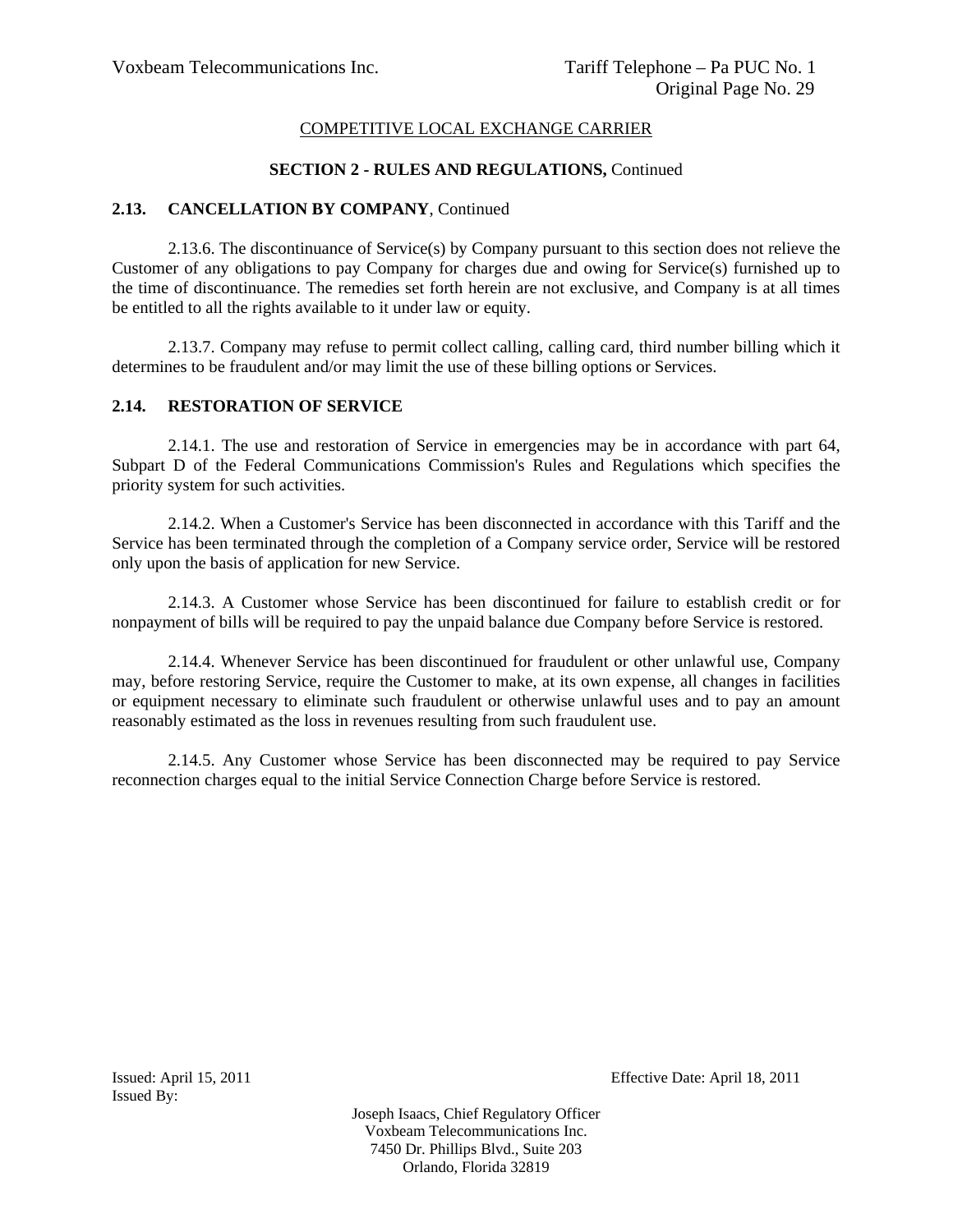COMPETITIVE LOCAL EXCHANGE CARRIER

**SECTION 2 - RULES AND REGULATIONS,** Continued

## 2.13. CANCELLATION BY COMPANY, Continued

2.13.6. The discontinuance of Service(s) by Company pursuant to this section does not relieve the Customer of any obligations to pay Company for charges due and owing for Service(s) furnished up to the time of discontinuance. The remedies set forth herein are not exclusive, and Company is at all times be entitled to all the rights available to it under law or equity.

2.13.7. Company may refuse to permit collect calling, calling card, third number billing which it determines to be fraudulent and/or may limit the use of these billing options or Services.

## 2.14. RESTORATION OF SERVICE

2.14.1. The use and restoration of Service in emergencies may be in accordance with part 64, Subpart D of the Federal Communications Commission's Rules and Regulations which specifies the priority system for such activities.

2.14.2. When a Customer's Service has been disconnected in accordance with this Tariff and the Service has been terminated through the completion of a Company service order, Service will be restored only upon the basis of application for new Service.

2.14.3. A Customer whose Service has been discontinued for failure to establish credit or for nonpayment of bills will be required to pay the unpaid balance due Company before Service is restored.

2.14.4. Whenever Service has been discontinued for fraudulent or other unlawful use, Company may, before restoring Service, require the Customer to make, at its own expense, all changes in facilities or equipment necessary to eliminate such fraudulent or otherwise unlawful uses and to pay an amount reasonably estimated as the loss in revenues resulting from such fraudulent use.

2.14.5. Any Customer whose Service has been disconnected may be required to pay Service reconnection charges equal to the initial Service Connection Charge before Service is restored.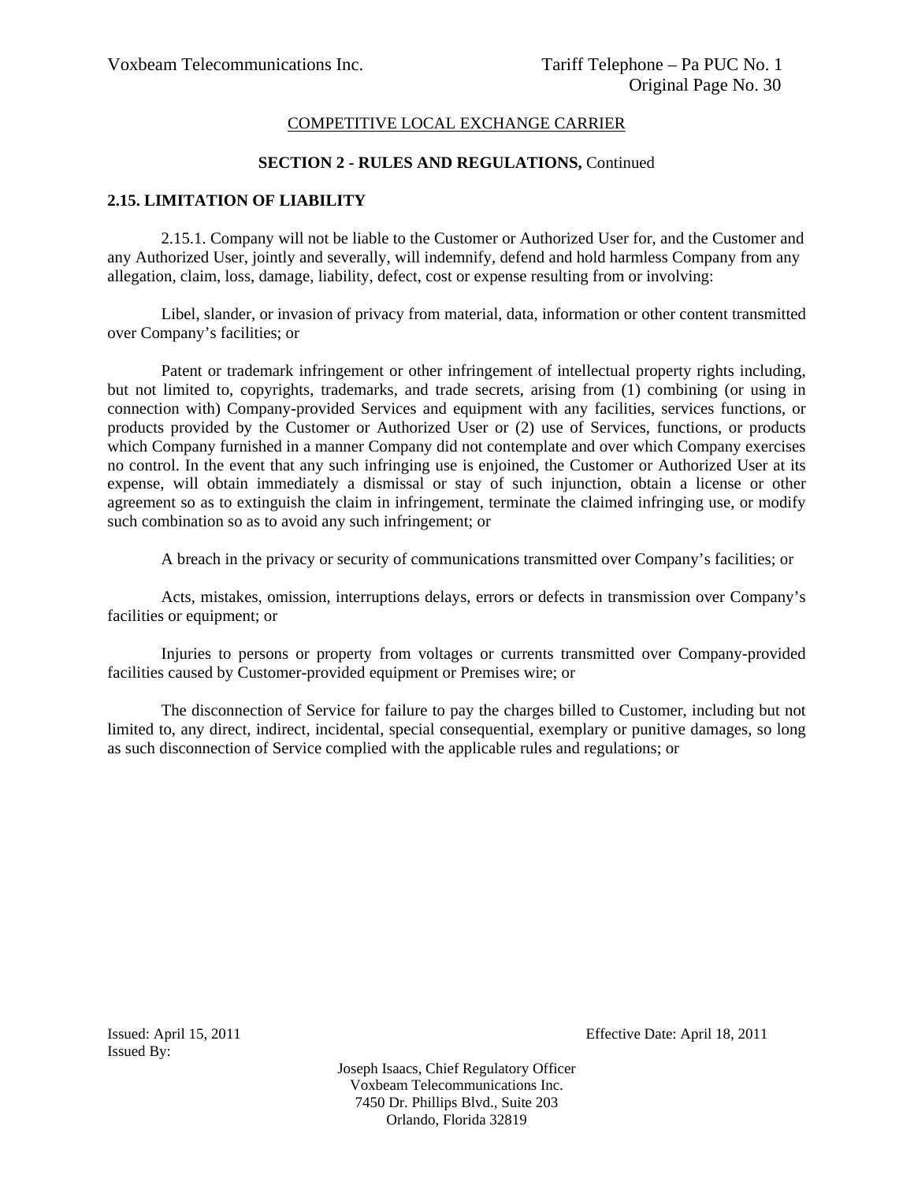COMPETITIVE LOCAL EXCHANGE CARRIER

**SECTION 2 - RULES AND REGULATIONS,** Continued

## 2.15. LIMITATION OF LIABILITY

2.15.1. Company will not be liable to the Customer or Authorized User for, and the Customer and any Authorized User, jointly and severally, will indemnify, defend and hold harmless Company from any allegation, claim, loss, damage, liability, defect, cost or expense resulting from or involving:

Libel, slander, or invasion of privacy from material, data, information or other content transmitted over Company's facilities; or

Patent or trademark infringement or other infringement of intellectual property rights including, but not limited to, copyrights, trademarks, and trade secrets, arising from (1) combining (or using in connection with) Company-provided Services and equipment with any facilities, services functions, or products provided by the Customer or Authorized User or (2) use of Services, functions, or products which Company furnished in a manner Company did not contemplate and over which Company exercises no control. In the event that any such infringing use is enjoined, the Customer or Authorized User at its expense, will obtain immediately a dismissal or stay of such injunction, obtain a license or other agreement so as to extinguish the claim in infringement, terminate the claimed infringing use, or modify such combination so as to avoid any such infringement; or

A breach in the privacy or security of communications transmitted over Company's facilities; or

Acts, mistakes, omission, interruptions delays, errors or defects in transmission over Company's facilities or equipment; or

Injuries to persons or property from voltages or currents transmitted over Company-provided facilities caused by Customer-provided equipment or Premises wire; or

The disconnection of Service for failure to pay the charges billed to Customer, including but not limited to, any direct, indirect, incidental, special consequential, exemplary or punitive damages, so long as such disconnection of Service complied with the applicable rules and regulations; or

Issued: April 15, 2011

Effective Date: April 18, 2011

Issued By:

Joseph Isaacs, Chief Regulatory Officer
Voxbeam Telecommunications Inc.
7450 Dr. Phillips Blvd., Suite 203
Orlando, Florida 32819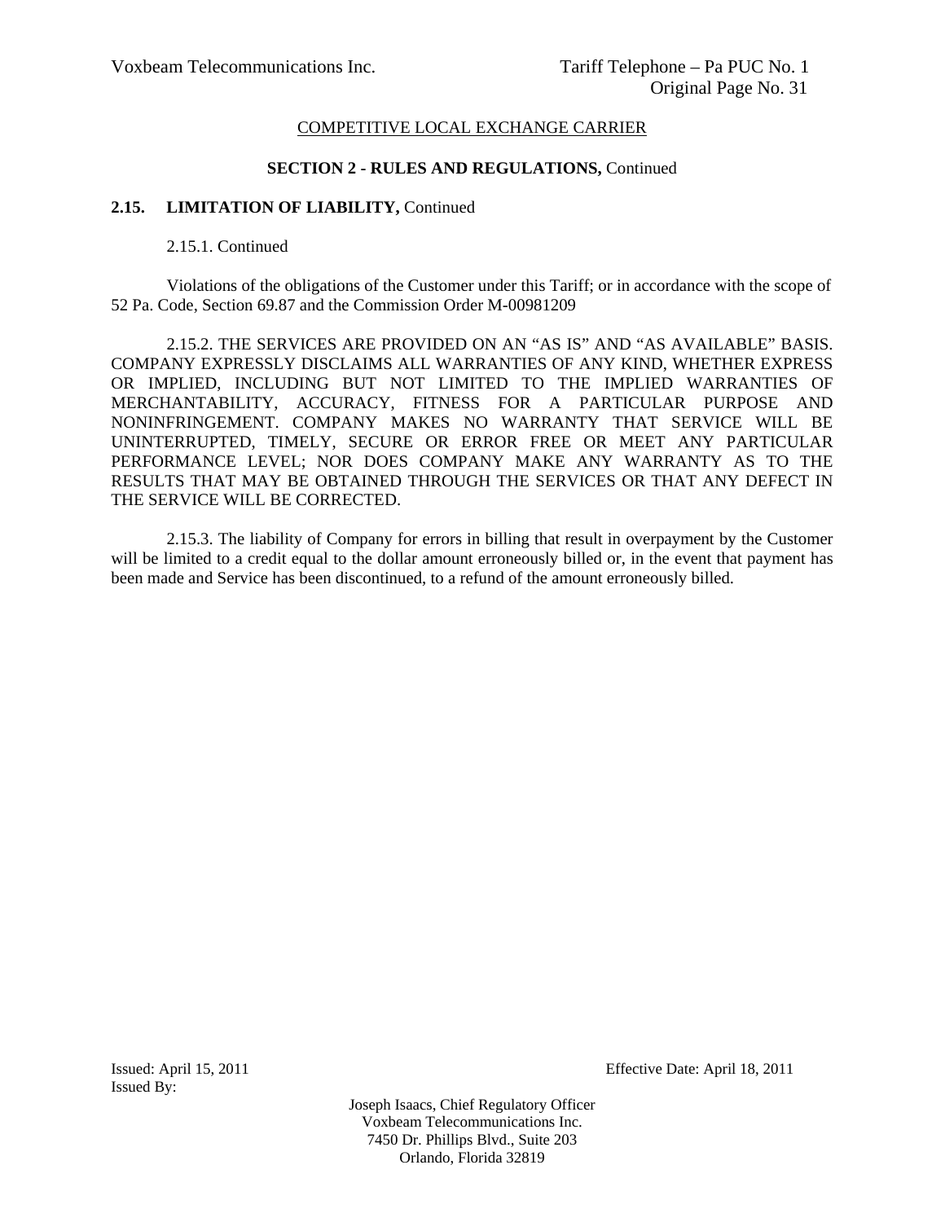COMPETITIVE LOCAL EXCHANGE CARRIER

**SECTION 2 - RULES AND REGULATIONS,** Continued

**2.15. LIMITATION OF LIABILITY,** Continued

2.15.1. Continued

Violations of the obligations of the Customer under this Tariff; or in accordance with the scope of 52 Pa. Code, Section 69.87 and the Commission Order M-00981209

2.15.2. THE SERVICES ARE PROVIDED ON AN "AS IS" AND "AS AVAILABLE" BASIS. COMPANY EXPRESSLY DISCLAIMS ALL WARRANTIES OF ANY KIND, WHETHER EXPRESS OR IMPLIED, INCLUDING BUT NOT LIMITED TO THE IMPLIED WARRANTIES OF MERCHANTABILITY, ACCURACY, FITNESS FOR A PARTICULAR PURPOSE AND NONINFRINGEMENT. COMPANY MAKES NO WARRANTY THAT SERVICE WILL BE UNINTERRUPTED, TIMELY, SECURE OR ERROR FREE OR MEET ANY PARTICULAR PERFORMANCE LEVEL; NOR DOES COMPANY MAKE ANY WARRANTY AS TO THE RESULTS THAT MAY BE OBTAINED THROUGH THE SERVICES OR THAT ANY DEFECT IN THE SERVICE WILL BE CORRECTED.

2.15.3. The liability of Company for errors in billing that result in overpayment by the Customer will be limited to a credit equal to the dollar amount erroneously billed or, in the event that payment has been made and Service has been discontinued, to a refund of the amount erroneously billed.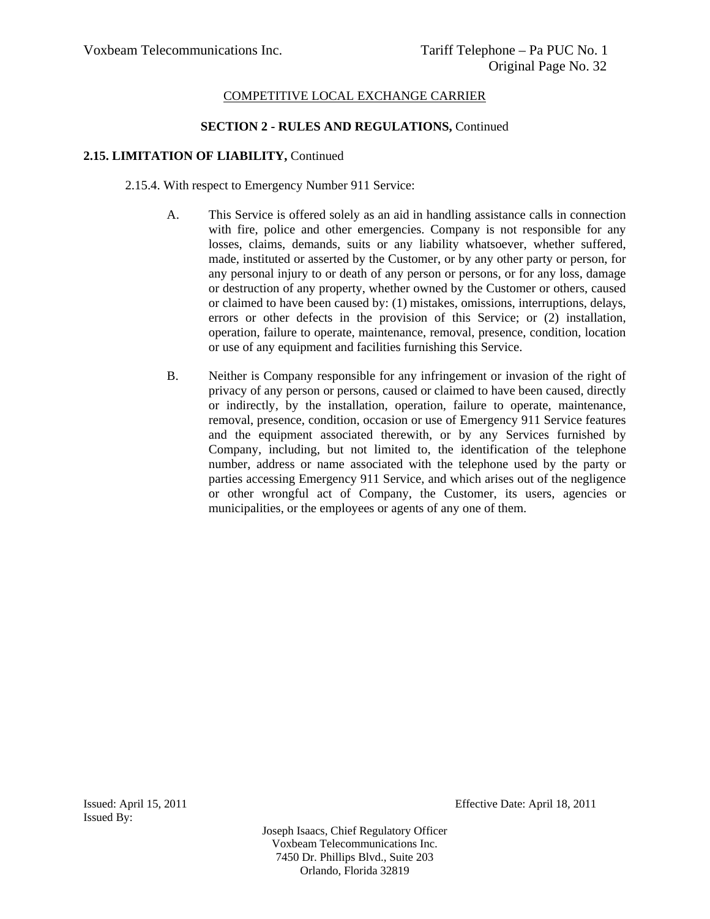COMPETITIVE LOCAL EXCHANGE CARRIER

**SECTION 2 - RULES AND REGULATIONS,** Continued

**2.15. LIMITATION OF LIABILITY,** Continued

2.15.4. With respect to Emergency Number 911 Service:

A. This Service is offered solely as an aid in handling assistance calls in connection with fire, police and other emergencies. Company is not responsible for any losses, claims, demands, suits or any liability whatsoever, whether suffered, made, instituted or asserted by the Customer, or by any other party or person, for any personal injury to or death of any person or persons, or for any loss, damage or destruction of any property, whether owned by the Customer or others, caused or claimed to have been caused by: (1) mistakes, omissions, interruptions, delays, errors or other defects in the provision of this Service; or (2) installation, operation, failure to operate, maintenance, removal, presence, condition, location or use of any equipment and facilities furnishing this Service.

B. Neither is Company responsible for any infringement or invasion of the right of privacy of any person or persons, caused or claimed to have been caused, directly or indirectly, by the installation, operation, failure to operate, maintenance, removal, presence, condition, occasion or use of Emergency 911 Service features and the equipment associated therewith, or by any Services furnished by Company, including, but not limited to, the identification of the telephone number, address or name associated with the telephone used by the party or parties accessing Emergency 911 Service, and which arises out of the negligence or other wrongful act of Company, the Customer, its users, agencies or municipalities, or the employees or agents of any one of them.

Issued: April 15, 2011
Effective Date: April 18, 2011
Issued By:

Joseph Isaacs, Chief Regulatory Officer
Voxbeam Telecommunications Inc.
7450 Dr. Phillips Blvd., Suite 203
Orlando, Florida 32819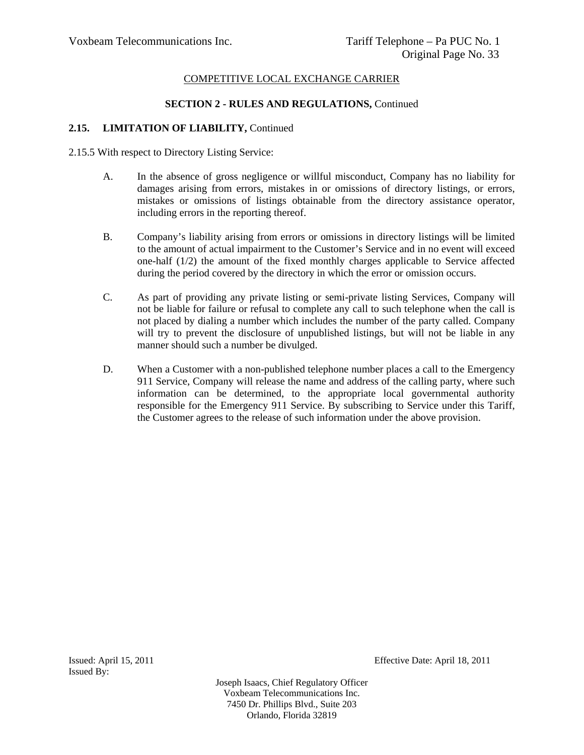COMPETITIVE LOCAL EXCHANGE CARRIER

**SECTION 2 - RULES AND REGULATIONS,** Continued

**2.15. LIMITATION OF LIABILITY,** Continued

2.15.5 With respect to Directory Listing Service:

A. In the absence of gross negligence or willful misconduct, Company has no liability for damages arising from errors, mistakes in or omissions of directory listings, or errors, mistakes or omissions of listings obtainable from the directory assistance operator, including errors in the reporting thereof.

B. Company's liability arising from errors or omissions in directory listings will be limited to the amount of actual impairment to the Customer's Service and in no event will exceed one-half (1/2) the amount of the fixed monthly charges applicable to Service affected during the period covered by the directory in which the error or omission occurs.

C. As part of providing any private listing or semi-private listing Services, Company will not be liable for failure or refusal to complete any call to such telephone when the call is not placed by dialing a number which includes the number of the party called. Company will try to prevent the disclosure of unpublished listings, but will not be liable in any manner should such a number be divulged.

D. When a Customer with a non-published telephone number places a call to the Emergency 911 Service, Company will release the name and address of the calling party, where such information can be determined, to the appropriate local governmental authority responsible for the Emergency 911 Service. By subscribing to Service under this Tariff, the Customer agrees to the release of such information under the above provision.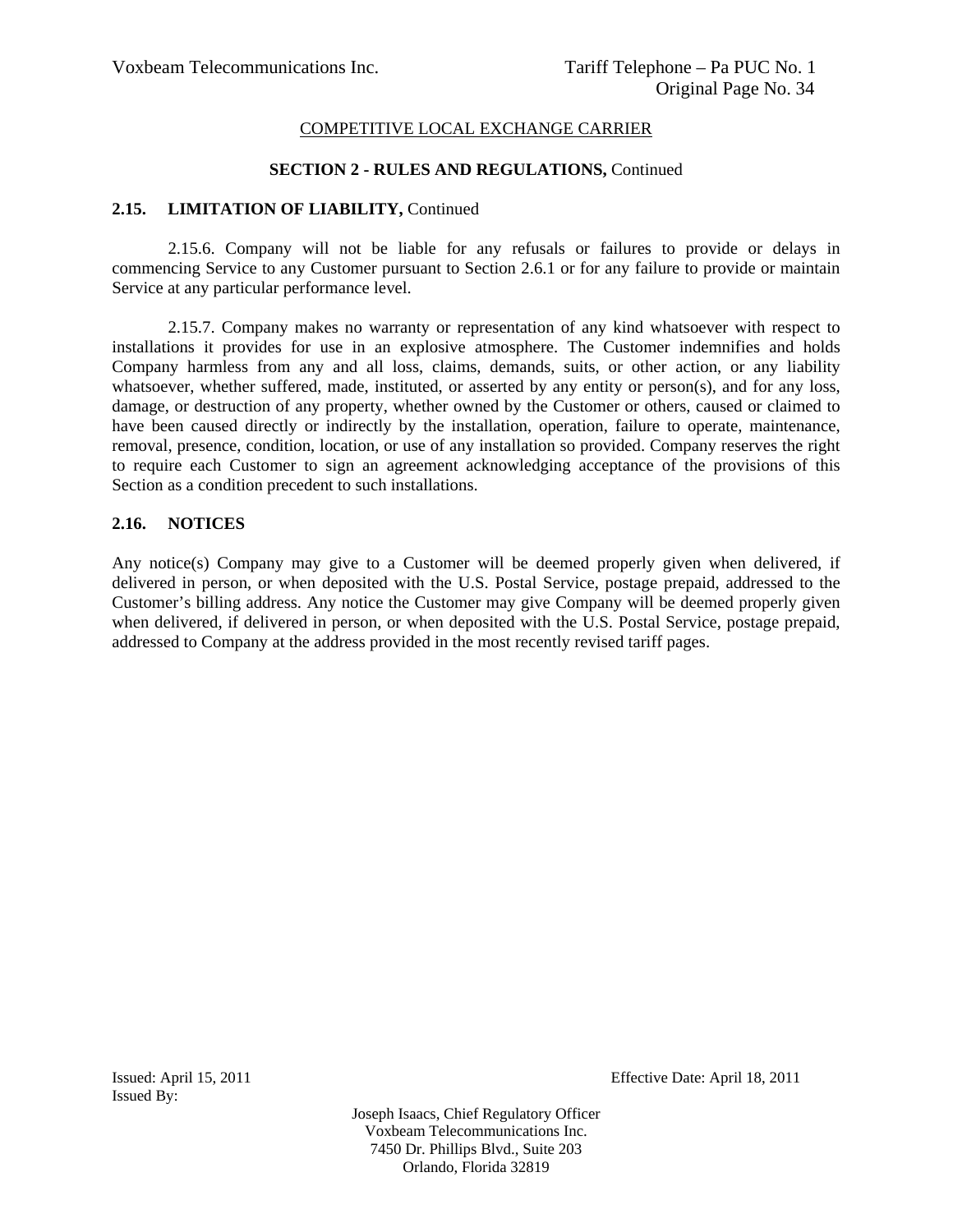COMPETITIVE LOCAL EXCHANGE CARRIER

**SECTION 2 - RULES AND REGULATIONS,** Continued

### 2.15. LIMITATION OF LIABILITY, Continued

2.15.6. Company will not be liable for any refusals or failures to provide or delays in commencing Service to any Customer pursuant to Section 2.6.1 or for any failure to provide or maintain Service at any particular performance level.

2.15.7. Company makes no warranty or representation of any kind whatsoever with respect to installations it provides for use in an explosive atmosphere. The Customer indemnifies and holds Company harmless from any and all loss, claims, demands, suits, or other action, or any liability whatsoever, whether suffered, made, instituted, or asserted by any entity or person(s), and for any loss, damage, or destruction of any property, whether owned by the Customer or others, caused or claimed to have been caused directly or indirectly by the installation, operation, failure to operate, maintenance, removal, presence, condition, location, or use of any installation so provided. Company reserves the right to require each Customer to sign an agreement acknowledging acceptance of the provisions of this Section as a condition precedent to such installations.

### 2.16. NOTICES

Any notice(s) Company may give to a Customer will be deemed properly given when delivered, if delivered in person, or when deposited with the U.S. Postal Service, postage prepaid, addressed to the Customer's billing address. Any notice the Customer may give Company will be deemed properly given when delivered, if delivered in person, or when deposited with the U.S. Postal Service, postage prepaid, addressed to Company at the address provided in the most recently revised tariff pages.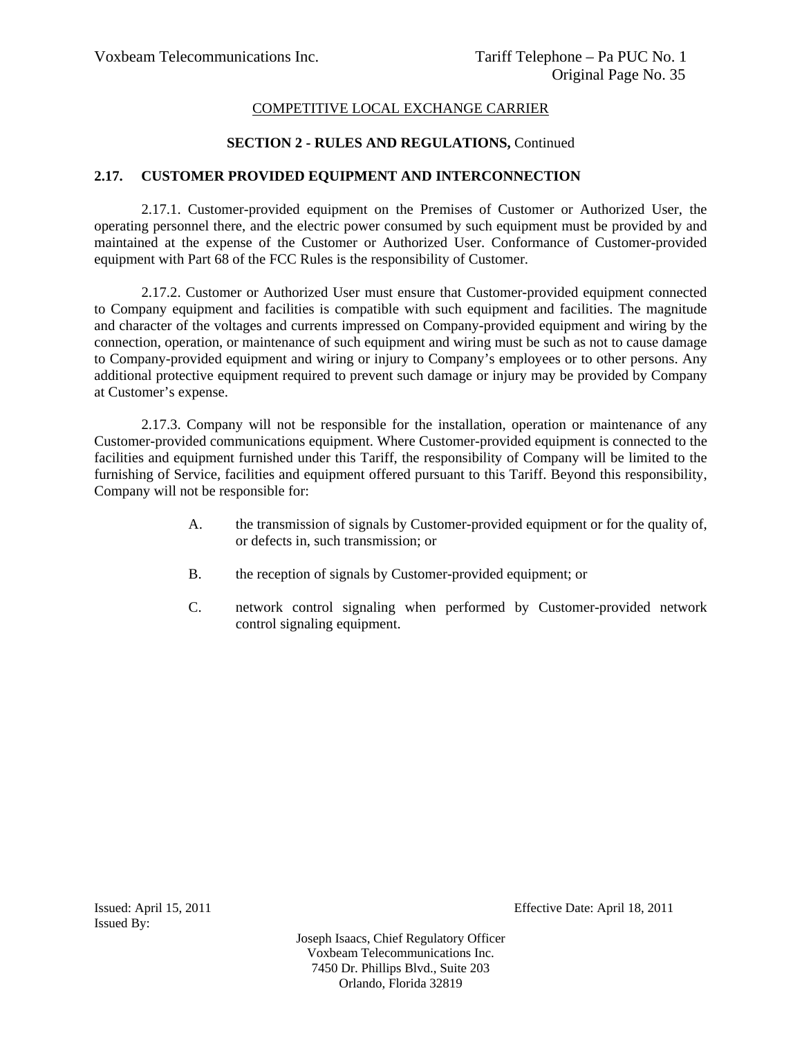COMPETITIVE LOCAL EXCHANGE CARRIER

**SECTION 2 - RULES AND REGULATIONS,** Continued

## 2.17. CUSTOMER PROVIDED EQUIPMENT AND INTERCONNECTION

2.17.1. Customer-provided equipment on the Premises of Customer or Authorized User, the operating personnel there, and the electric power consumed by such equipment must be provided by and maintained at the expense of the Customer or Authorized User. Conformance of Customer-provided equipment with Part 68 of the FCC Rules is the responsibility of Customer.

2.17.2. Customer or Authorized User must ensure that Customer-provided equipment connected to Company equipment and facilities is compatible with such equipment and facilities. The magnitude and character of the voltages and currents impressed on Company-provided equipment and wiring by the connection, operation, or maintenance of such equipment and wiring must be such as not to cause damage to Company-provided equipment and wiring or injury to Company's employees or to other persons. Any additional protective equipment required to prevent such damage or injury may be provided by Company at Customer's expense.

2.17.3. Company will not be responsible for the installation, operation or maintenance of any Customer-provided communications equipment. Where Customer-provided equipment is connected to the facilities and equipment furnished under this Tariff, the responsibility of Company will be limited to the furnishing of Service, facilities and equipment offered pursuant to this Tariff. Beyond this responsibility, Company will not be responsible for:

A. the transmission of signals by Customer-provided equipment or for the quality of, or defects in, such transmission; or

B. the reception of signals by Customer-provided equipment; or

C. network control signaling when performed by Customer-provided network control signaling equipment.

Issued: April 15, 2011
Effective Date: April 18, 2011
Issued By:

Joseph Isaacs, Chief Regulatory Officer
Voxbeam Telecommunications Inc.
7450 Dr. Phillips Blvd., Suite 203
Orlando, Florida 32819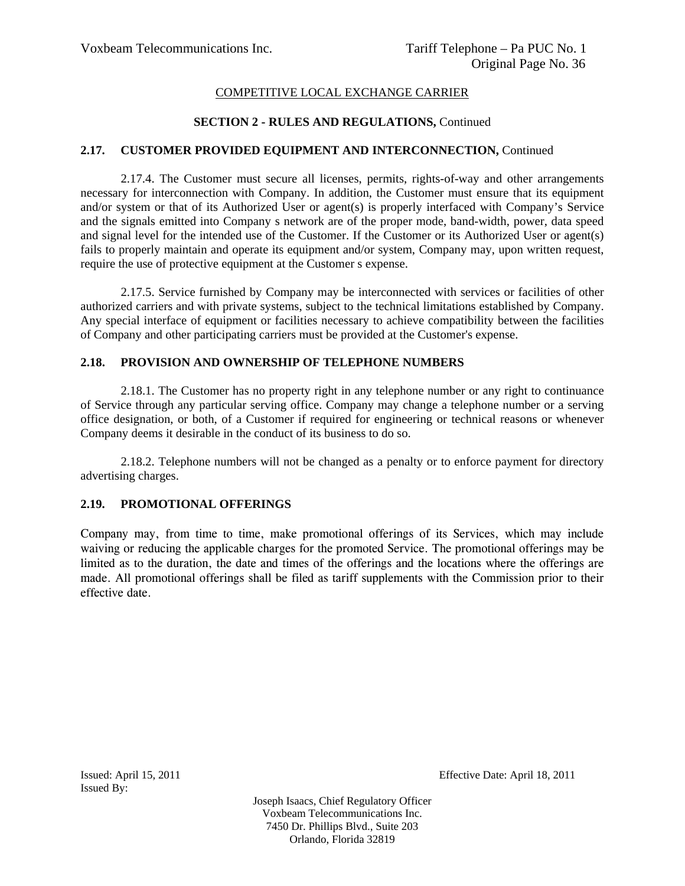COMPETITIVE LOCAL EXCHANGE CARRIER

**SECTION 2 - RULES AND REGULATIONS,** Continued

**2.17. CUSTOMER PROVIDED EQUIPMENT AND INTERCONNECTION,** Continued

2.17.4. The Customer must secure all licenses, permits, rights-of-way and other arrangements necessary for interconnection with Company. In addition, the Customer must ensure that its equipment and/or system or that of its Authorized User or agent(s) is properly interfaced with Company's Service and the signals emitted into Company s network are of the proper mode, band-width, power, data speed and signal level for the intended use of the Customer. If the Customer or its Authorized User or agent(s) fails to properly maintain and operate its equipment and/or system, Company may, upon written request, require the use of protective equipment at the Customer s expense.

2.17.5. Service furnished by Company may be interconnected with services or facilities of other authorized carriers and with private systems, subject to the technical limitations established by Company. Any special interface of equipment or facilities necessary to achieve compatibility between the facilities of Company and other participating carriers must be provided at the Customer's expense.

**2.18. PROVISION AND OWNERSHIP OF TELEPHONE NUMBERS**

2.18.1. The Customer has no property right in any telephone number or any right to continuance of Service through any particular serving office. Company may change a telephone number or a serving office designation, or both, of a Customer if required for engineering or technical reasons or whenever Company deems it desirable in the conduct of its business to do so.

2.18.2. Telephone numbers will not be changed as a penalty or to enforce payment for directory advertising charges.

**2.19. PROMOTIONAL OFFERINGS**

Company may, from time to time, make promotional offerings of its Services, which may include waiving or reducing the applicable charges for the promoted Service. The promotional offerings may be limited as to the duration, the date and times of the offerings and the locations where the offerings are made. All promotional offerings shall be filed as tariff supplements with the Commission prior to their effective date.

Issued: April 15, 2011 Effective Date: April 18, 2011

Issued By:

Joseph Isaacs, Chief Regulatory Officer
Voxbeam Telecommunications Inc.
7450 Dr. Phillips Blvd., Suite 203
Orlando, Florida 32819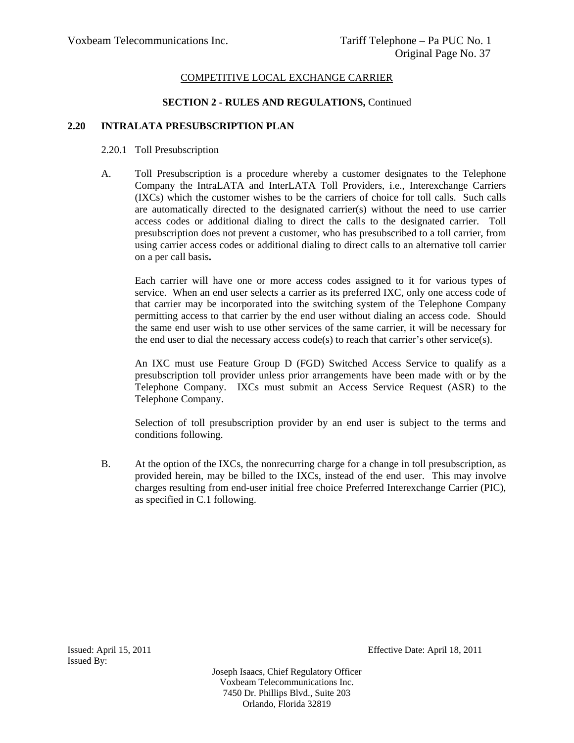COMPETITIVE LOCAL EXCHANGE CARRIER

**SECTION 2 - RULES AND REGULATIONS,** Continued

## 2.20 INTRALATA PRESUBSCRIPTION PLAN

### 2.20.1 Toll Presubscription

A. Toll Presubscription is a procedure whereby a customer designates to the Telephone Company the IntraLATA and InterLATA Toll Providers, i.e., Interexchange Carriers (IXCs) which the customer wishes to be the carriers of choice for toll calls. Such calls are automatically directed to the designated carrier(s) without the need to use carrier access codes or additional dialing to direct the calls to the designated carrier. Toll presubscription does not prevent a customer, who has presubscribed to a toll carrier, from using carrier access codes or additional dialing to direct calls to an alternative toll carrier on a per call basis**.**

Each carrier will have one or more access codes assigned to it for various types of service. When an end user selects a carrier as its preferred IXC, only one access code of that carrier may be incorporated into the switching system of the Telephone Company permitting access to that carrier by the end user without dialing an access code. Should the same end user wish to use other services of the same carrier, it will be necessary for the end user to dial the necessary access code(s) to reach that carrier's other service(s).

An IXC must use Feature Group D (FGD) Switched Access Service to qualify as a presubscription toll provider unless prior arrangements have been made with or by the Telephone Company. IXCs must submit an Access Service Request (ASR) to the Telephone Company.

Selection of toll presubscription provider by an end user is subject to the terms and conditions following.

B. At the option of the IXCs, the nonrecurring charge for a change in toll presubscription, as provided herein, may be billed to the IXCs, instead of the end user. This may involve charges resulting from end-user initial free choice Preferred Interexchange Carrier (PIC), as specified in C.1 following.

Issued: April 15, 2011

Effective Date: April 18, 2011

Issued By:

Joseph Isaacs, Chief Regulatory Officer
Voxbeam Telecommunications Inc.
7450 Dr. Phillips Blvd., Suite 203
Orlando, Florida 32819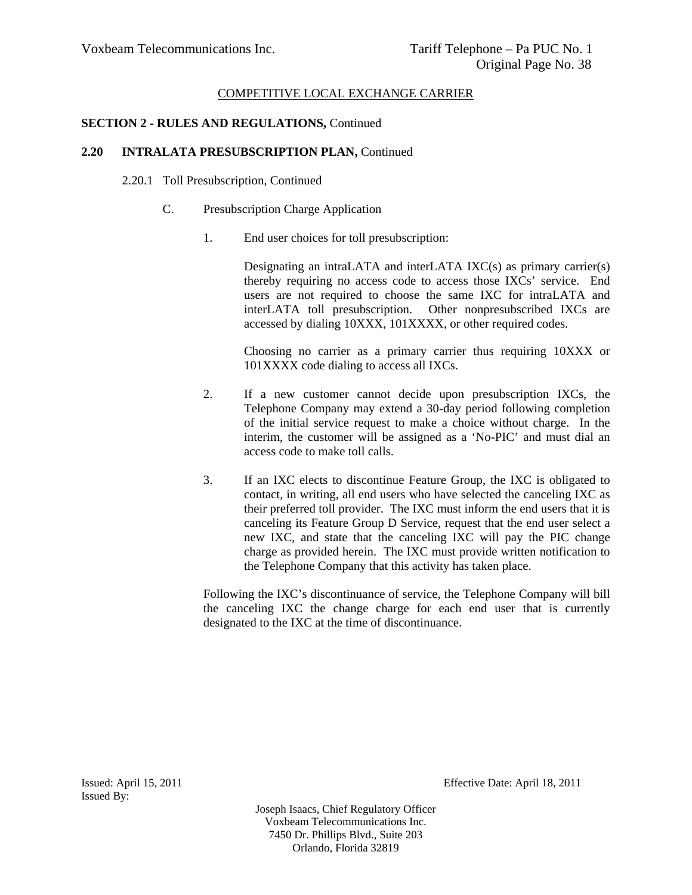COMPETITIVE LOCAL EXCHANGE CARRIER

**SECTION 2 - RULES AND REGULATIONS,** Continued

**2.20 INTRALATA PRESUBSCRIPTION PLAN,** Continued

2.20.1 Toll Presubscription, Continued

C. Presubscription Charge Application

1. End user choices for toll presubscription:

   Designating an intraLATA and interLATA IXC(s) as primary carrier(s) thereby requiring no access code to access those IXCs' service. End users are not required to choose the same IXC for intraLATA and interLATA toll presubscription. Other nonpresubscribed IXCs are accessed by dialing 10XXX, 101XXXX, or other required codes.

   Choosing no carrier as a primary carrier thus requiring 10XXX or 101XXXX code dialing to access all IXCs.

2. If a new customer cannot decide upon presubscription IXCs, the Telephone Company may extend a 30-day period following completion of the initial service request to make a choice without charge. In the interim, the customer will be assigned as a 'No-PIC' and must dial an access code to make toll calls.

3. If an IXC elects to discontinue Feature Group, the IXC is obligated to contact, in writing, all end users who have selected the canceling IXC as their preferred toll provider. The IXC must inform the end users that it is canceling its Feature Group D Service, request that the end user select a new IXC, and state that the canceling IXC will pay the PIC change charge as provided herein. The IXC must provide written notification to the Telephone Company that this activity has taken place.

Following the IXC's discontinuance of service, the Telephone Company will bill the canceling IXC the change charge for each end user that is currently designated to the IXC at the time of discontinuance.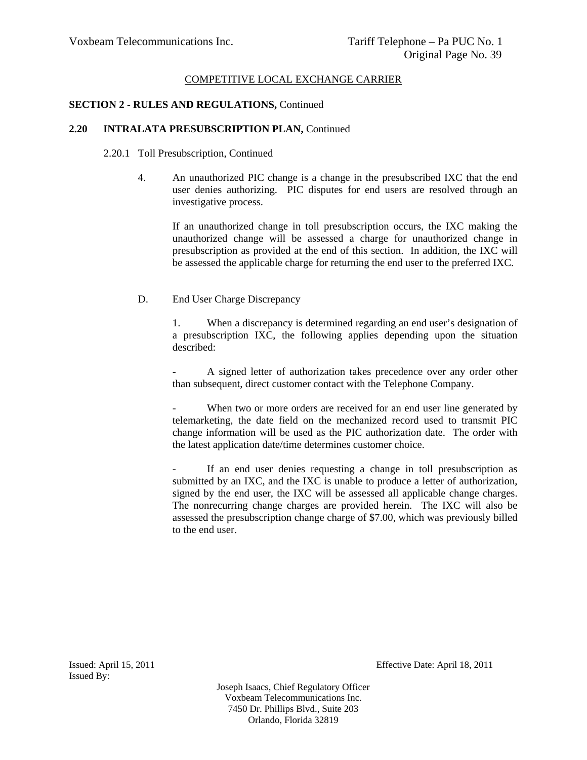COMPETITIVE LOCAL EXCHANGE CARRIER

**SECTION 2 - RULES AND REGULATIONS,** Continued

**2.20 INTRALATA PRESUBSCRIPTION PLAN,** Continued

2.20.1 Toll Presubscription, Continued

4. An unauthorized PIC change is a change in the presubscribed IXC that the end user denies authorizing. PIC disputes for end users are resolved through an investigative process.

   If an unauthorized change in toll presubscription occurs, the IXC making the unauthorized change will be assessed a charge for unauthorized change in presubscription as provided at the end of this section. In addition, the IXC will be assessed the applicable charge for returning the end user to the preferred IXC.

D. End User Charge Discrepancy

1. When a discrepancy is determined regarding an end user's designation of a presubscription IXC, the following applies depending upon the situation described:

- A signed letter of authorization takes precedence over any order other than subsequent, direct customer contact with the Telephone Company.

- When two or more orders are received for an end user line generated by telemarketing, the date field on the mechanized record used to transmit PIC change information will be used as the PIC authorization date. The order with the latest application date/time determines customer choice.

- If an end user denies requesting a change in toll presubscription as submitted by an IXC, and the IXC is unable to produce a letter of authorization, signed by the end user, the IXC will be assessed all applicable change charges. The nonrecurring change charges are provided herein. The IXC will also be assessed the presubscription change charge of $7.00, which was previously billed to the end user.

Issued: April 15, 2011 Effective Date: April 18, 2011
Issued By:

Joseph Isaacs, Chief Regulatory Officer
Voxbeam Telecommunications Inc.
7450 Dr. Phillips Blvd., Suite 203
Orlando, Florida 32819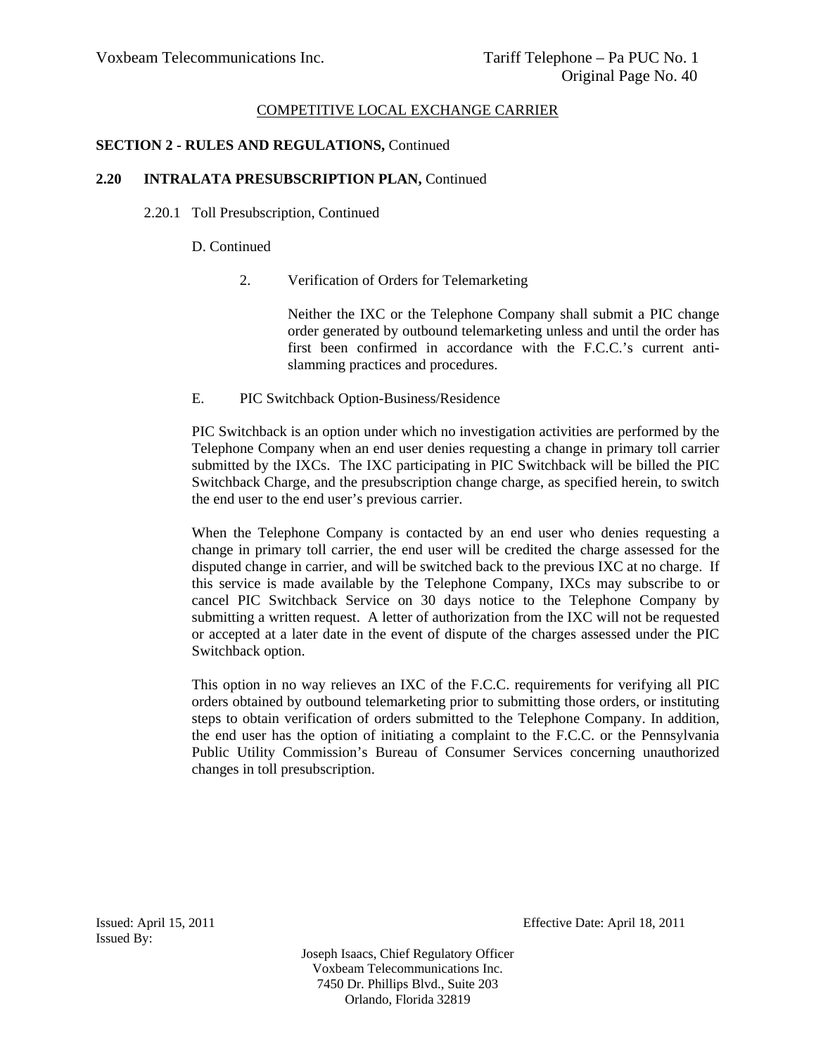COMPETITIVE LOCAL EXCHANGE CARRIER

**SECTION 2 - RULES AND REGULATIONS,** Continued

**2.20 INTRALATA PRESUBSCRIPTION PLAN,** Continued

2.20.1 Toll Presubscription, Continued

D. Continued

2. Verification of Orders for Telemarketing

Neither the IXC or the Telephone Company shall submit a PIC change order generated by outbound telemarketing unless and until the order has first been confirmed in accordance with the F.C.C.'s current anti-slamming practices and procedures.

E. PIC Switchback Option-Business/Residence

PIC Switchback is an option under which no investigation activities are performed by the Telephone Company when an end user denies requesting a change in primary toll carrier submitted by the IXCs. The IXC participating in PIC Switchback will be billed the PIC Switchback Charge, and the presubscription change charge, as specified herein, to switch the end user to the end user's previous carrier.

When the Telephone Company is contacted by an end user who denies requesting a change in primary toll carrier, the end user will be credited the charge assessed for the disputed change in carrier, and will be switched back to the previous IXC at no charge. If this service is made available by the Telephone Company, IXCs may subscribe to or cancel PIC Switchback Service on 30 days notice to the Telephone Company by submitting a written request. A letter of authorization from the IXC will not be requested or accepted at a later date in the event of dispute of the charges assessed under the PIC Switchback option.

This option in no way relieves an IXC of the F.C.C. requirements for verifying all PIC orders obtained by outbound telemarketing prior to submitting those orders, or instituting steps to obtain verification of orders submitted to the Telephone Company. In addition, the end user has the option of initiating a complaint to the F.C.C. or the Pennsylvania Public Utility Commission's Bureau of Consumer Services concerning unauthorized changes in toll presubscription.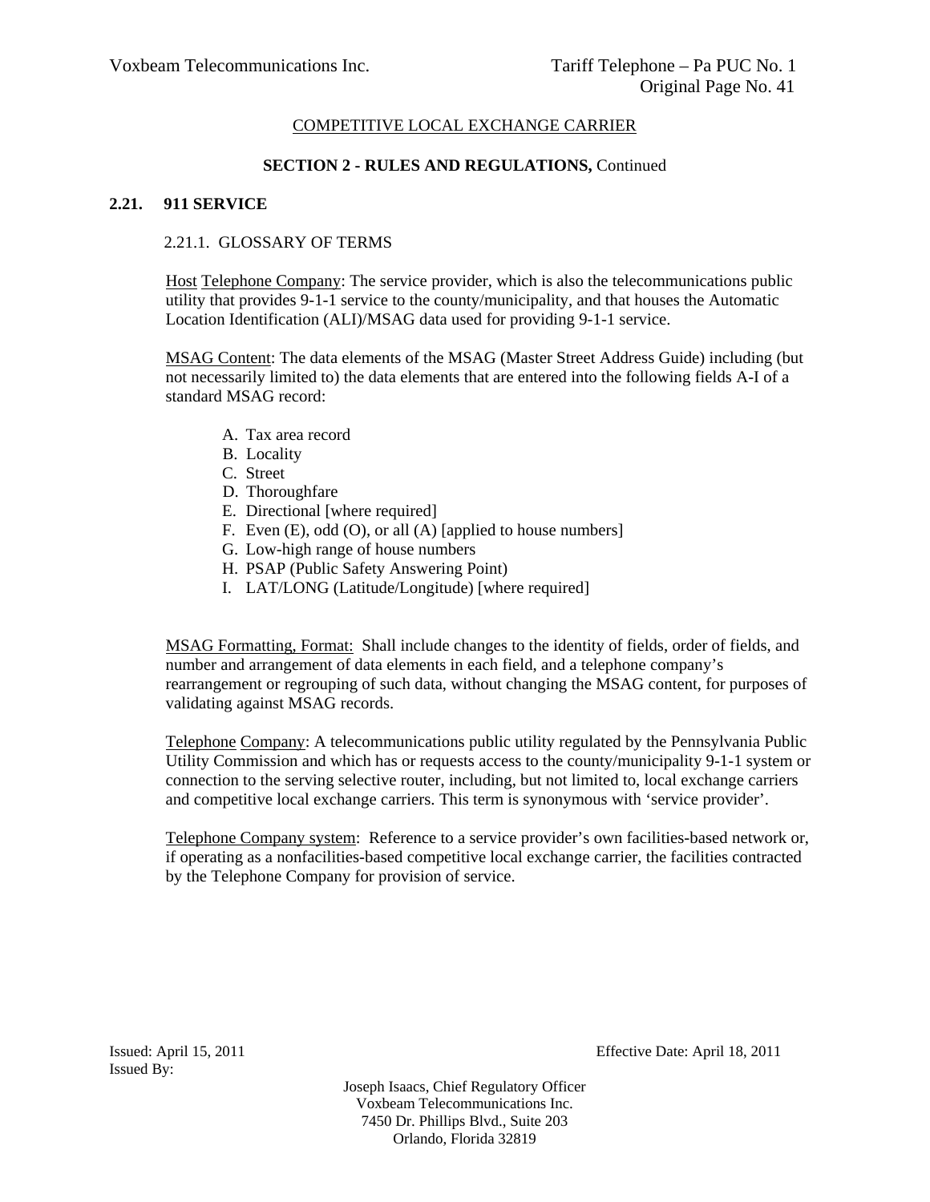COMPETITIVE LOCAL EXCHANGE CARRIER

**SECTION 2 - RULES AND REGULATIONS,** Continued

## 2.21. 911 SERVICE

### 2.21.1. GLOSSARY OF TERMS

Host Telephone Company: The service provider, which is also the telecommunications public utility that provides 9-1-1 service to the county/municipality, and that houses the Automatic Location Identification (ALI)/MSAG data used for providing 9-1-1 service.

MSAG Content: The data elements of the MSAG (Master Street Address Guide) including (but not necessarily limited to) the data elements that are entered into the following fields A-I of a standard MSAG record:

A. Tax area record
B. Locality
C. Street
D. Thoroughfare
E. Directional [where required]
F. Even (E), odd (O), or all (A) [applied to house numbers]
G. Low-high range of house numbers
H. PSAP (Public Safety Answering Point)
I. LAT/LONG (Latitude/Longitude) [where required]

MSAG Formatting, Format: Shall include changes to the identity of fields, order of fields, and number and arrangement of data elements in each field, and a telephone company's rearrangement or regrouping of such data, without changing the MSAG content, for purposes of validating against MSAG records.

Telephone Company: A telecommunications public utility regulated by the Pennsylvania Public Utility Commission and which has or requests access to the county/municipality 9-1-1 system or connection to the serving selective router, including, but not limited to, local exchange carriers and competitive local exchange carriers. This term is synonymous with 'service provider'.

Telephone Company system: Reference to a service provider's own facilities-based network or, if operating as a nonfacilities-based competitive local exchange carrier, the facilities contracted by the Telephone Company for provision of service.

Issued: April 15, 2011 Effective Date: April 18, 2011

Issued By:

Joseph Isaacs, Chief Regulatory Officer
Voxbeam Telecommunications Inc.
7450 Dr. Phillips Blvd., Suite 203
Orlando, Florida 32819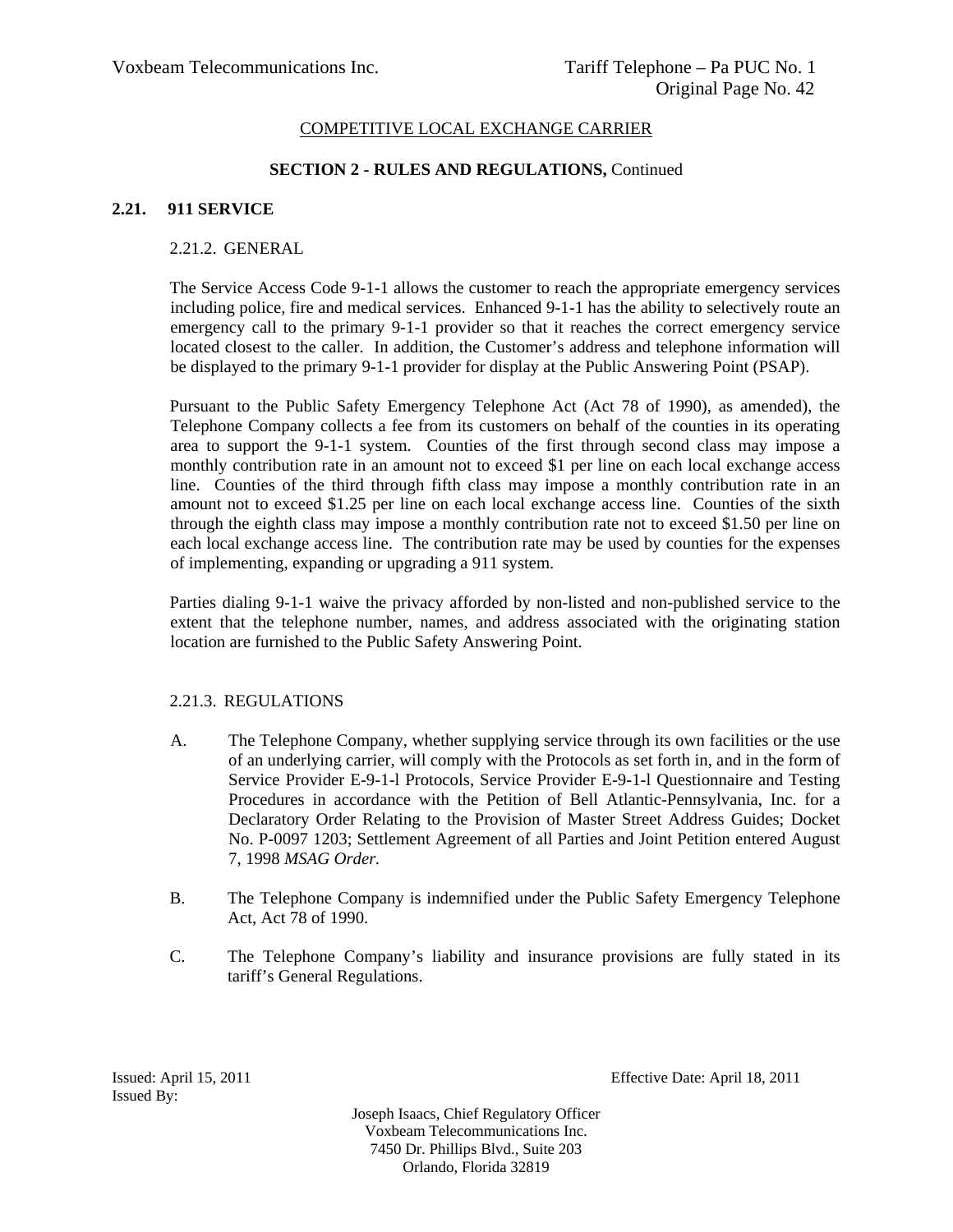COMPETITIVE LOCAL EXCHANGE CARRIER

**SECTION 2 - RULES AND REGULATIONS,** Continued

## 2.21. 911 SERVICE

### 2.21.2. GENERAL

The Service Access Code 9-1-1 allows the customer to reach the appropriate emergency services including police, fire and medical services. Enhanced 9-1-1 has the ability to selectively route an emergency call to the primary 9-1-1 provider so that it reaches the correct emergency service located closest to the caller. In addition, the Customer's address and telephone information will be displayed to the primary 9-1-1 provider for display at the Public Answering Point (PSAP).

Pursuant to the Public Safety Emergency Telephone Act (Act 78 of 1990), as amended), the Telephone Company collects a fee from its customers on behalf of the counties in its operating area to support the 9-1-1 system. Counties of the first through second class may impose a monthly contribution rate in an amount not to exceed $1 per line on each local exchange access line. Counties of the third through fifth class may impose a monthly contribution rate in an amount not to exceed $1.25 per line on each local exchange access line. Counties of the sixth through the eighth class may impose a monthly contribution rate not to exceed $1.50 per line on each local exchange access line. The contribution rate may be used by counties for the expenses of implementing, expanding or upgrading a 911 system.

Parties dialing 9-1-1 waive the privacy afforded by non-listed and non-published service to the extent that the telephone number, names, and address associated with the originating station location are furnished to the Public Safety Answering Point.

### 2.21.3. REGULATIONS

A. The Telephone Company, whether supplying service through its own facilities or the use of an underlying carrier, will comply with the Protocols as set forth in, and in the form of Service Provider E-9-1-l Protocols, Service Provider E-9-1-l Questionnaire and Testing Procedures in accordance with the Petition of Bell Atlantic-Pennsylvania, Inc. for a Declaratory Order Relating to the Provision of Master Street Address Guides; Docket No. P-0097 1203; Settlement Agreement of all Parties and Joint Petition entered August 7, 1998 *MSAG Order.*

B. The Telephone Company is indemnified under the Public Safety Emergency Telephone Act, Act 78 of 1990.

C. The Telephone Company's liability and insurance provisions are fully stated in its tariff's General Regulations.

Issued: April 15, 2011 Effective Date: April 18, 2011
Issued By:

Joseph Isaacs, Chief Regulatory Officer
Voxbeam Telecommunications Inc.
7450 Dr. Phillips Blvd., Suite 203
Orlando, Florida 32819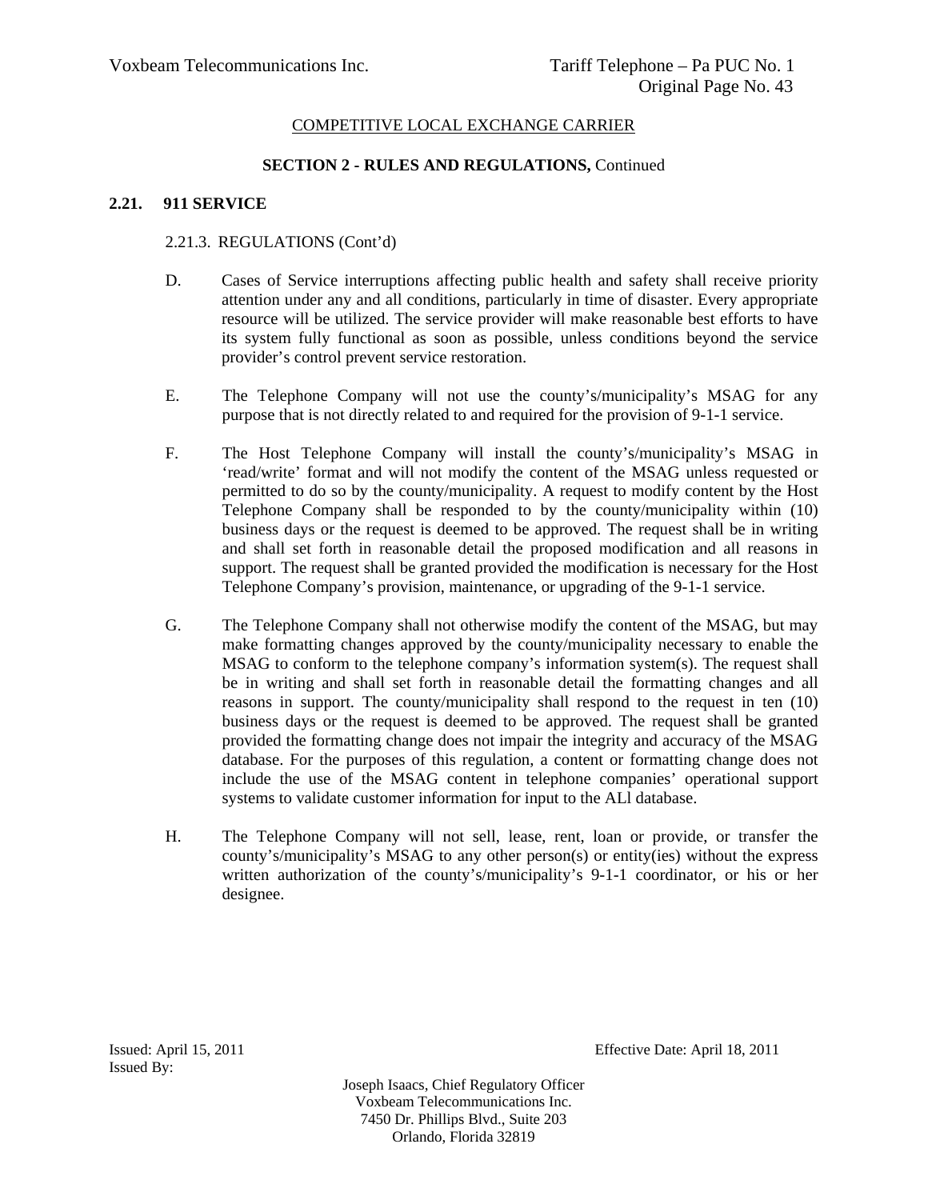COMPETITIVE LOCAL EXCHANGE CARRIER

**SECTION 2 - RULES AND REGULATIONS,** Continued

**2.21. 911 SERVICE**

2.21.3. REGULATIONS (Cont'd)

D. Cases of Service interruptions affecting public health and safety shall receive priority attention under any and all conditions, particularly in time of disaster. Every appropriate resource will be utilized. The service provider will make reasonable best efforts to have its system fully functional as soon as possible, unless conditions beyond the service provider's control prevent service restoration.

E. The Telephone Company will not use the county's/municipality's MSAG for any purpose that is not directly related to and required for the provision of 9-1-1 service.

F. The Host Telephone Company will install the county's/municipality's MSAG in 'read/write' format and will not modify the content of the MSAG unless requested or permitted to do so by the county/municipality. A request to modify content by the Host Telephone Company shall be responded to by the county/municipality within (10) business days or the request is deemed to be approved. The request shall be in writing and shall set forth in reasonable detail the proposed modification and all reasons in support. The request shall be granted provided the modification is necessary for the Host Telephone Company's provision, maintenance, or upgrading of the 9-1-1 service.

G. The Telephone Company shall not otherwise modify the content of the MSAG, but may make formatting changes approved by the county/municipality necessary to enable the MSAG to conform to the telephone company's information system(s). The request shall be in writing and shall set forth in reasonable detail the formatting changes and all reasons in support. The county/municipality shall respond to the request in ten (10) business days or the request is deemed to be approved. The request shall be granted provided the formatting change does not impair the integrity and accuracy of the MSAG database. For the purposes of this regulation, a content or formatting change does not include the use of the MSAG content in telephone companies' operational support systems to validate customer information for input to the ALl database.

H. The Telephone Company will not sell, lease, rent, loan or provide, or transfer the county's/municipality's MSAG to any other person(s) or entity(ies) without the express written authorization of the county's/municipality's 9-1-1 coordinator, or his or her designee.

Issued: April 15, 2011 Effective Date: April 18, 2011

Issued By:

Joseph Isaacs, Chief Regulatory Officer
Voxbeam Telecommunications Inc.
7450 Dr. Phillips Blvd., Suite 203
Orlando, Florida 32819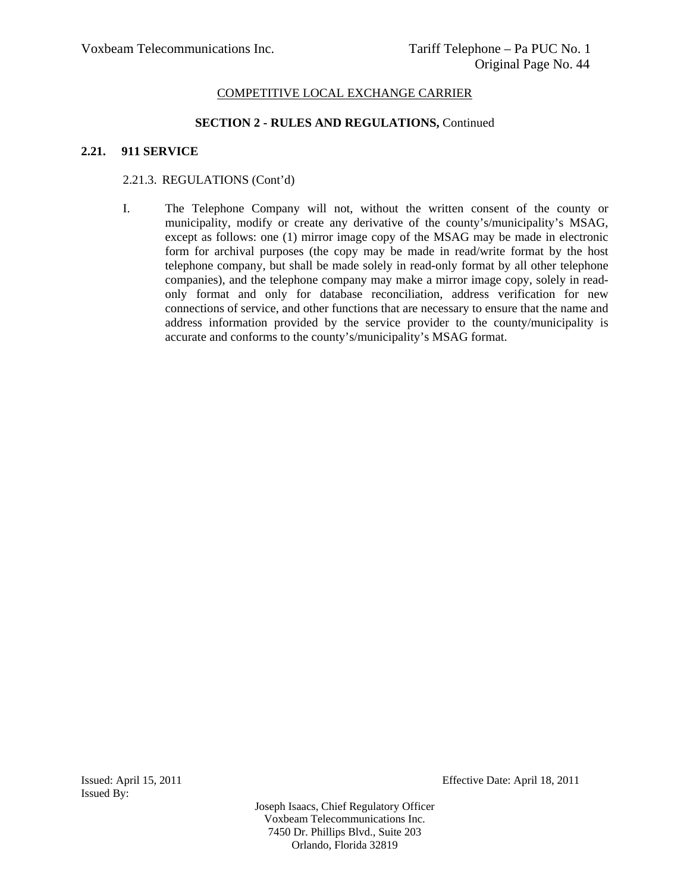COMPETITIVE LOCAL EXCHANGE CARRIER

**SECTION 2 - RULES AND REGULATIONS,** Continued

## 2.21. 911 SERVICE

2.21.3. REGULATIONS (Cont'd)

I. The Telephone Company will not, without the written consent of the county or municipality, modify or create any derivative of the county's/municipality's MSAG, except as follows: one (1) mirror image copy of the MSAG may be made in electronic form for archival purposes (the copy may be made in read/write format by the host telephone company, but shall be made solely in read-only format by all other telephone companies), and the telephone company may make a mirror image copy, solely in read-only format and only for database reconciliation, address verification for new connections of service, and other functions that are necessary to ensure that the name and address information provided by the service provider to the county/municipality is accurate and conforms to the county's/municipality's MSAG format.

Issued: April 15, 2011

Effective Date: April 18, 2011

Issued By:

Joseph Isaacs, Chief Regulatory Officer
Voxbeam Telecommunications Inc.
7450 Dr. Phillips Blvd., Suite 203
Orlando, Florida 32819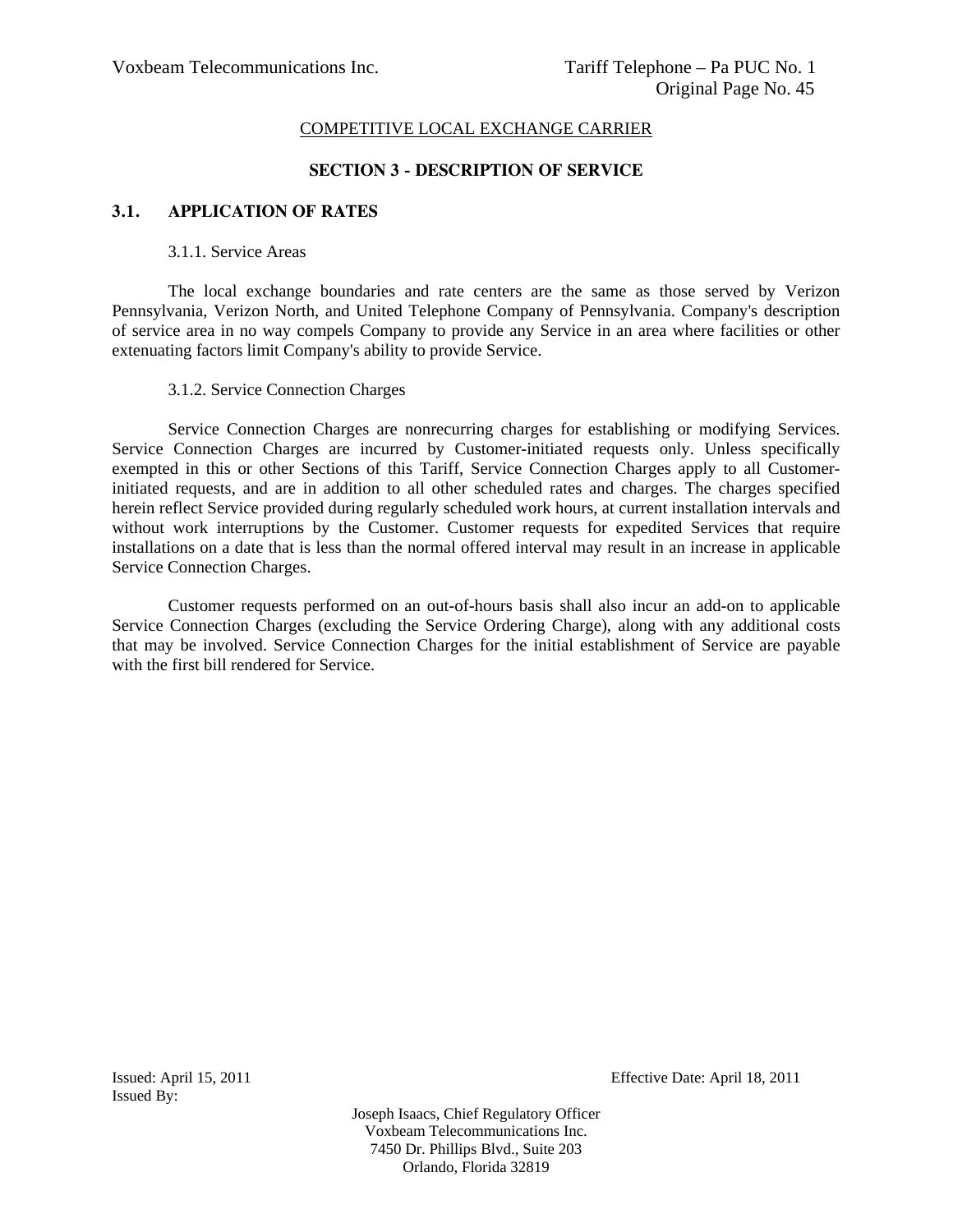COMPETITIVE LOCAL EXCHANGE CARRIER

## SECTION 3 - DESCRIPTION OF SERVICE

### 3.1. APPLICATION OF RATES

3.1.1. Service Areas

The local exchange boundaries and rate centers are the same as those served by Verizon Pennsylvania, Verizon North, and United Telephone Company of Pennsylvania. Company's description of service area in no way compels Company to provide any Service in an area where facilities or other extenuating factors limit Company's ability to provide Service.

3.1.2. Service Connection Charges

Service Connection Charges are nonrecurring charges for establishing or modifying Services. Service Connection Charges are incurred by Customer-initiated requests only. Unless specifically exempted in this or other Sections of this Tariff, Service Connection Charges apply to all Customer-initiated requests, and are in addition to all other scheduled rates and charges. The charges specified herein reflect Service provided during regularly scheduled work hours, at current installation intervals and without work interruptions by the Customer. Customer requests for expedited Services that require installations on a date that is less than the normal offered interval may result in an increase in applicable Service Connection Charges.

Customer requests performed on an out-of-hours basis shall also incur an add-on to applicable Service Connection Charges (excluding the Service Ordering Charge), along with any additional costs that may be involved. Service Connection Charges for the initial establishment of Service are payable with the first bill rendered for Service.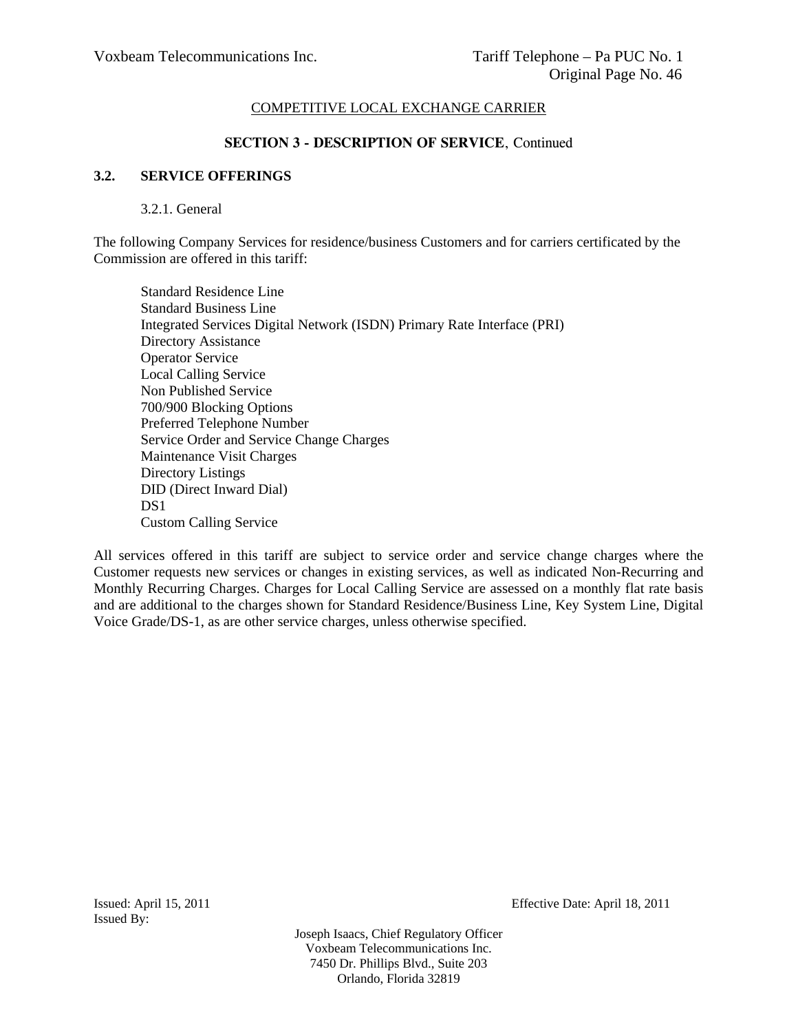COMPETITIVE LOCAL EXCHANGE CARRIER

## SECTION 3 - DESCRIPTION OF SERVICE, Continued

### 3.2. SERVICE OFFERINGS

3.2.1. General

The following Company Services for residence/business Customers and for carriers certificated by the Commission are offered in this tariff:

- Standard Residence Line
- Standard Business Line
- Integrated Services Digital Network (ISDN) Primary Rate Interface (PRI)
- Directory Assistance
- Operator Service
- Local Calling Service
- Non Published Service
- 700/900 Blocking Options
- Preferred Telephone Number
- Service Order and Service Change Charges
- Maintenance Visit Charges
- Directory Listings
- DID (Direct Inward Dial)
- DS1
- Custom Calling Service

All services offered in this tariff are subject to service order and service change charges where the Customer requests new services or changes in existing services, as well as indicated Non-Recurring and Monthly Recurring Charges. Charges for Local Calling Service are assessed on a monthly flat rate basis and are additional to the charges shown for Standard Residence/Business Line, Key System Line, Digital Voice Grade/DS-1, as are other service charges, unless otherwise specified.

Issued: April 15, 2011 | Effective Date: April 18, 2011

Issued By:

Joseph Isaacs, Chief Regulatory Officer
Voxbeam Telecommunications Inc.
7450 Dr. Phillips Blvd., Suite 203
Orlando, Florida 32819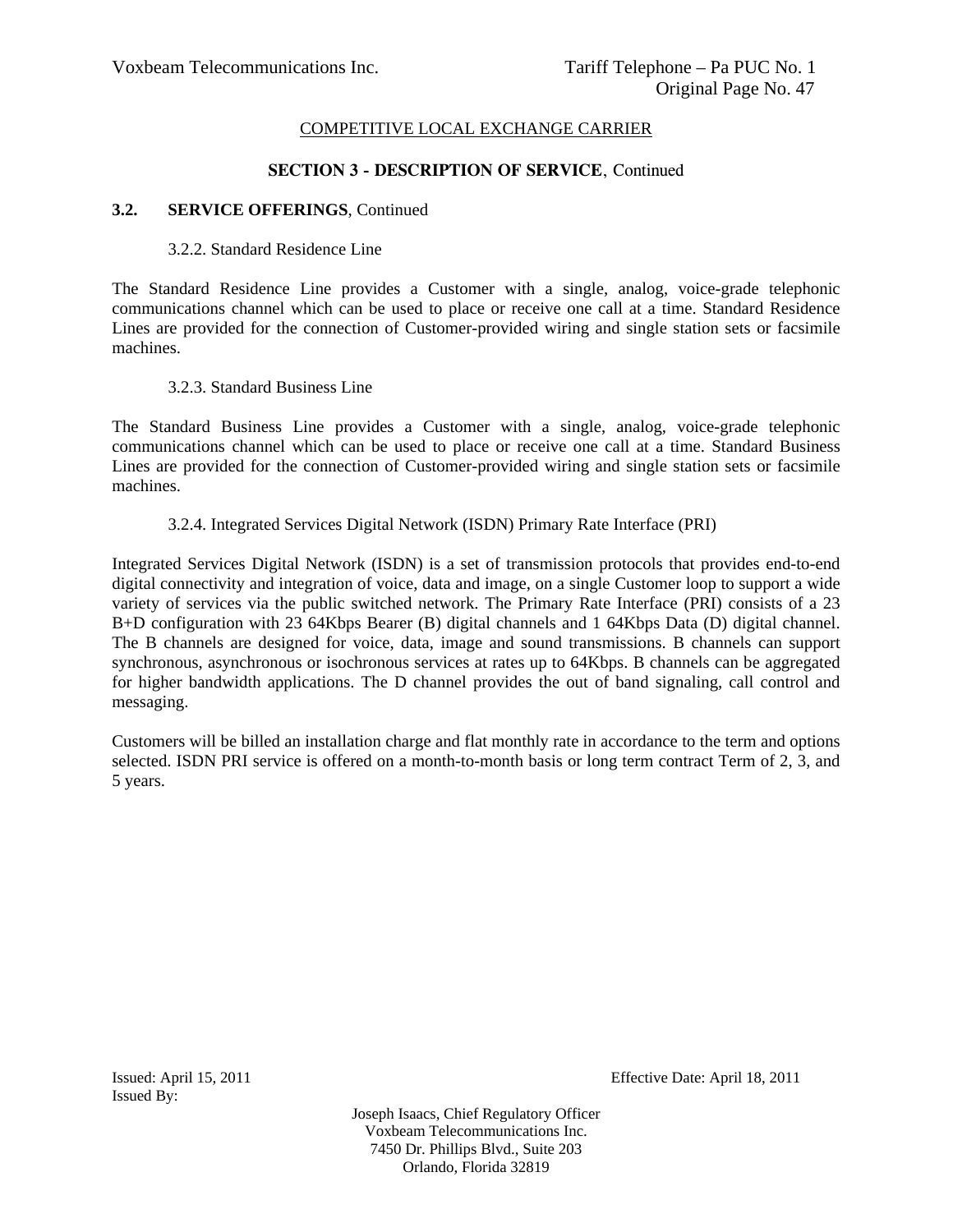COMPETITIVE LOCAL EXCHANGE CARRIER

## SECTION 3 - DESCRIPTION OF SERVICE, Continued

### 3.2. SERVICE OFFERINGS, Continued

#### 3.2.2. Standard Residence Line

The Standard Residence Line provides a Customer with a single, analog, voice-grade telephonic communications channel which can be used to place or receive one call at a time. Standard Residence Lines are provided for the connection of Customer-provided wiring and single station sets or facsimile machines.

#### 3.2.3. Standard Business Line

The Standard Business Line provides a Customer with a single, analog, voice-grade telephonic communications channel which can be used to place or receive one call at a time. Standard Business Lines are provided for the connection of Customer-provided wiring and single station sets or facsimile machines.

#### 3.2.4. Integrated Services Digital Network (ISDN) Primary Rate Interface (PRI)

Integrated Services Digital Network (ISDN) is a set of transmission protocols that provides end-to-end digital connectivity and integration of voice, data and image, on a single Customer loop to support a wide variety of services via the public switched network. The Primary Rate Interface (PRI) consists of a 23 B+D configuration with 23 64Kbps Bearer (B) digital channels and 1 64Kbps Data (D) digital channel. The B channels are designed for voice, data, image and sound transmissions. B channels can support synchronous, asynchronous or isochronous services at rates up to 64Kbps. B channels can be aggregated for higher bandwidth applications. The D channel provides the out of band signaling, call control and messaging.

Customers will be billed an installation charge and flat monthly rate in accordance to the term and options selected. ISDN PRI service is offered on a month-to-month basis or long term contract Term of 2, 3, and 5 years.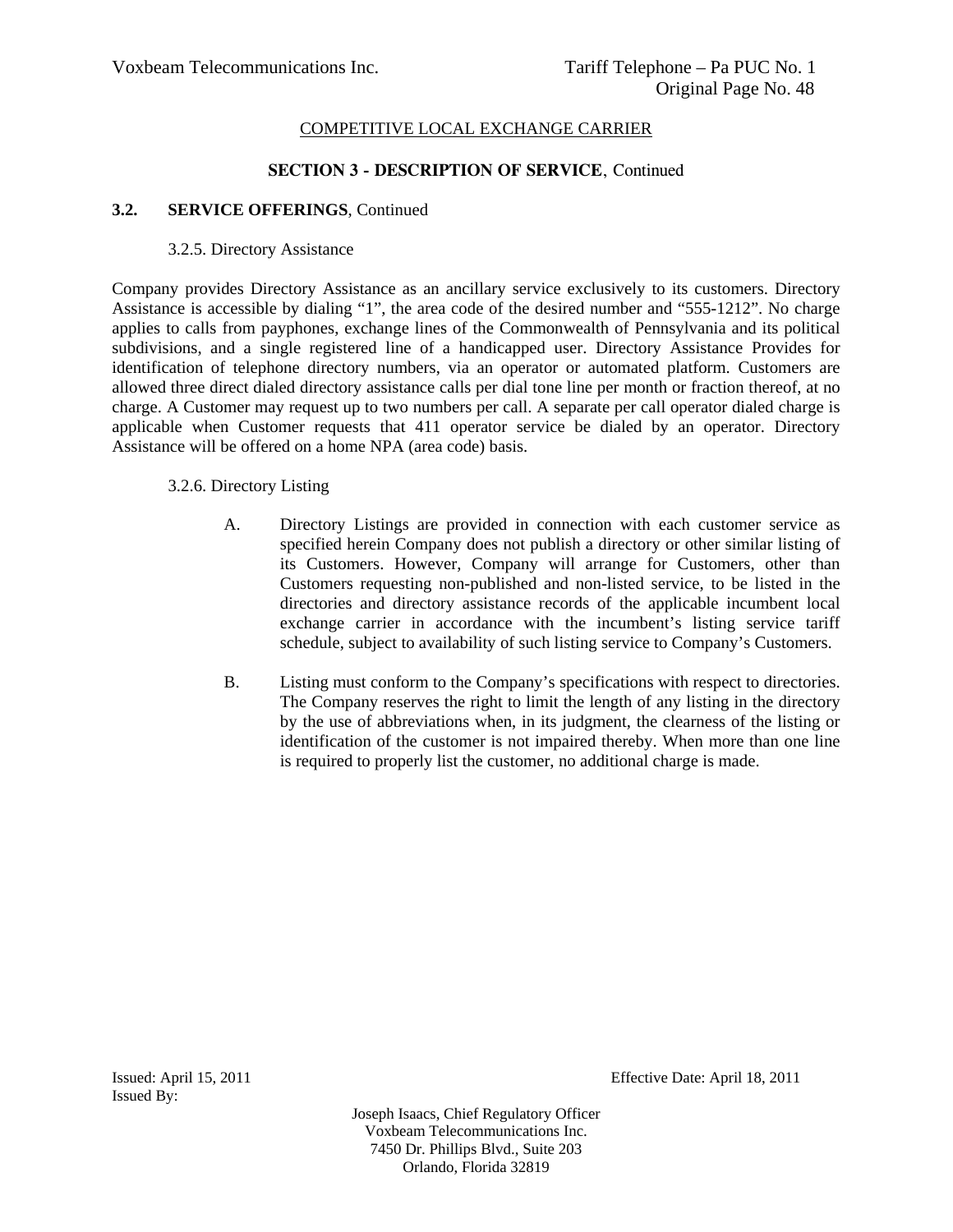COMPETITIVE LOCAL EXCHANGE CARRIER

**SECTION 3 - DESCRIPTION OF SERVICE**, Continued

**3.2. SERVICE OFFERINGS**, Continued

3.2.5. Directory Assistance

Company provides Directory Assistance as an ancillary service exclusively to its customers. Directory Assistance is accessible by dialing "1", the area code of the desired number and "555-1212". No charge applies to calls from payphones, exchange lines of the Commonwealth of Pennsylvania and its political subdivisions, and a single registered line of a handicapped user. Directory Assistance Provides for identification of telephone directory numbers, via an operator or automated platform. Customers are allowed three direct dialed directory assistance calls per dial tone line per month or fraction thereof, at no charge. A Customer may request up to two numbers per call. A separate per call operator dialed charge is applicable when Customer requests that 411 operator service be dialed by an operator. Directory Assistance will be offered on a home NPA (area code) basis.

3.2.6. Directory Listing

A. Directory Listings are provided in connection with each customer service as specified herein Company does not publish a directory or other similar listing of its Customers. However, Company will arrange for Customers, other than Customers requesting non-published and non-listed service, to be listed in the directories and directory assistance records of the applicable incumbent local exchange carrier in accordance with the incumbent's listing service tariff schedule, subject to availability of such listing service to Company's Customers.

B. Listing must conform to the Company's specifications with respect to directories. The Company reserves the right to limit the length of any listing in the directory by the use of abbreviations when, in its judgment, the clearness of the listing or identification of the customer is not impaired thereby. When more than one line is required to properly list the customer, no additional charge is made.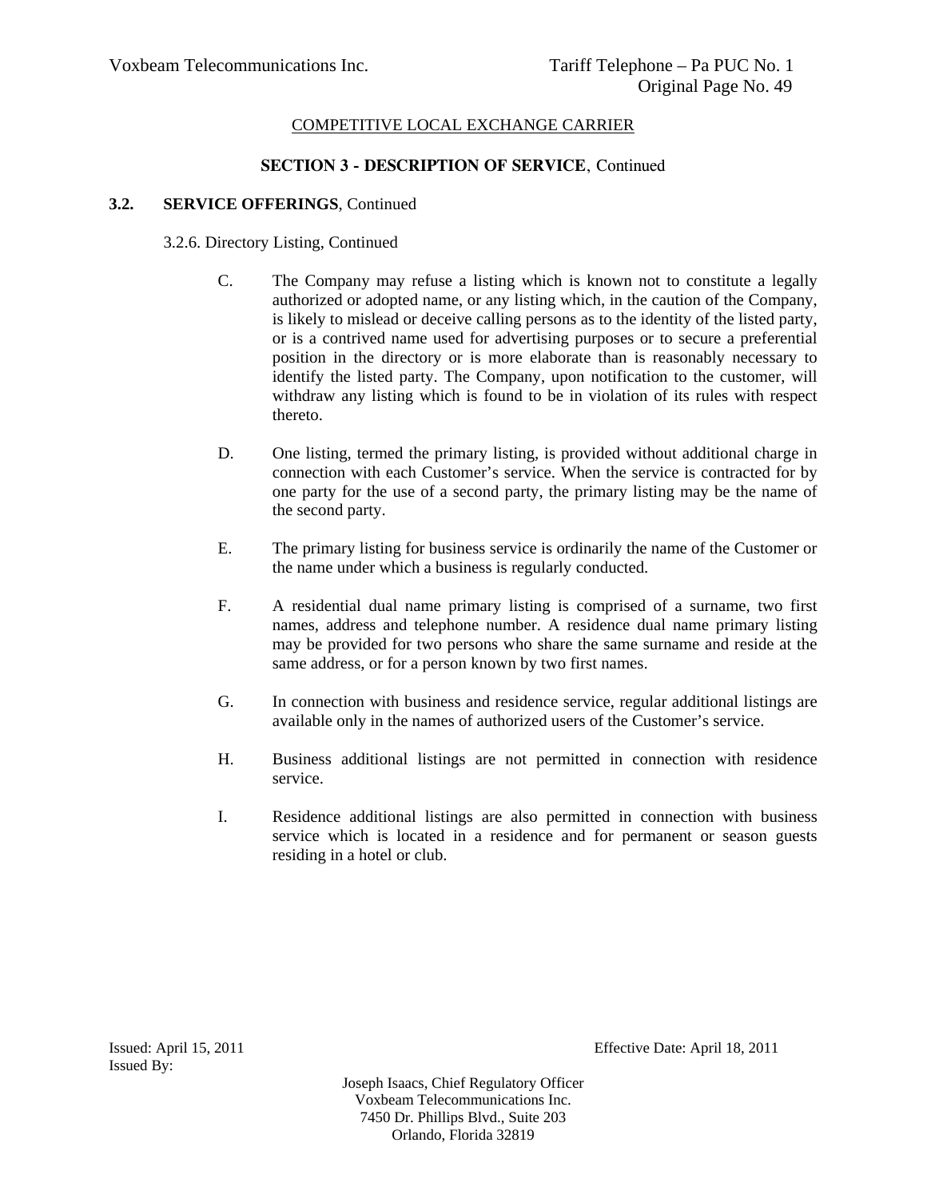COMPETITIVE LOCAL EXCHANGE CARRIER

## SECTION 3 - DESCRIPTION OF SERVICE, Continued

### 3.2. SERVICE OFFERINGS, Continued

3.2.6. Directory Listing, Continued

C. The Company may refuse a listing which is known not to constitute a legally authorized or adopted name, or any listing which, in the caution of the Company, is likely to mislead or deceive calling persons as to the identity of the listed party, or is a contrived name used for advertising purposes or to secure a preferential position in the directory or is more elaborate than is reasonably necessary to identify the listed party. The Company, upon notification to the customer, will withdraw any listing which is found to be in violation of its rules with respect thereto.

D. One listing, termed the primary listing, is provided without additional charge in connection with each Customer's service. When the service is contracted for by one party for the use of a second party, the primary listing may be the name of the second party.

E. The primary listing for business service is ordinarily the name of the Customer or the name under which a business is regularly conducted.

F. A residential dual name primary listing is comprised of a surname, two first names, address and telephone number. A residence dual name primary listing may be provided for two persons who share the same surname and reside at the same address, or for a person known by two first names.

G. In connection with business and residence service, regular additional listings are available only in the names of authorized users of the Customer's service.

H. Business additional listings are not permitted in connection with residence service.

I. Residence additional listings are also permitted in connection with business service which is located in a residence and for permanent or season guests residing in a hotel or club.

Issued: April 15, 2011
Issued By:

Effective Date: April 18, 2011

Joseph Isaacs, Chief Regulatory Officer
Voxbeam Telecommunications Inc.
7450 Dr. Phillips Blvd., Suite 203
Orlando, Florida 32819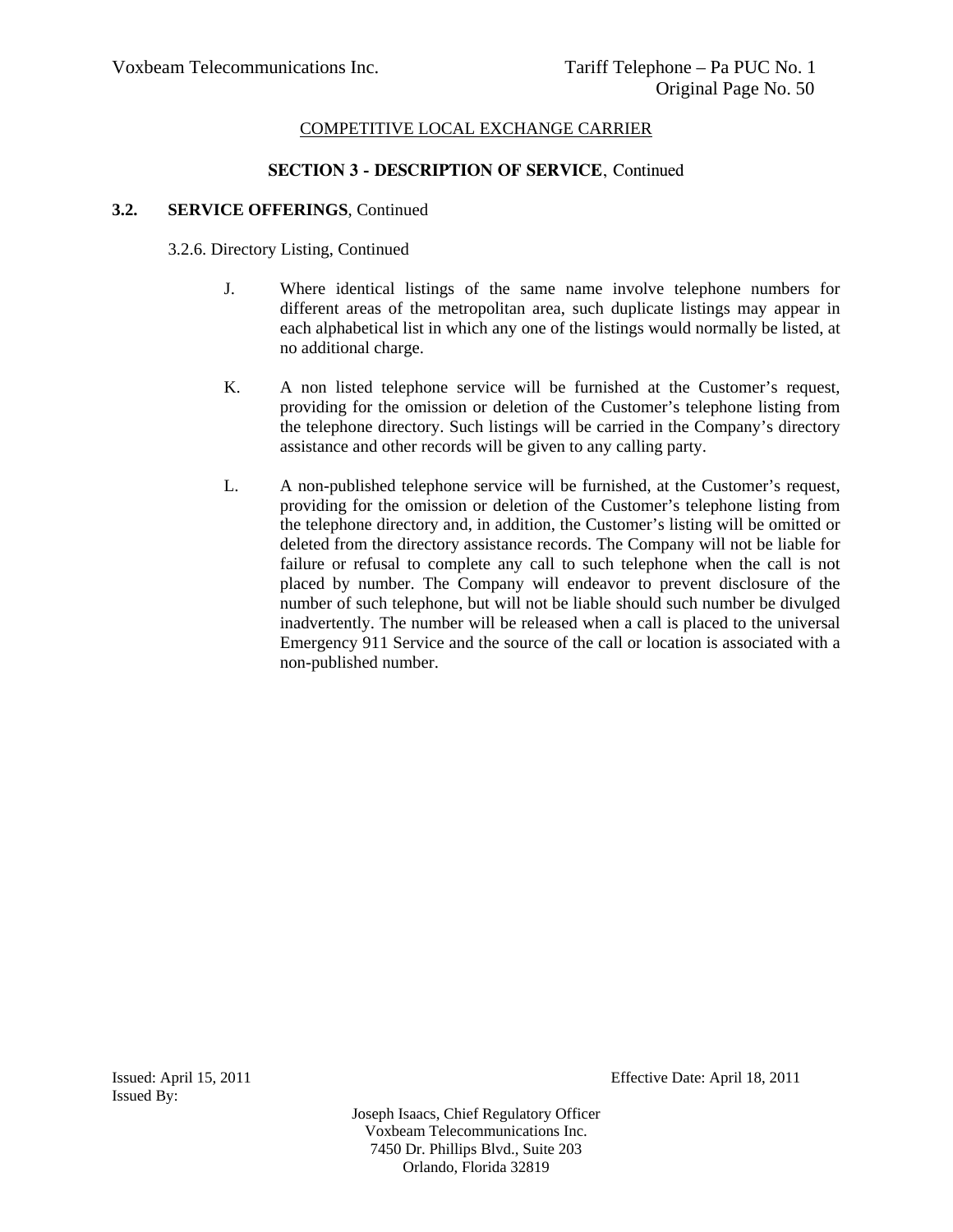COMPETITIVE LOCAL EXCHANGE CARRIER

**SECTION 3 - DESCRIPTION OF SERVICE**, Continued

**3.2. SERVICE OFFERINGS**, Continued

3.2.6. Directory Listing, Continued

J. Where identical listings of the same name involve telephone numbers for different areas of the metropolitan area, such duplicate listings may appear in each alphabetical list in which any one of the listings would normally be listed, at no additional charge.

K. A non listed telephone service will be furnished at the Customer's request, providing for the omission or deletion of the Customer's telephone listing from the telephone directory. Such listings will be carried in the Company's directory assistance and other records will be given to any calling party.

L. A non-published telephone service will be furnished, at the Customer's request, providing for the omission or deletion of the Customer's telephone listing from the telephone directory and, in addition, the Customer's listing will be omitted or deleted from the directory assistance records. The Company will not be liable for failure or refusal to complete any call to such telephone when the call is not placed by number. The Company will endeavor to prevent disclosure of the number of such telephone, but will not be liable should such number be divulged inadvertently. The number will be released when a call is placed to the universal Emergency 911 Service and the source of the call or location is associated with a non-published number.

Issued: April 15, 2011 Effective Date: April 18, 2011

Issued By:

Joseph Isaacs, Chief Regulatory Officer
Voxbeam Telecommunications Inc.
7450 Dr. Phillips Blvd., Suite 203
Orlando, Florida 32819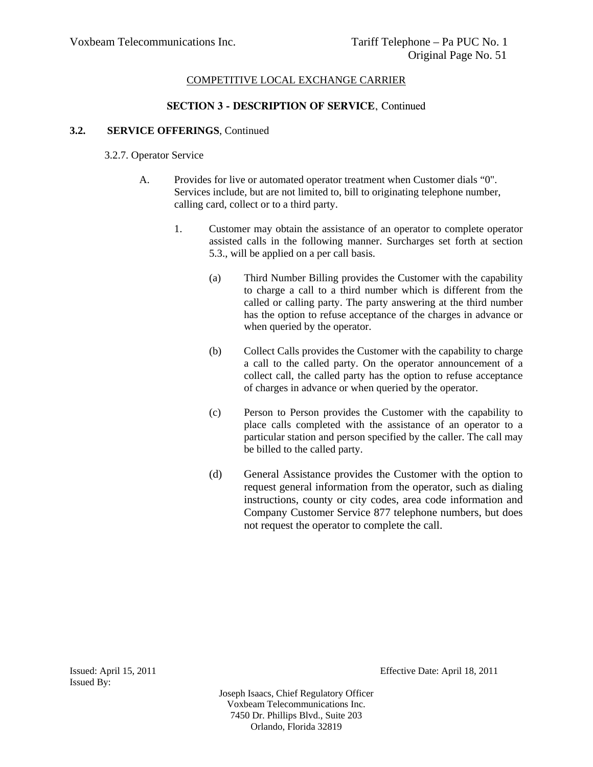COMPETITIVE LOCAL EXCHANGE CARRIER

## SECTION 3 - DESCRIPTION OF SERVICE, Continued

### 3.2. SERVICE OFFERINGS, Continued

3.2.7. Operator Service

A. Provides for live or automated operator treatment when Customer dials "0". Services include, but are not limited to, bill to originating telephone number, calling card, collect or to a third party.

1. Customer may obtain the assistance of an operator to complete operator assisted calls in the following manner. Surcharges set forth at section 5.3., will be applied on a per call basis.

(a) Third Number Billing provides the Customer with the capability to charge a call to a third number which is different from the called or calling party. The party answering at the third number has the option to refuse acceptance of the charges in advance or when queried by the operator.

(b) Collect Calls provides the Customer with the capability to charge a call to the called party. On the operator announcement of a collect call, the called party has the option to refuse acceptance of charges in advance or when queried by the operator.

(c) Person to Person provides the Customer with the capability to place calls completed with the assistance of an operator to a particular station and person specified by the caller. The call may be billed to the called party.

(d) General Assistance provides the Customer with the option to request general information from the operator, such as dialing instructions, county or city codes, area code information and Company Customer Service 877 telephone numbers, but does not request the operator to complete the call.

Issued: April 15, 2011 Effective Date: April 18, 2011
Issued By:

Joseph Isaacs, Chief Regulatory Officer
Voxbeam Telecommunications Inc.
7450 Dr. Phillips Blvd., Suite 203
Orlando, Florida 32819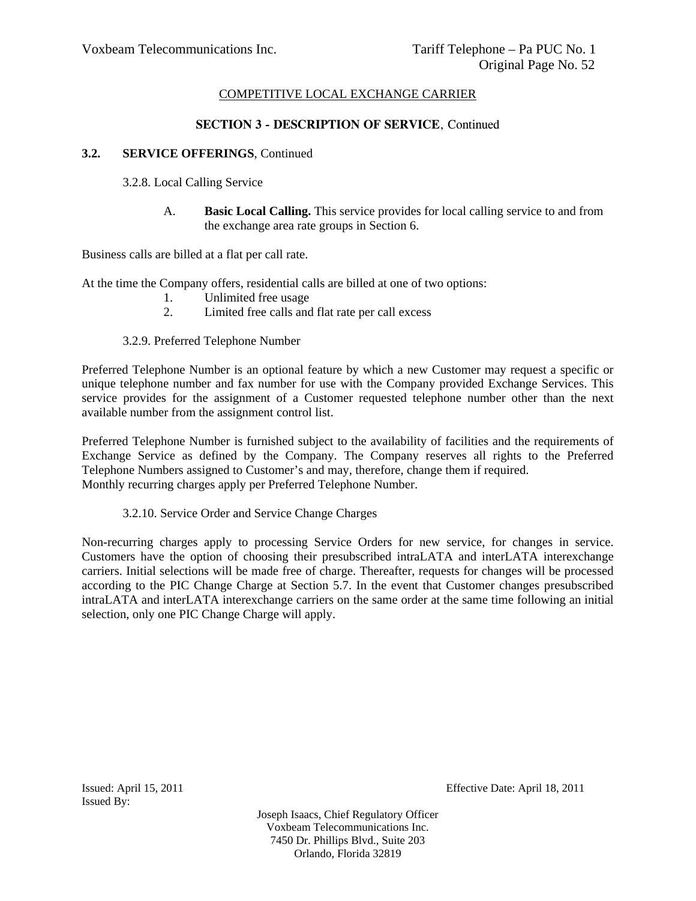COMPETITIVE LOCAL EXCHANGE CARRIER

## SECTION 3 - DESCRIPTION OF SERVICE, Continued

### 3.2. SERVICE OFFERINGS, Continued

3.2.8. Local Calling Service

A. **Basic Local Calling.** This service provides for local calling service to and from the exchange area rate groups in Section 6.

Business calls are billed at a flat per call rate.

At the time the Company offers, residential calls are billed at one of two options:

1. Unlimited free usage
2. Limited free calls and flat rate per call excess

3.2.9. Preferred Telephone Number

Preferred Telephone Number is an optional feature by which a new Customer may request a specific or unique telephone number and fax number for use with the Company provided Exchange Services. This service provides for the assignment of a Customer requested telephone number other than the next available number from the assignment control list.

Preferred Telephone Number is furnished subject to the availability of facilities and the requirements of Exchange Service as defined by the Company. The Company reserves all rights to the Preferred Telephone Numbers assigned to Customer's and may, therefore, change them if required.
Monthly recurring charges apply per Preferred Telephone Number.

3.2.10. Service Order and Service Change Charges

Non-recurring charges apply to processing Service Orders for new service, for changes in service. Customers have the option of choosing their presubscribed intraLATA and interLATA interexchange carriers. Initial selections will be made free of charge. Thereafter, requests for changes will be processed according to the PIC Change Charge at Section 5.7. In the event that Customer changes presubscribed intraLATA and interLATA interexchange carriers on the same order at the same time following an initial selection, only one PIC Change Charge will apply.

Issued: April 15, 2011 Effective Date: April 18, 2011
Issued By:

Joseph Isaacs, Chief Regulatory Officer
Voxbeam Telecommunications Inc.
7450 Dr. Phillips Blvd., Suite 203
Orlando, Florida 32819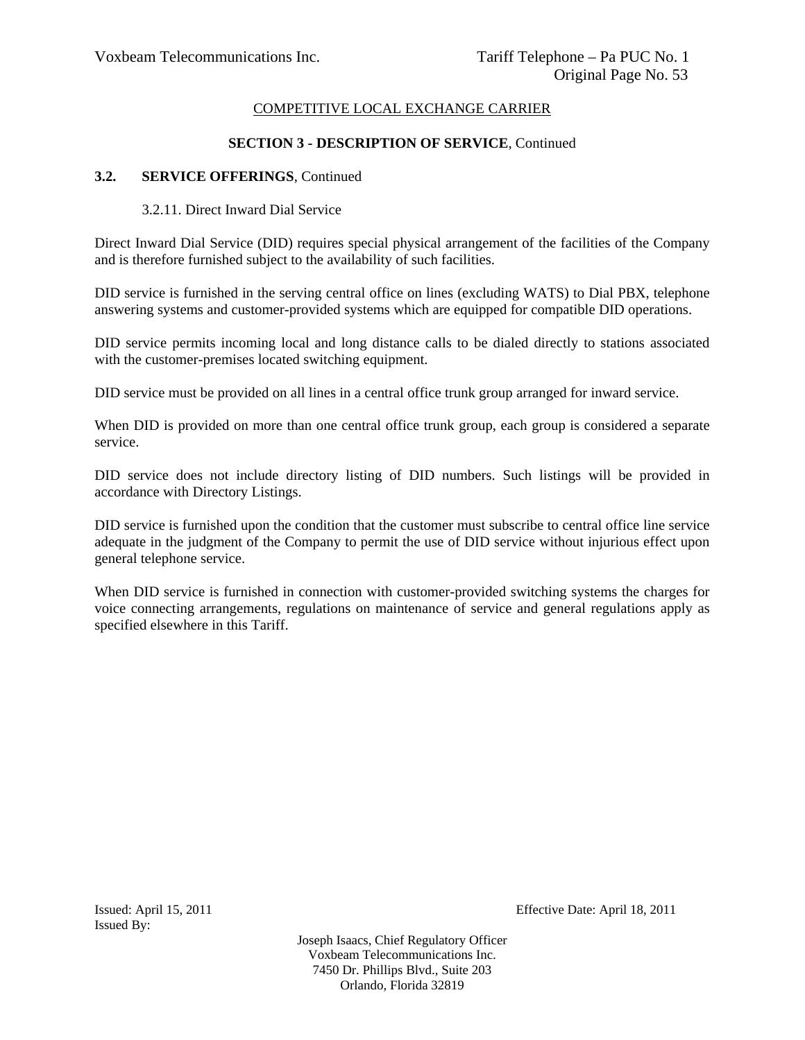COMPETITIVE LOCAL EXCHANGE CARRIER

## SECTION 3 - DESCRIPTION OF SERVICE, Continued

### 3.2. SERVICE OFFERINGS, Continued

#### 3.2.11. Direct Inward Dial Service

Direct Inward Dial Service (DID) requires special physical arrangement of the facilities of the Company and is therefore furnished subject to the availability of such facilities.

DID service is furnished in the serving central office on lines (excluding WATS) to Dial PBX, telephone answering systems and customer-provided systems which are equipped for compatible DID operations.

DID service permits incoming local and long distance calls to be dialed directly to stations associated with the customer-premises located switching equipment.

DID service must be provided on all lines in a central office trunk group arranged for inward service.

When DID is provided on more than one central office trunk group, each group is considered a separate service.

DID service does not include directory listing of DID numbers. Such listings will be provided in accordance with Directory Listings.

DID service is furnished upon the condition that the customer must subscribe to central office line service adequate in the judgment of the Company to permit the use of DID service without injurious effect upon general telephone service.

When DID service is furnished in connection with customer-provided switching systems the charges for voice connecting arrangements, regulations on maintenance of service and general regulations apply as specified elsewhere in this Tariff.

Issued: April 15, 2011

Effective Date: April 18, 2011

Issued By:

Joseph Isaacs, Chief Regulatory Officer
Voxbeam Telecommunications Inc.
7450 Dr. Phillips Blvd., Suite 203
Orlando, Florida 32819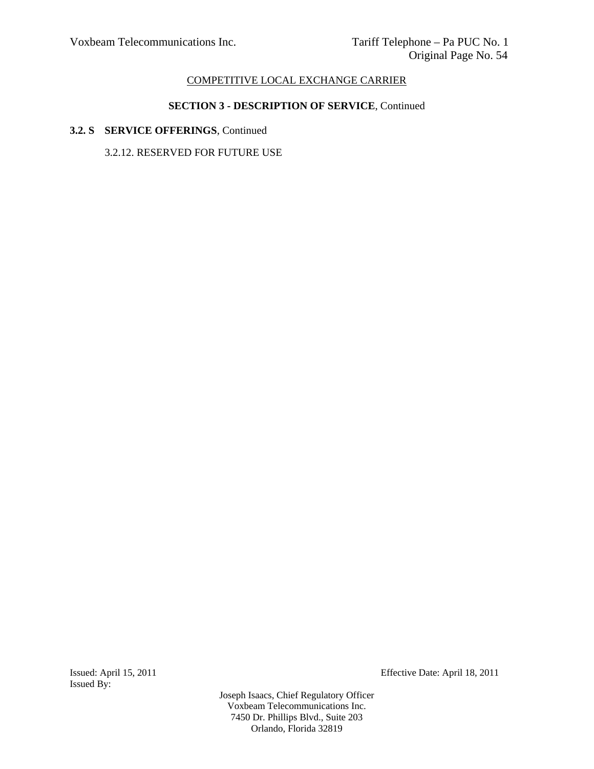COMPETITIVE LOCAL EXCHANGE CARRIER

**SECTION 3 - DESCRIPTION OF SERVICE**, Continued

**3.2. S SERVICE OFFERINGS**, Continued

3.2.12. RESERVED FOR FUTURE USE

Issued: April 15, 2011

Effective Date: April 18, 2011

Issued By:

Joseph Isaacs, Chief Regulatory Officer
Voxbeam Telecommunications Inc.
7450 Dr. Phillips Blvd., Suite 203
Orlando, Florida 32819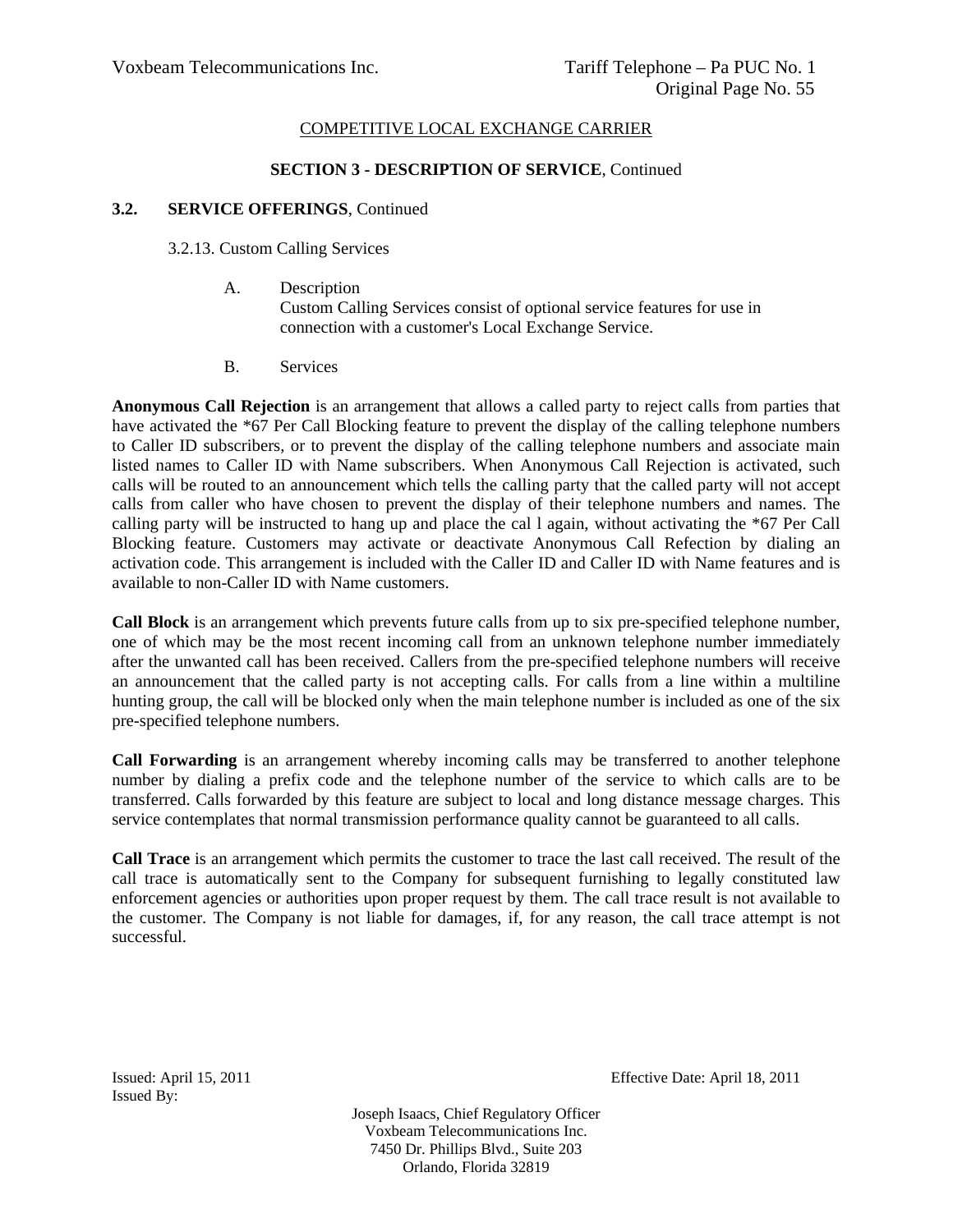COMPETITIVE LOCAL EXCHANGE CARRIER

**SECTION 3 - DESCRIPTION OF SERVICE**, Continued

**3.2. SERVICE OFFERINGS**, Continued

3.2.13. Custom Calling Services

A. Description
Custom Calling Services consist of optional service features for use in connection with a customer's Local Exchange Service.

B. Services

**Anonymous Call Rejection** is an arrangement that allows a called party to reject calls from parties that have activated the *67 Per Call Blocking feature to prevent the display of the calling telephone numbers to Caller ID subscribers, or to prevent the display of the calling telephone numbers and associate main listed names to Caller ID with Name subscribers. When Anonymous Call Rejection is activated, such calls will be routed to an announcement which tells the calling party that the called party will not accept calls from caller who have chosen to prevent the display of their telephone numbers and names. The calling party will be instructed to hang up and place the cal l again, without activating the *67 Per Call Blocking feature. Customers may activate or deactivate Anonymous Call Refection by dialing an activation code. This arrangement is included with the Caller ID and Caller ID with Name features and is available to non-Caller ID with Name customers.

**Call Block** is an arrangement which prevents future calls from up to six pre-specified telephone number, one of which may be the most recent incoming call from an unknown telephone number immediately after the unwanted call has been received. Callers from the pre-specified telephone numbers will receive an announcement that the called party is not accepting calls. For calls from a line within a multiline hunting group, the call will be blocked only when the main telephone number is included as one of the six pre-specified telephone numbers.

**Call Forwarding** is an arrangement whereby incoming calls may be transferred to another telephone number by dialing a prefix code and the telephone number of the service to which calls are to be transferred. Calls forwarded by this feature are subject to local and long distance message charges. This service contemplates that normal transmission performance quality cannot be guaranteed to all calls.

**Call Trace** is an arrangement which permits the customer to trace the last call received. The result of the call trace is automatically sent to the Company for subsequent furnishing to legally constituted law enforcement agencies or authorities upon proper request by them. The call trace result is not available to the customer. The Company is not liable for damages, if, for any reason, the call trace attempt is not successful.

Issued: April 15, 2011
Effective Date: April 18, 2011
Issued By:

Joseph Isaacs, Chief Regulatory Officer
Voxbeam Telecommunications Inc.
7450 Dr. Phillips Blvd., Suite 203
Orlando, Florida 32819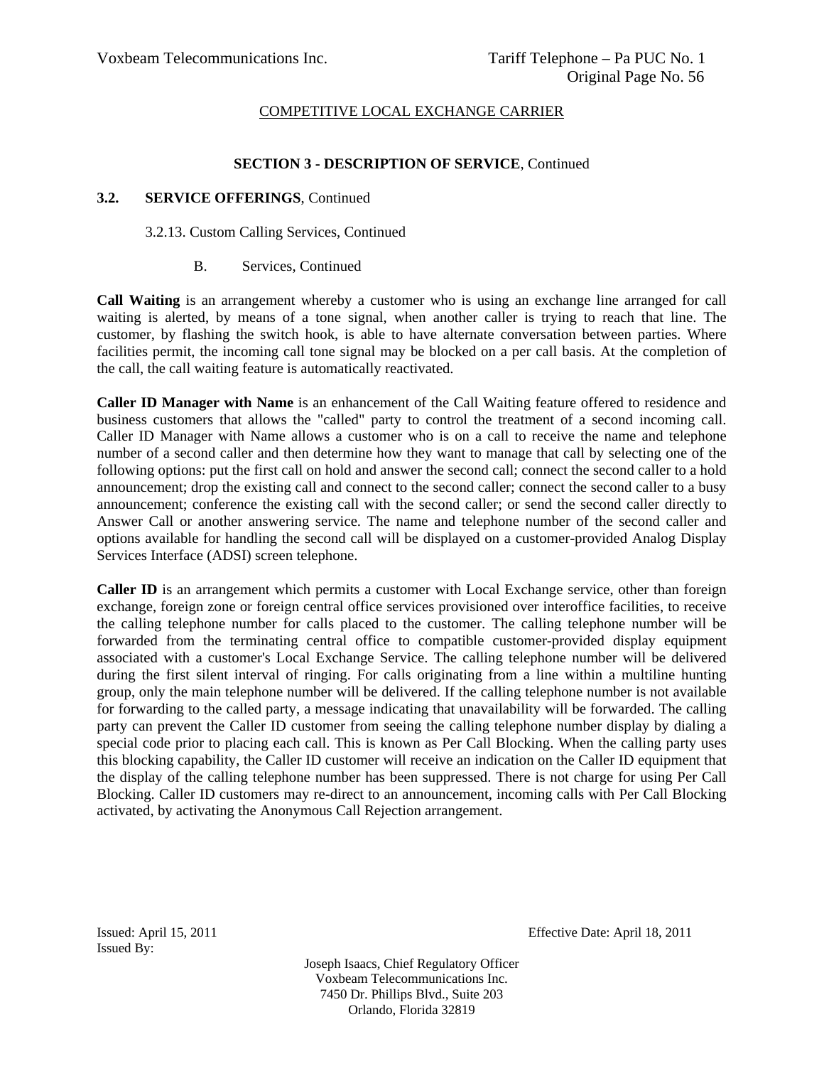COMPETITIVE LOCAL EXCHANGE CARRIER

## SECTION 3 - DESCRIPTION OF SERVICE, Continued

### 3.2. SERVICE OFFERINGS, Continued

3.2.13. Custom Calling Services, Continued

B. Services, Continued

**Call Waiting** is an arrangement whereby a customer who is using an exchange line arranged for call waiting is alerted, by means of a tone signal, when another caller is trying to reach that line. The customer, by flashing the switch hook, is able to have alternate conversation between parties. Where facilities permit, the incoming call tone signal may be blocked on a per call basis. At the completion of the call, the call waiting feature is automatically reactivated.

**Caller ID Manager with Name** is an enhancement of the Call Waiting feature offered to residence and business customers that allows the "called" party to control the treatment of a second incoming call. Caller ID Manager with Name allows a customer who is on a call to receive the name and telephone number of a second caller and then determine how they want to manage that call by selecting one of the following options: put the first call on hold and answer the second call; connect the second caller to a hold announcement; drop the existing call and connect to the second caller; connect the second caller to a busy announcement; conference the existing call with the second caller; or send the second caller directly to Answer Call or another answering service. The name and telephone number of the second caller and options available for handling the second call will be displayed on a customer-provided Analog Display Services Interface (ADSI) screen telephone.

**Caller ID** is an arrangement which permits a customer with Local Exchange service, other than foreign exchange, foreign zone or foreign central office services provisioned over interoffice facilities, to receive the calling telephone number for calls placed to the customer. The calling telephone number will be forwarded from the terminating central office to compatible customer-provided display equipment associated with a customer's Local Exchange Service. The calling telephone number will be delivered during the first silent interval of ringing. For calls originating from a line within a multiline hunting group, only the main telephone number will be delivered. If the calling telephone number is not available for forwarding to the called party, a message indicating that unavailability will be forwarded. The calling party can prevent the Caller ID customer from seeing the calling telephone number display by dialing a special code prior to placing each call. This is known as Per Call Blocking. When the calling party uses this blocking capability, the Caller ID customer will receive an indication on the Caller ID equipment that the display of the calling telephone number has been suppressed. There is not charge for using Per Call Blocking. Caller ID customers may re-direct to an announcement, incoming calls with Per Call Blocking activated, by activating the Anonymous Call Rejection arrangement.

Issued: April 15, 2011 Effective Date: April 18, 2011

Issued By:

Joseph Isaacs, Chief Regulatory Officer
Voxbeam Telecommunications Inc.
7450 Dr. Phillips Blvd., Suite 203
Orlando, Florida 32819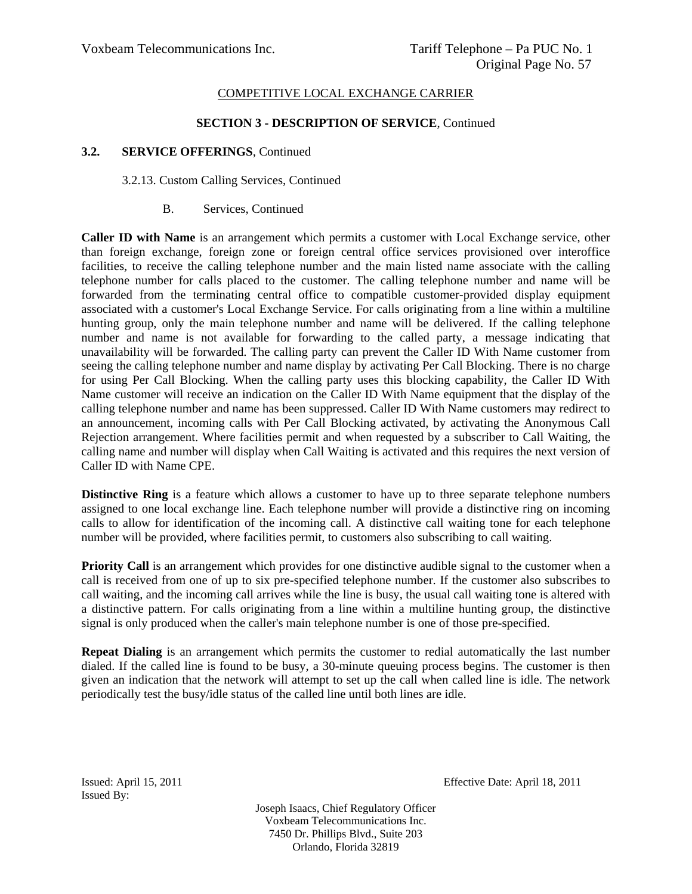COMPETITIVE LOCAL EXCHANGE CARRIER

**SECTION 3 - DESCRIPTION OF SERVICE**, Continued

**3.2. SERVICE OFFERINGS**, Continued

3.2.13. Custom Calling Services, Continued

B. Services, Continued

**Caller ID with Name** is an arrangement which permits a customer with Local Exchange service, other than foreign exchange, foreign zone or foreign central office services provisioned over interoffice facilities, to receive the calling telephone number and the main listed name associate with the calling telephone number for calls placed to the customer. The calling telephone number and name will be forwarded from the terminating central office to compatible customer-provided display equipment associated with a customer's Local Exchange Service. For calls originating from a line within a multiline hunting group, only the main telephone number and name will be delivered. If the calling telephone number and name is not available for forwarding to the called party, a message indicating that unavailability will be forwarded. The calling party can prevent the Caller ID With Name customer from seeing the calling telephone number and name display by activating Per Call Blocking. There is no charge for using Per Call Blocking. When the calling party uses this blocking capability, the Caller ID With Name customer will receive an indication on the Caller ID With Name equipment that the display of the calling telephone number and name has been suppressed. Caller ID With Name customers may redirect to an announcement, incoming calls with Per Call Blocking activated, by activating the Anonymous Call Rejection arrangement. Where facilities permit and when requested by a subscriber to Call Waiting, the calling name and number will display when Call Waiting is activated and this requires the next version of Caller ID with Name CPE.

**Distinctive Ring** is a feature which allows a customer to have up to three separate telephone numbers assigned to one local exchange line. Each telephone number will provide a distinctive ring on incoming calls to allow for identification of the incoming call. A distinctive call waiting tone for each telephone number will be provided, where facilities permit, to customers also subscribing to call waiting.

**Priority Call** is an arrangement which provides for one distinctive audible signal to the customer when a call is received from one of up to six pre-specified telephone number. If the customer also subscribes to call waiting, and the incoming call arrives while the line is busy, the usual call waiting tone is altered with a distinctive pattern. For calls originating from a line within a multiline hunting group, the distinctive signal is only produced when the caller's main telephone number is one of those pre-specified.

**Repeat Dialing** is an arrangement which permits the customer to redial automatically the last number dialed. If the called line is found to be busy, a 30-minute queuing process begins. The customer is then given an indication that the network will attempt to set up the call when called line is idle. The network periodically test the busy/idle status of the called line until both lines are idle.

Issued: April 15, 2011 Effective Date: April 18, 2011

Issued By:

Joseph Isaacs, Chief Regulatory Officer
Voxbeam Telecommunications Inc.
7450 Dr. Phillips Blvd., Suite 203
Orlando, Florida 32819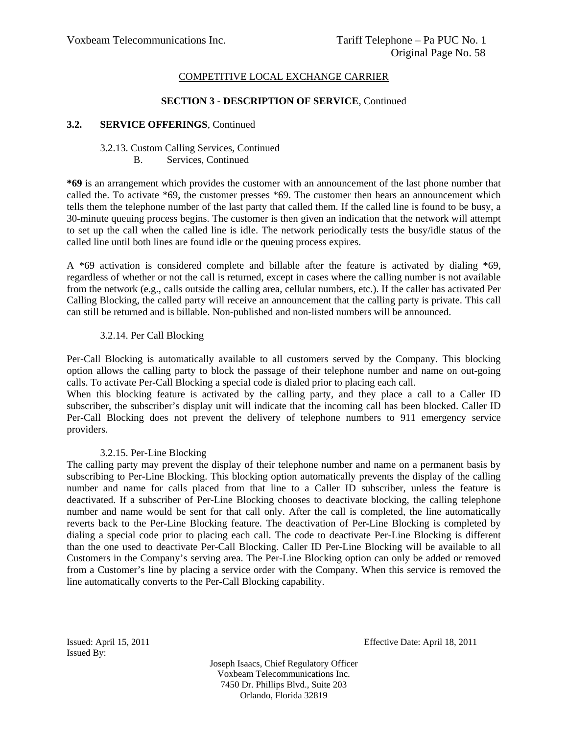COMPETITIVE LOCAL EXCHANGE CARRIER

## SECTION 3 - DESCRIPTION OF SERVICE, Continued

### 3.2. SERVICE OFFERINGS, Continued

3.2.13. Custom Calling Services, Continued

B. Services, Continued

**\*69** is an arrangement which provides the customer with an announcement of the last phone number that called the. To activate *69, the customer presses *69. The customer then hears an announcement which tells them the telephone number of the last party that called them. If the called line is found to be busy, a 30-minute queuing process begins. The customer is then given an indication that the network will attempt to set up the call when the called line is idle. The network periodically tests the busy/idle status of the called line until both lines are found idle or the queuing process expires.

A *69 activation is considered complete and billable after the feature is activated by dialing *69, regardless of whether or not the call is returned, except in cases where the calling number is not available from the network (e.g., calls outside the calling area, cellular numbers, etc.). If the caller has activated Per Calling Blocking, the called party will receive an announcement that the calling party is private. This call can still be returned and is billable. Non-published and non-listed numbers will be announced.

3.2.14. Per Call Blocking

Per-Call Blocking is automatically available to all customers served by the Company. This blocking option allows the calling party to block the passage of their telephone number and name on out-going calls. To activate Per-Call Blocking a special code is dialed prior to placing each call.
When this blocking feature is activated by the calling party, and they place a call to a Caller ID subscriber, the subscriber's display unit will indicate that the incoming call has been blocked. Caller ID Per-Call Blocking does not prevent the delivery of telephone numbers to 911 emergency service providers.

3.2.15. Per-Line Blocking

The calling party may prevent the display of their telephone number and name on a permanent basis by subscribing to Per-Line Blocking. This blocking option automatically prevents the display of the calling number and name for calls placed from that line to a Caller ID subscriber, unless the feature is deactivated. If a subscriber of Per-Line Blocking chooses to deactivate blocking, the calling telephone number and name would be sent for that call only. After the call is completed, the line automatically reverts back to the Per-Line Blocking feature. The deactivation of Per-Line Blocking is completed by dialing a special code prior to placing each call. The code to deactivate Per-Line Blocking is different than the one used to deactivate Per-Call Blocking. Caller ID Per-Line Blocking will be available to all Customers in the Company's serving area. The Per-Line Blocking option can only be added or removed from a Customer's line by placing a service order with the Company. When this service is removed the line automatically converts to the Per-Call Blocking capability.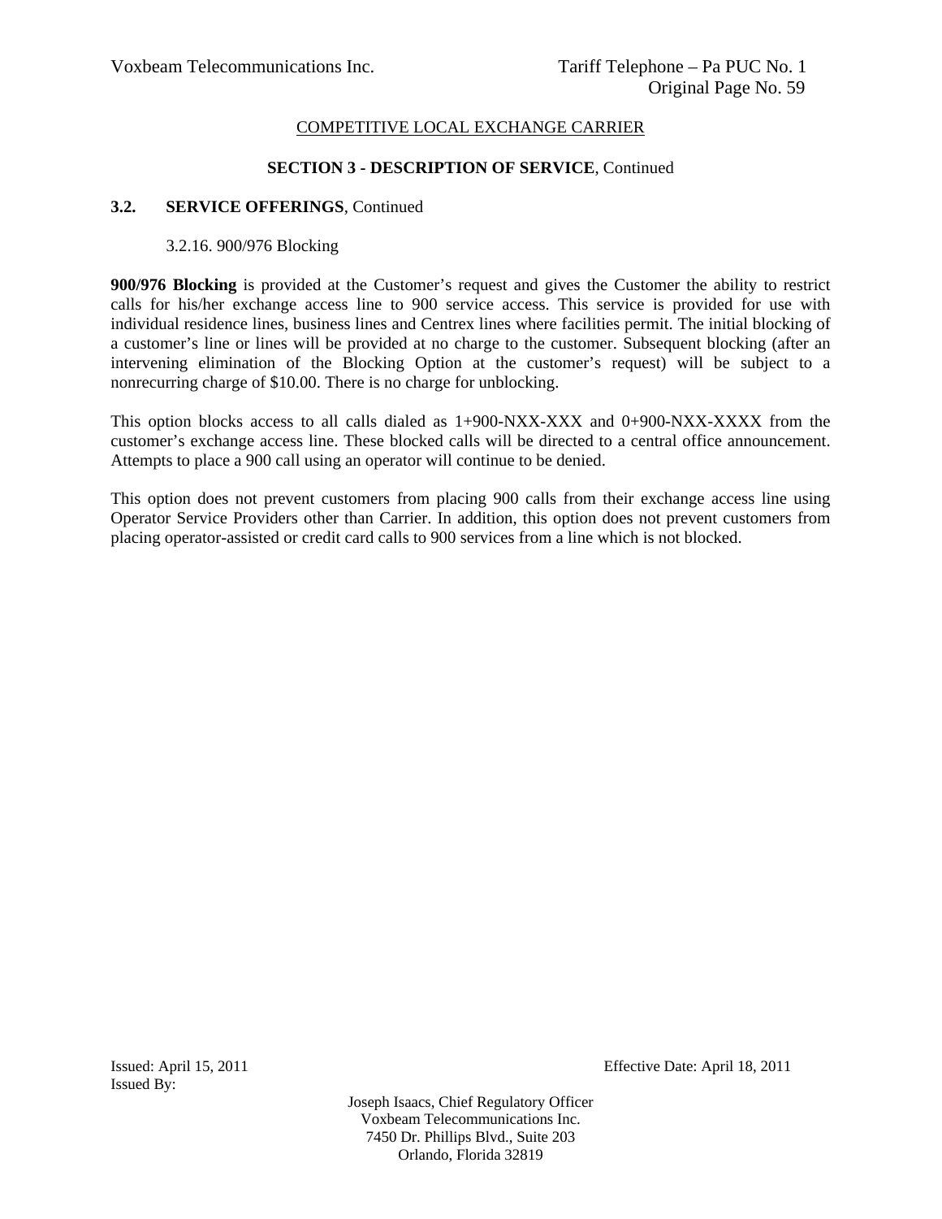COMPETITIVE LOCAL EXCHANGE CARRIER

**SECTION 3 - DESCRIPTION OF SERVICE**, Continued

**3.2. SERVICE OFFERINGS**, Continued

3.2.16. 900/976 Blocking

**900/976 Blocking** is provided at the Customer's request and gives the Customer the ability to restrict calls for his/her exchange access line to 900 service access. This service is provided for use with individual residence lines, business lines and Centrex lines where facilities permit. The initial blocking of a customer's line or lines will be provided at no charge to the customer. Subsequent blocking (after an intervening elimination of the Blocking Option at the customer's request) will be subject to a nonrecurring charge of $10.00. There is no charge for unblocking.

This option blocks access to all calls dialed as 1+900-NXX-XXX and 0+900-NXX-XXXX from the customer's exchange access line. These blocked calls will be directed to a central office announcement. Attempts to place a 900 call using an operator will continue to be denied.

This option does not prevent customers from placing 900 calls from their exchange access line using Operator Service Providers other than Carrier. In addition, this option does not prevent customers from placing operator-assisted or credit card calls to 900 services from a line which is not blocked.

Issued: April 15, 2011

Effective Date: April 18, 2011

Issued By:

Joseph Isaacs, Chief Regulatory Officer
Voxbeam Telecommunications Inc.
7450 Dr. Phillips Blvd., Suite 203
Orlando, Florida 32819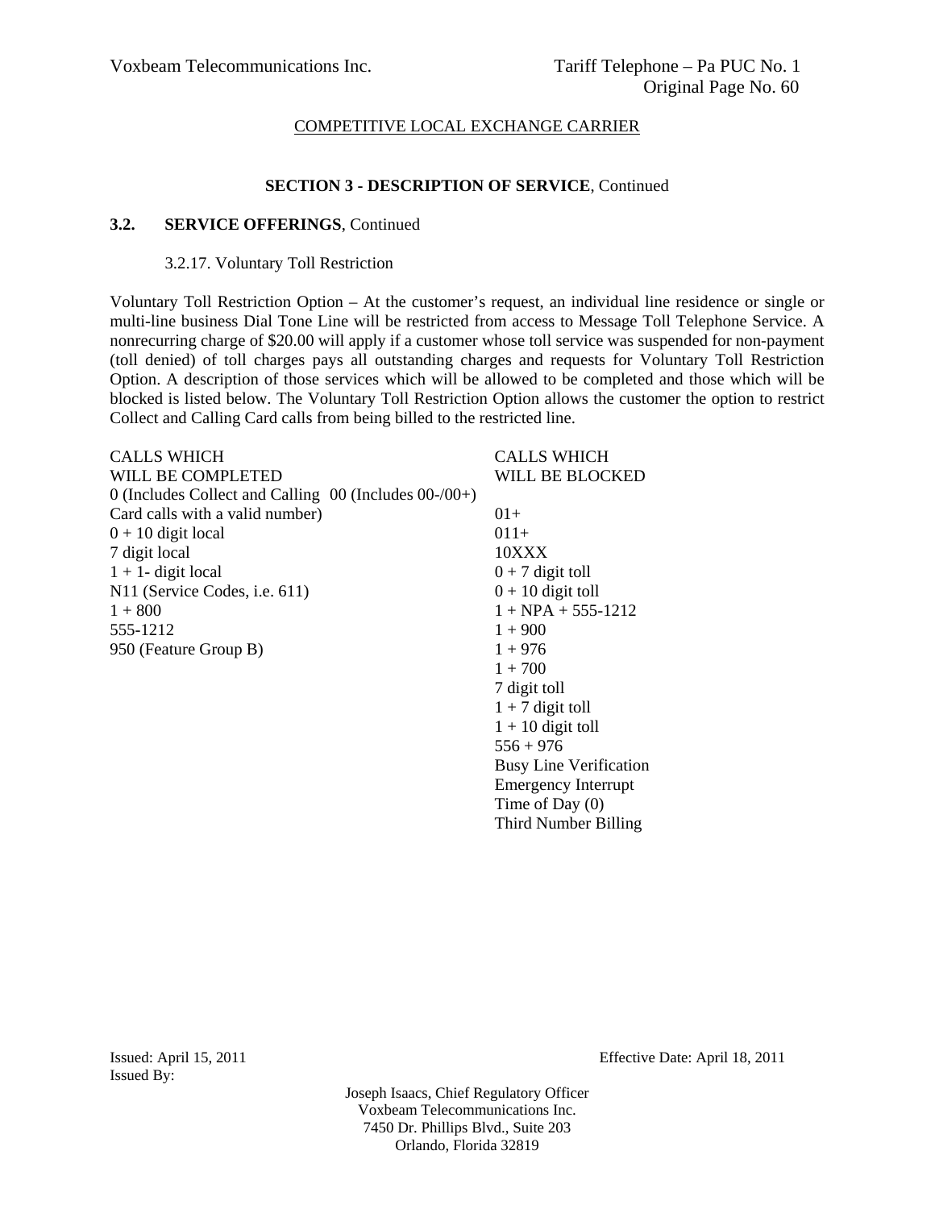COMPETITIVE LOCAL EXCHANGE CARRIER

**SECTION 3 - DESCRIPTION OF SERVICE**, Continued

**3.2. SERVICE OFFERINGS**, Continued

3.2.17. Voluntary Toll Restriction

Voluntary Toll Restriction Option – At the customer's request, an individual line residence or single or multi-line business Dial Tone Line will be restricted from access to Message Toll Telephone Service. A nonrecurring charge of $20.00 will apply if a customer whose toll service was suspended for non-payment (toll denied) of toll charges pays all outstanding charges and requests for Voluntary Toll Restriction Option. A description of those services which will be allowed to be completed and those which will be blocked is listed below. The Voluntary Toll Restriction Option allows the customer the option to restrict Collect and Calling Card calls from being billed to the restricted line.

| CALLS WHICH WILL BE COMPLETED | CALLS WHICH WILL BE BLOCKED |
|---|---|
| 0 (Includes Collect and Calling Card calls with a valid number) | 00 (Includes 00-/00+) |
| | 01+ |
| 0 + 10 digit local | 011+ |
| 7 digit local | 10XXX |
| 1 + 1- digit local | 0 + 7 digit toll |
| N11 (Service Codes, i.e. 611) | 0 + 10 digit toll |
| 1 + 800 | 1 + NPA + 555-1212 |
| 555-1212 | 1 + 900 |
| 950 (Feature Group B) | 1 + 976 |
| | 1 + 700 |
| | 7 digit toll |
| | 1 + 7 digit toll |
| | 1 + 10 digit toll |
| | 556 + 976 |
| | Busy Line Verification |
| | Emergency Interrupt |
| | Time of Day (0) |
| | Third Number Billing |

Issued: April 15, 2011

Effective Date: April 18, 2011

Issued By:

Joseph Isaacs, Chief Regulatory Officer
Voxbeam Telecommunications Inc.
7450 Dr. Phillips Blvd., Suite 203
Orlando, Florida 32819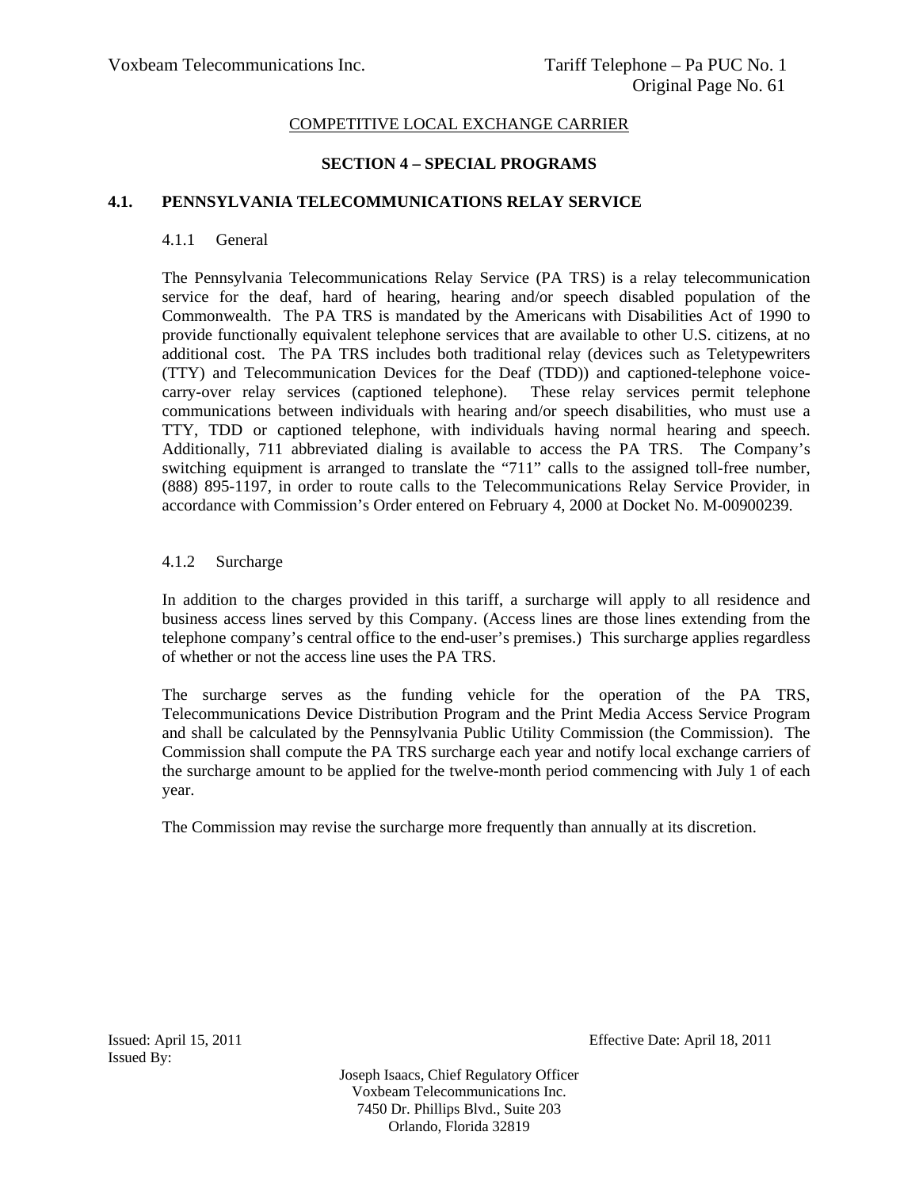COMPETITIVE LOCAL EXCHANGE CARRIER

## SECTION 4 – SPECIAL PROGRAMS

### 4.1. PENNSYLVANIA TELECOMMUNICATIONS RELAY SERVICE

#### 4.1.1 General

The Pennsylvania Telecommunications Relay Service (PA TRS) is a relay telecommunication service for the deaf, hard of hearing, hearing and/or speech disabled population of the Commonwealth. The PA TRS is mandated by the Americans with Disabilities Act of 1990 to provide functionally equivalent telephone services that are available to other U.S. citizens, at no additional cost. The PA TRS includes both traditional relay (devices such as Teletypewriters (TTY) and Telecommunication Devices for the Deaf (TDD)) and captioned-telephone voice-carry-over relay services (captioned telephone). These relay services permit telephone communications between individuals with hearing and/or speech disabilities, who must use a TTY, TDD or captioned telephone, with individuals having normal hearing and speech. Additionally, 711 abbreviated dialing is available to access the PA TRS. The Company's switching equipment is arranged to translate the "711" calls to the assigned toll-free number, (888) 895-1197, in order to route calls to the Telecommunications Relay Service Provider, in accordance with Commission's Order entered on February 4, 2000 at Docket No. M-00900239.

#### 4.1.2 Surcharge

In addition to the charges provided in this tariff, a surcharge will apply to all residence and business access lines served by this Company. (Access lines are those lines extending from the telephone company's central office to the end-user's premises.) This surcharge applies regardless of whether or not the access line uses the PA TRS.

The surcharge serves as the funding vehicle for the operation of the PA TRS, Telecommunications Device Distribution Program and the Print Media Access Service Program and shall be calculated by the Pennsylvania Public Utility Commission (the Commission). The Commission shall compute the PA TRS surcharge each year and notify local exchange carriers of the surcharge amount to be applied for the twelve-month period commencing with July 1 of each year.

The Commission may revise the surcharge more frequently than annually at its discretion.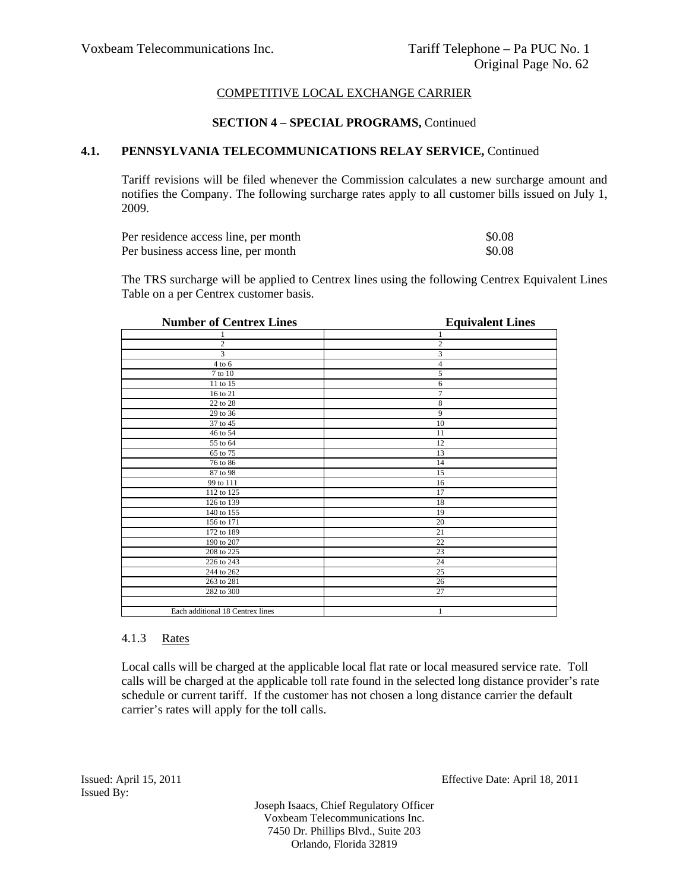COMPETITIVE LOCAL EXCHANGE CARRIER

**SECTION 4 – SPECIAL PROGRAMS,** Continued

## 4.1. PENNSYLVANIA TELECOMMUNICATIONS RELAY SERVICE, Continued

Tariff revisions will be filed whenever the Commission calculates a new surcharge amount and notifies the Company. The following surcharge rates apply to all customer bills issued on July 1, 2009.

| | |
|---|---|
| Per residence access line, per month | $0.08 |
| Per business access line, per month | $0.08 |

The TRS surcharge will be applied to Centrex lines using the following Centrex Equivalent Lines Table on a per Centrex customer basis.

| Number of Centrex Lines | Equivalent Lines |
|---|---|
| 1 | 1 |
| 2 | 2 |
| 3 | 3 |
| 4 to 6 | 4 |
| 7 to 10 | 5 |
| 11 to 15 | 6 |
| 16 to 21 | 7 |
| 22 to 28 | 8 |
| 29 to 36 | 9 |
| 37 to 45 | 10 |
| 46 to 54 | 11 |
| 55 to 64 | 12 |
| 65 to 75 | 13 |
| 76 to 86 | 14 |
| 87 to 98 | 15 |
| 99 to 111 | 16 |
| 112 to 125 | 17 |
| 126 to 139 | 18 |
| 140 to 155 | 19 |
| 156 to 171 | 20 |
| 172 to 189 | 21 |
| 190 to 207 | 22 |
| 208 to 225 | 23 |
| 226 to 243 | 24 |
| 244 to 262 | 25 |
| 263 to 281 | 26 |
| 282 to 300 | 27 |
| | |
| Each additional 18 Centrex lines | 1 |

### 4.1.3 Rates

Local calls will be charged at the applicable local flat rate or local measured service rate. Toll calls will be charged at the applicable toll rate found in the selected long distance provider's rate schedule or current tariff. If the customer has not chosen a long distance carrier the default carrier's rates will apply for the toll calls.

Issued: April 15, 2011
Issued By:

Effective Date: April 18, 2011

Joseph Isaacs, Chief Regulatory Officer
Voxbeam Telecommunications Inc.
7450 Dr. Phillips Blvd., Suite 203
Orlando, Florida 32819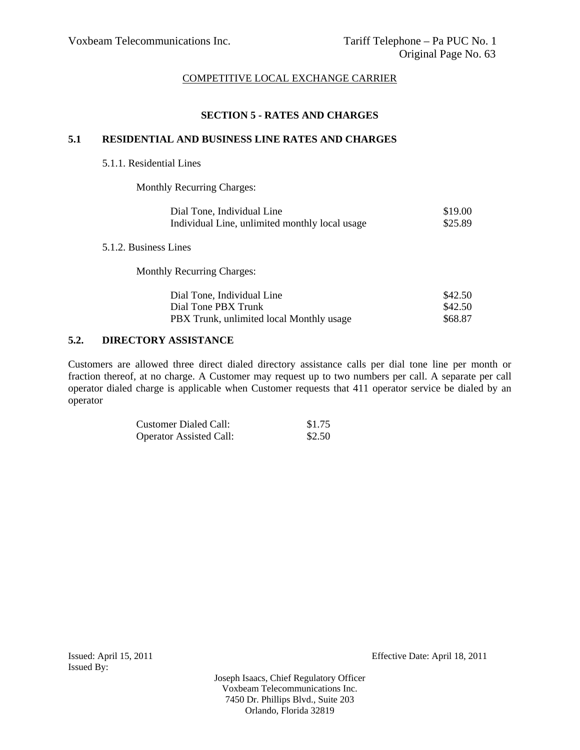COMPETITIVE LOCAL EXCHANGE CARRIER

## SECTION 5 - RATES AND CHARGES

### 5.1 RESIDENTIAL AND BUSINESS LINE RATES AND CHARGES

5.1.1. Residential Lines

Monthly Recurring Charges:

| | |
|---|---|
| Dial Tone, Individual Line | $19.00 |
| Individual Line, unlimited monthly local usage | $25.89 |

5.1.2. Business Lines

Monthly Recurring Charges:

| | |
|---|---|
| Dial Tone, Individual Line | $42.50 |
| Dial Tone PBX Trunk | $42.50 |
| PBX Trunk, unlimited local Monthly usage | $68.87 |

### 5.2. DIRECTORY ASSISTANCE

Customers are allowed three direct dialed directory assistance calls per dial tone line per month or fraction thereof, at no charge. A Customer may request up to two numbers per call. A separate per call operator dialed charge is applicable when Customer requests that 411 operator service be dialed by an operator

| | |
|---|---|
| Customer Dialed Call: | $1.75 |
| Operator Assisted Call: | $2.50 |

Issued: April 15, 2011

Effective Date: April 18, 2011

Issued By:

Joseph Isaacs, Chief Regulatory Officer
Voxbeam Telecommunications Inc.
7450 Dr. Phillips Blvd., Suite 203
Orlando, Florida 32819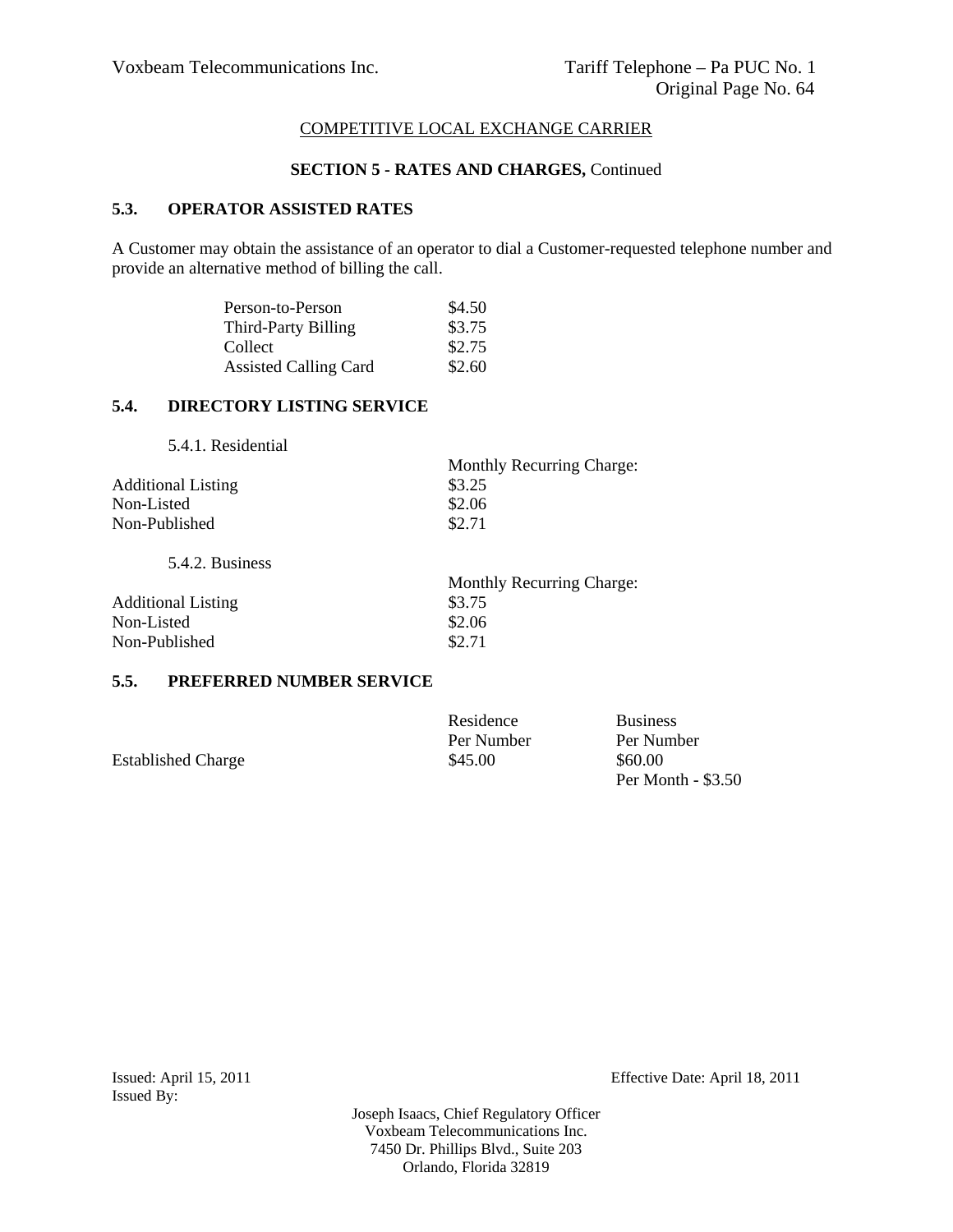COMPETITIVE LOCAL EXCHANGE CARRIER

**SECTION 5 - RATES AND CHARGES,** Continued

## 5.3. OPERATOR ASSISTED RATES

A Customer may obtain the assistance of an operator to dial a Customer-requested telephone number and provide an alternative method of billing the call.

| | |
|---|---|
| Person-to-Person | \$4.50 |
| Third-Party Billing | \$3.75 |
| Collect | \$2.75 |
| Assisted Calling Card | \$2.60 |

## 5.4. DIRECTORY LISTING SERVICE

5.4.1. Residential

| | Monthly Recurring Charge: |
|---|---|
| Additional Listing | \$3.25 |
| Non-Listed | \$2.06 |
| Non-Published | \$2.71 |

5.4.2. Business

| | Monthly Recurring Charge: |
|---|---|
| Additional Listing | \$3.75 |
| Non-Listed | \$2.06 |
| Non-Published | \$2.71 |

## 5.5. PREFERRED NUMBER SERVICE

| | Residence Per Number | Business Per Number |
|---|---|---|
| Established Charge | \$45.00 | \$60.00 |
| | | Per Month - \$3.50 |

Issued: April 15, 2011 Effective Date: April 18, 2011

Issued By:

Joseph Isaacs, Chief Regulatory Officer
Voxbeam Telecommunications Inc.
7450 Dr. Phillips Blvd., Suite 203
Orlando, Florida 32819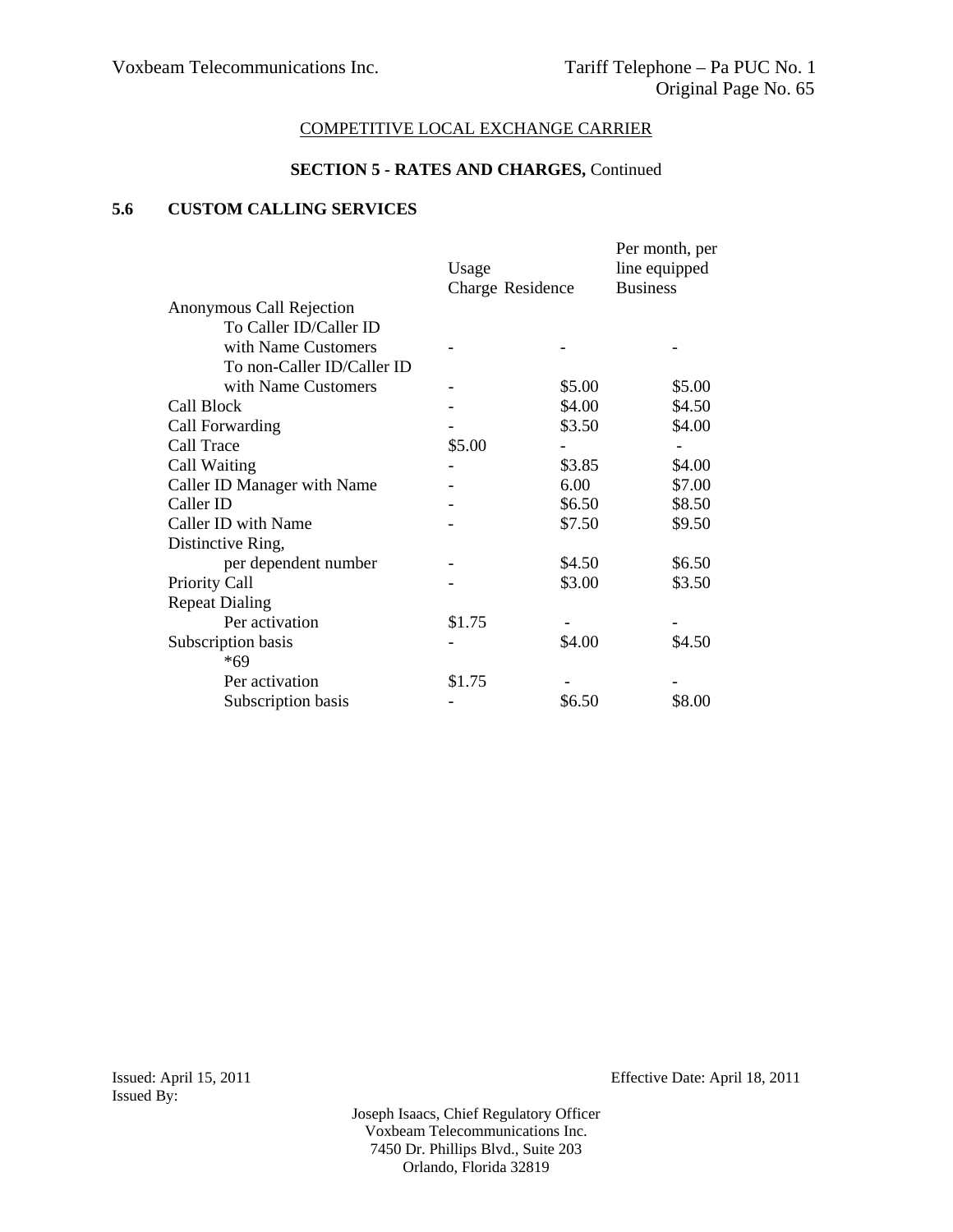COMPETITIVE LOCAL EXCHANGE CARRIER

**SECTION 5 - RATES AND CHARGES,** Continued

## 5.6 CUSTOM CALLING SERVICES

| | Usage Charge | Residence | Per month, per line equipped Business |
|---|---|---|---|
| Anonymous Call Rejection | | | |
| To Caller ID/Caller ID with Name Customers | - | - | - |
| To non-Caller ID/Caller ID with Name Customers | - | $5.00 | $5.00 |
| Call Block | - | $4.00 | $4.50 |
| Call Forwarding | - | $3.50 | $4.00 |
| Call Trace | $5.00 | - | - |
| Call Waiting | - | $3.85 | $4.00 |
| Caller ID Manager with Name | - | 6.00 | $7.00 |
| Caller ID | - | $6.50 | $8.50 |
| Caller ID with Name | - | $7.50 | $9.50 |
| Distinctive Ring, per dependent number | - | $4.50 | $6.50 |
| Priority Call | - | $3.00 | $3.50 |
| Repeat Dialing | | | |
| Per activation | $1.75 | - | - |
| Subscription basis | - | $4.00 | $4.50 |
| *69 | | | |
| Per activation | $1.75 | - | - |
| Subscription basis | - | $6.50 | $8.00 |

Issued: April 15, 2011
Issued By:

Effective Date: April 18, 2011

Joseph Isaacs, Chief Regulatory Officer
Voxbeam Telecommunications Inc.
7450 Dr. Phillips Blvd., Suite 203
Orlando, Florida 32819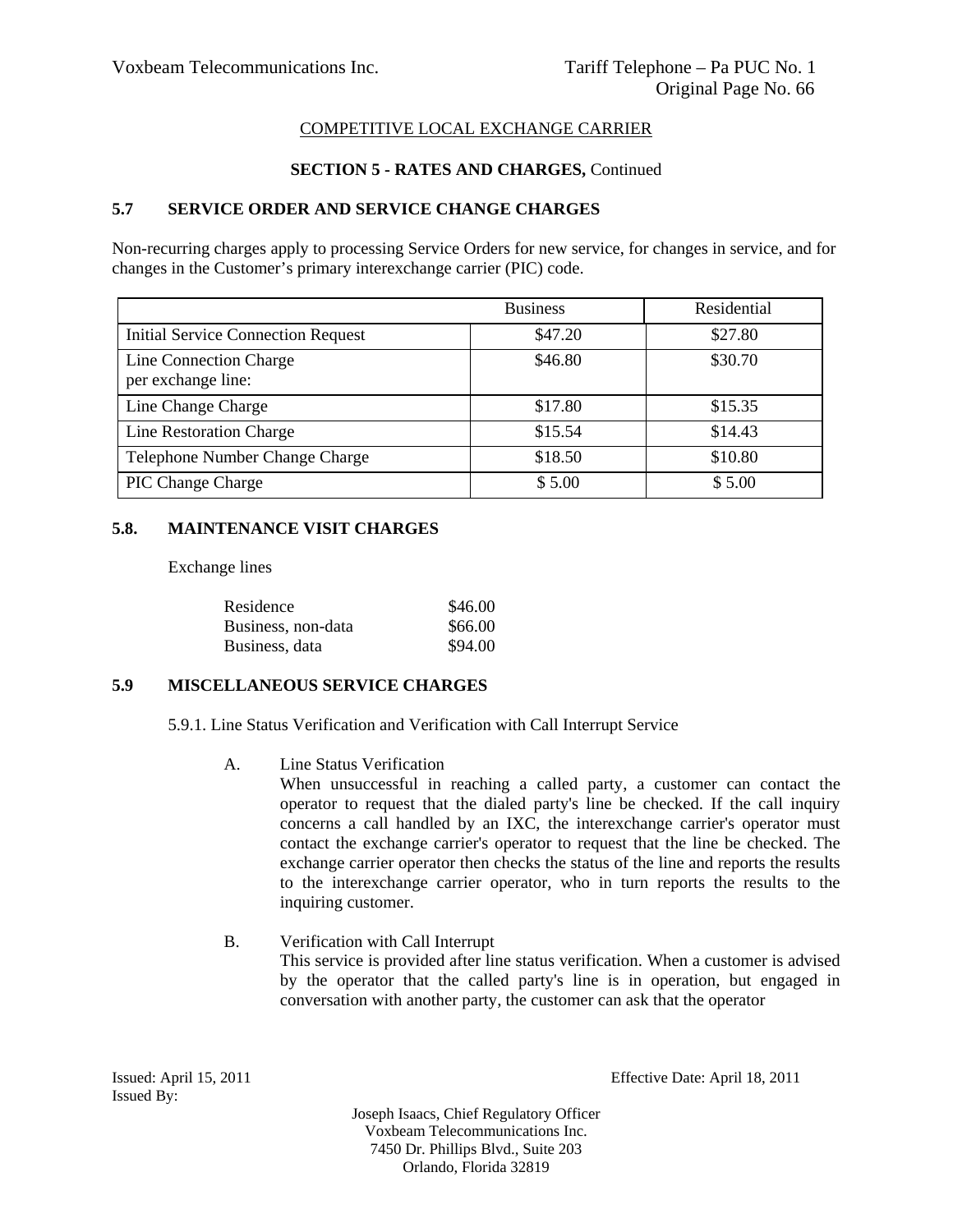COMPETITIVE LOCAL EXCHANGE CARRIER

**SECTION 5 - RATES AND CHARGES,** Continued

## 5.7 SERVICE ORDER AND SERVICE CHANGE CHARGES

Non-recurring charges apply to processing Service Orders for new service, for changes in service, and for changes in the Customer's primary interexchange carrier (PIC) code.

| | Business | Residential |
|---|---|---|
| Initial Service Connection Request | $47.20 | $27.80 |
| Line Connection Charge per exchange line: | $46.80 | $30.70 |
| Line Change Charge | $17.80 | $15.35 |
| Line Restoration Charge | $15.54 | $14.43 |
| Telephone Number Change Charge | $18.50 | $10.80 |
| PIC Change Charge | $ 5.00 | $ 5.00 |

## 5.8. MAINTENANCE VISIT CHARGES

Exchange lines

| | |
|---|---|
| Residence | $46.00 |
| Business, non-data | $66.00 |
| Business, data | $94.00 |

## 5.9 MISCELLANEOUS SERVICE CHARGES

5.9.1. Line Status Verification and Verification with Call Interrupt Service

A. Line Status Verification

When unsuccessful in reaching a called party, a customer can contact the operator to request that the dialed party's line be checked. If the call inquiry concerns a call handled by an IXC, the interexchange carrier's operator must contact the exchange carrier's operator to request that the line be checked. The exchange carrier operator then checks the status of the line and reports the results to the interexchange carrier operator, who in turn reports the results to the inquiring customer.

B. Verification with Call Interrupt

This service is provided after line status verification. When a customer is advised by the operator that the called party's line is in operation, but engaged in conversation with another party, the customer can ask that the operator

Issued: April 15, 2011

Issued By:

Effective Date: April 18, 2011

Joseph Isaacs, Chief Regulatory Officer
Voxbeam Telecommunications Inc.
7450 Dr. Phillips Blvd., Suite 203
Orlando, Florida 32819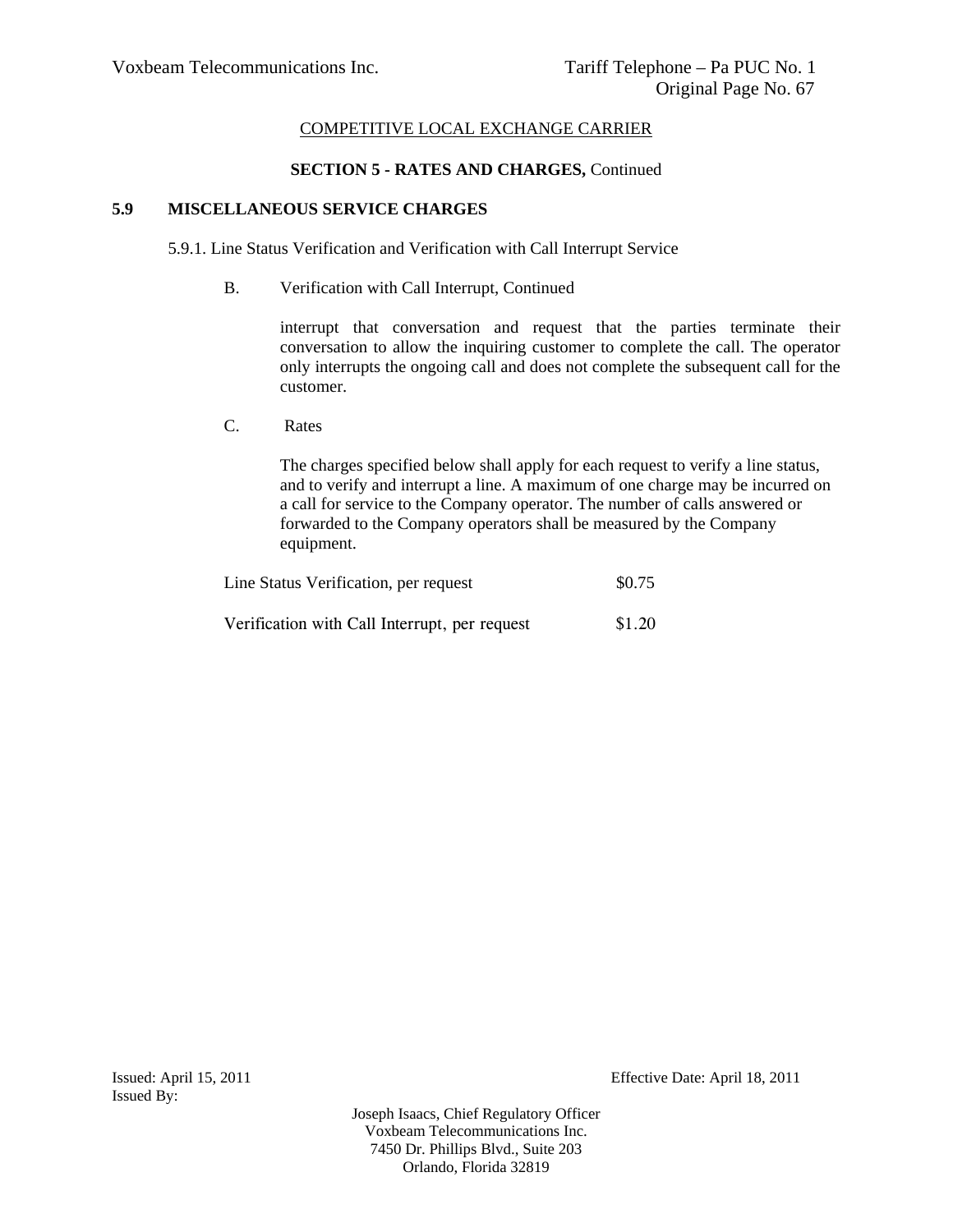COMPETITIVE LOCAL EXCHANGE CARRIER

**SECTION 5 - RATES AND CHARGES,** Continued

## 5.9 MISCELLANEOUS SERVICE CHARGES

5.9.1. Line Status Verification and Verification with Call Interrupt Service

B. Verification with Call Interrupt, Continued

interrupt that conversation and request that the parties terminate their conversation to allow the inquiring customer to complete the call. The operator only interrupts the ongoing call and does not complete the subsequent call for the customer.

C. Rates

The charges specified below shall apply for each request to verify a line status, and to verify and interrupt a line. A maximum of one charge may be incurred on a call for service to the Company operator. The number of calls answered or forwarded to the Company operators shall be measured by the Company equipment.

| | |
|---|---|
| Line Status Verification, per request | $0.75 |
| Verification with Call Interrupt, per request | $1.20 |

Issued: April 15, 2011

Effective Date: April 18, 2011

Issued By:

Joseph Isaacs, Chief Regulatory Officer
Voxbeam Telecommunications Inc.
7450 Dr. Phillips Blvd., Suite 203
Orlando, Florida 32819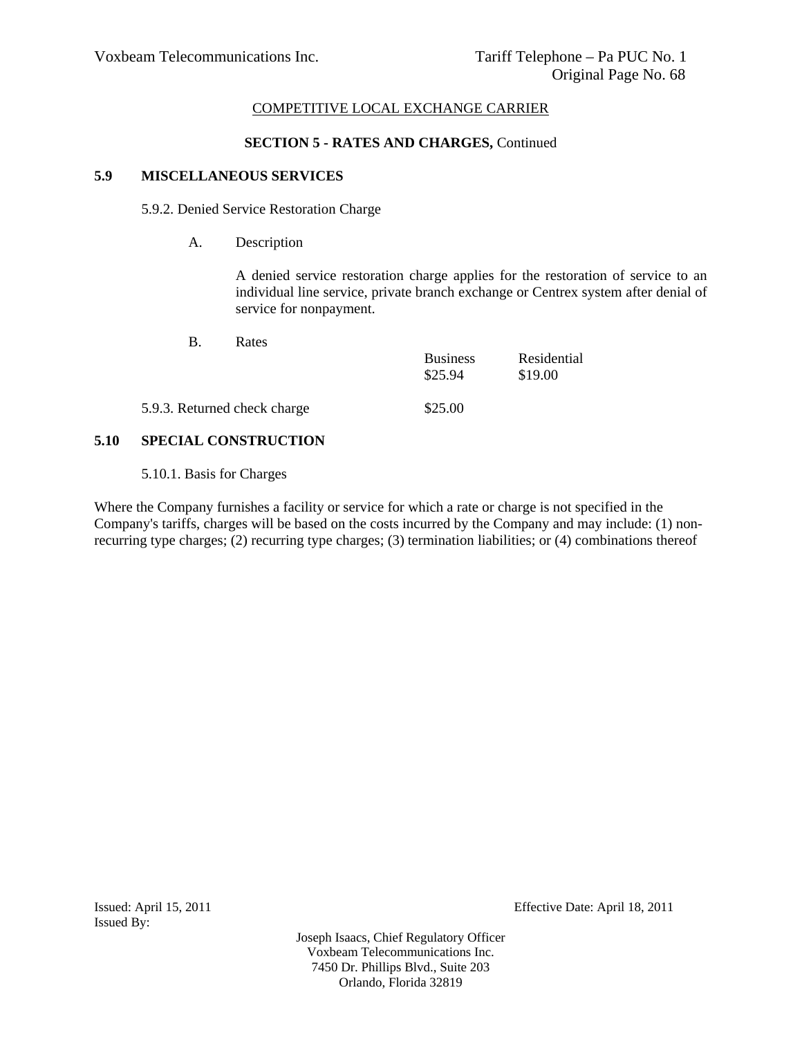COMPETITIVE LOCAL EXCHANGE CARRIER

**SECTION 5 - RATES AND CHARGES,** Continued

## 5.9 MISCELLANEOUS SERVICES

5.9.2. Denied Service Restoration Charge

A. Description

A denied service restoration charge applies for the restoration of service to an individual line service, private branch exchange or Centrex system after denial of service for nonpayment.

B. Rates

| | Business | Residential |
|---|---|---|
| | $25.94 | $19.00 |
| 5.9.3. Returned check charge | $25.00 | |

## 5.10 SPECIAL CONSTRUCTION

5.10.1. Basis for Charges

Where the Company furnishes a facility or service for which a rate or charge is not specified in the Company's tariffs, charges will be based on the costs incurred by the Company and may include: (1) non-recurring type charges; (2) recurring type charges; (3) termination liabilities; or (4) combinations thereof

Issued: April 15, 2011

Effective Date: April 18, 2011

Issued By:

Joseph Isaacs, Chief Regulatory Officer
Voxbeam Telecommunications Inc.
7450 Dr. Phillips Blvd., Suite 203
Orlando, Florida 32819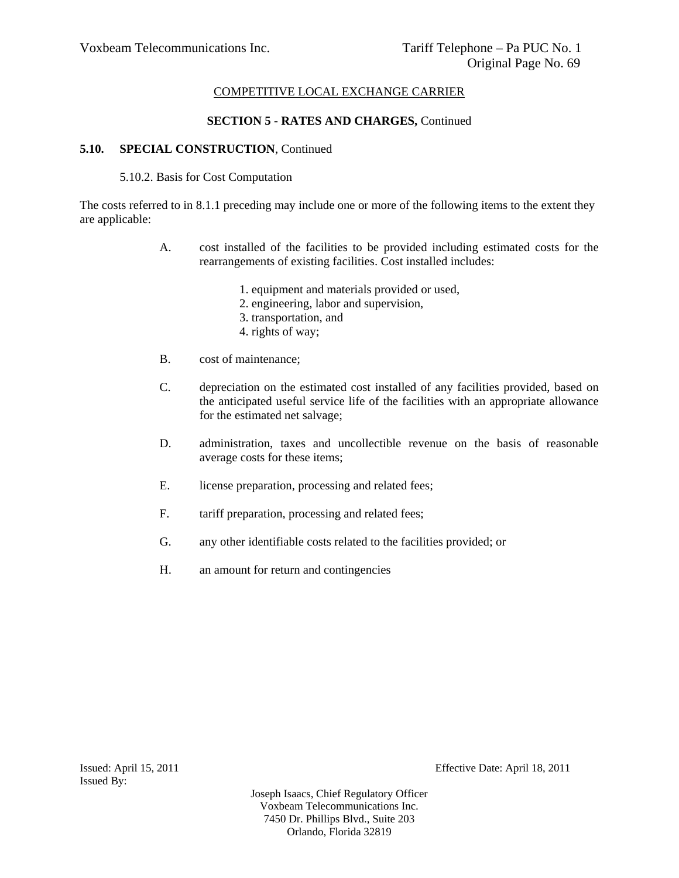COMPETITIVE LOCAL EXCHANGE CARRIER

## SECTION 5 - RATES AND CHARGES, Continued

### 5.10. SPECIAL CONSTRUCTION, Continued

5.10.2. Basis for Cost Computation

The costs referred to in 8.1.1 preceding may include one or more of the following items to the extent they are applicable:

A. cost installed of the facilities to be provided including estimated costs for the rearrangements of existing facilities. Cost installed includes:

1. equipment and materials provided or used,
2. engineering, labor and supervision,
3. transportation, and
4. rights of way;

B. cost of maintenance;

C. depreciation on the estimated cost installed of any facilities provided, based on the anticipated useful service life of the facilities with an appropriate allowance for the estimated net salvage;

D. administration, taxes and uncollectible revenue on the basis of reasonable average costs for these items;

E. license preparation, processing and related fees;

F. tariff preparation, processing and related fees;

G. any other identifiable costs related to the facilities provided; or

H. an amount for return and contingencies

Issued: April 15, 2011 Effective Date: April 18, 2011
Issued By:

Joseph Isaacs, Chief Regulatory Officer
Voxbeam Telecommunications Inc.
7450 Dr. Phillips Blvd., Suite 203
Orlando, Florida 32819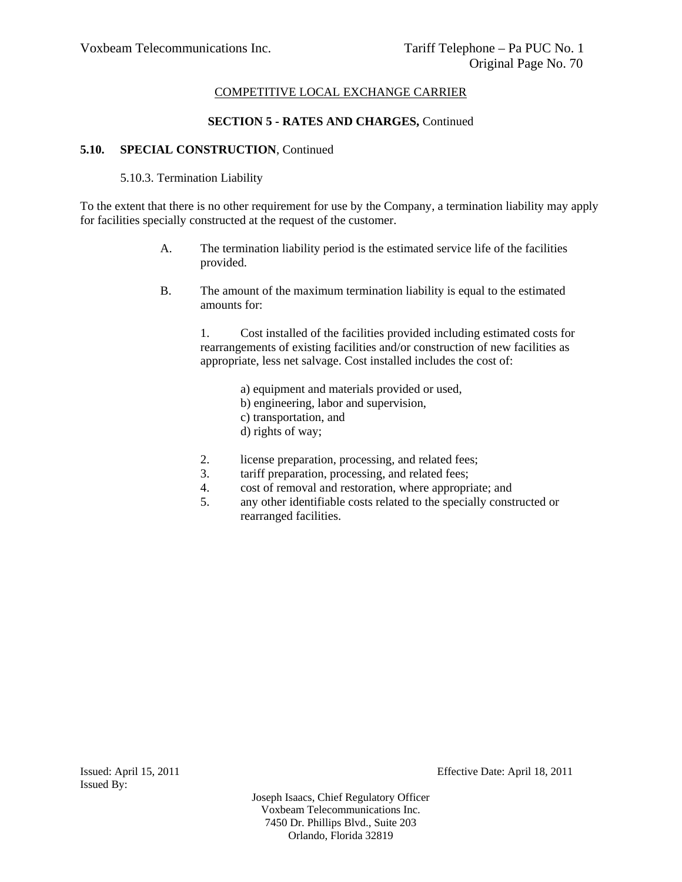COMPETITIVE LOCAL EXCHANGE CARRIER

**SECTION 5 - RATES AND CHARGES,** Continued

**5.10. SPECIAL CONSTRUCTION**, Continued

5.10.3. Termination Liability

To the extent that there is no other requirement for use by the Company, a termination liability may apply for facilities specially constructed at the request of the customer.

A. The termination liability period is the estimated service life of the facilities provided.

B. The amount of the maximum termination liability is equal to the estimated amounts for:

1. Cost installed of the facilities provided including estimated costs for rearrangements of existing facilities and/or construction of new facilities as appropriate, less net salvage. Cost installed includes the cost of:

   a) equipment and materials provided or used,
   b) engineering, labor and supervision,
   c) transportation, and
   d) rights of way;

2. license preparation, processing, and related fees;
3. tariff preparation, processing, and related fees;
4. cost of removal and restoration, where appropriate; and
5. any other identifiable costs related to the specially constructed or rearranged facilities.

Issued: April 15, 2011 Effective Date: April 18, 2011

Issued By:

Joseph Isaacs, Chief Regulatory Officer
Voxbeam Telecommunications Inc.
7450 Dr. Phillips Blvd., Suite 203
Orlando, Florida 32819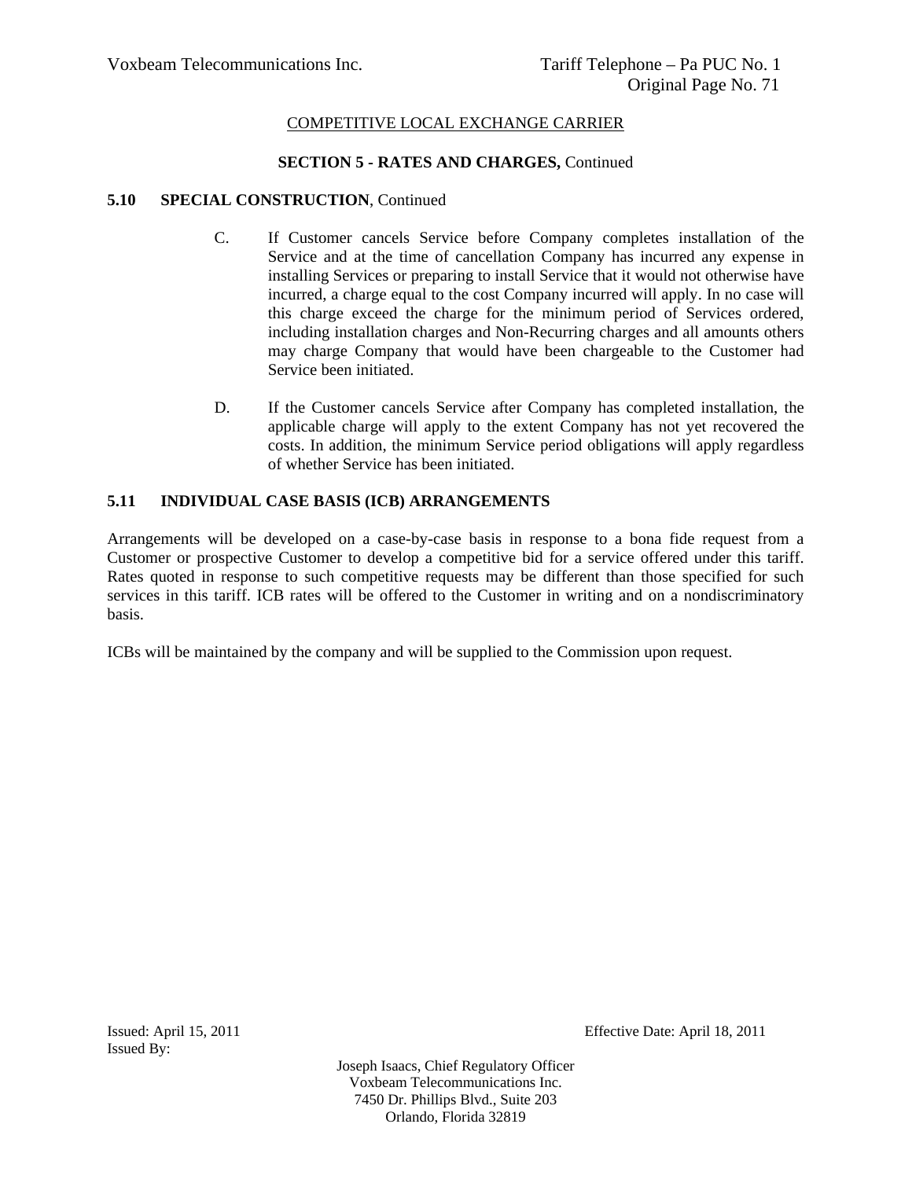COMPETITIVE LOCAL EXCHANGE CARRIER

**SECTION 5 - RATES AND CHARGES,** Continued

**5.10 SPECIAL CONSTRUCTION**, Continued

C. If Customer cancels Service before Company completes installation of the Service and at the time of cancellation Company has incurred any expense in installing Services or preparing to install Service that it would not otherwise have incurred, a charge equal to the cost Company incurred will apply. In no case will this charge exceed the charge for the minimum period of Services ordered, including installation charges and Non-Recurring charges and all amounts others may charge Company that would have been chargeable to the Customer had Service been initiated.

D. If the Customer cancels Service after Company has completed installation, the applicable charge will apply to the extent Company has not yet recovered the costs. In addition, the minimum Service period obligations will apply regardless of whether Service has been initiated.

**5.11 INDIVIDUAL CASE BASIS (ICB) ARRANGEMENTS**

Arrangements will be developed on a case-by-case basis in response to a bona fide request from a Customer or prospective Customer to develop a competitive bid for a service offered under this tariff. Rates quoted in response to such competitive requests may be different than those specified for such services in this tariff. ICB rates will be offered to the Customer in writing and on a nondiscriminatory basis.

ICBs will be maintained by the company and will be supplied to the Commission upon request.

Issued: April 15, 2011

Effective Date: April 18, 2011

Issued By:

Joseph Isaacs, Chief Regulatory Officer
Voxbeam Telecommunications Inc.
7450 Dr. Phillips Blvd., Suite 203
Orlando, Florida 32819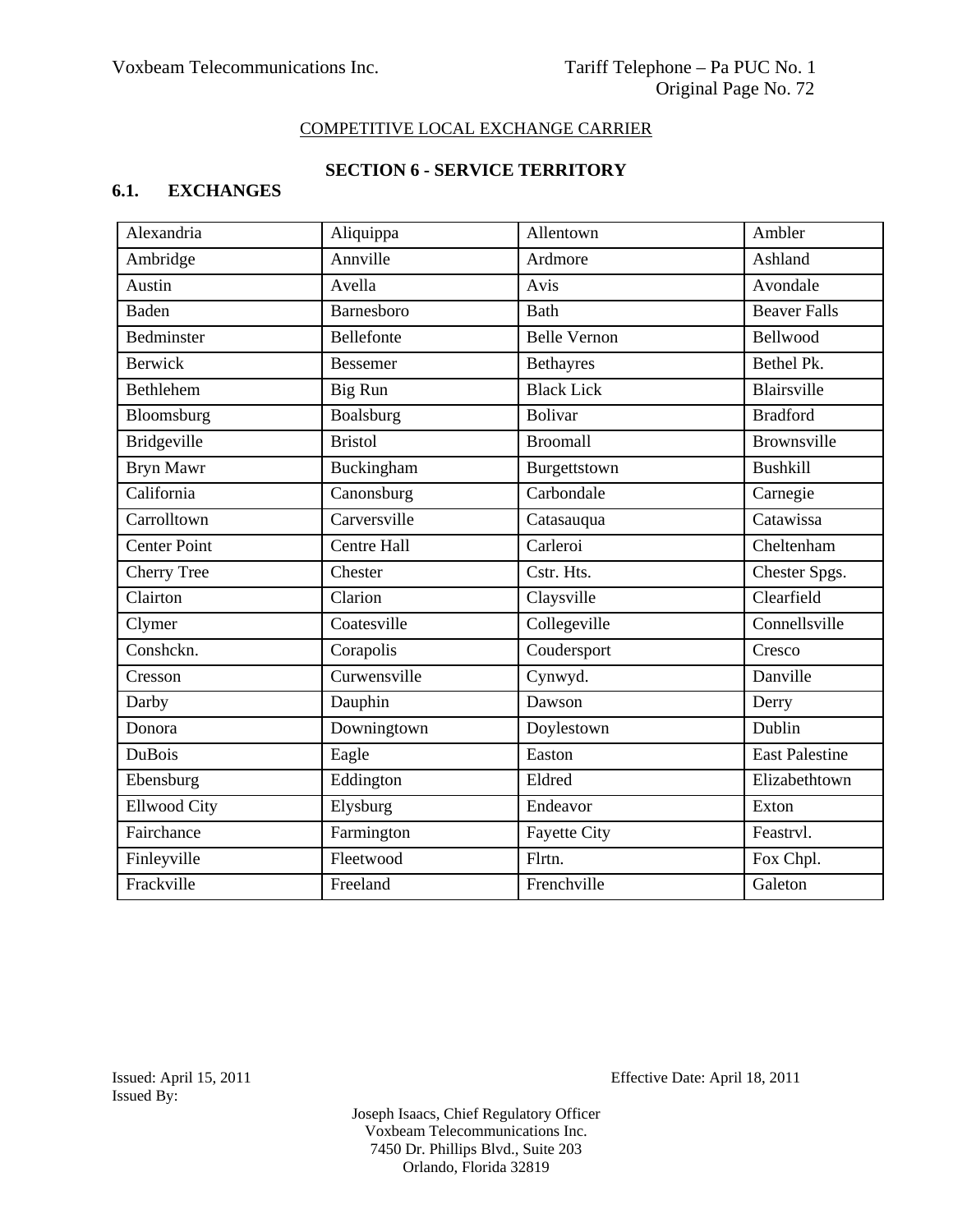COMPETITIVE LOCAL EXCHANGE CARRIER

## SECTION 6 - SERVICE TERRITORY

### 6.1. EXCHANGES

| Alexandria | Aliquippa | Allentown | Ambler |
|---|---|---|---|
| Ambridge | Annville | Ardmore | Ashland |
| Austin | Avella | Avis | Avondale |
| Baden | Barnesboro | Bath | Beaver Falls |
| Bedminster | Bellefonte | Belle Vernon | Bellwood |
| Berwick | Bessemer | Bethayres | Bethel Pk. |
| Bethlehem | Big Run | Black Lick | Blairsville |
| Bloomsburg | Boalsburg | Bolivar | Bradford |
| Bridgeville | Bristol | Broomall | Brownsville |
| Bryn Mawr | Buckingham | Burgettstown | Bushkill |
| California | Canonsburg | Carbondale | Carnegie |
| Carrolltown | Carversville | Catasauqua | Catawissa |
| Center Point | Centre Hall | Carleroi | Cheltenham |
| Cherry Tree | Chester | Cstr. Hts. | Chester Spgs. |
| Clairton | Clarion | Claysville | Clearfield |
| Clymer | Coatesville | Collegeville | Connellsville |
| Conshckn. | Corapolis | Coudersport | Cresco |
| Cresson | Curwensville | Cynwyd. | Danville |
| Darby | Dauphin | Dawson | Derry |
| Donora | Downingtown | Doylestown | Dublin |
| DuBois | Eagle | Easton | East Palestine |
| Ebensburg | Eddington | Eldred | Elizabethtown |
| Ellwood City | Elysburg | Endeavor | Exton |
| Fairchance | Farmington | Fayette City | Feastrvl. |
| Finleyville | Fleetwood | Flrtn. | Fox Chpl. |
| Frackville | Freeland | Frenchville | Galeton |

Issued: April 15, 2011
Issued By:

Effective Date: April 18, 2011

Joseph Isaacs, Chief Regulatory Officer
Voxbeam Telecommunications Inc.
7450 Dr. Phillips Blvd., Suite 203
Orlando, Florida 32819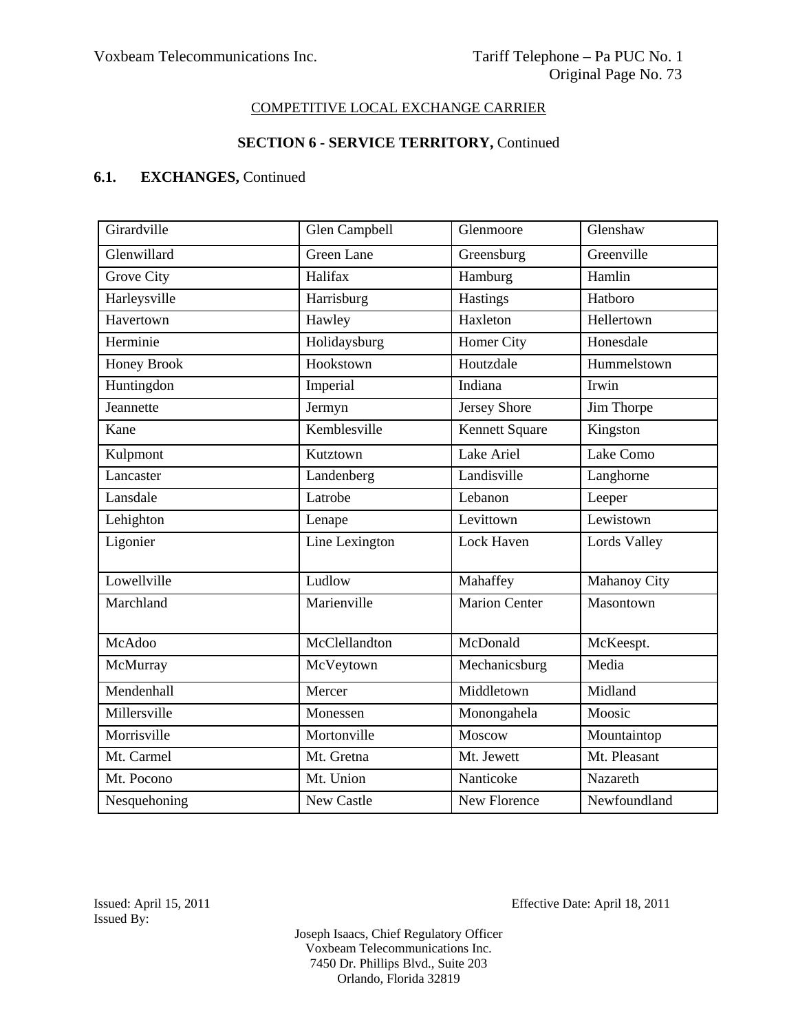COMPETITIVE LOCAL EXCHANGE CARRIER

**SECTION 6 - SERVICE TERRITORY,** Continued

**6.1. EXCHANGES,** Continued

| Girardville | Glen Campbell | Glenmoore | Glenshaw |
|---|---|---|---|
| Glenwillard | Green Lane | Greensburg | Greenville |
| Grove City | Halifax | Hamburg | Hamlin |
| Harleysville | Harrisburg | Hastings | Hatboro |
| Havertown | Hawley | Haxleton | Hellertown |
| Herminie | Holidaysburg | Homer City | Honesdale |
| Honey Brook | Hookstown | Houtzdale | Hummelstown |
| Huntingdon | Imperial | Indiana | Irwin |
| Jeannette | Jermyn | Jersey Shore | Jim Thorpe |
| Kane | Kemblesville | Kennett Square | Kingston |
| Kulpmont | Kutztown | Lake Ariel | Lake Como |
| Lancaster | Landenberg | Landisville | Langhorne |
| Lansdale | Latrobe | Lebanon | Leeper |
| Lehighton | Lenape | Levittown | Lewistown |
| Ligonier | Line Lexington | Lock Haven | Lords Valley |
| Lowellville | Ludlow | Mahaffey | Mahanoy City |
| Marchland | Marienville | Marion Center | Masontown |
| McAdoo | McClellandton | McDonald | McKeespt. |
| McMurray | McVeytown | Mechanicsburg | Media |
| Mendenhall | Mercer | Middletown | Midland |
| Millersville | Monessen | Monongahela | Moosic |
| Morrisville | Mortonville | Moscow | Mountaintop |
| Mt. Carmel | Mt. Gretna | Mt. Jewett | Mt. Pleasant |
| Mt. Pocono | Mt. Union | Nanticoke | Nazareth |
| Nesquehoning | New Castle | New Florence | Newfoundland |

Issued: April 15, 2011 Effective Date: April 18, 2011

Issued By:

Joseph Isaacs, Chief Regulatory Officer
Voxbeam Telecommunications Inc.
7450 Dr. Phillips Blvd., Suite 203
Orlando, Florida 32819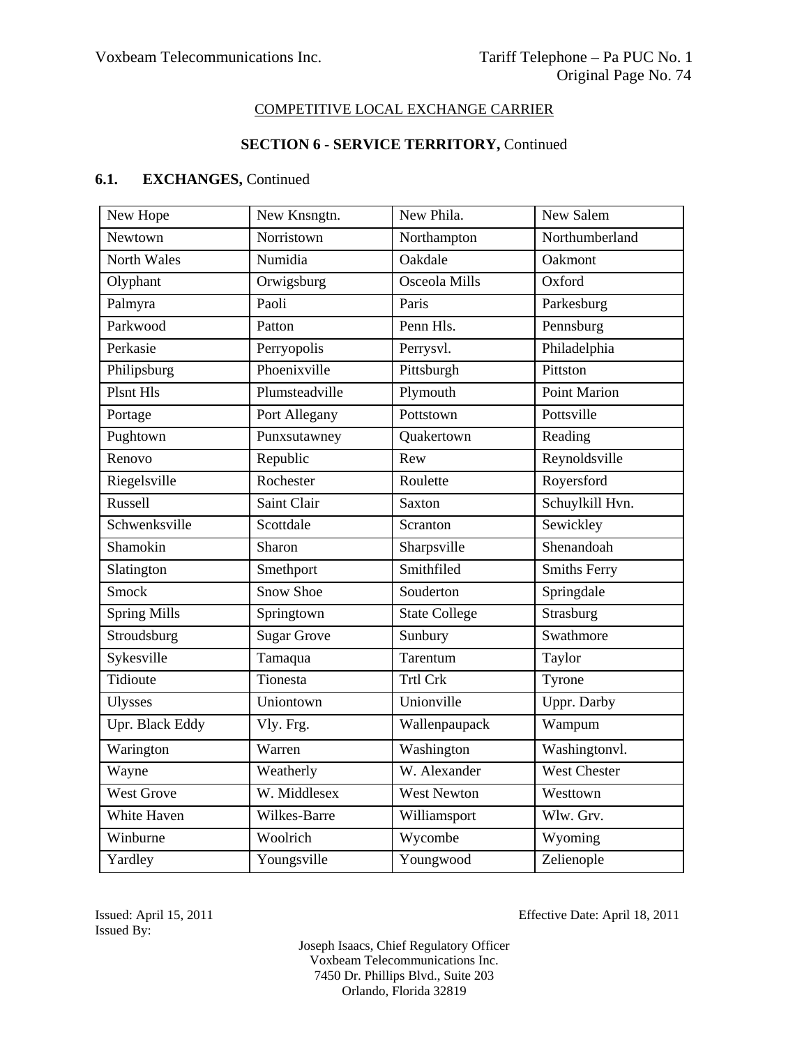COMPETITIVE LOCAL EXCHANGE CARRIER

**SECTION 6 - SERVICE TERRITORY,** Continued

**6.1. EXCHANGES,** Continued

| | | | |
|---|---|---|---|
| New Hope | New Knsngtn. | New Phila. | New Salem |
| Newtown | Norristown | Northampton | Northumberland |
| North Wales | Numidia | Oakdale | Oakmont |
| Olyphant | Orwigsburg | Osceola Mills | Oxford |
| Palmyra | Paoli | Paris | Parkesburg |
| Parkwood | Patton | Penn Hls. | Pennsburg |
| Perkasie | Perryopolis | Perrysvl. | Philadelphia |
| Philipsburg | Phoenixville | Pittsburgh | Pittston |
| Plsnt Hls | Plumsteadville | Plymouth | Point Marion |
| Portage | Port Allegany | Pottstown | Pottsville |
| Pughtown | Punxsutawney | Quakertown | Reading |
| Renovo | Republic | Rew | Reynoldsville |
| Riegelsville | Rochester | Roulette | Royersford |
| Russell | Saint Clair | Saxton | Schuylkill Hvn. |
| Schwenksville | Scottdale | Scranton | Sewickley |
| Shamokin | Sharon | Sharpsville | Shenandoah |
| Slatington | Smethport | Smithfiled | Smiths Ferry |
| Smock | Snow Shoe | Souderton | Springdale |
| Spring Mills | Springtown | State College | Strasburg |
| Stroudsburg | Sugar Grove | Sunbury | Swathmore |
| Sykesville | Tamaqua | Tarentum | Taylor |
| Tidioute | Tionesta | Trtl Crk | Tyrone |
| Ulysses | Uniontown | Unionville | Uppr. Darby |
| Upr. Black Eddy | Vly. Frg. | Wallenpaupack | Wampum |
| Warington | Warren | Washington | Washingtonvl. |
| Wayne | Weatherly | W. Alexander | West Chester |
| West Grove | W. Middlesex | West Newton | Westtown |
| White Haven | Wilkes-Barre | Williamsport | Wlw. Grv. |
| Winburne | Woolrich | Wycombe | Wyoming |
| Yardley | Youngsville | Youngwood | Zelienople |

Issued: April 15, 2011
Issued By:

Effective Date: April 18, 2011

Joseph Isaacs, Chief Regulatory Officer
Voxbeam Telecommunications Inc.
7450 Dr. Phillips Blvd., Suite 203
Orlando, Florida 32819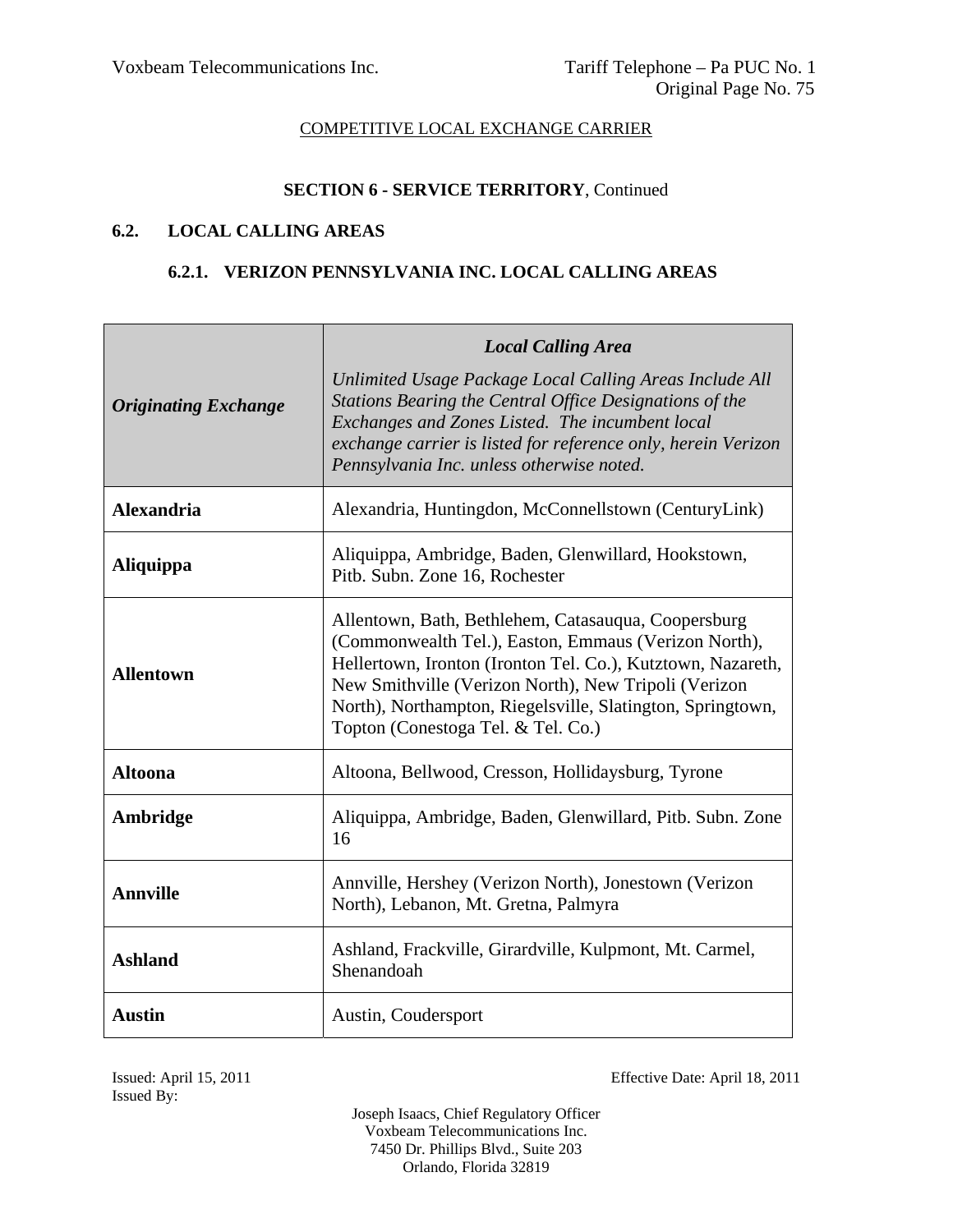COMPETITIVE LOCAL EXCHANGE CARRIER

**SECTION 6 - SERVICE TERRITORY**, Continued

## 6.2. LOCAL CALLING AREAS

### 6.2.1. VERIZON PENNSYLVANIA INC. LOCAL CALLING AREAS

| ***Originating Exchange*** | ***Local Calling Area*** *Unlimited Usage Package Local Calling Areas Include All Stations Bearing the Central Office Designations of the Exchanges and Zones Listed. The incumbent local exchange carrier is listed for reference only, herein Verizon Pennsylvania Inc. unless otherwise noted.* |
|---|---|
| **Alexandria** | Alexandria, Huntingdon, McConnellstown (CenturyLink) |
| **Aliquippa** | Aliquippa, Ambridge, Baden, Glenwillard, Hookstown, Pitb. Subn. Zone 16, Rochester |
| **Allentown** | Allentown, Bath, Bethlehem, Catasauqua, Coopersburg (Commonwealth Tel.), Easton, Emmaus (Verizon North), Hellertown, Ironton (Ironton Tel. Co.), Kutztown, Nazareth, New Smithville (Verizon North), New Tripoli (Verizon North), Northampton, Riegelsville, Slatington, Springtown, Topton (Conestoga Tel. & Tel. Co.) |
| **Altoona** | Altoona, Bellwood, Cresson, Hollidaysburg, Tyrone |
| **Ambridge** | Aliquippa, Ambridge, Baden, Glenwillard, Pitb. Subn. Zone 16 |
| **Annville** | Annville, Hershey (Verizon North), Jonestown (Verizon North), Lebanon, Mt. Gretna, Palmyra |
| **Ashland** | Ashland, Frackville, Girardville, Kulpmont, Mt. Carmel, Shenandoah |
| **Austin** | Austin, Coudersport |

Issued: April 15, 2011

Effective Date: April 18, 2011

Issued By:

Joseph Isaacs, Chief Regulatory Officer
Voxbeam Telecommunications Inc.
7450 Dr. Phillips Blvd., Suite 203
Orlando, Florida 32819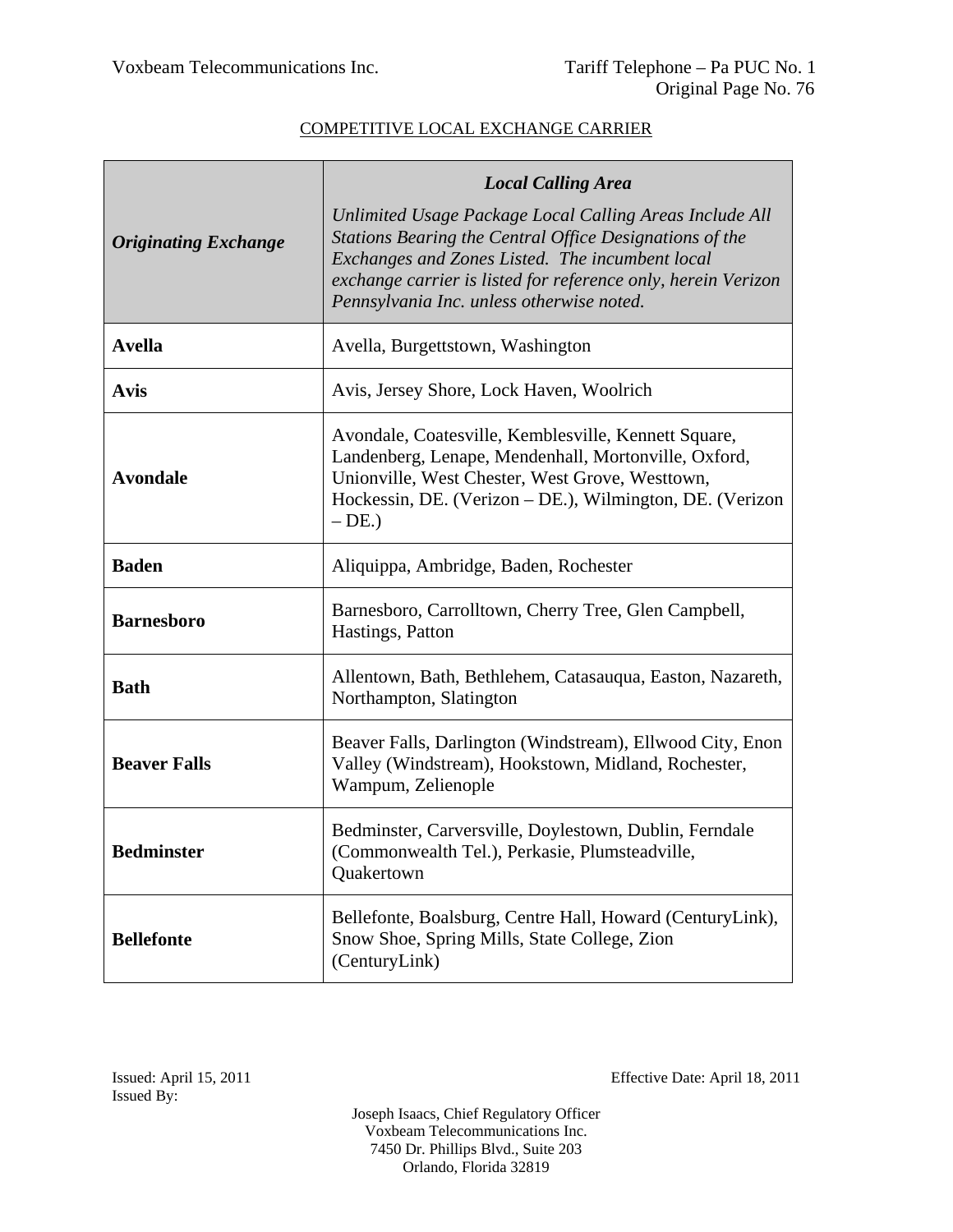COMPETITIVE LOCAL EXCHANGE CARRIER

| *Originating Exchange* | ***Local Calling Area*** *Unlimited Usage Package Local Calling Areas Include All Stations Bearing the Central Office Designations of the Exchanges and Zones Listed. The incumbent local exchange carrier is listed for reference only, herein Verizon Pennsylvania Inc. unless otherwise noted.* |
|---|---|
| **Avella** | Avella, Burgettstown, Washington |
| **Avis** | Avis, Jersey Shore, Lock Haven, Woolrich |
| **Avondale** | Avondale, Coatesville, Kemblesville, Kennett Square, Landenberg, Lenape, Mendenhall, Mortonville, Oxford, Unionville, West Chester, West Grove, Westtown, Hockessin, DE. (Verizon – DE.), Wilmington, DE. (Verizon – DE.) |
| **Baden** | Aliquippa, Ambridge, Baden, Rochester |
| **Barnesboro** | Barnesboro, Carrolltown, Cherry Tree, Glen Campbell, Hastings, Patton |
| **Bath** | Allentown, Bath, Bethlehem, Catasauqua, Easton, Nazareth, Northampton, Slatington |
| **Beaver Falls** | Beaver Falls, Darlington (Windstream), Ellwood City, Enon Valley (Windstream), Hookstown, Midland, Rochester, Wampum, Zelienople |
| **Bedminster** | Bedminster, Carversville, Doylestown, Dublin, Ferndale (Commonwealth Tel.), Perkasie, Plumsteadville, Quakertown |
| **Bellefonte** | Bellefonte, Boalsburg, Centre Hall, Howard (CenturyLink), Snow Shoe, Spring Mills, State College, Zion (CenturyLink) |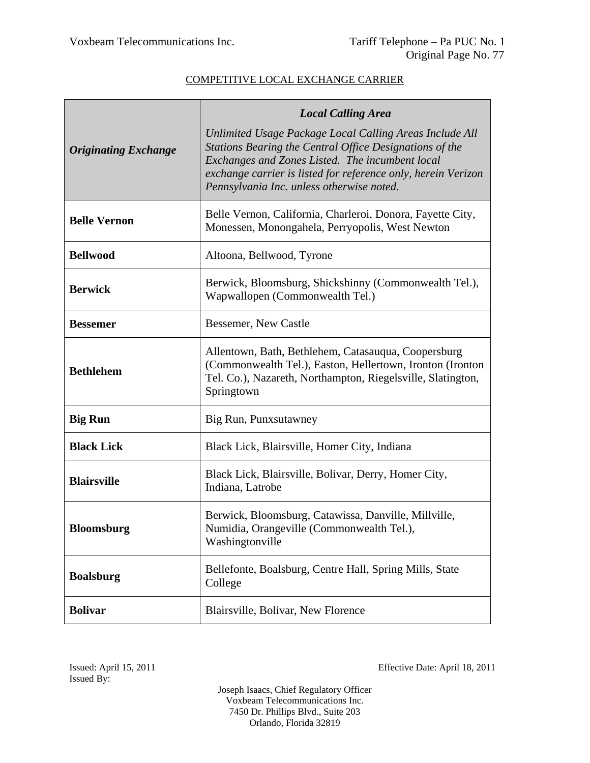COMPETITIVE LOCAL EXCHANGE CARRIER

| ***Originating Exchange*** | ***Local Calling Area*** *Unlimited Usage Package Local Calling Areas Include All Stations Bearing the Central Office Designations of the Exchanges and Zones Listed. The incumbent local exchange carrier is listed for reference only, herein Verizon Pennsylvania Inc. unless otherwise noted.* |
|---|---|
| **Belle Vernon** | Belle Vernon, California, Charleroi, Donora, Fayette City, Monessen, Monongahela, Perryopolis, West Newton |
| **Bellwood** | Altoona, Bellwood, Tyrone |
| **Berwick** | Berwick, Bloomsburg, Shickshinny (Commonwealth Tel.), Wapwallopen (Commonwealth Tel.) |
| **Bessemer** | Bessemer, New Castle |
| **Bethlehem** | Allentown, Bath, Bethlehem, Catasauqua, Coopersburg (Commonwealth Tel.), Easton, Hellertown, Ironton (Ironton Tel. Co.), Nazareth, Northampton, Riegelsville, Slatington, Springtown |
| **Big Run** | Big Run, Punxsutawney |
| **Black Lick** | Black Lick, Blairsville, Homer City, Indiana |
| **Blairsville** | Black Lick, Blairsville, Bolivar, Derry, Homer City, Indiana, Latrobe |
| **Bloomsburg** | Berwick, Bloomsburg, Catawissa, Danville, Millville, Numidia, Orangeville (Commonwealth Tel.), Washingtonville |
| **Boalsburg** | Bellefonte, Boalsburg, Centre Hall, Spring Mills, State College |
| **Bolivar** | Blairsville, Bolivar, New Florence |

Issued: April 15, 2011
Issued By:

Effective Date: April 18, 2011

Joseph Isaacs, Chief Regulatory Officer
Voxbeam Telecommunications Inc.
7450 Dr. Phillips Blvd., Suite 203
Orlando, Florida 32819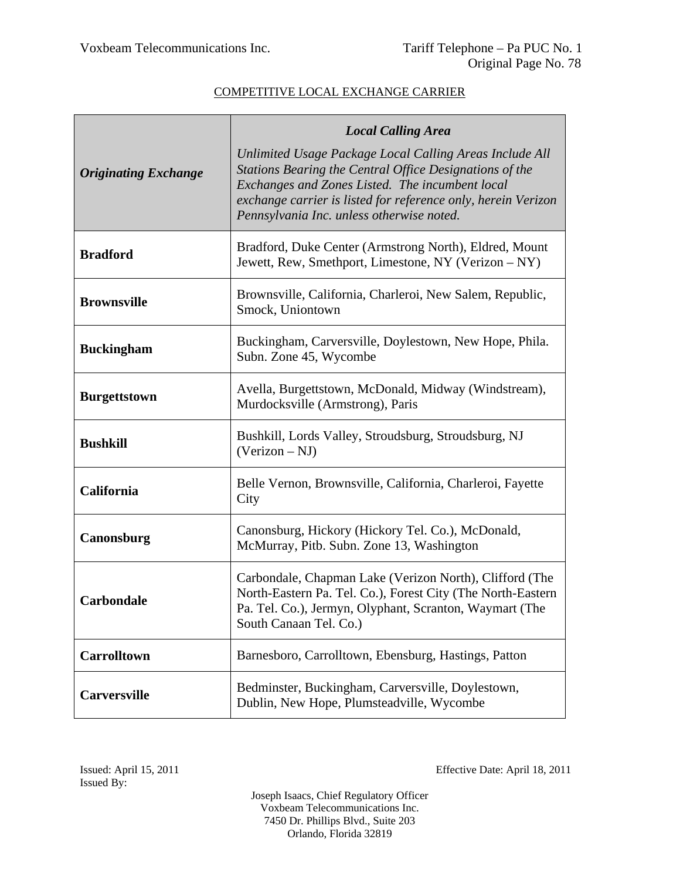COMPETITIVE LOCAL EXCHANGE CARRIER

| ***Originating Exchange*** | ***Local Calling Area***<br>*Unlimited Usage Package Local Calling Areas Include All Stations Bearing the Central Office Designations of the Exchanges and Zones Listed. The incumbent local exchange carrier is listed for reference only, herein Verizon Pennsylvania Inc. unless otherwise noted.* |
|---|---|
| **Bradford** | Bradford, Duke Center (Armstrong North), Eldred, Mount Jewett, Rew, Smethport, Limestone, NY (Verizon – NY) |
| **Brownsville** | Brownsville, California, Charleroi, New Salem, Republic, Smock, Uniontown |
| **Buckingham** | Buckingham, Carversville, Doylestown, New Hope, Phila. Subn. Zone 45, Wycombe |
| **Burgettstown** | Avella, Burgettstown, McDonald, Midway (Windstream), Murdocksville (Armstrong), Paris |
| **Bushkill** | Bushkill, Lords Valley, Stroudsburg, Stroudsburg, NJ (Verizon – NJ) |
| **California** | Belle Vernon, Brownsville, California, Charleroi, Fayette City |
| **Canonsburg** | Canonsburg, Hickory (Hickory Tel. Co.), McDonald, McMurray, Pitb. Subn. Zone 13, Washington |
| **Carbondale** | Carbondale, Chapman Lake (Verizon North), Clifford (The North-Eastern Pa. Tel. Co.), Forest City (The North-Eastern Pa. Tel. Co.), Jermyn, Olyphant, Scranton, Waymart (The South Canaan Tel. Co.) |
| **Carrolltown** | Barnesboro, Carrolltown, Ebensburg, Hastings, Patton |
| **Carversville** | Bedminster, Buckingham, Carversville, Doylestown, Dublin, New Hope, Plumsteadville, Wycombe |

Issued: April 15, 2011
Issued By:

Effective Date: April 18, 2011

Joseph Isaacs, Chief Regulatory Officer
Voxbeam Telecommunications Inc.
7450 Dr. Phillips Blvd., Suite 203
Orlando, Florida 32819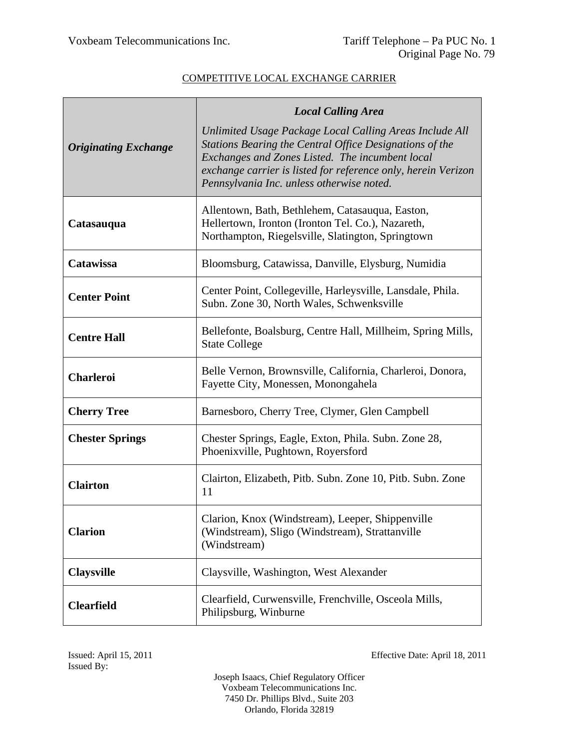COMPETITIVE LOCAL EXCHANGE CARRIER

| ***Originating Exchange*** | ***Local Calling Area*** *Unlimited Usage Package Local Calling Areas Include All Stations Bearing the Central Office Designations of the Exchanges and Zones Listed. The incumbent local exchange carrier is listed for reference only, herein Verizon Pennsylvania Inc. unless otherwise noted.* |
|---|---|
| **Catasauqua** | Allentown, Bath, Bethlehem, Catasauqua, Easton, Hellertown, Ironton (Ironton Tel. Co.), Nazareth, Northampton, Riegelsville, Slatington, Springtown |
| **Catawissa** | Bloomsburg, Catawissa, Danville, Elysburg, Numidia |
| **Center Point** | Center Point, Collegeville, Harleysville, Lansdale, Phila. Subn. Zone 30, North Wales, Schwenksville |
| **Centre Hall** | Bellefonte, Boalsburg, Centre Hall, Millheim, Spring Mills, State College |
| **Charleroi** | Belle Vernon, Brownsville, California, Charleroi, Donora, Fayette City, Monessen, Monongahela |
| **Cherry Tree** | Barnesboro, Cherry Tree, Clymer, Glen Campbell |
| **Chester Springs** | Chester Springs, Eagle, Exton, Phila. Subn. Zone 28, Phoenixville, Pughtown, Royersford |
| **Clairton** | Clairton, Elizabeth, Pitb. Subn. Zone 10, Pitb. Subn. Zone 11 |
| **Clarion** | Clarion, Knox (Windstream), Leeper, Shippenville (Windstream), Sligo (Windstream), Strattanville (Windstream) |
| **Claysville** | Claysville, Washington, West Alexander |
| **Clearfield** | Clearfield, Curwensville, Frenchville, Osceola Mills, Philipsburg, Winburne |

Issued: April 15, 2011
Issued By:

Effective Date: April 18, 2011

Joseph Isaacs, Chief Regulatory Officer
Voxbeam Telecommunications Inc.
7450 Dr. Phillips Blvd., Suite 203
Orlando, Florida 32819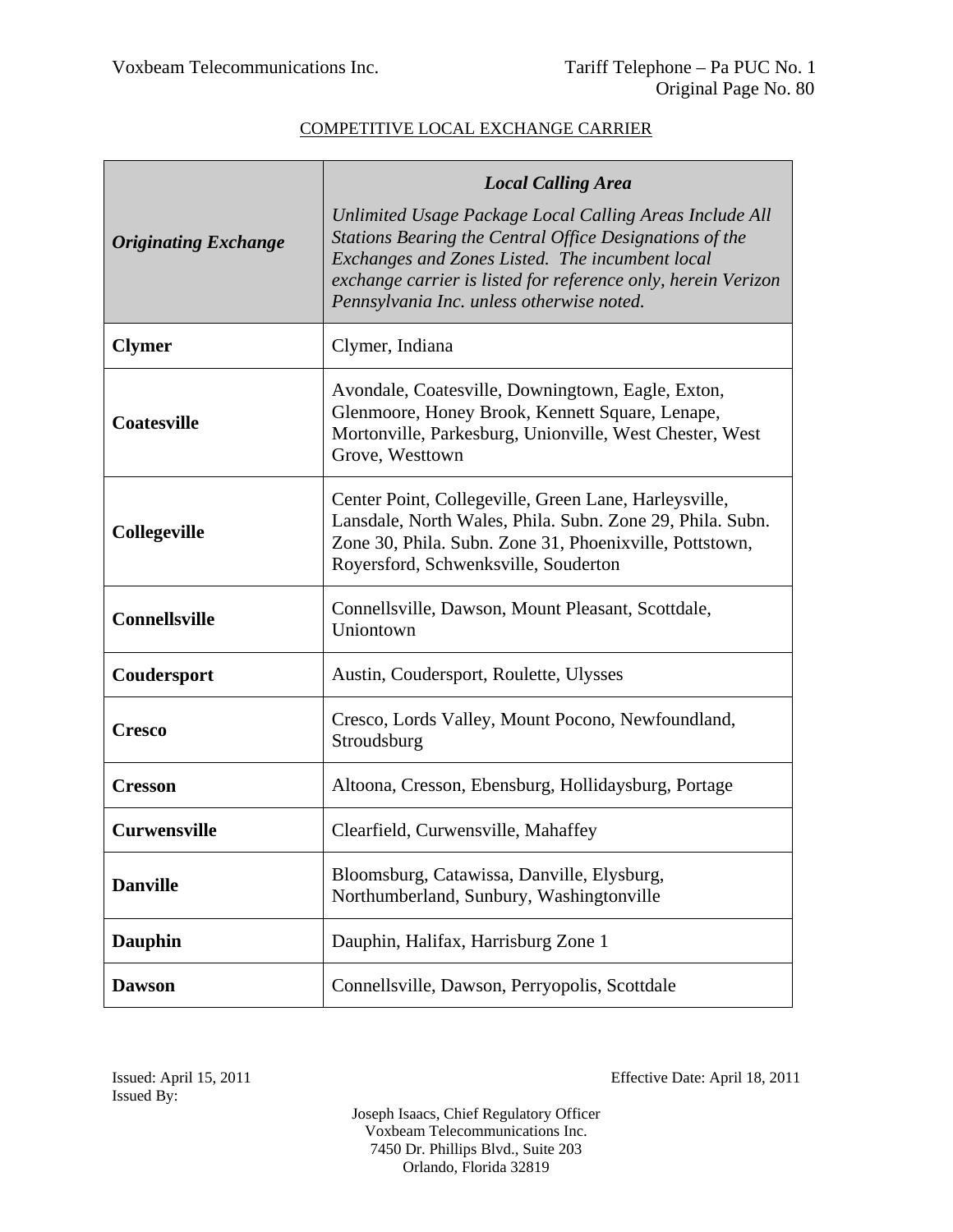COMPETITIVE LOCAL EXCHANGE CARRIER

| ***Originating Exchange*** | ***Local Calling Area*** *Unlimited Usage Package Local Calling Areas Include All Stations Bearing the Central Office Designations of the Exchanges and Zones Listed. The incumbent local exchange carrier is listed for reference only, herein Verizon Pennsylvania Inc. unless otherwise noted.* |
|---|---|
| **Clymer** | Clymer, Indiana |
| **Coatesville** | Avondale, Coatesville, Downingtown, Eagle, Exton, Glenmoore, Honey Brook, Kennett Square, Lenape, Mortonville, Parkesburg, Unionville, West Chester, West Grove, Westtown |
| **Collegeville** | Center Point, Collegeville, Green Lane, Harleysville, Lansdale, North Wales, Phila. Subn. Zone 29, Phila. Subn. Zone 30, Phila. Subn. Zone 31, Phoenixville, Pottstown, Royersford, Schwenksville, Souderton |
| **Connellsville** | Connellsville, Dawson, Mount Pleasant, Scottdale, Uniontown |
| **Coudersport** | Austin, Coudersport, Roulette, Ulysses |
| **Cresco** | Cresco, Lords Valley, Mount Pocono, Newfoundland, Stroudsburg |
| **Cresson** | Altoona, Cresson, Ebensburg, Hollidaysburg, Portage |
| **Curwensville** | Clearfield, Curwensville, Mahaffey |
| **Danville** | Bloomsburg, Catawissa, Danville, Elysburg, Northumberland, Sunbury, Washingtonville |
| **Dauphin** | Dauphin, Halifax, Harrisburg Zone 1 |
| **Dawson** | Connellsville, Dawson, Perryopolis, Scottdale |

Issued: April 15, 2011
Issued By:

Effective Date: April 18, 2011

Joseph Isaacs, Chief Regulatory Officer
Voxbeam Telecommunications Inc.
7450 Dr. Phillips Blvd., Suite 203
Orlando, Florida 32819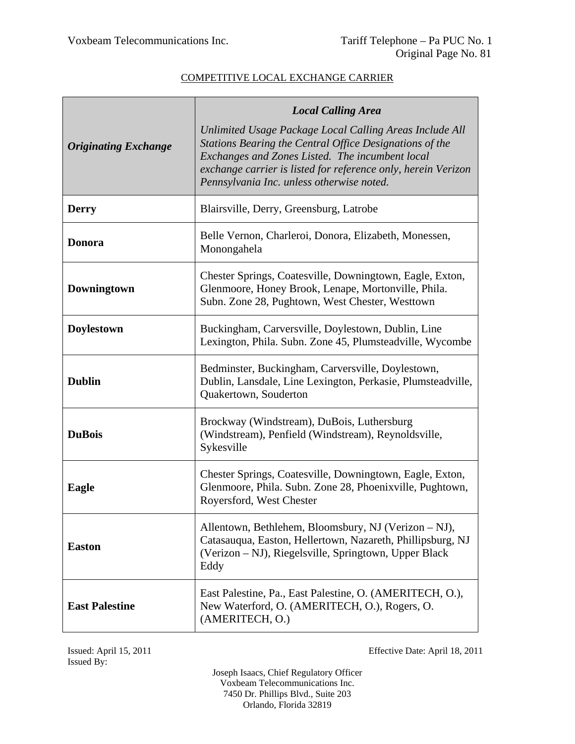COMPETITIVE LOCAL EXCHANGE CARRIER

| ***Originating Exchange*** | ***Local Calling Area*** *Unlimited Usage Package Local Calling Areas Include All Stations Bearing the Central Office Designations of the Exchanges and Zones Listed. The incumbent local exchange carrier is listed for reference only, herein Verizon Pennsylvania Inc. unless otherwise noted.* |
|---|---|
| **Derry** | Blairsville, Derry, Greensburg, Latrobe |
| **Donora** | Belle Vernon, Charleroi, Donora, Elizabeth, Monessen, Monongahela |
| **Downingtown** | Chester Springs, Coatesville, Downingtown, Eagle, Exton, Glenmoore, Honey Brook, Lenape, Mortonville, Phila. Subn. Zone 28, Pughtown, West Chester, Westtown |
| **Doylestown** | Buckingham, Carversville, Doylestown, Dublin, Line Lexington, Phila. Subn. Zone 45, Plumsteadville, Wycombe |
| **Dublin** | Bedminster, Buckingham, Carversville, Doylestown, Dublin, Lansdale, Line Lexington, Perkasie, Plumsteadville, Quakertown, Souderton |
| **DuBois** | Brockway (Windstream), DuBois, Luthersburg (Windstream), Penfield (Windstream), Reynoldsville, Sykesville |
| **Eagle** | Chester Springs, Coatesville, Downingtown, Eagle, Exton, Glenmoore, Phila. Subn. Zone 28, Phoenixville, Pughtown, Royersford, West Chester |
| **Easton** | Allentown, Bethlehem, Bloomsbury, NJ (Verizon – NJ), Catasauqua, Easton, Hellertown, Nazareth, Phillipsburg, NJ (Verizon – NJ), Riegelsville, Springtown, Upper Black Eddy |
| **East Palestine** | East Palestine, Pa., East Palestine, O. (AMERITECH, O.), New Waterford, O. (AMERITECH, O.), Rogers, O. (AMERITECH, O.) |

Issued: April 15, 2011
Issued By:

Effective Date: April 18, 2011

Joseph Isaacs, Chief Regulatory Officer
Voxbeam Telecommunications Inc.
7450 Dr. Phillips Blvd., Suite 203
Orlando, Florida 32819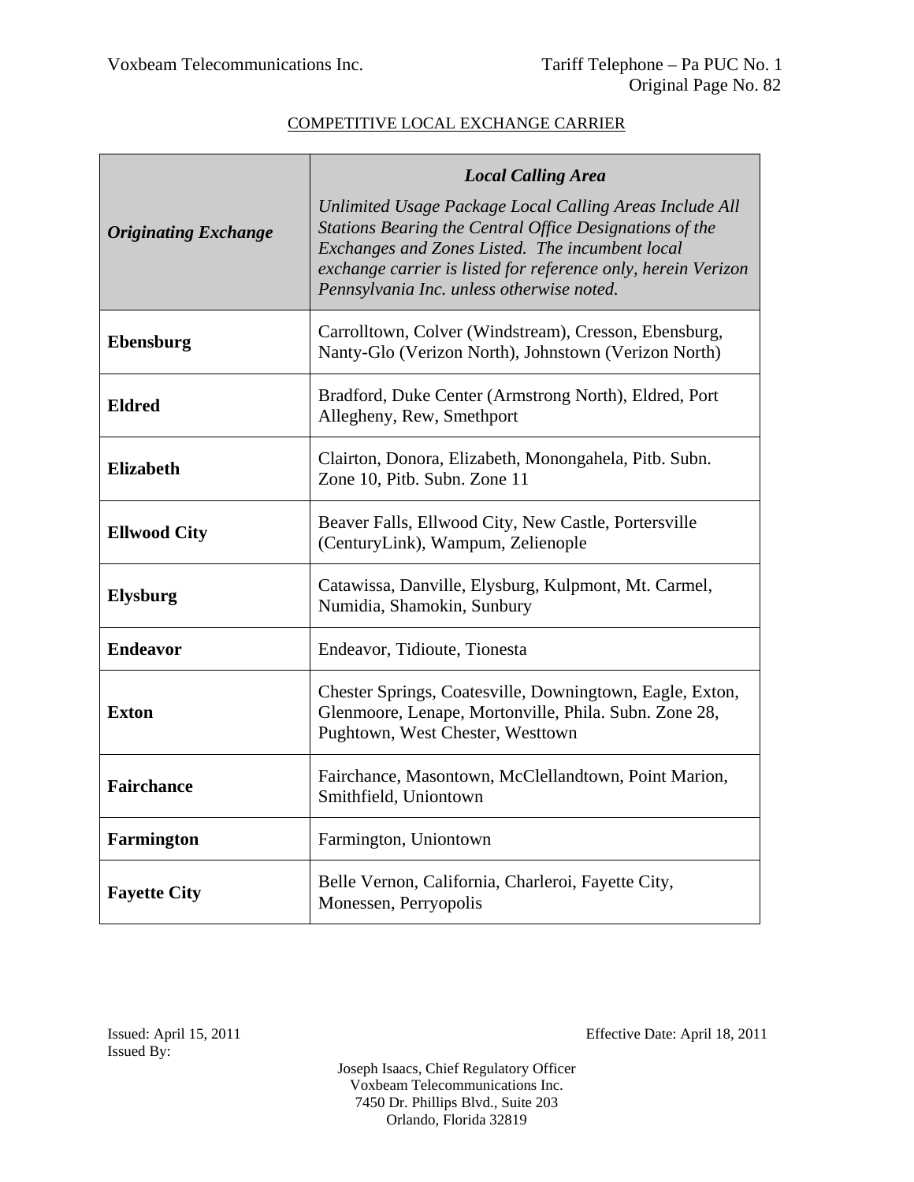COMPETITIVE LOCAL EXCHANGE CARRIER

| ***Originating Exchange*** | ***Local Calling Area*** *Unlimited Usage Package Local Calling Areas Include All Stations Bearing the Central Office Designations of the Exchanges and Zones Listed. The incumbent local exchange carrier is listed for reference only, herein Verizon Pennsylvania Inc. unless otherwise noted.* |
|---|---|
| **Ebensburg** | Carrolltown, Colver (Windstream), Cresson, Ebensburg, Nanty-Glo (Verizon North), Johnstown (Verizon North) |
| **Eldred** | Bradford, Duke Center (Armstrong North), Eldred, Port Allegheny, Rew, Smethport |
| **Elizabeth** | Clairton, Donora, Elizabeth, Monongahela, Pitb. Subn. Zone 10, Pitb. Subn. Zone 11 |
| **Ellwood City** | Beaver Falls, Ellwood City, New Castle, Portersville (CenturyLink), Wampum, Zelienople |
| **Elysburg** | Catawissa, Danville, Elysburg, Kulpmont, Mt. Carmel, Numidia, Shamokin, Sunbury |
| **Endeavor** | Endeavor, Tidioute, Tionesta |
| **Exton** | Chester Springs, Coatesville, Downingtown, Eagle, Exton, Glenmoore, Lenape, Mortonville, Phila. Subn. Zone 28, Pughtown, West Chester, Westtown |
| **Fairchance** | Fairchance, Masontown, McClellandtown, Point Marion, Smithfield, Uniontown |
| **Farmington** | Farmington, Uniontown |
| **Fayette City** | Belle Vernon, California, Charleroi, Fayette City, Monessen, Perryopolis |

Issued: April 15, 2011
Issued By:

Effective Date: April 18, 2011

Joseph Isaacs, Chief Regulatory Officer
Voxbeam Telecommunications Inc.
7450 Dr. Phillips Blvd., Suite 203
Orlando, Florida 32819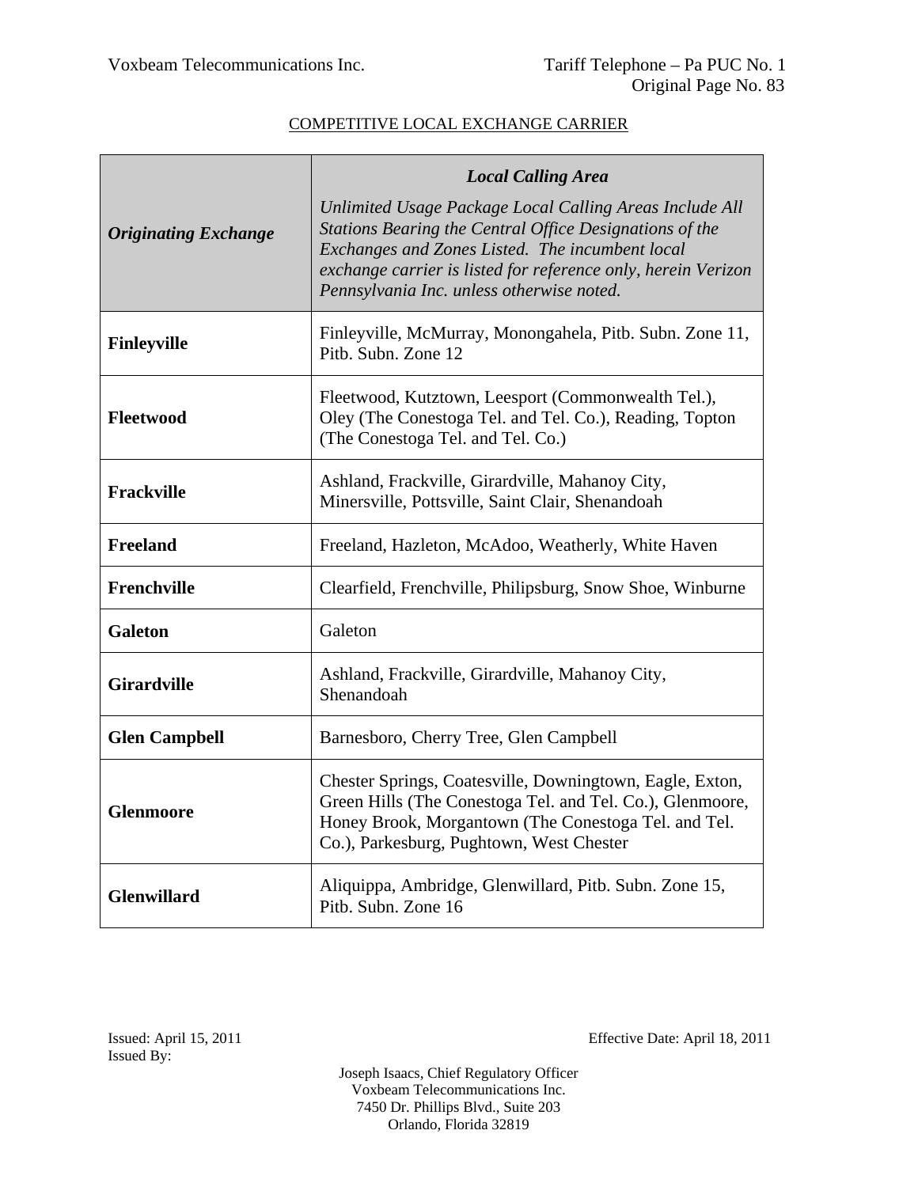COMPETITIVE LOCAL EXCHANGE CARRIER

| ***Originating Exchange*** | ***Local Calling Area*** *Unlimited Usage Package Local Calling Areas Include All Stations Bearing the Central Office Designations of the Exchanges and Zones Listed. The incumbent local exchange carrier is listed for reference only, herein Verizon Pennsylvania Inc. unless otherwise noted.* |
|---|---|
| **Finleyville** | Finleyville, McMurray, Monongahela, Pitb. Subn. Zone 11, Pitb. Subn. Zone 12 |
| **Fleetwood** | Fleetwood, Kutztown, Leesport (Commonwealth Tel.), Oley (The Conestoga Tel. and Tel. Co.), Reading, Topton (The Conestoga Tel. and Tel. Co.) |
| **Frackville** | Ashland, Frackville, Girardville, Mahanoy City, Minersville, Pottsville, Saint Clair, Shenandoah |
| **Freeland** | Freeland, Hazleton, McAdoo, Weatherly, White Haven |
| **Frenchville** | Clearfield, Frenchville, Philipsburg, Snow Shoe, Winburne |
| **Galeton** | Galeton |
| **Girardville** | Ashland, Frackville, Girardville, Mahanoy City, Shenandoah |
| **Glen Campbell** | Barnesboro, Cherry Tree, Glen Campbell |
| **Glenmoore** | Chester Springs, Coatesville, Downingtown, Eagle, Exton, Green Hills (The Conestoga Tel. and Tel. Co.), Glenmoore, Honey Brook, Morgantown (The Conestoga Tel. and Tel. Co.), Parkesburg, Pughtown, West Chester |
| **Glenwillard** | Aliquippa, Ambridge, Glenwillard, Pitb. Subn. Zone 15, Pitb. Subn. Zone 16 |

Issued: April 15, 2011
Issued By:

Effective Date: April 18, 2011

Joseph Isaacs, Chief Regulatory Officer
Voxbeam Telecommunications Inc.
7450 Dr. Phillips Blvd., Suite 203
Orlando, Florida 32819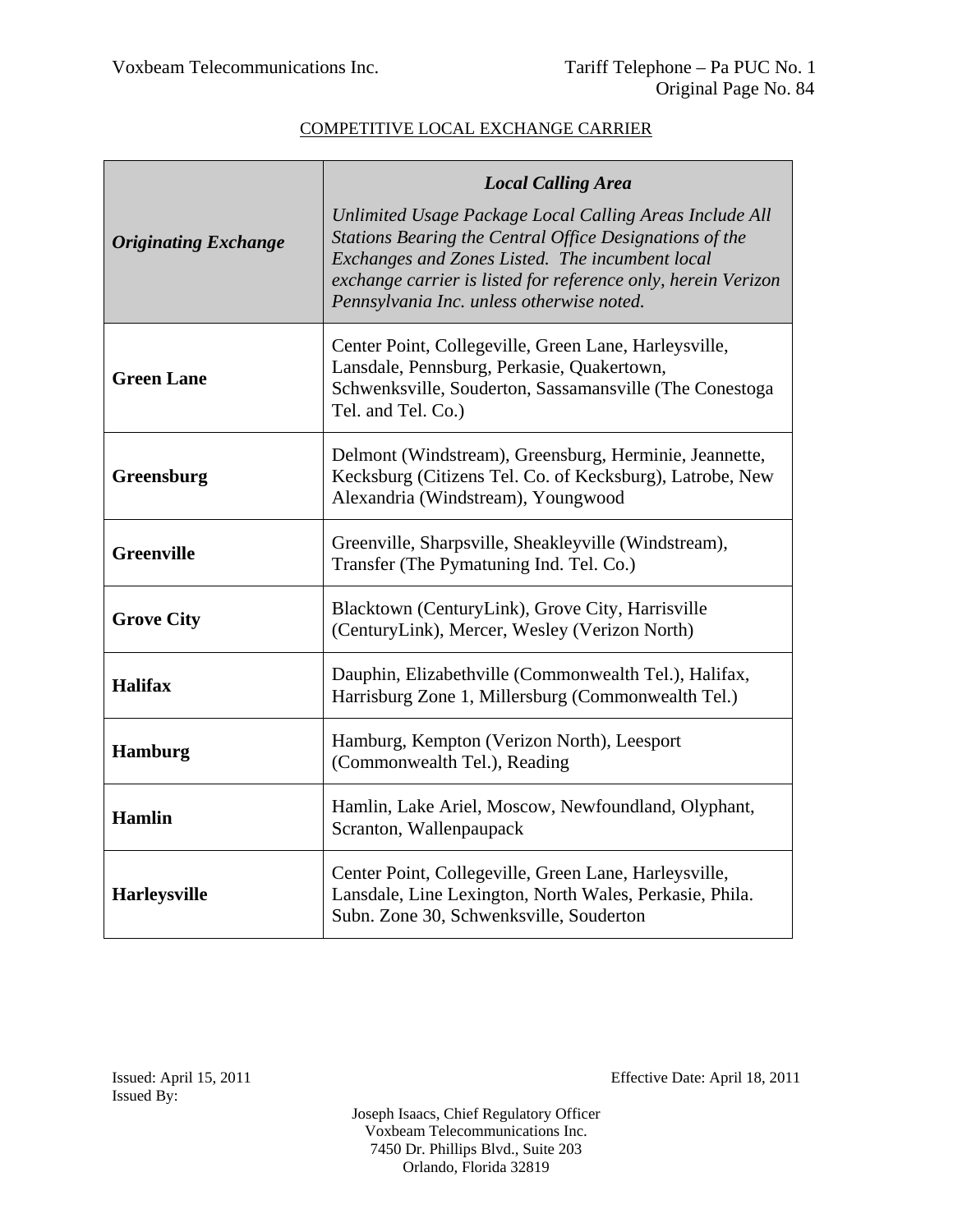COMPETITIVE LOCAL EXCHANGE CARRIER

| ***Originating Exchange*** | ***Local Calling Area*** *Unlimited Usage Package Local Calling Areas Include All Stations Bearing the Central Office Designations of the Exchanges and Zones Listed. The incumbent local exchange carrier is listed for reference only, herein Verizon Pennsylvania Inc. unless otherwise noted.* |
|---|---|
| **Green Lane** | Center Point, Collegeville, Green Lane, Harleysville, Lansdale, Pennsburg, Perkasie, Quakertown, Schwenksville, Souderton, Sassamansville (The Conestoga Tel. and Tel. Co.) |
| **Greensburg** | Delmont (Windstream), Greensburg, Herminie, Jeannette, Kecksburg (Citizens Tel. Co. of Kecksburg), Latrobe, New Alexandria (Windstream), Youngwood |
| **Greenville** | Greenville, Sharpsville, Sheakleyville (Windstream), Transfer (The Pymatuning Ind. Tel. Co.) |
| **Grove City** | Blacktown (CenturyLink), Grove City, Harrisville (CenturyLink), Mercer, Wesley (Verizon North) |
| **Halifax** | Dauphin, Elizabethville (Commonwealth Tel.), Halifax, Harrisburg Zone 1, Millersburg (Commonwealth Tel.) |
| **Hamburg** | Hamburg, Kempton (Verizon North), Leesport (Commonwealth Tel.), Reading |
| **Hamlin** | Hamlin, Lake Ariel, Moscow, Newfoundland, Olyphant, Scranton, Wallenpaupack |
| **Harleysville** | Center Point, Collegeville, Green Lane, Harleysville, Lansdale, Line Lexington, North Wales, Perkasie, Phila. Subn. Zone 30, Schwenksville, Souderton |

Issued: April 15, 2011
Issued By:

Effective Date: April 18, 2011

Joseph Isaacs, Chief Regulatory Officer
Voxbeam Telecommunications Inc.
7450 Dr. Phillips Blvd., Suite 203
Orlando, Florida 32819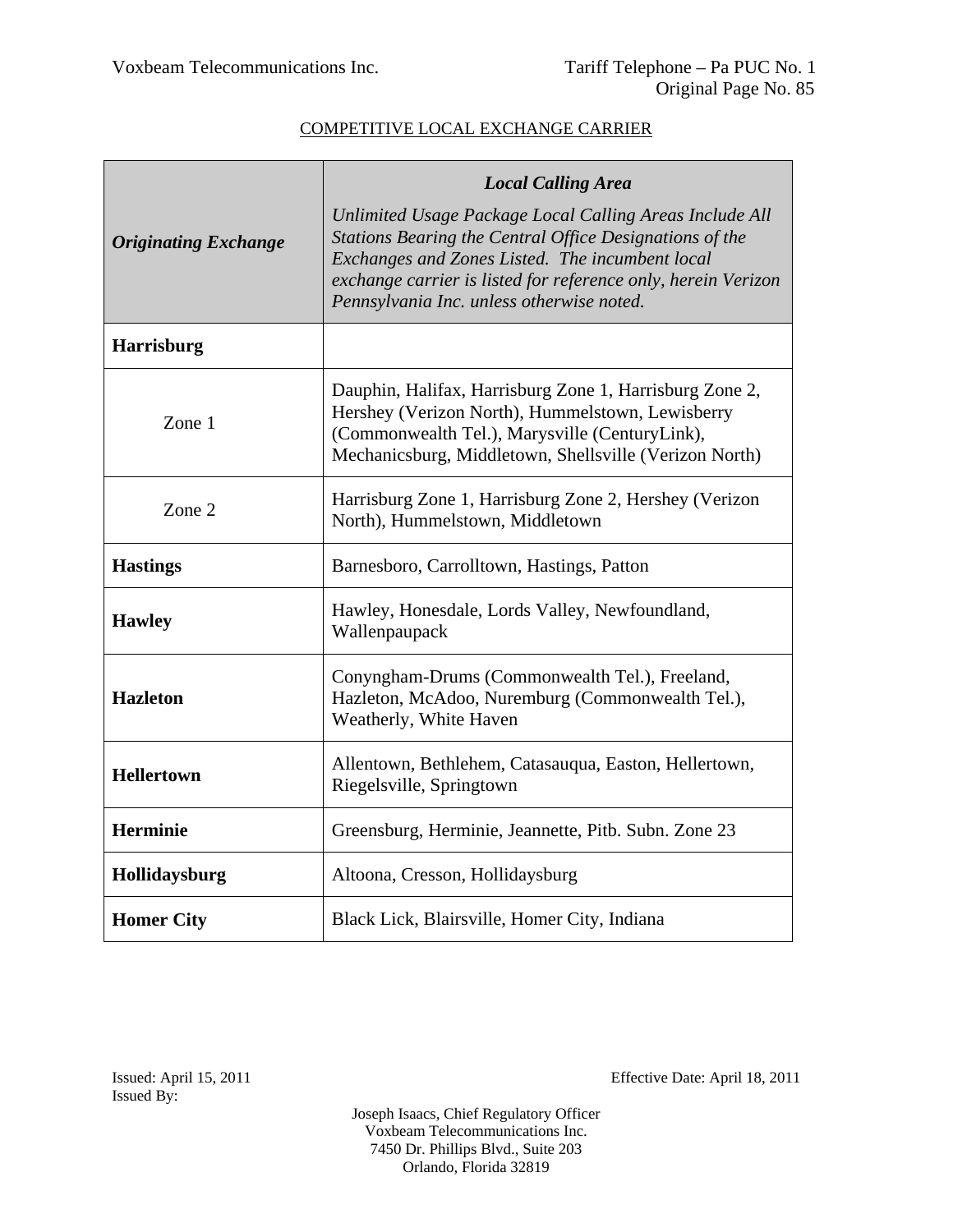COMPETITIVE LOCAL EXCHANGE CARRIER

| ***Originating Exchange*** | ***Local Calling Area*** *Unlimited Usage Package Local Calling Areas Include All Stations Bearing the Central Office Designations of the Exchanges and Zones Listed. The incumbent local exchange carrier is listed for reference only, herein Verizon Pennsylvania Inc. unless otherwise noted.* |
|---|---|
| **Harrisburg** | |
| Zone 1 | Dauphin, Halifax, Harrisburg Zone 1, Harrisburg Zone 2, Hershey (Verizon North), Hummelstown, Lewisberry (Commonwealth Tel.), Marysville (CenturyLink), Mechanicsburg, Middletown, Shellsville (Verizon North) |
| Zone 2 | Harrisburg Zone 1, Harrisburg Zone 2, Hershey (Verizon North), Hummelstown, Middletown |
| **Hastings** | Barnesboro, Carrolltown, Hastings, Patton |
| **Hawley** | Hawley, Honesdale, Lords Valley, Newfoundland, Wallenpaupack |
| **Hazleton** | Conyngham-Drums (Commonwealth Tel.), Freeland, Hazleton, McAdoo, Nuremburg (Commonwealth Tel.), Weatherly, White Haven |
| **Hellertown** | Allentown, Bethlehem, Catasauqua, Easton, Hellertown, Riegelsville, Springtown |
| **Herminie** | Greensburg, Herminie, Jeannette, Pitb. Subn. Zone 23 |
| **Hollidaysburg** | Altoona, Cresson, Hollidaysburg |
| **Homer City** | Black Lick, Blairsville, Homer City, Indiana |

Issued: April 15, 2011

Effective Date: April 18, 2011

Issued By:

Joseph Isaacs, Chief Regulatory Officer
Voxbeam Telecommunications Inc.
7450 Dr. Phillips Blvd., Suite 203
Orlando, Florida 32819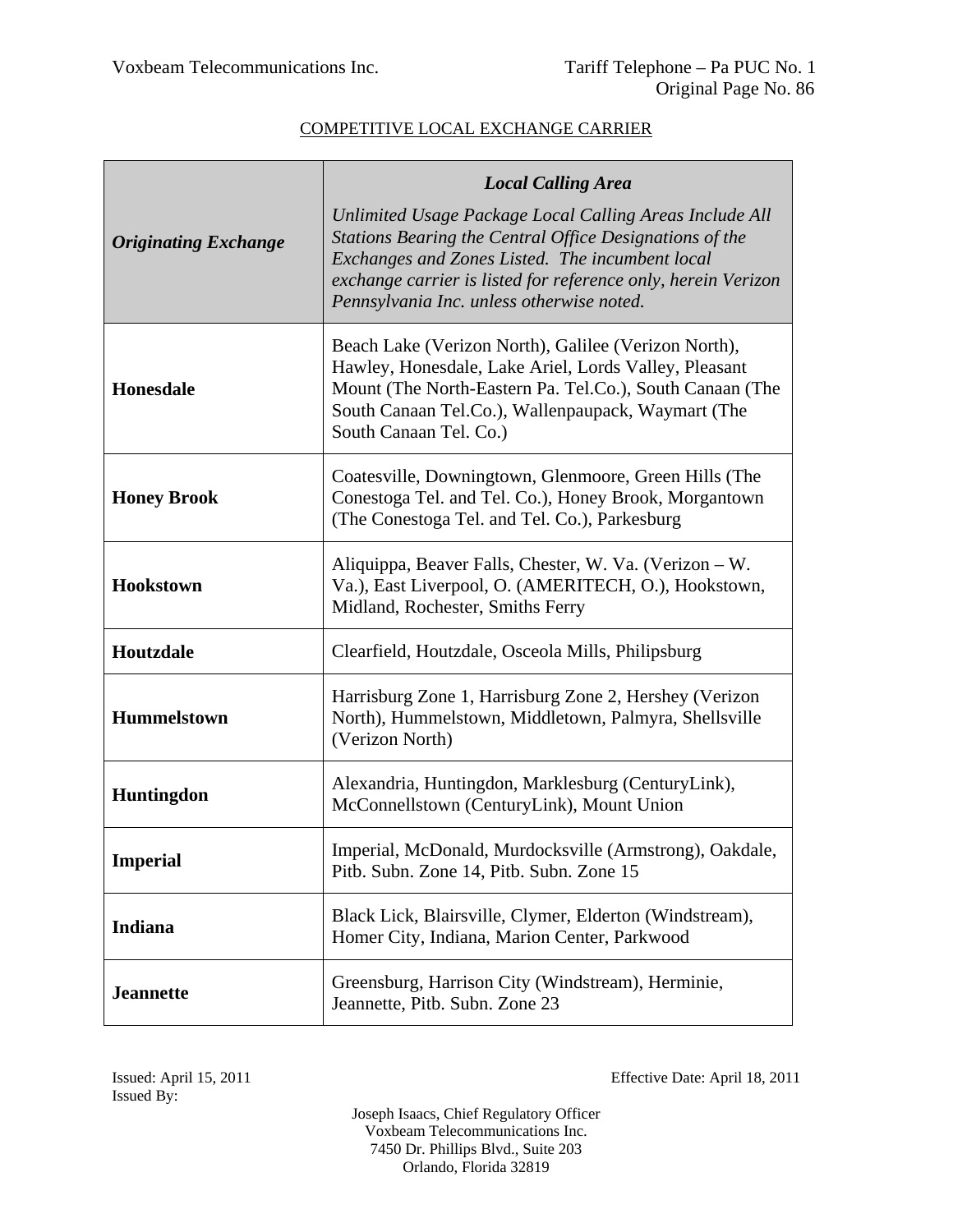COMPETITIVE LOCAL EXCHANGE CARRIER

| ***Originating Exchange*** | ***Local Calling Area*** *Unlimited Usage Package Local Calling Areas Include All Stations Bearing the Central Office Designations of the Exchanges and Zones Listed. The incumbent local exchange carrier is listed for reference only, herein Verizon Pennsylvania Inc. unless otherwise noted.* |
|---|---|
| **Honesdale** | Beach Lake (Verizon North), Galilee (Verizon North), Hawley, Honesdale, Lake Ariel, Lords Valley, Pleasant Mount (The North-Eastern Pa. Tel.Co.), South Canaan (The South Canaan Tel.Co.), Wallenpaupack, Waymart (The South Canaan Tel. Co.) |
| **Honey Brook** | Coatesville, Downingtown, Glenmoore, Green Hills (The Conestoga Tel. and Tel. Co.), Honey Brook, Morgantown (The Conestoga Tel. and Tel. Co.), Parkesburg |
| **Hookstown** | Aliquippa, Beaver Falls, Chester, W. Va. (Verizon – W. Va.), East Liverpool, O. (AMERITECH, O.), Hookstown, Midland, Rochester, Smiths Ferry |
| **Houtzdale** | Clearfield, Houtzdale, Osceola Mills, Philipsburg |
| **Hummelstown** | Harrisburg Zone 1, Harrisburg Zone 2, Hershey (Verizon North), Hummelstown, Middletown, Palmyra, Shellsville (Verizon North) |
| **Huntingdon** | Alexandria, Huntingdon, Marklesburg (CenturyLink), McConnellstown (CenturyLink), Mount Union |
| **Imperial** | Imperial, McDonald, Murdocksville (Armstrong), Oakdale, Pitb. Subn. Zone 14, Pitb. Subn. Zone 15 |
| **Indiana** | Black Lick, Blairsville, Clymer, Elderton (Windstream), Homer City, Indiana, Marion Center, Parkwood |
| **Jeannette** | Greensburg, Harrison City (Windstream), Herminie, Jeannette, Pitb. Subn. Zone 23 |

Issued: April 15, 2011 Effective Date: April 18, 2011

Issued By:

Joseph Isaacs, Chief Regulatory Officer
Voxbeam Telecommunications Inc.
7450 Dr. Phillips Blvd., Suite 203
Orlando, Florida 32819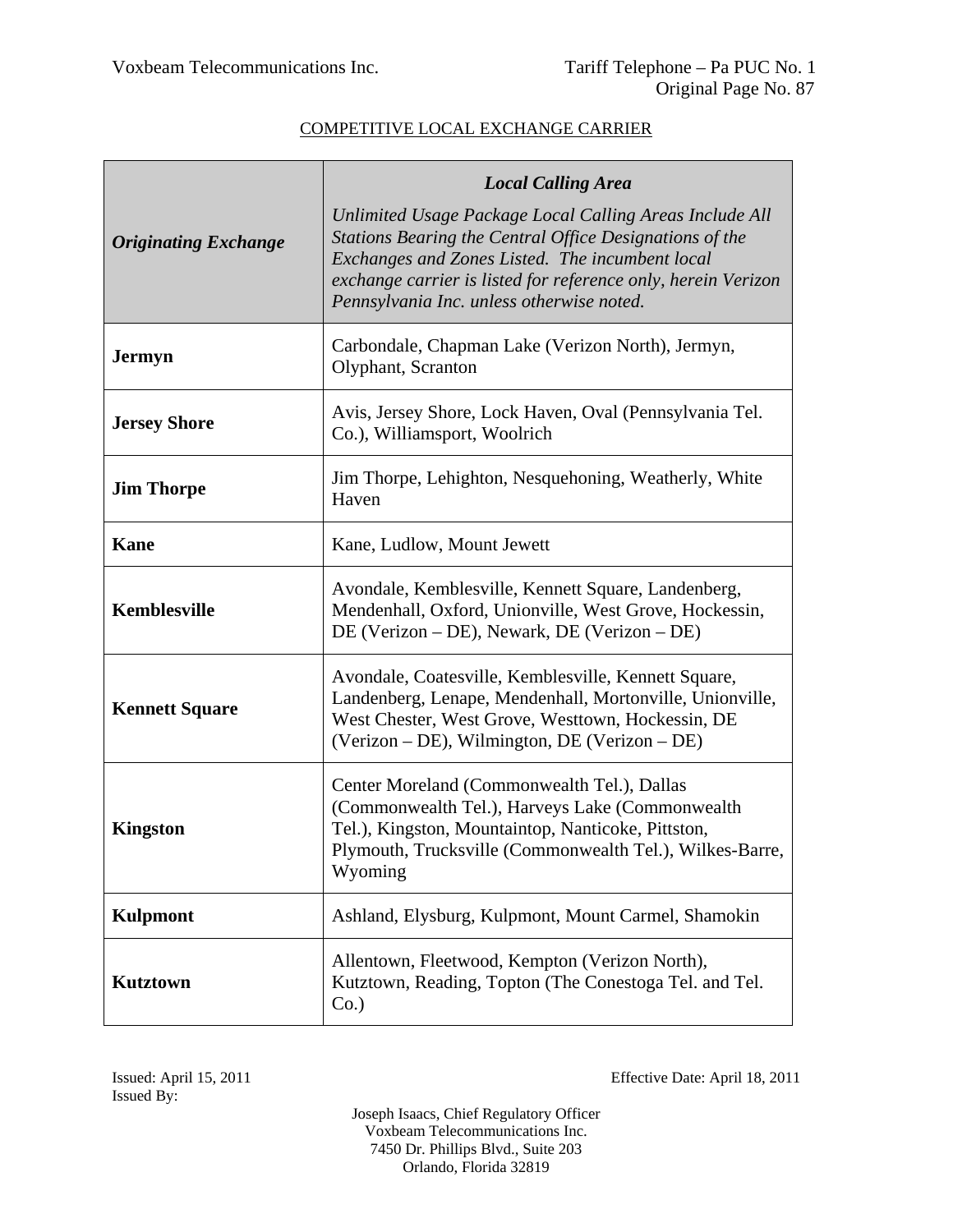COMPETITIVE LOCAL EXCHANGE CARRIER

| ***Originating Exchange*** | ***Local Calling Area*** *Unlimited Usage Package Local Calling Areas Include All Stations Bearing the Central Office Designations of the Exchanges and Zones Listed. The incumbent local exchange carrier is listed for reference only, herein Verizon Pennsylvania Inc. unless otherwise noted.* |
|---|---|
| **Jermyn** | Carbondale, Chapman Lake (Verizon North), Jermyn, Olyphant, Scranton |
| **Jersey Shore** | Avis, Jersey Shore, Lock Haven, Oval (Pennsylvania Tel. Co.), Williamsport, Woolrich |
| **Jim Thorpe** | Jim Thorpe, Lehighton, Nesquehoning, Weatherly, White Haven |
| **Kane** | Kane, Ludlow, Mount Jewett |
| **Kemblesville** | Avondale, Kemblesville, Kennett Square, Landenberg, Mendenhall, Oxford, Unionville, West Grove, Hockessin, DE (Verizon – DE), Newark, DE (Verizon – DE) |
| **Kennett Square** | Avondale, Coatesville, Kemblesville, Kennett Square, Landenberg, Lenape, Mendenhall, Mortonville, Unionville, West Chester, West Grove, Westtown, Hockessin, DE (Verizon – DE), Wilmington, DE (Verizon – DE) |
| **Kingston** | Center Moreland (Commonwealth Tel.), Dallas (Commonwealth Tel.), Harveys Lake (Commonwealth Tel.), Kingston, Mountaintop, Nanticoke, Pittston, Plymouth, Trucksville (Commonwealth Tel.), Wilkes-Barre, Wyoming |
| **Kulpmont** | Ashland, Elysburg, Kulpmont, Mount Carmel, Shamokin |
| **Kutztown** | Allentown, Fleetwood, Kempton (Verizon North), Kutztown, Reading, Topton (The Conestoga Tel. and Tel. Co.) |

Issued: April 15, 2011
Issued By:

Effective Date: April 18, 2011

Joseph Isaacs, Chief Regulatory Officer
Voxbeam Telecommunications Inc.
7450 Dr. Phillips Blvd., Suite 203
Orlando, Florida 32819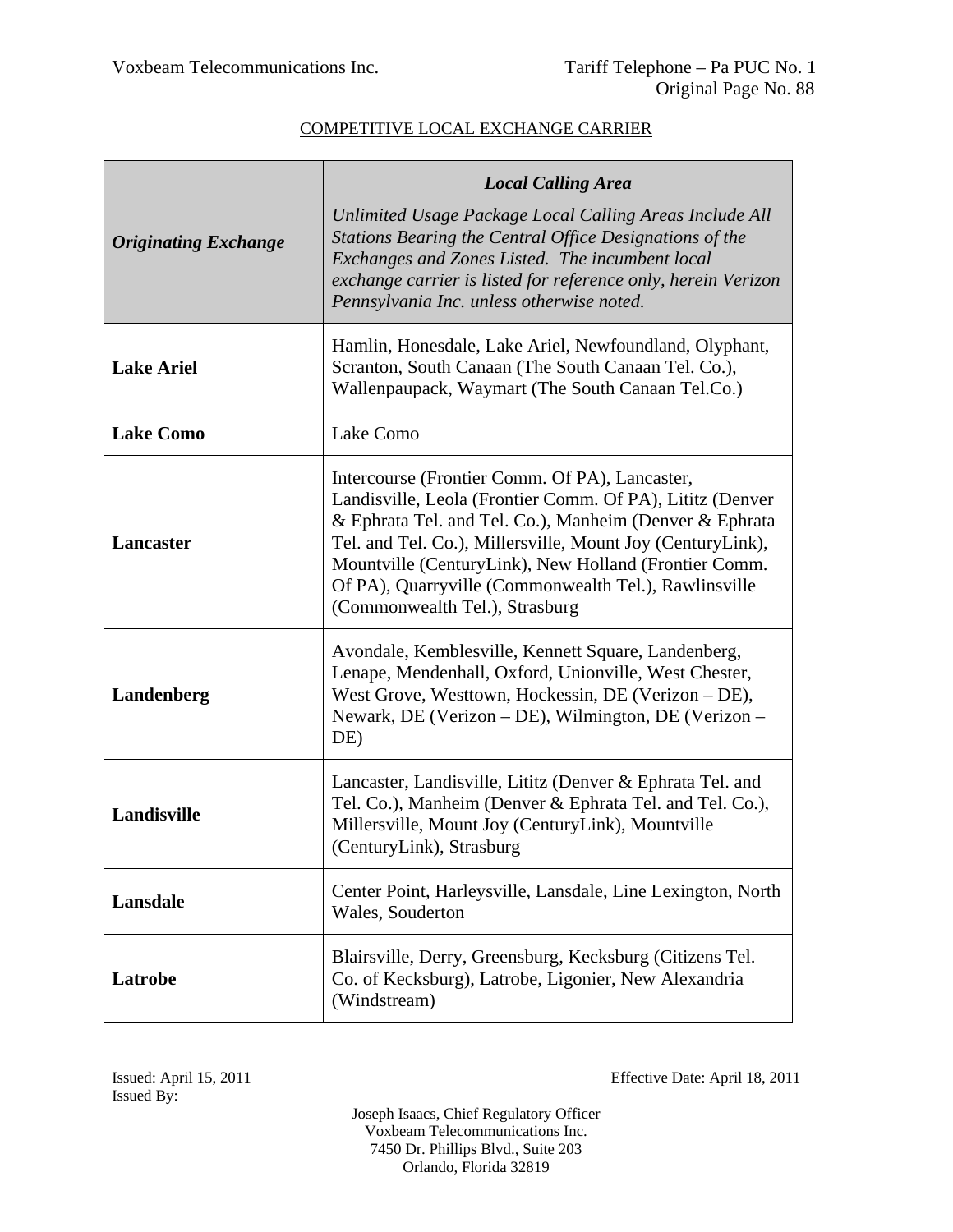COMPETITIVE LOCAL EXCHANGE CARRIER

| ***Originating Exchange*** | ***Local Calling Area*** *Unlimited Usage Package Local Calling Areas Include All Stations Bearing the Central Office Designations of the Exchanges and Zones Listed. The incumbent local exchange carrier is listed for reference only, herein Verizon Pennsylvania Inc. unless otherwise noted.* |
|---|---|
| **Lake Ariel** | Hamlin, Honesdale, Lake Ariel, Newfoundland, Olyphant, Scranton, South Canaan (The South Canaan Tel. Co.), Wallenpaupack, Waymart (The South Canaan Tel.Co.) |
| **Lake Como** | Lake Como |
| **Lancaster** | Intercourse (Frontier Comm. Of PA), Lancaster, Landisville, Leola (Frontier Comm. Of PA), Lititz (Denver & Ephrata Tel. and Tel. Co.), Manheim (Denver & Ephrata Tel. and Tel. Co.), Millersville, Mount Joy (CenturyLink), Mountville (CenturyLink), New Holland (Frontier Comm. Of PA), Quarryville (Commonwealth Tel.), Rawlinsville (Commonwealth Tel.), Strasburg |
| **Landenberg** | Avondale, Kemblesville, Kennett Square, Landenberg, Lenape, Mendenhall, Oxford, Unionville, West Chester, West Grove, Westtown, Hockessin, DE (Verizon – DE), Newark, DE (Verizon – DE), Wilmington, DE (Verizon – DE) |
| **Landisville** | Lancaster, Landisville, Lititz (Denver & Ephrata Tel. and Tel. Co.), Manheim (Denver & Ephrata Tel. and Tel. Co.), Millersville, Mount Joy (CenturyLink), Mountville (CenturyLink), Strasburg |
| **Lansdale** | Center Point, Harleysville, Lansdale, Line Lexington, North Wales, Souderton |
| **Latrobe** | Blairsville, Derry, Greensburg, Kecksburg (Citizens Tel. Co. of Kecksburg), Latrobe, Ligonier, New Alexandria (Windstream) |

Issued: April 15, 2011

Effective Date: April 18, 2011

Issued By:

Joseph Isaacs, Chief Regulatory Officer
Voxbeam Telecommunications Inc.
7450 Dr. Phillips Blvd., Suite 203
Orlando, Florida 32819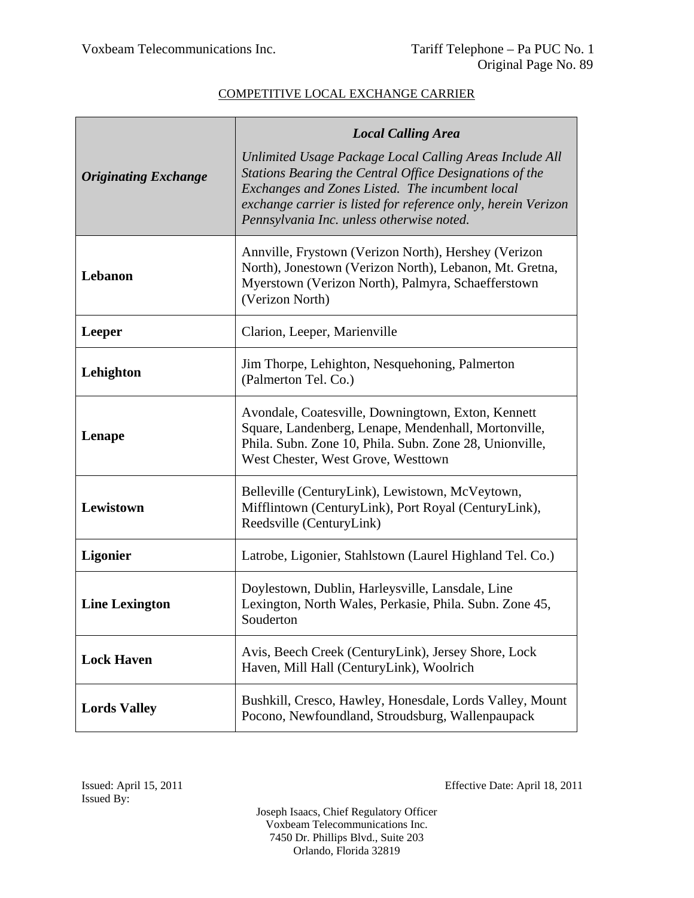COMPETITIVE LOCAL EXCHANGE CARRIER

| ***Originating Exchange*** | ***Local Calling Area*** *Unlimited Usage Package Local Calling Areas Include All Stations Bearing the Central Office Designations of the Exchanges and Zones Listed. The incumbent local exchange carrier is listed for reference only, herein Verizon Pennsylvania Inc. unless otherwise noted.* |
|---|---|
| **Lebanon** | Annville, Frystown (Verizon North), Hershey (Verizon North), Jonestown (Verizon North), Lebanon, Mt. Gretna, Myerstown (Verizon North), Palmyra, Schaefferstown (Verizon North) |
| **Leeper** | Clarion, Leeper, Marienville |
| **Lehighton** | Jim Thorpe, Lehighton, Nesquehoning, Palmerton (Palmerton Tel. Co.) |
| **Lenape** | Avondale, Coatesville, Downingtown, Exton, Kennett Square, Landenberg, Lenape, Mendenhall, Mortonville, Phila. Subn. Zone 10, Phila. Subn. Zone 28, Unionville, West Chester, West Grove, Westtown |
| **Lewistown** | Belleville (CenturyLink), Lewistown, McVeytown, Mifflintown (CenturyLink), Port Royal (CenturyLink), Reedsville (CenturyLink) |
| **Ligonier** | Latrobe, Ligonier, Stahlstown (Laurel Highland Tel. Co.) |
| **Line Lexington** | Doylestown, Dublin, Harleysville, Lansdale, Line Lexington, North Wales, Perkasie, Phila. Subn. Zone 45, Souderton |
| **Lock Haven** | Avis, Beech Creek (CenturyLink), Jersey Shore, Lock Haven, Mill Hall (CenturyLink), Woolrich |
| **Lords Valley** | Bushkill, Cresco, Hawley, Honesdale, Lords Valley, Mount Pocono, Newfoundland, Stroudsburg, Wallenpaupack |

Issued: April 15, 2011

Effective Date: April 18, 2011

Issued By:

Joseph Isaacs, Chief Regulatory Officer
Voxbeam Telecommunications Inc.
7450 Dr. Phillips Blvd., Suite 203
Orlando, Florida 32819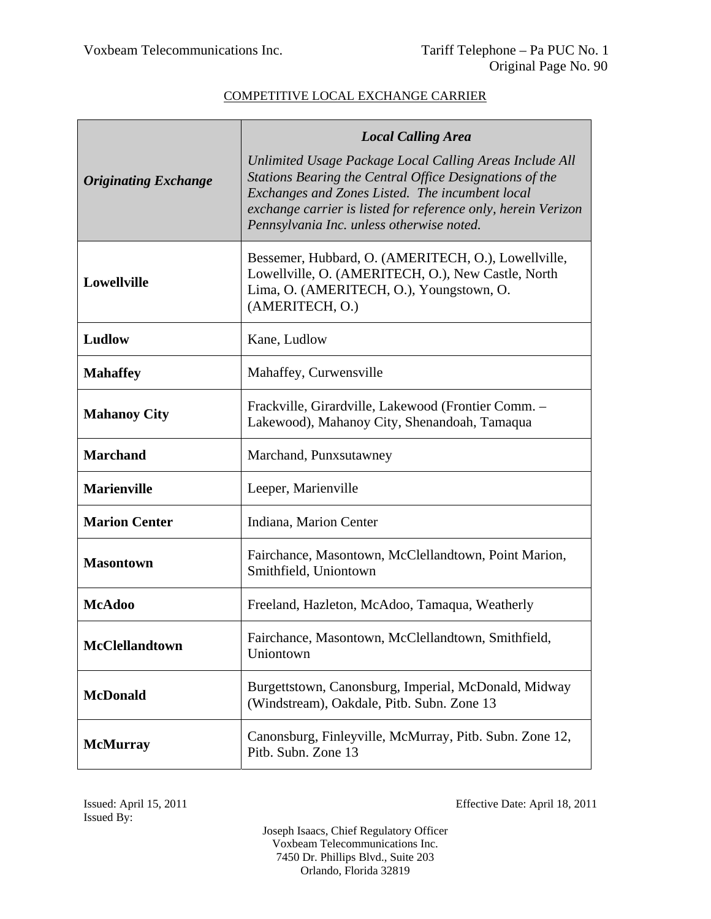COMPETITIVE LOCAL EXCHANGE CARRIER

| ***Originating Exchange*** | ***Local Calling Area*** *Unlimited Usage Package Local Calling Areas Include All Stations Bearing the Central Office Designations of the Exchanges and Zones Listed. The incumbent local exchange carrier is listed for reference only, herein Verizon Pennsylvania Inc. unless otherwise noted.* |
|---|---|
| **Lowellville** | Bessemer, Hubbard, O. (AMERITECH, O.), Lowellville, Lowellville, O. (AMERITECH, O.), New Castle, North Lima, O. (AMERITECH, O.), Youngstown, O. (AMERITECH, O.) |
| **Ludlow** | Kane, Ludlow |
| **Mahaffey** | Mahaffey, Curwensville |
| **Mahanoy City** | Frackville, Girardville, Lakewood (Frontier Comm. – Lakewood), Mahanoy City, Shenandoah, Tamaqua |
| **Marchand** | Marchand, Punxsutawney |
| **Marienville** | Leeper, Marienville |
| **Marion Center** | Indiana, Marion Center |
| **Masontown** | Fairchance, Masontown, McClellandtown, Point Marion, Smithfield, Uniontown |
| **McAdoo** | Freeland, Hazleton, McAdoo, Tamaqua, Weatherly |
| **McClellandtown** | Fairchance, Masontown, McClellandtown, Smithfield, Uniontown |
| **McDonald** | Burgettstown, Canonsburg, Imperial, McDonald, Midway (Windstream), Oakdale, Pitb. Subn. Zone 13 |
| **McMurray** | Canonsburg, Finleyville, McMurray, Pitb. Subn. Zone 12, Pitb. Subn. Zone 13 |

Issued: April 15, 2011

Effective Date: April 18, 2011

Issued By:

Joseph Isaacs, Chief Regulatory Officer
Voxbeam Telecommunications Inc.
7450 Dr. Phillips Blvd., Suite 203
Orlando, Florida 32819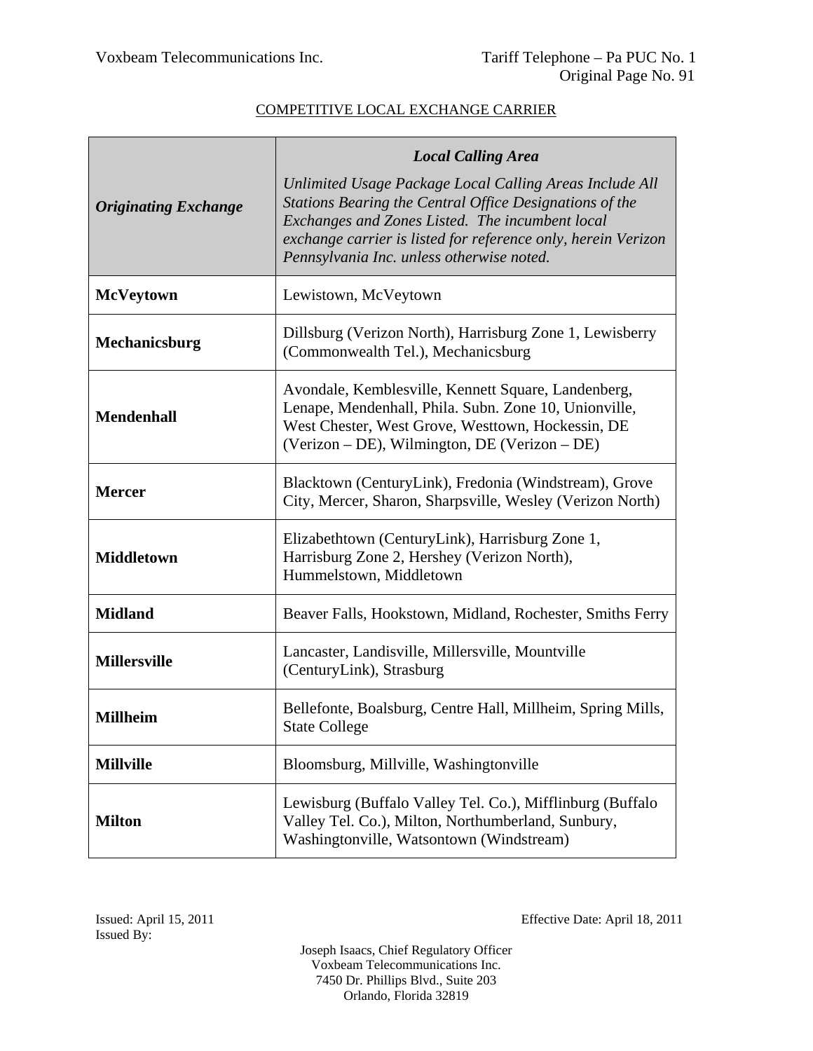COMPETITIVE LOCAL EXCHANGE CARRIER

| ***Originating Exchange*** | ***Local Calling Area*** *Unlimited Usage Package Local Calling Areas Include All Stations Bearing the Central Office Designations of the Exchanges and Zones Listed. The incumbent local exchange carrier is listed for reference only, herein Verizon Pennsylvania Inc. unless otherwise noted.* |
|---|---|
| **McVeytown** | Lewistown, McVeytown |
| **Mechanicsburg** | Dillsburg (Verizon North), Harrisburg Zone 1, Lewisberry (Commonwealth Tel.), Mechanicsburg |
| **Mendenhall** | Avondale, Kemblesville, Kennett Square, Landenberg, Lenape, Mendenhall, Phila. Subn. Zone 10, Unionville, West Chester, West Grove, Westtown, Hockessin, DE (Verizon – DE), Wilmington, DE (Verizon – DE) |
| **Mercer** | Blacktown (CenturyLink), Fredonia (Windstream), Grove City, Mercer, Sharon, Sharpsville, Wesley (Verizon North) |
| **Middletown** | Elizabethtown (CenturyLink), Harrisburg Zone 1, Harrisburg Zone 2, Hershey (Verizon North), Hummelstown, Middletown |
| **Midland** | Beaver Falls, Hookstown, Midland, Rochester, Smiths Ferry |
| **Millersville** | Lancaster, Landisville, Millersville, Mountville (CenturyLink), Strasburg |
| **Millheim** | Bellefonte, Boalsburg, Centre Hall, Millheim, Spring Mills, State College |
| **Millville** | Bloomsburg, Millville, Washingtonville |
| **Milton** | Lewisburg (Buffalo Valley Tel. Co.), Mifflinburg (Buffalo Valley Tel. Co.), Milton, Northumberland, Sunbury, Washingtonville, Watsontown (Windstream) |

Issued: April 15, 2011

Effective Date: April 18, 2011

Issued By:

Joseph Isaacs, Chief Regulatory Officer
Voxbeam Telecommunications Inc.
7450 Dr. Phillips Blvd., Suite 203
Orlando, Florida 32819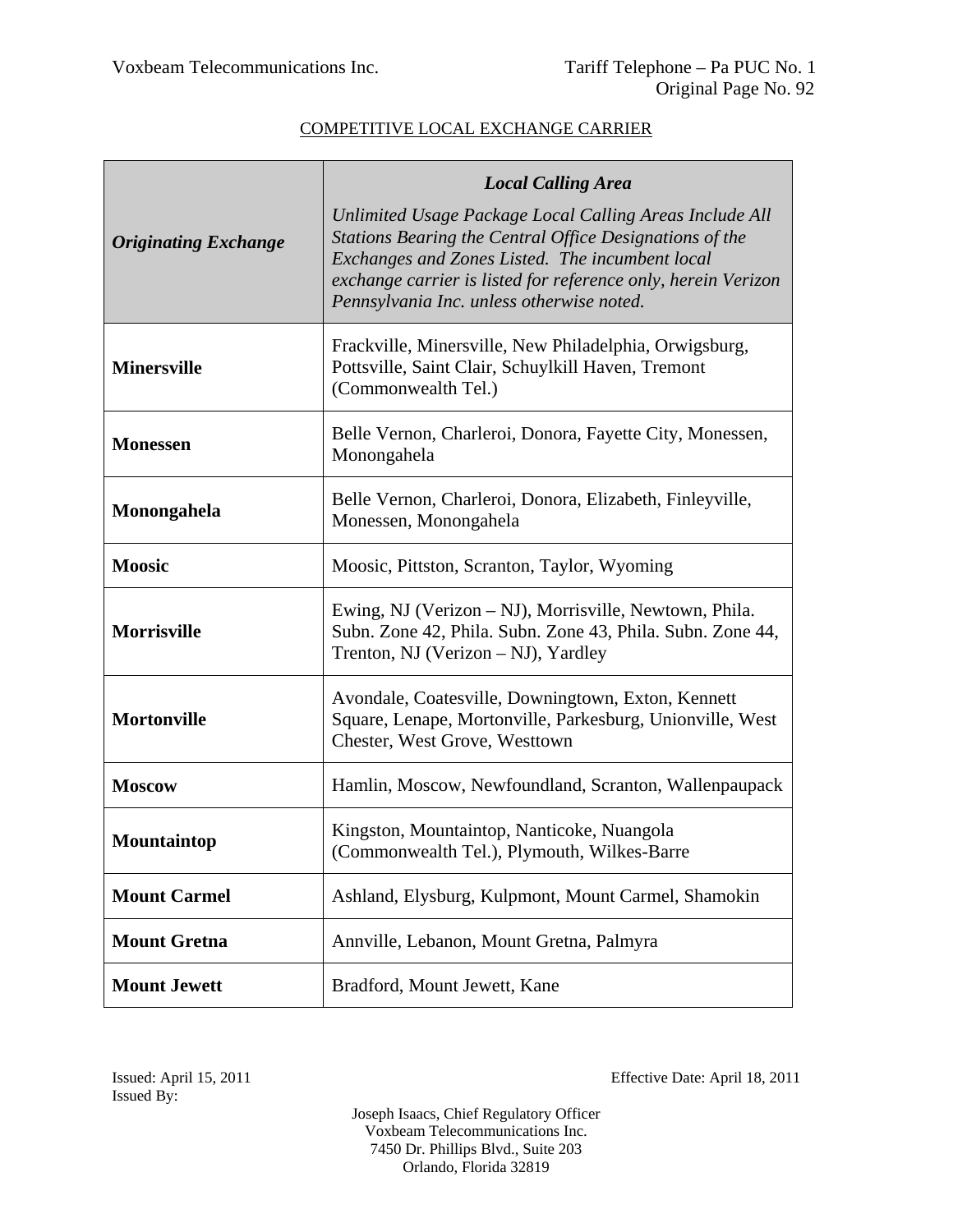COMPETITIVE LOCAL EXCHANGE CARRIER

| ***Originating Exchange*** | ***Local Calling Area*** *Unlimited Usage Package Local Calling Areas Include All Stations Bearing the Central Office Designations of the Exchanges and Zones Listed. The incumbent local exchange carrier is listed for reference only, herein Verizon Pennsylvania Inc. unless otherwise noted.* |
|---|---|
| **Minersville** | Frackville, Minersville, New Philadelphia, Orwigsburg, Pottsville, Saint Clair, Schuylkill Haven, Tremont (Commonwealth Tel.) |
| **Monessen** | Belle Vernon, Charleroi, Donora, Fayette City, Monessen, Monongahela |
| **Monongahela** | Belle Vernon, Charleroi, Donora, Elizabeth, Finleyville, Monessen, Monongahela |
| **Moosic** | Moosic, Pittston, Scranton, Taylor, Wyoming |
| **Morrisville** | Ewing, NJ (Verizon – NJ), Morrisville, Newtown, Phila. Subn. Zone 42, Phila. Subn. Zone 43, Phila. Subn. Zone 44, Trenton, NJ (Verizon – NJ), Yardley |
| **Mortonville** | Avondale, Coatesville, Downingtown, Exton, Kennett Square, Lenape, Mortonville, Parkesburg, Unionville, West Chester, West Grove, Westtown |
| **Moscow** | Hamlin, Moscow, Newfoundland, Scranton, Wallenpaupack |
| **Mountaintop** | Kingston, Mountaintop, Nanticoke, Nuangola (Commonwealth Tel.), Plymouth, Wilkes-Barre |
| **Mount Carmel** | Ashland, Elysburg, Kulpmont, Mount Carmel, Shamokin |
| **Mount Gretna** | Annville, Lebanon, Mount Gretna, Palmyra |
| **Mount Jewett** | Bradford, Mount Jewett, Kane |

Issued: April 15, 2011

Issued By:

Effective Date: April 18, 2011

Joseph Isaacs, Chief Regulatory Officer
Voxbeam Telecommunications Inc.
7450 Dr. Phillips Blvd., Suite 203
Orlando, Florida 32819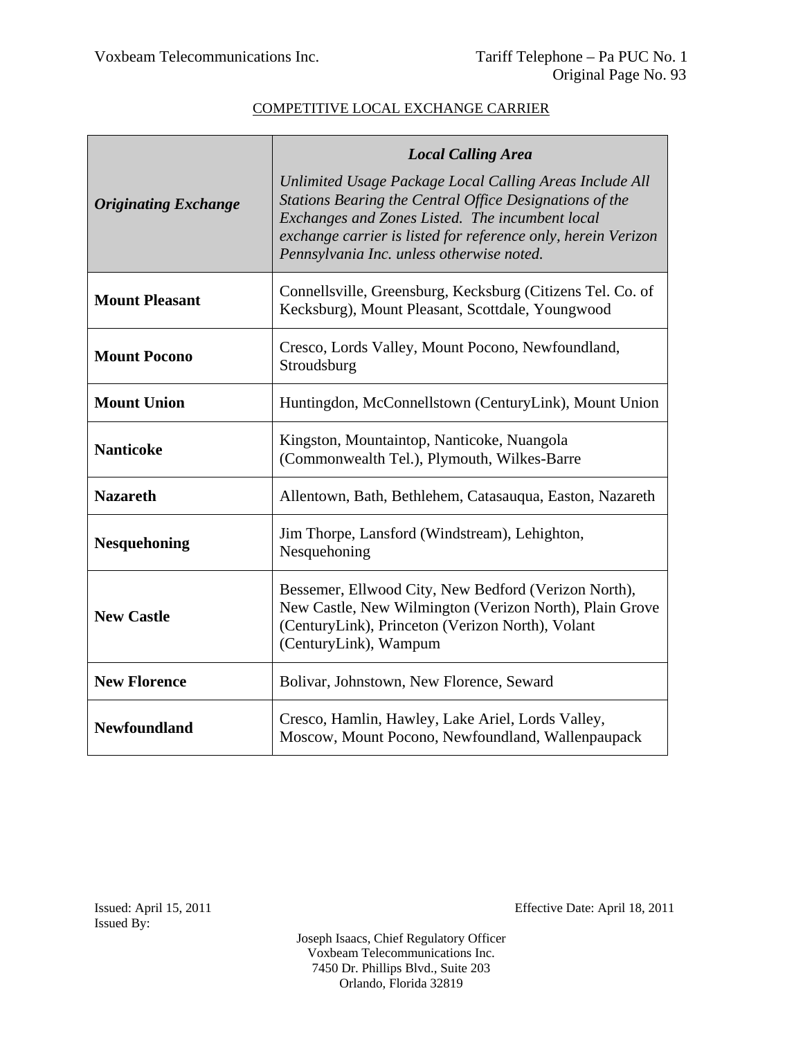COMPETITIVE LOCAL EXCHANGE CARRIER

| ***Originating Exchange*** | ***Local Calling Area*** *Unlimited Usage Package Local Calling Areas Include All Stations Bearing the Central Office Designations of the Exchanges and Zones Listed. The incumbent local exchange carrier is listed for reference only, herein Verizon Pennsylvania Inc. unless otherwise noted.* |
|---|---|
| **Mount Pleasant** | Connellsville, Greensburg, Kecksburg (Citizens Tel. Co. of Kecksburg), Mount Pleasant, Scottdale, Youngwood |
| **Mount Pocono** | Cresco, Lords Valley, Mount Pocono, Newfoundland, Stroudsburg |
| **Mount Union** | Huntingdon, McConnellstown (CenturyLink), Mount Union |
| **Nanticoke** | Kingston, Mountaintop, Nanticoke, Nuangola (Commonwealth Tel.), Plymouth, Wilkes-Barre |
| **Nazareth** | Allentown, Bath, Bethlehem, Catasauqua, Easton, Nazareth |
| **Nesquehoning** | Jim Thorpe, Lansford (Windstream), Lehighton, Nesquehoning |
| **New Castle** | Bessemer, Ellwood City, New Bedford (Verizon North), New Castle, New Wilmington (Verizon North), Plain Grove (CenturyLink), Princeton (Verizon North), Volant (CenturyLink), Wampum |
| **New Florence** | Bolivar, Johnstown, New Florence, Seward |
| **Newfoundland** | Cresco, Hamlin, Hawley, Lake Ariel, Lords Valley, Moscow, Mount Pocono, Newfoundland, Wallenpaupack |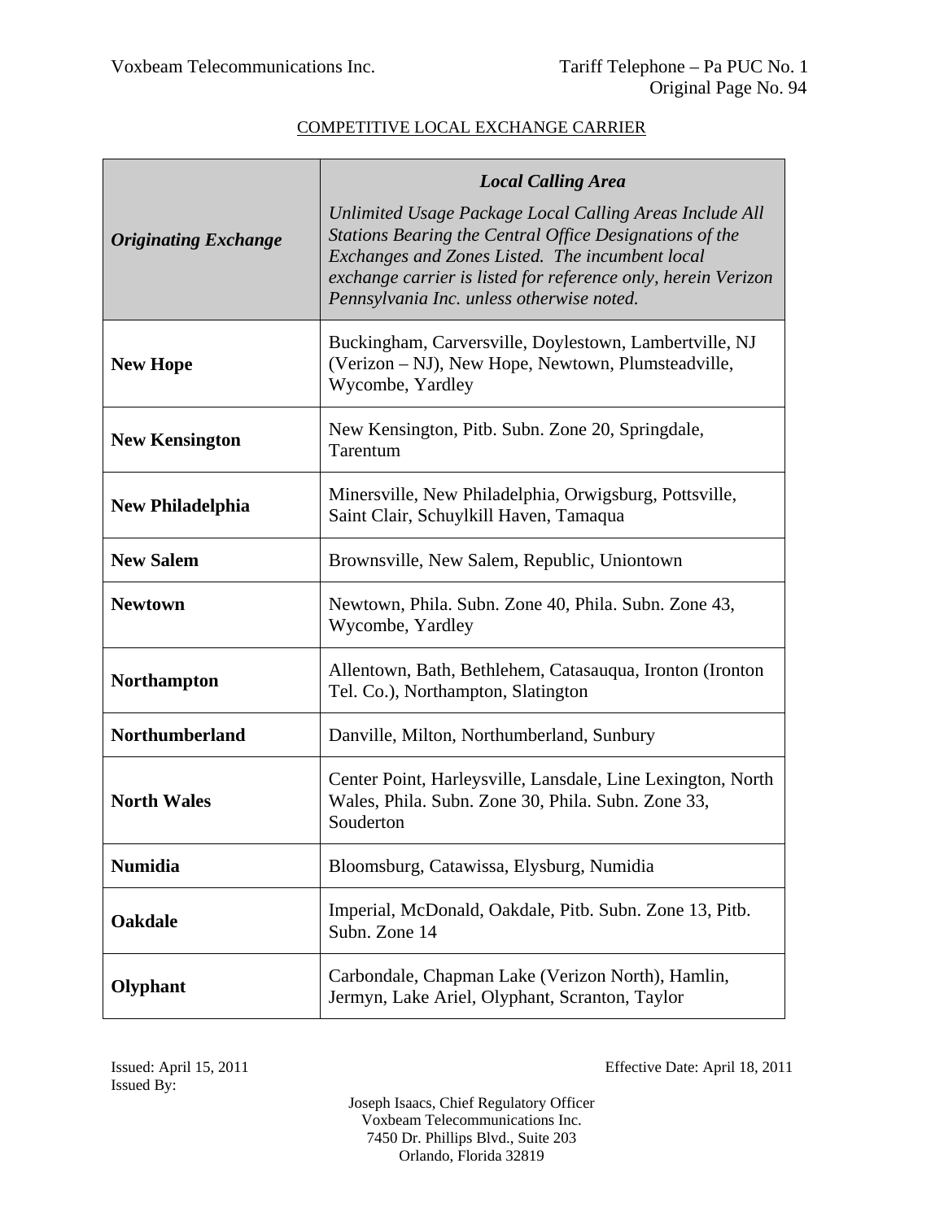COMPETITIVE LOCAL EXCHANGE CARRIER

| ***Originating Exchange*** | ***Local Calling Area*** *Unlimited Usage Package Local Calling Areas Include All Stations Bearing the Central Office Designations of the Exchanges and Zones Listed. The incumbent local exchange carrier is listed for reference only, herein Verizon Pennsylvania Inc. unless otherwise noted.* |
|---|---|
| **New Hope** | Buckingham, Carversville, Doylestown, Lambertville, NJ (Verizon – NJ), New Hope, Newtown, Plumsteadville, Wycombe, Yardley |
| **New Kensington** | New Kensington, Pitb. Subn. Zone 20, Springdale, Tarentum |
| **New Philadelphia** | Minersville, New Philadelphia, Orwigsburg, Pottsville, Saint Clair, Schuylkill Haven, Tamaqua |
| **New Salem** | Brownsville, New Salem, Republic, Uniontown |
| **Newtown** | Newtown, Phila. Subn. Zone 40, Phila. Subn. Zone 43, Wycombe, Yardley |
| **Northampton** | Allentown, Bath, Bethlehem, Catasauqua, Ironton (Ironton Tel. Co.), Northampton, Slatington |
| **Northumberland** | Danville, Milton, Northumberland, Sunbury |
| **North Wales** | Center Point, Harleysville, Lansdale, Line Lexington, North Wales, Phila. Subn. Zone 30, Phila. Subn. Zone 33, Souderton |
| **Numidia** | Bloomsburg, Catawissa, Elysburg, Numidia |
| **Oakdale** | Imperial, McDonald, Oakdale, Pitb. Subn. Zone 13, Pitb. Subn. Zone 14 |
| **Olyphant** | Carbondale, Chapman Lake (Verizon North), Hamlin, Jermyn, Lake Ariel, Olyphant, Scranton, Taylor |

Issued: April 15, 2011

Effective Date: April 18, 2011

Issued By:

Joseph Isaacs, Chief Regulatory Officer
Voxbeam Telecommunications Inc.
7450 Dr. Phillips Blvd., Suite 203
Orlando, Florida 32819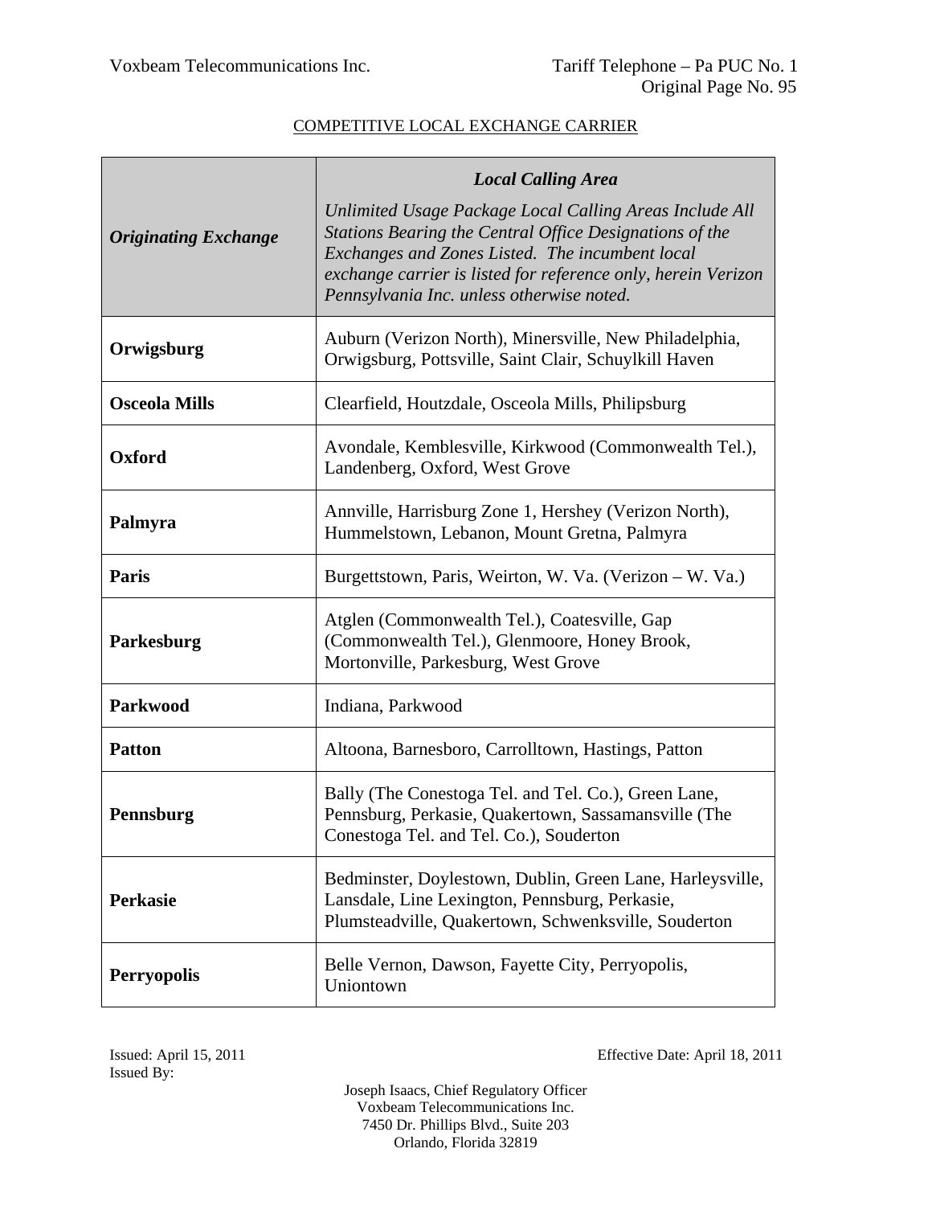COMPETITIVE LOCAL EXCHANGE CARRIER

| ***Originating Exchange*** | ***Local Calling Area*** *Unlimited Usage Package Local Calling Areas Include All Stations Bearing the Central Office Designations of the Exchanges and Zones Listed. The incumbent local exchange carrier is listed for reference only, herein Verizon Pennsylvania Inc. unless otherwise noted.* |
|---|---|
| **Orwigsburg** | Auburn (Verizon North), Minersville, New Philadelphia, Orwigsburg, Pottsville, Saint Clair, Schuylkill Haven |
| **Osceola Mills** | Clearfield, Houtzdale, Osceola Mills, Philipsburg |
| **Oxford** | Avondale, Kemblesville, Kirkwood (Commonwealth Tel.), Landenberg, Oxford, West Grove |
| **Palmyra** | Annville, Harrisburg Zone 1, Hershey (Verizon North), Hummelstown, Lebanon, Mount Gretna, Palmyra |
| **Paris** | Burgettstown, Paris, Weirton, W. Va. (Verizon – W. Va.) |
| **Parkesburg** | Atglen (Commonwealth Tel.), Coatesville, Gap (Commonwealth Tel.), Glenmoore, Honey Brook, Mortonville, Parkesburg, West Grove |
| **Parkwood** | Indiana, Parkwood |
| **Patton** | Altoona, Barnesboro, Carrolltown, Hastings, Patton |
| **Pennsburg** | Bally (The Conestoga Tel. and Tel. Co.), Green Lane, Pennsburg, Perkasie, Quakertown, Sassamansville (The Conestoga Tel. and Tel. Co.), Souderton |
| **Perkasie** | Bedminster, Doylestown, Dublin, Green Lane, Harleysville, Lansdale, Line Lexington, Pennsburg, Perkasie, Plumsteadville, Quakertown, Schwenksville, Souderton |
| **Perryopolis** | Belle Vernon, Dawson, Fayette City, Perryopolis, Uniontown |

Issued: April 15, 2011
Issued By:

Effective Date: April 18, 2011

Joseph Isaacs, Chief Regulatory Officer
Voxbeam Telecommunications Inc.
7450 Dr. Phillips Blvd., Suite 203
Orlando, Florida 32819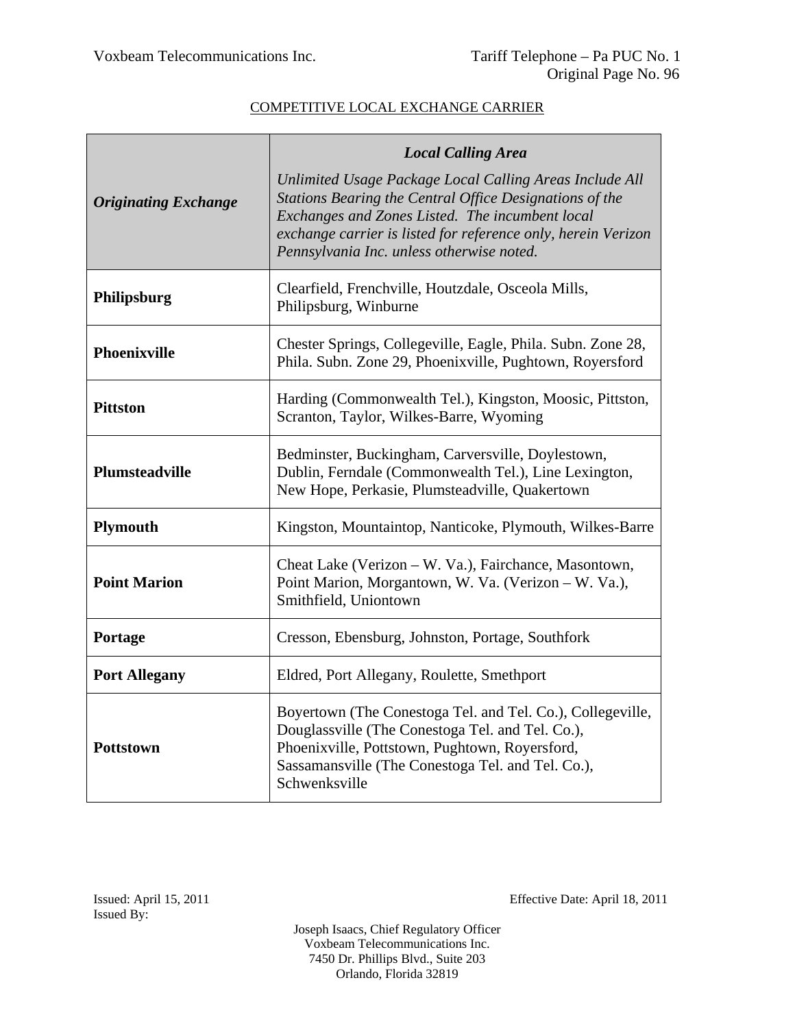COMPETITIVE LOCAL EXCHANGE CARRIER

| ***Originating Exchange*** | ***Local Calling Area*** *Unlimited Usage Package Local Calling Areas Include All Stations Bearing the Central Office Designations of the Exchanges and Zones Listed. The incumbent local exchange carrier is listed for reference only, herein Verizon Pennsylvania Inc. unless otherwise noted.* |
|---|---|
| **Philipsburg** | Clearfield, Frenchville, Houtzdale, Osceola Mills, Philipsburg, Winburne |
| **Phoenixville** | Chester Springs, Collegeville, Eagle, Phila. Subn. Zone 28, Phila. Subn. Zone 29, Phoenixville, Pughtown, Royersford |
| **Pittston** | Harding (Commonwealth Tel.), Kingston, Moosic, Pittston, Scranton, Taylor, Wilkes-Barre, Wyoming |
| **Plumsteadville** | Bedminster, Buckingham, Carversville, Doylestown, Dublin, Ferndale (Commonwealth Tel.), Line Lexington, New Hope, Perkasie, Plumsteadville, Quakertown |
| **Plymouth** | Kingston, Mountaintop, Nanticoke, Plymouth, Wilkes-Barre |
| **Point Marion** | Cheat Lake (Verizon – W. Va.), Fairchance, Masontown, Point Marion, Morgantown, W. Va. (Verizon – W. Va.), Smithfield, Uniontown |
| **Portage** | Cresson, Ebensburg, Johnston, Portage, Southfork |
| **Port Allegany** | Eldred, Port Allegany, Roulette, Smethport |
| **Pottstown** | Boyertown (The Conestoga Tel. and Tel. Co.), Collegeville, Douglassville (The Conestoga Tel. and Tel. Co.), Phoenixville, Pottstown, Pughtown, Royersford, Sassamansville (The Conestoga Tel. and Tel. Co.), Schwenksville |

Issued: April 15, 2011
Issued By:

Effective Date: April 18, 2011

Joseph Isaacs, Chief Regulatory Officer
Voxbeam Telecommunications Inc.
7450 Dr. Phillips Blvd., Suite 203
Orlando, Florida 32819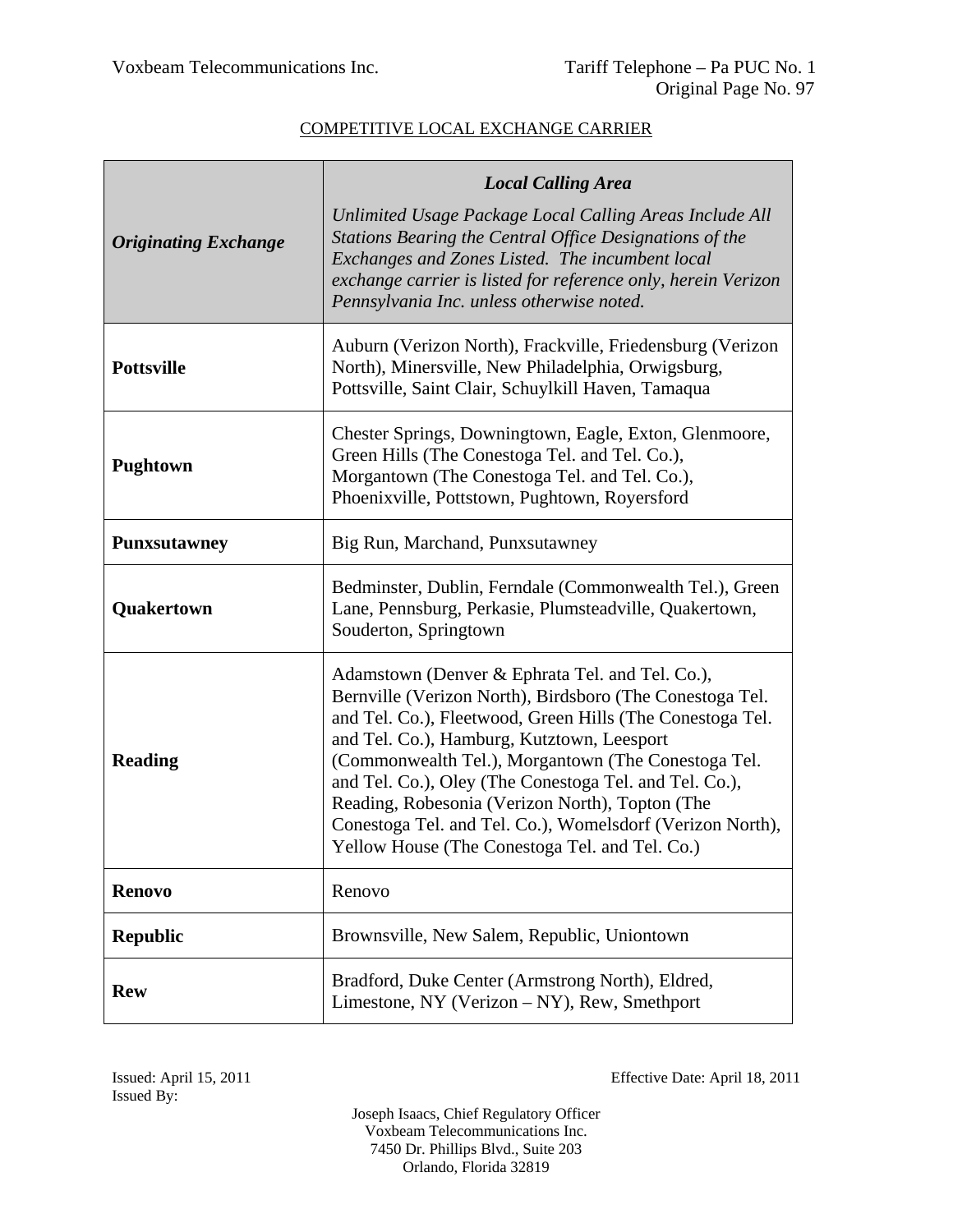COMPETITIVE LOCAL EXCHANGE CARRIER

| ***Originating Exchange*** | ***Local Calling Area*** *Unlimited Usage Package Local Calling Areas Include All Stations Bearing the Central Office Designations of the Exchanges and Zones Listed. The incumbent local exchange carrier is listed for reference only, herein Verizon Pennsylvania Inc. unless otherwise noted.* |
|---|---|
| **Pottsville** | Auburn (Verizon North), Frackville, Friedensburg (Verizon North), Minersville, New Philadelphia, Orwigsburg, Pottsville, Saint Clair, Schuylkill Haven, Tamaqua |
| **Pughtown** | Chester Springs, Downingtown, Eagle, Exton, Glenmoore, Green Hills (The Conestoga Tel. and Tel. Co.), Morgantown (The Conestoga Tel. and Tel. Co.), Phoenixville, Pottstown, Pughtown, Royersford |
| **Punxsutawney** | Big Run, Marchand, Punxsutawney |
| **Quakertown** | Bedminster, Dublin, Ferndale (Commonwealth Tel.), Green Lane, Pennsburg, Perkasie, Plumsteadville, Quakertown, Souderton, Springtown |
| **Reading** | Adamstown (Denver & Ephrata Tel. and Tel. Co.), Bernville (Verizon North), Birdsboro (The Conestoga Tel. and Tel. Co.), Fleetwood, Green Hills (The Conestoga Tel. and Tel. Co.), Hamburg, Kutztown, Leesport (Commonwealth Tel.), Morgantown (The Conestoga Tel. and Tel. Co.), Oley (The Conestoga Tel. and Tel. Co.), Reading, Robesonia (Verizon North), Topton (The Conestoga Tel. and Tel. Co.), Womelsdorf (Verizon North), Yellow House (The Conestoga Tel. and Tel. Co.) |
| **Renovo** | Renovo |
| **Republic** | Brownsville, New Salem, Republic, Uniontown |
| **Rew** | Bradford, Duke Center (Armstrong North), Eldred, Limestone, NY (Verizon – NY), Rew, Smethport |

Issued: April 15, 2011
Issued By:

Effective Date: April 18, 2011

Joseph Isaacs, Chief Regulatory Officer
Voxbeam Telecommunications Inc.
7450 Dr. Phillips Blvd., Suite 203
Orlando, Florida 32819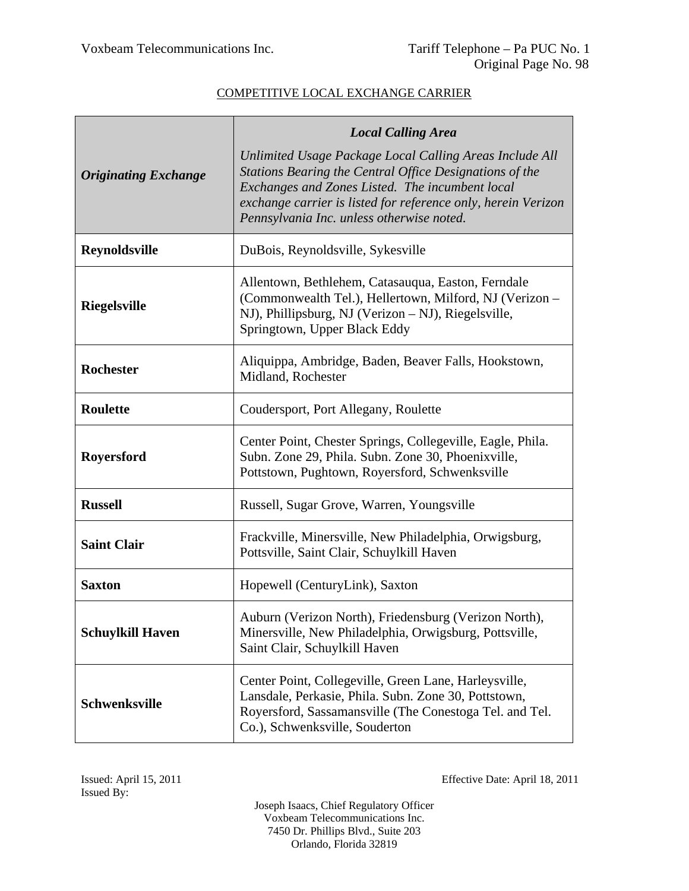COMPETITIVE LOCAL EXCHANGE CARRIER

| ***Originating Exchange*** | ***Local Calling Area*** *Unlimited Usage Package Local Calling Areas Include All Stations Bearing the Central Office Designations of the Exchanges and Zones Listed. The incumbent local exchange carrier is listed for reference only, herein Verizon Pennsylvania Inc. unless otherwise noted.* |
|---|---|
| **Reynoldsville** | DuBois, Reynoldsville, Sykesville |
| **Riegelsville** | Allentown, Bethlehem, Catasauqua, Easton, Ferndale (Commonwealth Tel.), Hellertown, Milford, NJ (Verizon – NJ), Phillipsburg, NJ (Verizon – NJ), Riegelsville, Springtown, Upper Black Eddy |
| **Rochester** | Aliquippa, Ambridge, Baden, Beaver Falls, Hookstown, Midland, Rochester |
| **Roulette** | Coudersport, Port Allegany, Roulette |
| **Royersford** | Center Point, Chester Springs, Collegeville, Eagle, Phila. Subn. Zone 29, Phila. Subn. Zone 30, Phoenixville, Pottstown, Pughtown, Royersford, Schwenksville |
| **Russell** | Russell, Sugar Grove, Warren, Youngsville |
| **Saint Clair** | Frackville, Minersville, New Philadelphia, Orwigsburg, Pottsville, Saint Clair, Schuylkill Haven |
| **Saxton** | Hopewell (CenturyLink), Saxton |
| **Schuylkill Haven** | Auburn (Verizon North), Friedensburg (Verizon North), Minersville, New Philadelphia, Orwigsburg, Pottsville, Saint Clair, Schuylkill Haven |
| **Schwenksville** | Center Point, Collegeville, Green Lane, Harleysville, Lansdale, Perkasie, Phila. Subn. Zone 30, Pottstown, Royersford, Sassamansville (The Conestoga Tel. and Tel. Co.), Schwenksville, Souderton |

Issued: April 15, 2011

Effective Date: April 18, 2011

Issued By:

Joseph Isaacs, Chief Regulatory Officer
Voxbeam Telecommunications Inc.
7450 Dr. Phillips Blvd., Suite 203
Orlando, Florida 32819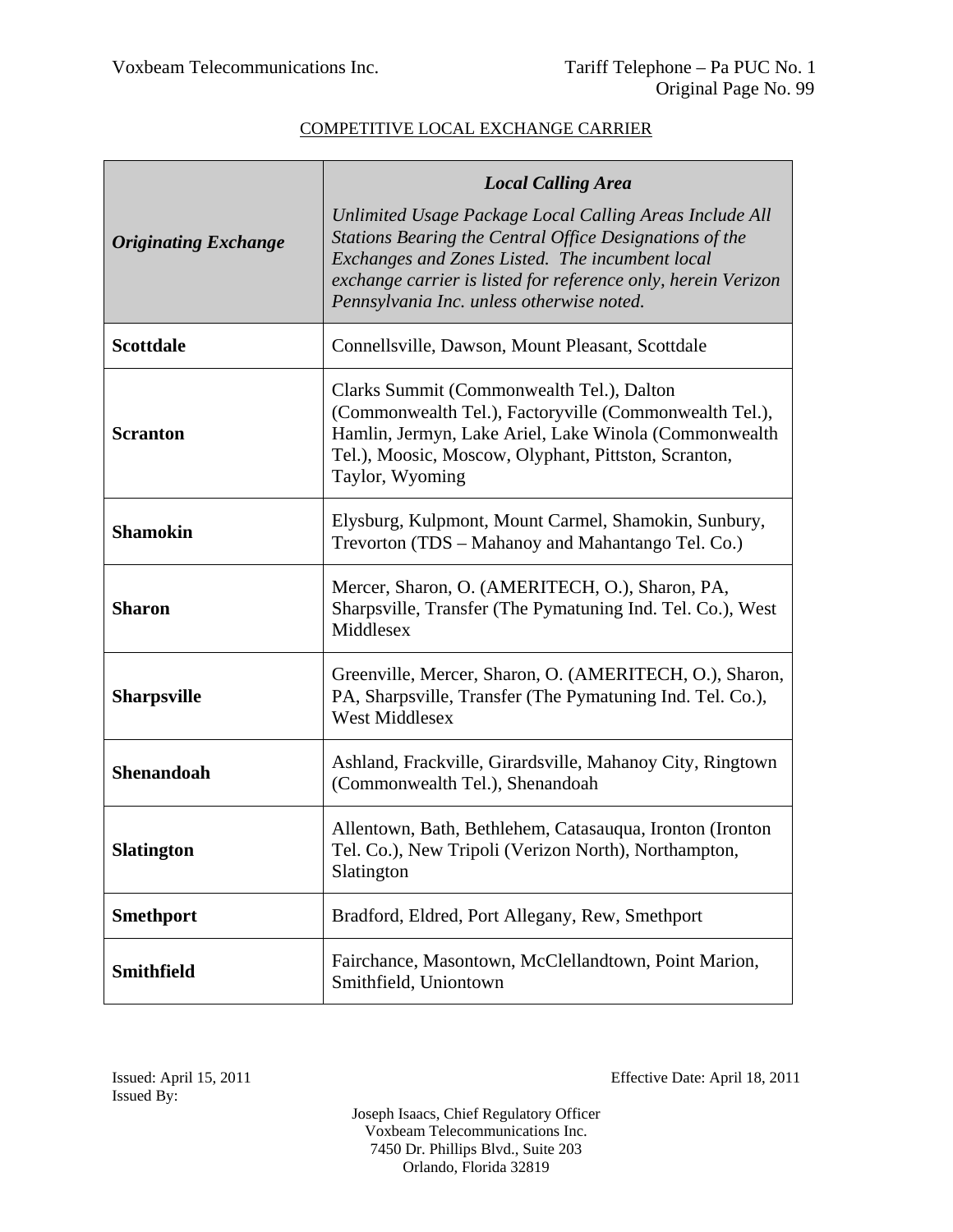COMPETITIVE LOCAL EXCHANGE CARRIER

| ***Originating Exchange*** | ***Local Calling Area*** *Unlimited Usage Package Local Calling Areas Include All Stations Bearing the Central Office Designations of the Exchanges and Zones Listed. The incumbent local exchange carrier is listed for reference only, herein Verizon Pennsylvania Inc. unless otherwise noted.* |
|---|---|
| **Scottdale** | Connellsville, Dawson, Mount Pleasant, Scottdale |
| **Scranton** | Clarks Summit (Commonwealth Tel.), Dalton (Commonwealth Tel.), Factoryville (Commonwealth Tel.), Hamlin, Jermyn, Lake Ariel, Lake Winola (Commonwealth Tel.), Moosic, Moscow, Olyphant, Pittston, Scranton, Taylor, Wyoming |
| **Shamokin** | Elysburg, Kulpmont, Mount Carmel, Shamokin, Sunbury, Trevorton (TDS – Mahanoy and Mahantango Tel. Co.) |
| **Sharon** | Mercer, Sharon, O. (AMERITECH, O.), Sharon, PA, Sharpsville, Transfer (The Pymatuning Ind. Tel. Co.), West Middlesex |
| **Sharpsville** | Greenville, Mercer, Sharon, O. (AMERITECH, O.), Sharon, PA, Sharpsville, Transfer (The Pymatuning Ind. Tel. Co.), West Middlesex |
| **Shenandoah** | Ashland, Frackville, Girardsville, Mahanoy City, Ringtown (Commonwealth Tel.), Shenandoah |
| **Slatington** | Allentown, Bath, Bethlehem, Catasauqua, Ironton (Ironton Tel. Co.), New Tripoli (Verizon North), Northampton, Slatington |
| **Smethport** | Bradford, Eldred, Port Allegany, Rew, Smethport |
| **Smithfield** | Fairchance, Masontown, McClellandtown, Point Marion, Smithfield, Uniontown |

Issued: April 15, 2011
Issued By:

Effective Date: April 18, 2011

Joseph Isaacs, Chief Regulatory Officer
Voxbeam Telecommunications Inc.
7450 Dr. Phillips Blvd., Suite 203
Orlando, Florida 32819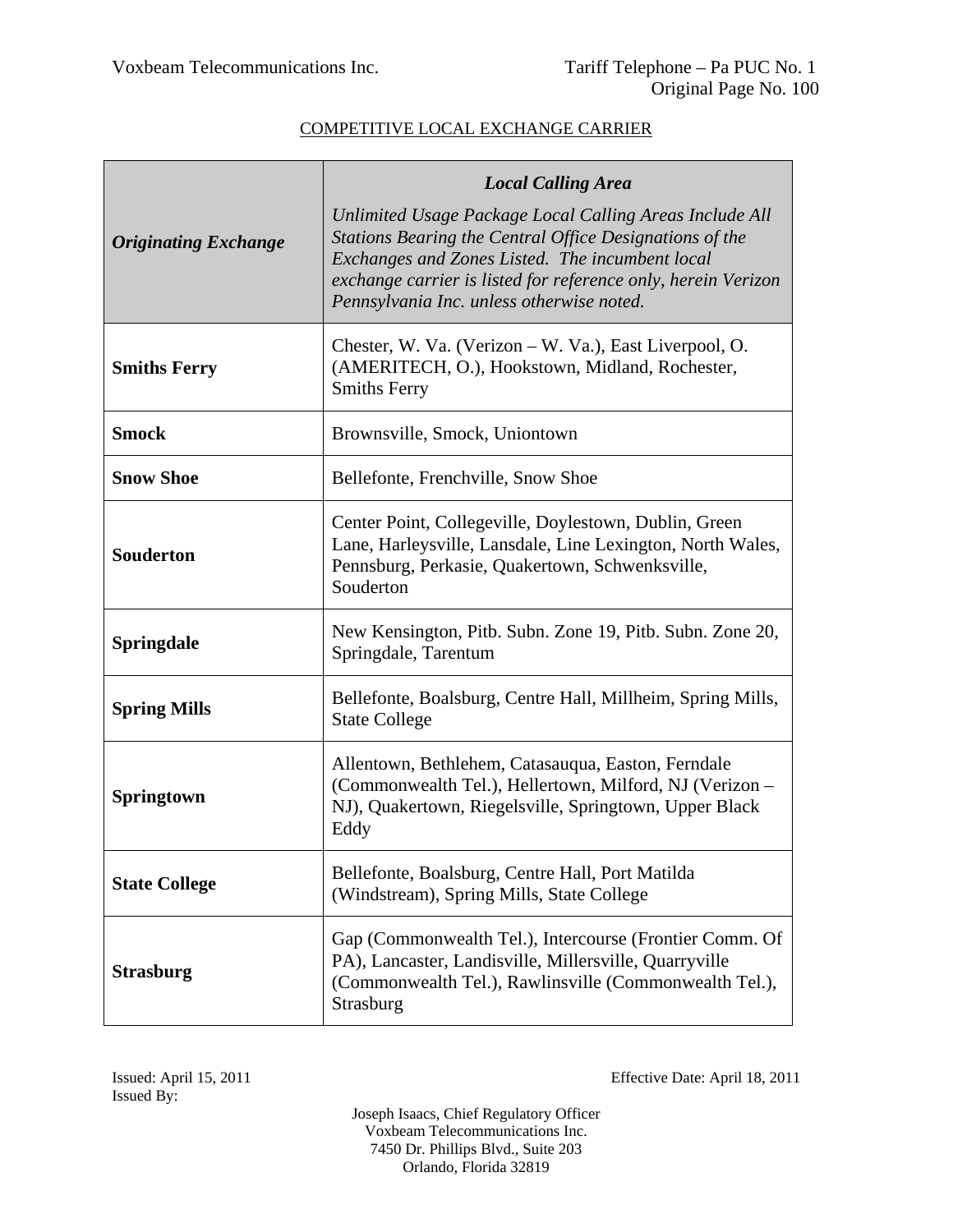COMPETITIVE LOCAL EXCHANGE CARRIER

| ***Originating Exchange*** | ***Local Calling Area*** *Unlimited Usage Package Local Calling Areas Include All Stations Bearing the Central Office Designations of the Exchanges and Zones Listed. The incumbent local exchange carrier is listed for reference only, herein Verizon Pennsylvania Inc. unless otherwise noted.* |
|---|---|
| **Smiths Ferry** | Chester, W. Va. (Verizon – W. Va.), East Liverpool, O. (AMERITECH, O.), Hookstown, Midland, Rochester, Smiths Ferry |
| **Smock** | Brownsville, Smock, Uniontown |
| **Snow Shoe** | Bellefonte, Frenchville, Snow Shoe |
| **Souderton** | Center Point, Collegeville, Doylestown, Dublin, Green Lane, Harleysville, Lansdale, Line Lexington, North Wales, Pennsburg, Perkasie, Quakertown, Schwenksville, Souderton |
| **Springdale** | New Kensington, Pitb. Subn. Zone 19, Pitb. Subn. Zone 20, Springdale, Tarentum |
| **Spring Mills** | Bellefonte, Boalsburg, Centre Hall, Millheim, Spring Mills, State College |
| **Springtown** | Allentown, Bethlehem, Catasauqua, Easton, Ferndale (Commonwealth Tel.), Hellertown, Milford, NJ (Verizon – NJ), Quakertown, Riegelsville, Springtown, Upper Black Eddy |
| **State College** | Bellefonte, Boalsburg, Centre Hall, Port Matilda (Windstream), Spring Mills, State College |
| **Strasburg** | Gap (Commonwealth Tel.), Intercourse (Frontier Comm. Of PA), Lancaster, Landisville, Millersville, Quarryville (Commonwealth Tel.), Rawlinsville (Commonwealth Tel.), Strasburg |

Issued: April 15, 2011

Effective Date: April 18, 2011

Issued By:

Joseph Isaacs, Chief Regulatory Officer
Voxbeam Telecommunications Inc.
7450 Dr. Phillips Blvd., Suite 203
Orlando, Florida 32819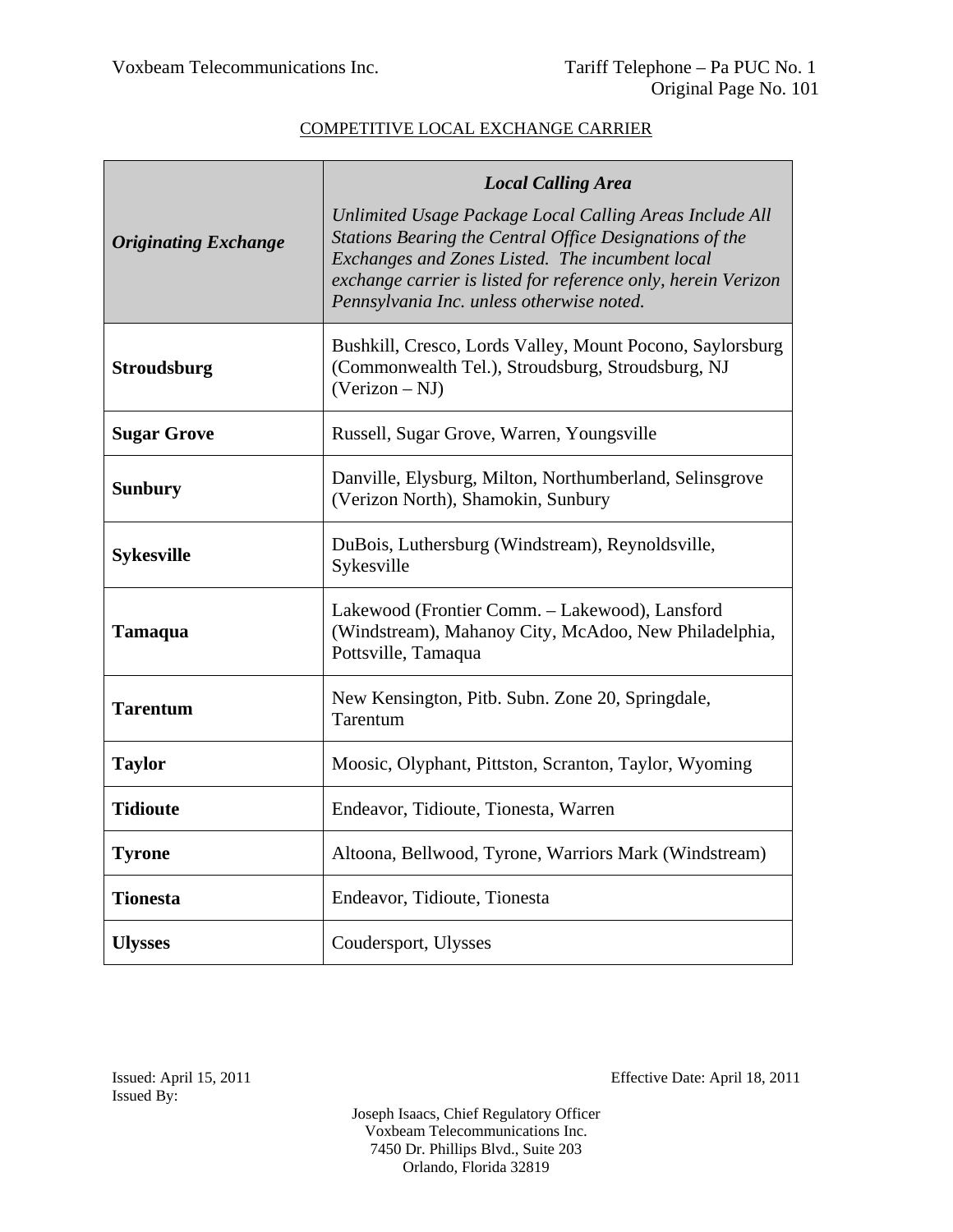COMPETITIVE LOCAL EXCHANGE CARRIER

| ***Originating Exchange*** | ***Local Calling Area*** *Unlimited Usage Package Local Calling Areas Include All Stations Bearing the Central Office Designations of the Exchanges and Zones Listed. The incumbent local exchange carrier is listed for reference only, herein Verizon Pennsylvania Inc. unless otherwise noted.* |
|---|---|
| **Stroudsburg** | Bushkill, Cresco, Lords Valley, Mount Pocono, Saylorsburg (Commonwealth Tel.), Stroudsburg, Stroudsburg, NJ (Verizon – NJ) |
| **Sugar Grove** | Russell, Sugar Grove, Warren, Youngsville |
| **Sunbury** | Danville, Elysburg, Milton, Northumberland, Selinsgrove (Verizon North), Shamokin, Sunbury |
| **Sykesville** | DuBois, Luthersburg (Windstream), Reynoldsville, Sykesville |
| **Tamaqua** | Lakewood (Frontier Comm. – Lakewood), Lansford (Windstream), Mahanoy City, McAdoo, New Philadelphia, Pottsville, Tamaqua |
| **Tarentum** | New Kensington, Pitb. Subn. Zone 20, Springdale, Tarentum |
| **Taylor** | Moosic, Olyphant, Pittston, Scranton, Taylor, Wyoming |
| **Tidioute** | Endeavor, Tidioute, Tionesta, Warren |
| **Tyrone** | Altoona, Bellwood, Tyrone, Warriors Mark (Windstream) |
| **Tionesta** | Endeavor, Tidioute, Tionesta |
| **Ulysses** | Coudersport, Ulysses |

Issued: April 15, 2011
Issued By:

Effective Date: April 18, 2011

Joseph Isaacs, Chief Regulatory Officer
Voxbeam Telecommunications Inc.
7450 Dr. Phillips Blvd., Suite 203
Orlando, Florida 32819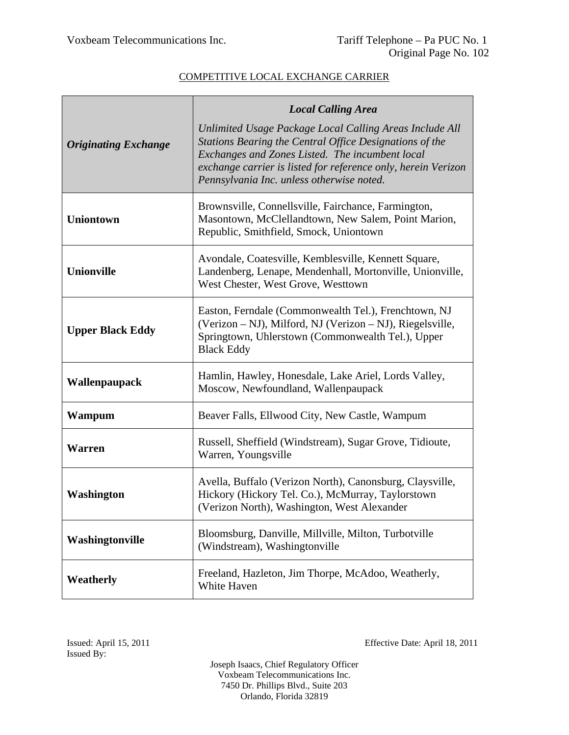COMPETITIVE LOCAL EXCHANGE CARRIER

| ***Originating Exchange*** | ***Local Calling Area*** *Unlimited Usage Package Local Calling Areas Include All Stations Bearing the Central Office Designations of the Exchanges and Zones Listed. The incumbent local exchange carrier is listed for reference only, herein Verizon Pennsylvania Inc. unless otherwise noted.* |
|---|---|
| **Uniontown** | Brownsville, Connellsville, Fairchance, Farmington, Masontown, McClellandtown, New Salem, Point Marion, Republic, Smithfield, Smock, Uniontown |
| **Unionville** | Avondale, Coatesville, Kemblesville, Kennett Square, Landenberg, Lenape, Mendenhall, Mortonville, Unionville, West Chester, West Grove, Westtown |
| **Upper Black Eddy** | Easton, Ferndale (Commonwealth Tel.), Frenchtown, NJ (Verizon – NJ), Milford, NJ (Verizon – NJ), Riegelsville, Springtown, Uhlerstown (Commonwealth Tel.), Upper Black Eddy |
| **Wallenpaupack** | Hamlin, Hawley, Honesdale, Lake Ariel, Lords Valley, Moscow, Newfoundland, Wallenpaupack |
| **Wampum** | Beaver Falls, Ellwood City, New Castle, Wampum |
| **Warren** | Russell, Sheffield (Windstream), Sugar Grove, Tidioute, Warren, Youngsville |
| **Washington** | Avella, Buffalo (Verizon North), Canonsburg, Claysville, Hickory (Hickory Tel. Co.), McMurray, Taylorstown (Verizon North), Washington, West Alexander |
| **Washingtonville** | Bloomsburg, Danville, Millville, Milton, Turbotville (Windstream), Washingtonville |
| **Weatherly** | Freeland, Hazleton, Jim Thorpe, McAdoo, Weatherly, White Haven |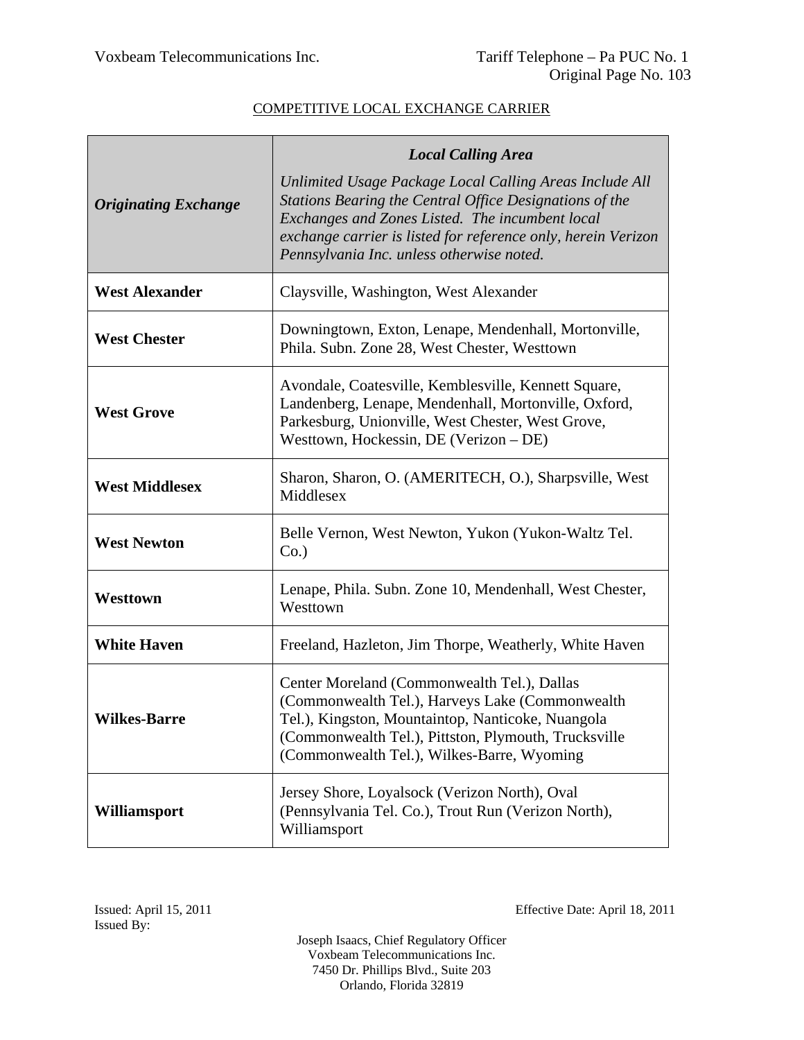COMPETITIVE LOCAL EXCHANGE CARRIER

| ***Originating Exchange*** | ***Local Calling Area*** *Unlimited Usage Package Local Calling Areas Include All Stations Bearing the Central Office Designations of the Exchanges and Zones Listed. The incumbent local exchange carrier is listed for reference only, herein Verizon Pennsylvania Inc. unless otherwise noted.* |
|---|---|
| **West Alexander** | Claysville, Washington, West Alexander |
| **West Chester** | Downingtown, Exton, Lenape, Mendenhall, Mortonville, Phila. Subn. Zone 28, West Chester, Westtown |
| **West Grove** | Avondale, Coatesville, Kemblesville, Kennett Square, Landenberg, Lenape, Mendenhall, Mortonville, Oxford, Parkesburg, Unionville, West Chester, West Grove, Westtown, Hockessin, DE (Verizon – DE) |
| **West Middlesex** | Sharon, Sharon, O. (AMERITECH, O.), Sharpsville, West Middlesex |
| **West Newton** | Belle Vernon, West Newton, Yukon (Yukon-Waltz Tel. Co.) |
| **Westtown** | Lenape, Phila. Subn. Zone 10, Mendenhall, West Chester, Westtown |
| **White Haven** | Freeland, Hazleton, Jim Thorpe, Weatherly, White Haven |
| **Wilkes-Barre** | Center Moreland (Commonwealth Tel.), Dallas (Commonwealth Tel.), Harveys Lake (Commonwealth Tel.), Kingston, Mountaintop, Nanticoke, Nuangola (Commonwealth Tel.), Pittston, Plymouth, Trucksville (Commonwealth Tel.), Wilkes-Barre, Wyoming |
| **Williamsport** | Jersey Shore, Loyalsock (Verizon North), Oval (Pennsylvania Tel. Co.), Trout Run (Verizon North), Williamsport |

Issued: April 15, 2011
Issued By:

Effective Date: April 18, 2011

Joseph Isaacs, Chief Regulatory Officer
Voxbeam Telecommunications Inc.
7450 Dr. Phillips Blvd., Suite 203
Orlando, Florida 32819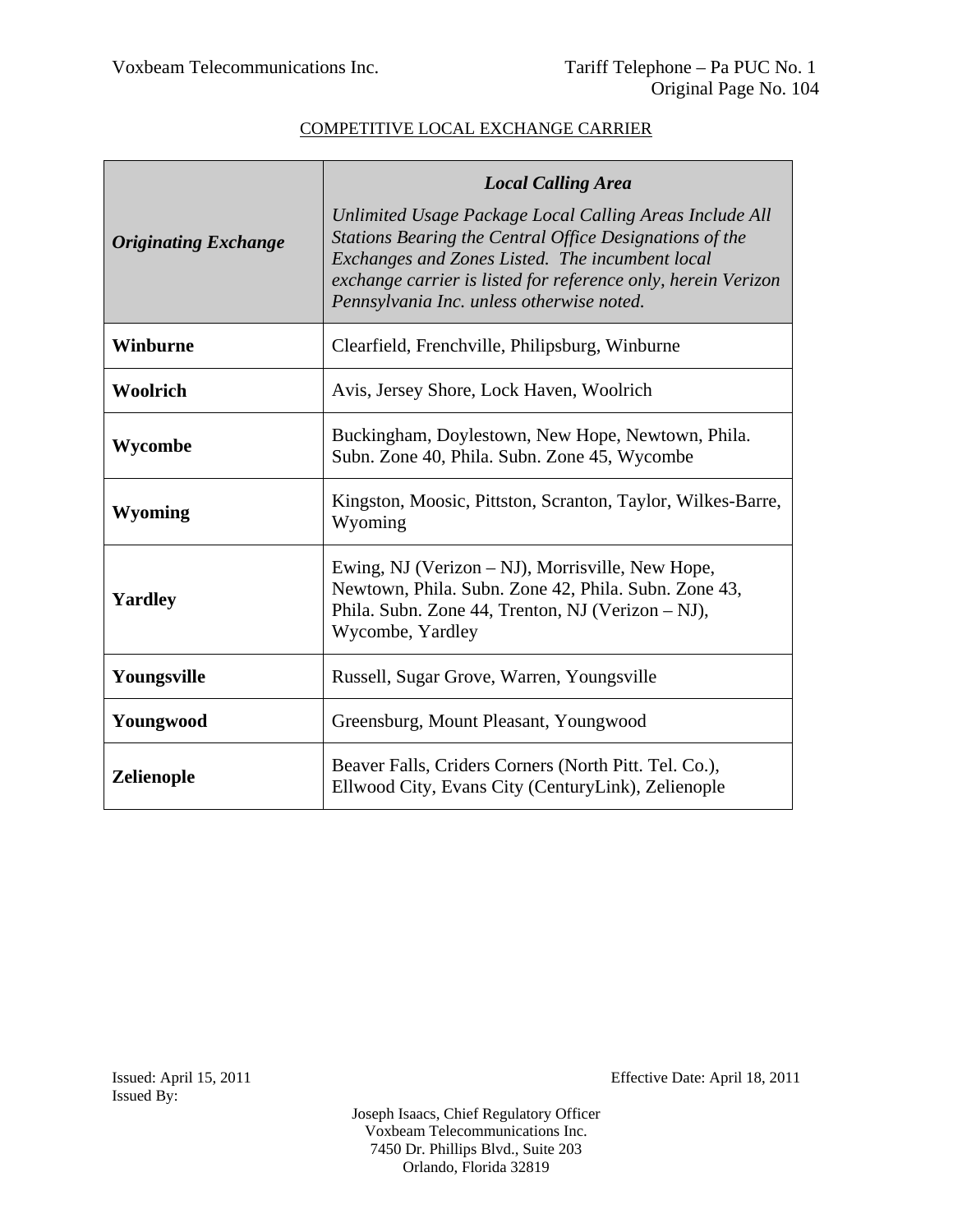COMPETITIVE LOCAL EXCHANGE CARRIER

| *Originating Exchange* | ***Local Calling Area*** *Unlimited Usage Package Local Calling Areas Include All Stations Bearing the Central Office Designations of the Exchanges and Zones Listed. The incumbent local exchange carrier is listed for reference only, herein Verizon Pennsylvania Inc. unless otherwise noted.* |
|---|---|
| **Winburne** | Clearfield, Frenchville, Philipsburg, Winburne |
| **Woolrich** | Avis, Jersey Shore, Lock Haven, Woolrich |
| **Wycombe** | Buckingham, Doylestown, New Hope, Newtown, Phila. Subn. Zone 40, Phila. Subn. Zone 45, Wycombe |
| **Wyoming** | Kingston, Moosic, Pittston, Scranton, Taylor, Wilkes-Barre, Wyoming |
| **Yardley** | Ewing, NJ (Verizon – NJ), Morrisville, New Hope, Newtown, Phila. Subn. Zone 42, Phila. Subn. Zone 43, Phila. Subn. Zone 44, Trenton, NJ (Verizon – NJ), Wycombe, Yardley |
| **Youngsville** | Russell, Sugar Grove, Warren, Youngsville |
| **Youngwood** | Greensburg, Mount Pleasant, Youngwood |
| **Zelienople** | Beaver Falls, Criders Corners (North Pitt. Tel. Co.), Ellwood City, Evans City (CenturyLink), Zelienople |

Issued: April 15, 2011

Effective Date: April 18, 2011

Issued By:

Joseph Isaacs, Chief Regulatory Officer
Voxbeam Telecommunications Inc.
7450 Dr. Phillips Blvd., Suite 203
Orlando, Florida 32819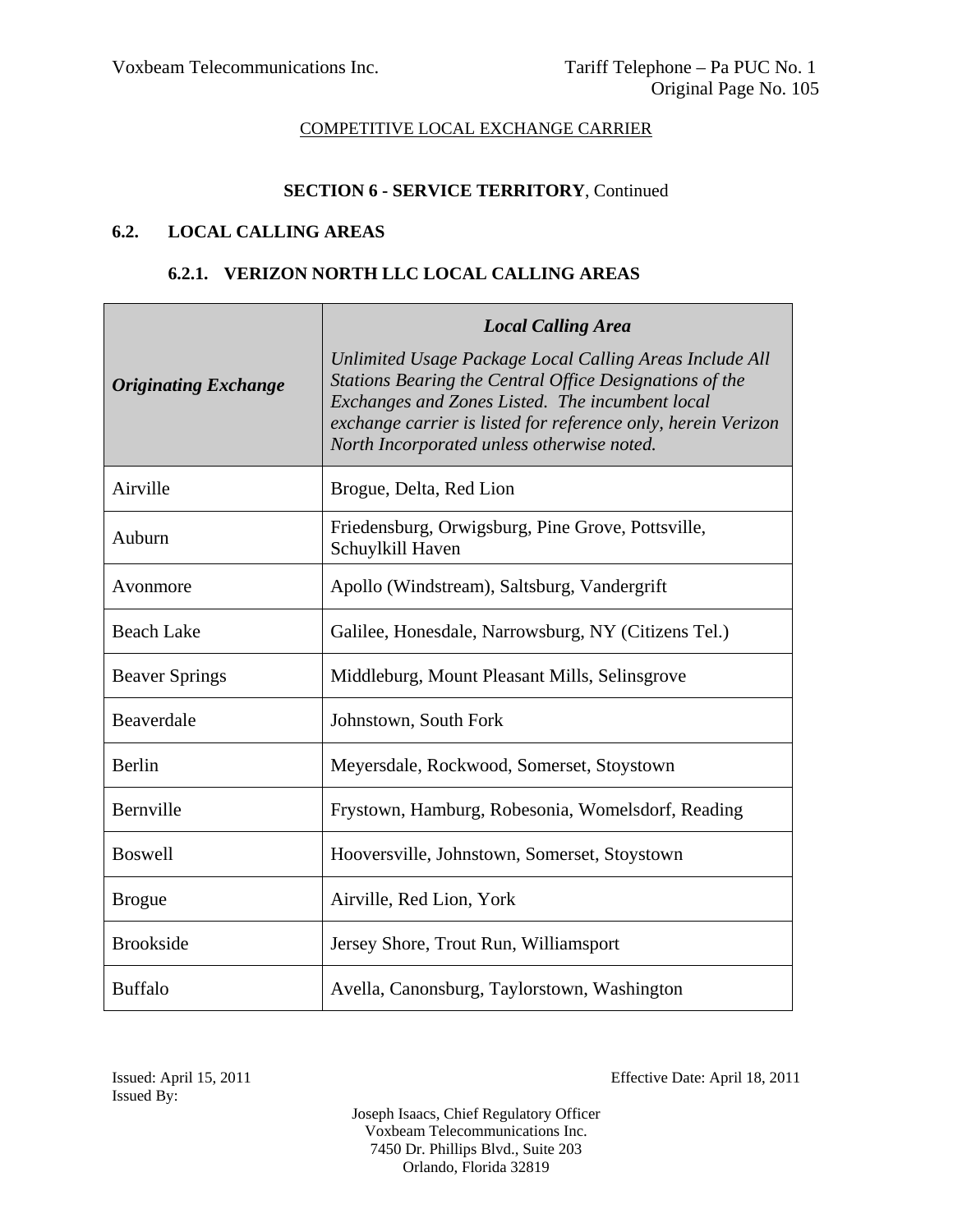COMPETITIVE LOCAL EXCHANGE CARRIER

**SECTION 6 - SERVICE TERRITORY**, Continued

## 6.2. LOCAL CALLING AREAS

### 6.2.1. VERIZON NORTH LLC LOCAL CALLING AREAS

| ***Originating Exchange*** | ***Local Calling Area*** *Unlimited Usage Package Local Calling Areas Include All Stations Bearing the Central Office Designations of the Exchanges and Zones Listed. The incumbent local exchange carrier is listed for reference only, herein Verizon North Incorporated unless otherwise noted.* |
|---|---|
| Airville | Brogue, Delta, Red Lion |
| Auburn | Friedensburg, Orwigsburg, Pine Grove, Pottsville, Schuylkill Haven |
| Avonmore | Apollo (Windstream), Saltsburg, Vandergrift |
| Beach Lake | Galilee, Honesdale, Narrowsburg, NY (Citizens Tel.) |
| Beaver Springs | Middleburg, Mount Pleasant Mills, Selinsgrove |
| Beaverdale | Johnstown, South Fork |
| Berlin | Meyersdale, Rockwood, Somerset, Stoystown |
| Bernville | Frystown, Hamburg, Robesonia, Womelsdorf, Reading |
| Boswell | Hooversville, Johnstown, Somerset, Stoystown |
| Brogue | Airville, Red Lion, York |
| Brookside | Jersey Shore, Trout Run, Williamsport |
| Buffalo | Avella, Canonsburg, Taylorstown, Washington |

Issued: April 15, 2011

Effective Date: April 18, 2011

Issued By:

Joseph Isaacs, Chief Regulatory Officer
Voxbeam Telecommunications Inc.
7450 Dr. Phillips Blvd., Suite 203
Orlando, Florida 32819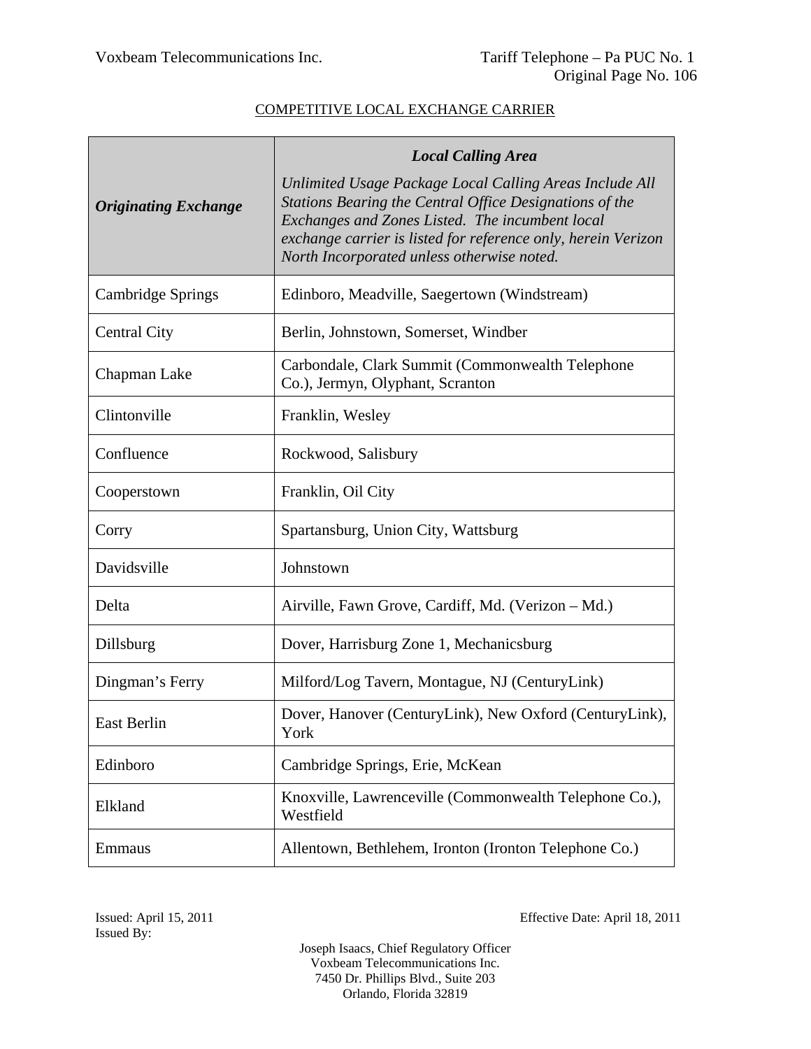COMPETITIVE LOCAL EXCHANGE CARRIER

| ***Originating Exchange*** | ***Local Calling Area*** *Unlimited Usage Package Local Calling Areas Include All Stations Bearing the Central Office Designations of the Exchanges and Zones Listed. The incumbent local exchange carrier is listed for reference only, herein Verizon North Incorporated unless otherwise noted.* |
|---|---|
| Cambridge Springs | Edinboro, Meadville, Saegertown (Windstream) |
| Central City | Berlin, Johnstown, Somerset, Windber |
| Chapman Lake | Carbondale, Clark Summit (Commonwealth Telephone Co.), Jermyn, Olyphant, Scranton |
| Clintonville | Franklin, Wesley |
| Confluence | Rockwood, Salisbury |
| Cooperstown | Franklin, Oil City |
| Corry | Spartansburg, Union City, Wattsburg |
| Davidsville | Johnstown |
| Delta | Airville, Fawn Grove, Cardiff, Md. (Verizon – Md.) |
| Dillsburg | Dover, Harrisburg Zone 1, Mechanicsburg |
| Dingman's Ferry | Milford/Log Tavern, Montague, NJ (CenturyLink) |
| East Berlin | Dover, Hanover (CenturyLink), New Oxford (CenturyLink), York |
| Edinboro | Cambridge Springs, Erie, McKean |
| Elkland | Knoxville, Lawrenceville (Commonwealth Telephone Co.), Westfield |
| Emmaus | Allentown, Bethlehem, Ironton (Ironton Telephone Co.) |

Issued: April 15, 2011

Issued By:

Effective Date: April 18, 2011

Joseph Isaacs, Chief Regulatory Officer
Voxbeam Telecommunications Inc.
7450 Dr. Phillips Blvd., Suite 203
Orlando, Florida 32819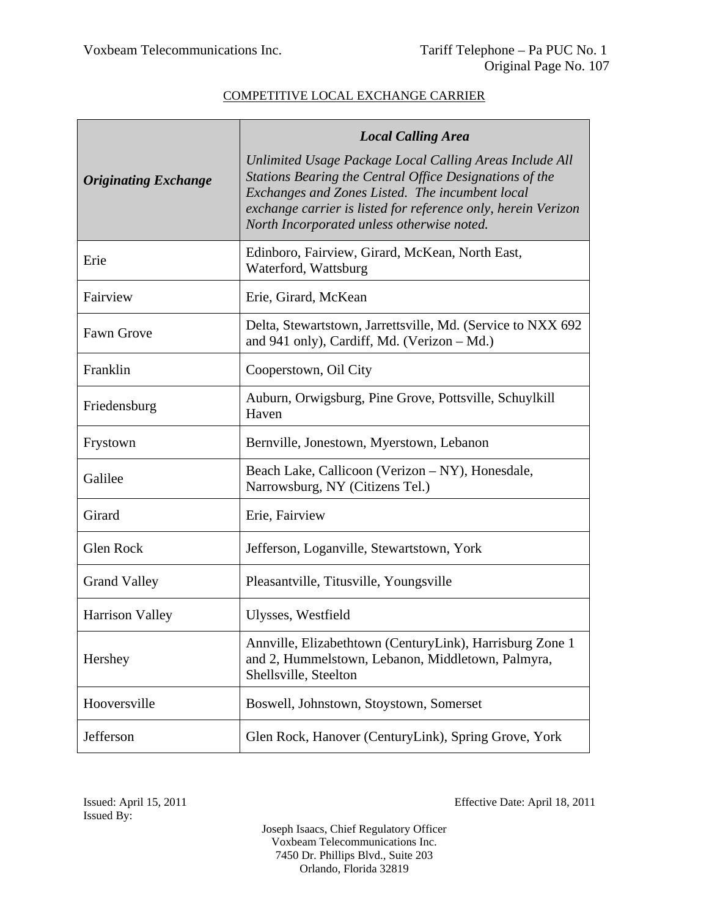COMPETITIVE LOCAL EXCHANGE CARRIER

| ***Originating Exchange*** | ***Local Calling Area*** *Unlimited Usage Package Local Calling Areas Include All Stations Bearing the Central Office Designations of the Exchanges and Zones Listed. The incumbent local exchange carrier is listed for reference only, herein Verizon North Incorporated unless otherwise noted.* |
|---|---|
| Erie | Edinboro, Fairview, Girard, McKean, North East, Waterford, Wattsburg |
| Fairview | Erie, Girard, McKean |
| Fawn Grove | Delta, Stewartstown, Jarrettsville, Md. (Service to NXX 692 and 941 only), Cardiff, Md. (Verizon – Md.) |
| Franklin | Cooperstown, Oil City |
| Friedensburg | Auburn, Orwigsburg, Pine Grove, Pottsville, Schuylkill Haven |
| Frystown | Bernville, Jonestown, Myerstown, Lebanon |
| Galilee | Beach Lake, Callicoon (Verizon – NY), Honesdale, Narrowsburg, NY (Citizens Tel.) |
| Girard | Erie, Fairview |
| Glen Rock | Jefferson, Loganville, Stewartstown, York |
| Grand Valley | Pleasantville, Titusville, Youngsville |
| Harrison Valley | Ulysses, Westfield |
| Hershey | Annville, Elizabethtown (CenturyLink), Harrisburg Zone 1 and 2, Hummelstown, Lebanon, Middletown, Palmyra, Shellsville, Steelton |
| Hooversville | Boswell, Johnstown, Stoystown, Somerset |
| Jefferson | Glen Rock, Hanover (CenturyLink), Spring Grove, York |

Issued: April 15, 2011

Effective Date: April 18, 2011

Issued By:

Joseph Isaacs, Chief Regulatory Officer
Voxbeam Telecommunications Inc.
7450 Dr. Phillips Blvd., Suite 203
Orlando, Florida 32819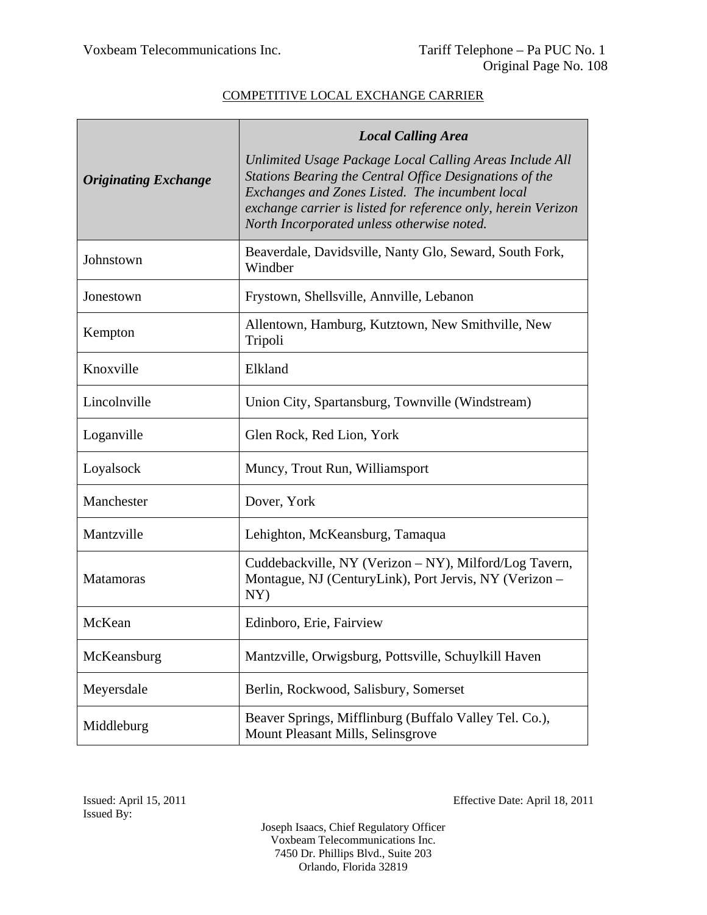COMPETITIVE LOCAL EXCHANGE CARRIER

| ***Originating Exchange*** | ***Local Calling Area*** *Unlimited Usage Package Local Calling Areas Include All Stations Bearing the Central Office Designations of the Exchanges and Zones Listed. The incumbent local exchange carrier is listed for reference only, herein Verizon North Incorporated unless otherwise noted.* |
| --- | --- |
| Johnstown | Beaverdale, Davidsville, Nanty Glo, Seward, South Fork, Windber |
| Jonestown | Frystown, Shellsville, Annville, Lebanon |
| Kempton | Allentown, Hamburg, Kutztown, New Smithville, New Tripoli |
| Knoxville | Elkland |
| Lincolnville | Union City, Spartansburg, Townville (Windstream) |
| Loganville | Glen Rock, Red Lion, York |
| Loyalsock | Muncy, Trout Run, Williamsport |
| Manchester | Dover, York |
| Mantzville | Lehighton, McKeansburg, Tamaqua |
| Matamoras | Cuddebackville, NY (Verizon – NY), Milford/Log Tavern, Montague, NJ (CenturyLink), Port Jervis, NY (Verizon – NY) |
| McKean | Edinboro, Erie, Fairview |
| McKeansburg | Mantzville, Orwigsburg, Pottsville, Schuylkill Haven |
| Meyersdale | Berlin, Rockwood, Salisbury, Somerset |
| Middleburg | Beaver Springs, Mifflinburg (Buffalo Valley Tel. Co.), Mount Pleasant Mills, Selinsgrove |

Issued: April 15, 2011

Issued By:

Effective Date: April 18, 2011

Joseph Isaacs, Chief Regulatory Officer
Voxbeam Telecommunications Inc.
7450 Dr. Phillips Blvd., Suite 203
Orlando, Florida 32819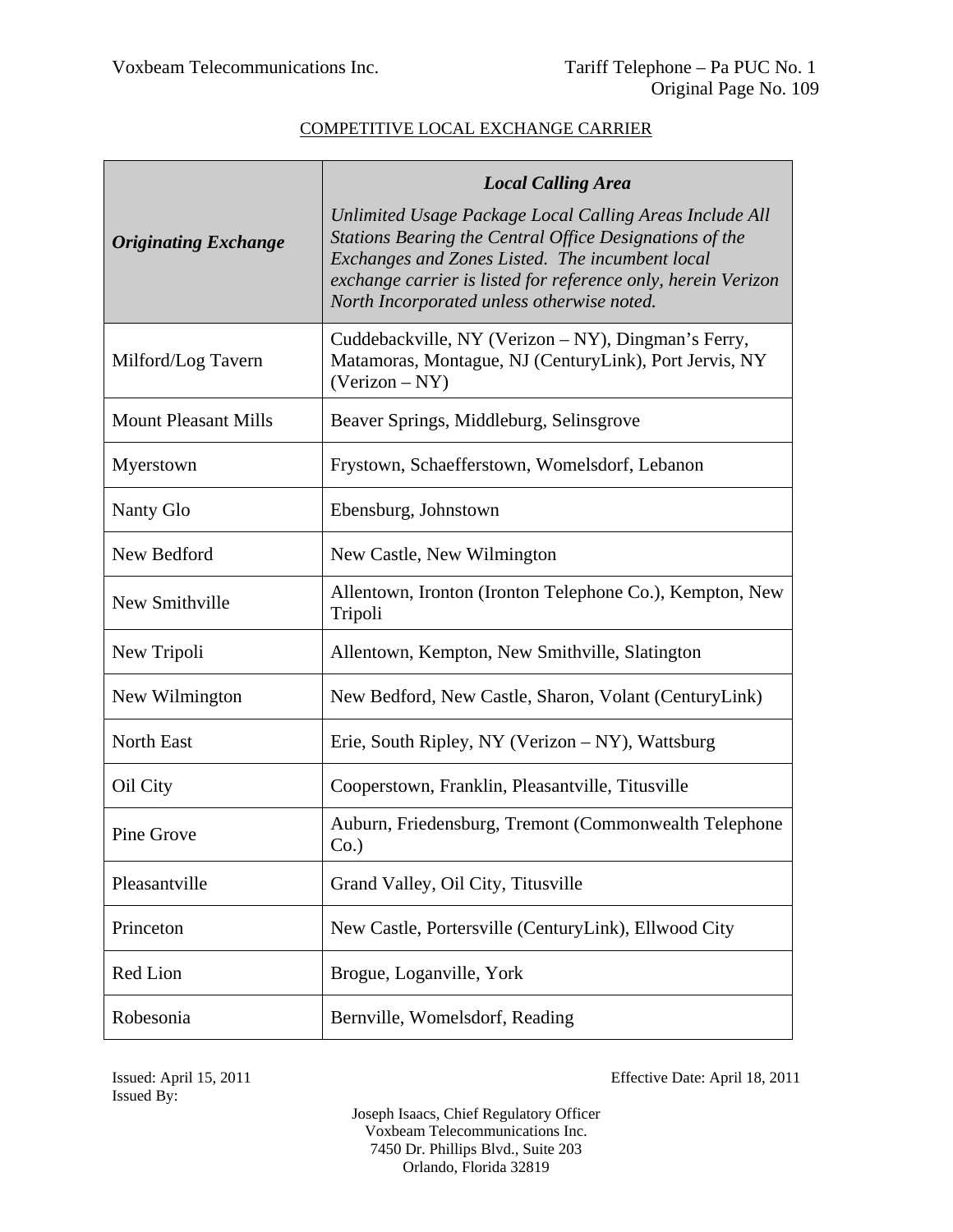COMPETITIVE LOCAL EXCHANGE CARRIER

| ***Originating Exchange*** | ***Local Calling Area*** *Unlimited Usage Package Local Calling Areas Include All Stations Bearing the Central Office Designations of the Exchanges and Zones Listed. The incumbent local exchange carrier is listed for reference only, herein Verizon North Incorporated unless otherwise noted.* |
|---|---|
| Milford/Log Tavern | Cuddebackville, NY (Verizon – NY), Dingman's Ferry, Matamoras, Montague, NJ (CenturyLink), Port Jervis, NY (Verizon – NY) |
| Mount Pleasant Mills | Beaver Springs, Middleburg, Selinsgrove |
| Myerstown | Frystown, Schaefferstown, Womelsdorf, Lebanon |
| Nanty Glo | Ebensburg, Johnstown |
| New Bedford | New Castle, New Wilmington |
| New Smithville | Allentown, Ironton (Ironton Telephone Co.), Kempton, New Tripoli |
| New Tripoli | Allentown, Kempton, New Smithville, Slatington |
| New Wilmington | New Bedford, New Castle, Sharon, Volant (CenturyLink) |
| North East | Erie, South Ripley, NY (Verizon – NY), Wattsburg |
| Oil City | Cooperstown, Franklin, Pleasantville, Titusville |
| Pine Grove | Auburn, Friedensburg, Tremont (Commonwealth Telephone Co.) |
| Pleasantville | Grand Valley, Oil City, Titusville |
| Princeton | New Castle, Portersville (CenturyLink), Ellwood City |
| Red Lion | Brogue, Loganville, York |
| Robesonia | Bernville, Womelsdorf, Reading |

Issued: April 15, 2011
Issued By:

Effective Date: April 18, 2011

Joseph Isaacs, Chief Regulatory Officer
Voxbeam Telecommunications Inc.
7450 Dr. Phillips Blvd., Suite 203
Orlando, Florida 32819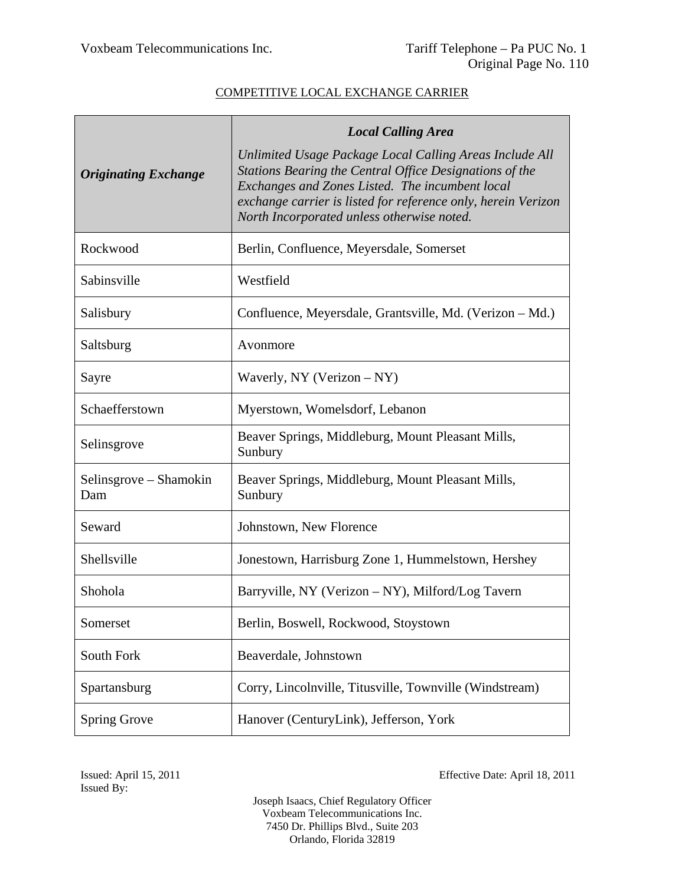COMPETITIVE LOCAL EXCHANGE CARRIER

| ***Originating Exchange*** | ***Local Calling Area*** *Unlimited Usage Package Local Calling Areas Include All Stations Bearing the Central Office Designations of the Exchanges and Zones Listed. The incumbent local exchange carrier is listed for reference only, herein Verizon North Incorporated unless otherwise noted.* |
|---|---|
| Rockwood | Berlin, Confluence, Meyersdale, Somerset |
| Sabinsville | Westfield |
| Salisbury | Confluence, Meyersdale, Grantsville, Md. (Verizon – Md.) |
| Saltsburg | Avonmore |
| Sayre | Waverly, NY (Verizon – NY) |
| Schaefferstown | Myerstown, Womelsdorf, Lebanon |
| Selinsgrove | Beaver Springs, Middleburg, Mount Pleasant Mills, Sunbury |
| Selinsgrove – Shamokin Dam | Beaver Springs, Middleburg, Mount Pleasant Mills, Sunbury |
| Seward | Johnstown, New Florence |
| Shellsville | Jonestown, Harrisburg Zone 1, Hummelstown, Hershey |
| Shohola | Barryville, NY (Verizon – NY), Milford/Log Tavern |
| Somerset | Berlin, Boswell, Rockwood, Stoystown |
| South Fork | Beaverdale, Johnstown |
| Spartansburg | Corry, Lincolnville, Titusville, Townville (Windstream) |
| Spring Grove | Hanover (CenturyLink), Jefferson, York |

Issued: April 15, 2011

Effective Date: April 18, 2011

Issued By:

Joseph Isaacs, Chief Regulatory Officer
Voxbeam Telecommunications Inc.
7450 Dr. Phillips Blvd., Suite 203
Orlando, Florida 32819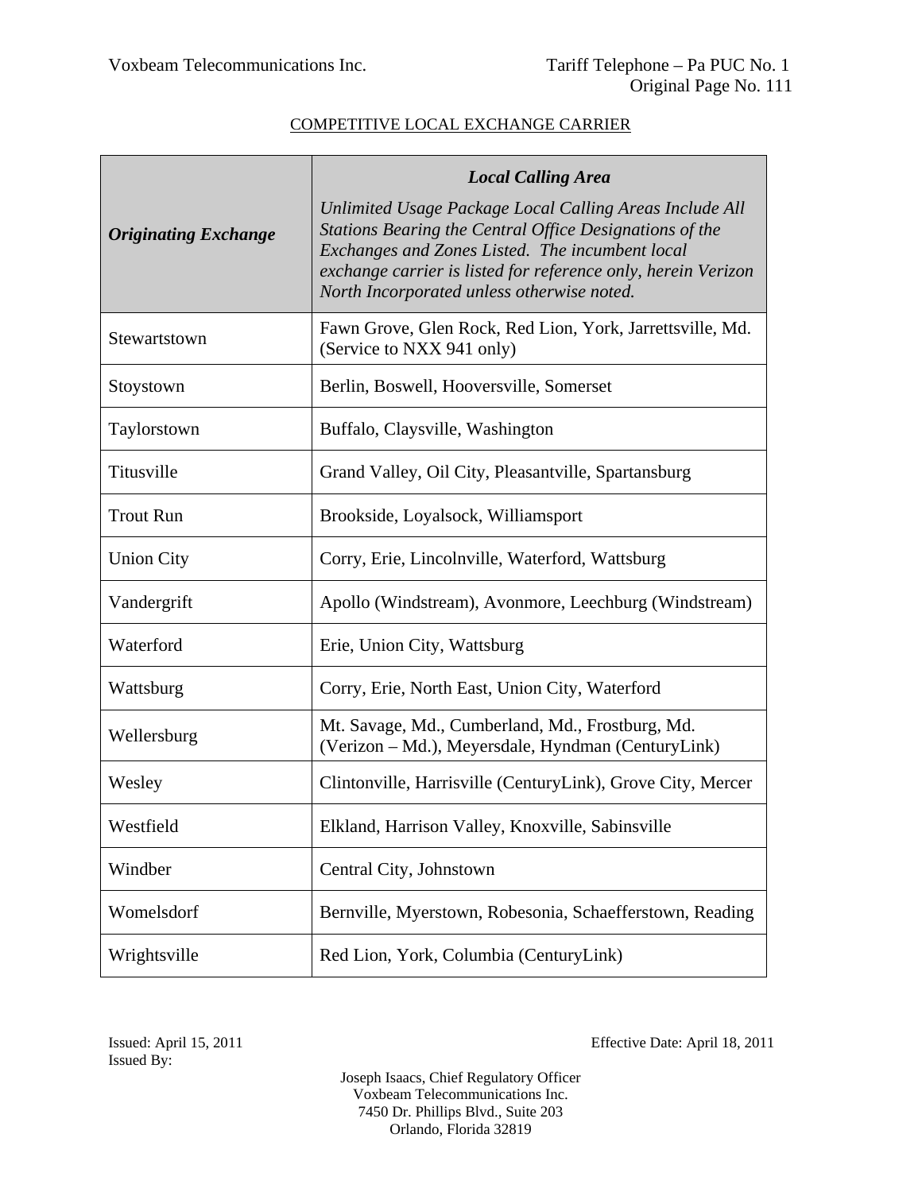COMPETITIVE LOCAL EXCHANGE CARRIER

| ***Originating Exchange*** | ***Local Calling Area*** *Unlimited Usage Package Local Calling Areas Include All Stations Bearing the Central Office Designations of the Exchanges and Zones Listed. The incumbent local exchange carrier is listed for reference only, herein Verizon North Incorporated unless otherwise noted.* |
|---|---|
| Stewartstown | Fawn Grove, Glen Rock, Red Lion, York, Jarrettsville, Md. (Service to NXX 941 only) |
| Stoystown | Berlin, Boswell, Hooversville, Somerset |
| Taylorstown | Buffalo, Claysville, Washington |
| Titusville | Grand Valley, Oil City, Pleasantville, Spartansburg |
| Trout Run | Brookside, Loyalsock, Williamsport |
| Union City | Corry, Erie, Lincolnville, Waterford, Wattsburg |
| Vandergrift | Apollo (Windstream), Avonmore, Leechburg (Windstream) |
| Waterford | Erie, Union City, Wattsburg |
| Wattsburg | Corry, Erie, North East, Union City, Waterford |
| Wellersburg | Mt. Savage, Md., Cumberland, Md., Frostburg, Md. (Verizon – Md.), Meyersdale, Hyndman (CenturyLink) |
| Wesley | Clintonville, Harrisville (CenturyLink), Grove City, Mercer |
| Westfield | Elkland, Harrison Valley, Knoxville, Sabinsville |
| Windber | Central City, Johnstown |
| Womelsdorf | Bernville, Myerstown, Robesonia, Schaefferstown, Reading |
| Wrightsville | Red Lion, York, Columbia (CenturyLink) |

Issued: April 15, 2011
Issued By:

Effective Date: April 18, 2011

Joseph Isaacs, Chief Regulatory Officer
Voxbeam Telecommunications Inc.
7450 Dr. Phillips Blvd., Suite 203
Orlando, Florida 32819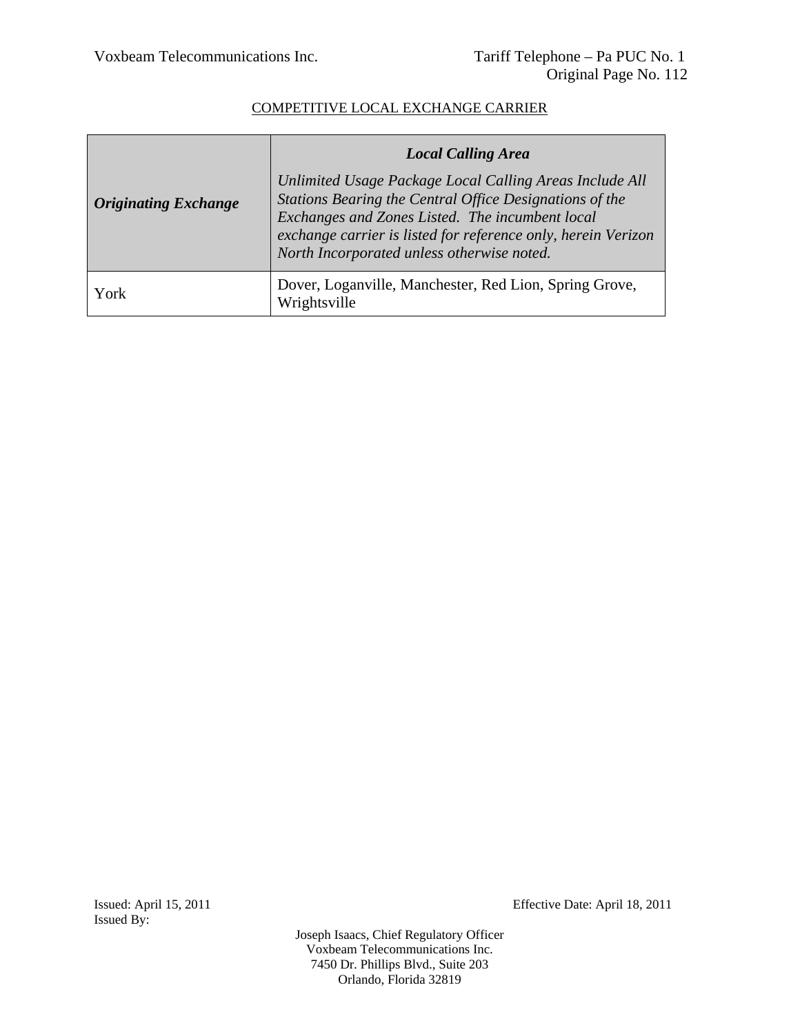COMPETITIVE LOCAL EXCHANGE CARRIER

| ***Originating Exchange*** | ***Local Calling Area*** *Unlimited Usage Package Local Calling Areas Include All Stations Bearing the Central Office Designations of the Exchanges and Zones Listed. The incumbent local exchange carrier is listed for reference only, herein Verizon North Incorporated unless otherwise noted.* |
|---|---|
| York | Dover, Loganville, Manchester, Red Lion, Spring Grove, Wrightsville |

Issued: April 15, 2011

Effective Date: April 18, 2011

Issued By:

Joseph Isaacs, Chief Regulatory Officer
Voxbeam Telecommunications Inc.
7450 Dr. Phillips Blvd., Suite 203
Orlando, Florida 32819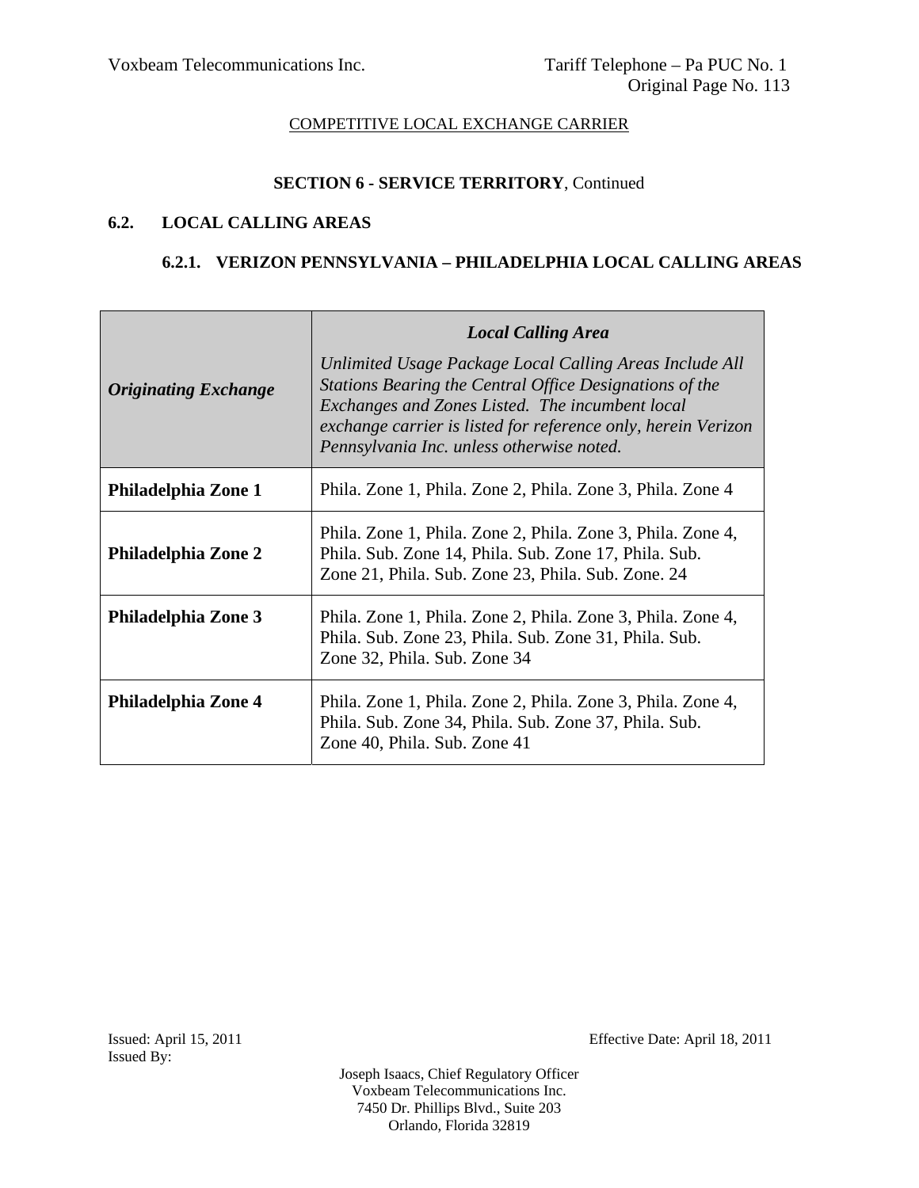COMPETITIVE LOCAL EXCHANGE CARRIER

**SECTION 6 - SERVICE TERRITORY**, Continued

## 6.2. LOCAL CALLING AREAS

### 6.2.1. VERIZON PENNSYLVANIA – PHILADELPHIA LOCAL CALLING AREAS

| ***Originating Exchange*** | ***Local Calling Area*** *Unlimited Usage Package Local Calling Areas Include All Stations Bearing the Central Office Designations of the Exchanges and Zones Listed. The incumbent local exchange carrier is listed for reference only, herein Verizon Pennsylvania Inc. unless otherwise noted.* |
|---|---|
| **Philadelphia Zone 1** | Phila. Zone 1, Phila. Zone 2, Phila. Zone 3, Phila. Zone 4 |
| **Philadelphia Zone 2** | Phila. Zone 1, Phila. Zone 2, Phila. Zone 3, Phila. Zone 4, Phila. Sub. Zone 14, Phila. Sub. Zone 17, Phila. Sub. Zone 21, Phila. Sub. Zone 23, Phila. Sub. Zone. 24 |
| **Philadelphia Zone 3** | Phila. Zone 1, Phila. Zone 2, Phila. Zone 3, Phila. Zone 4, Phila. Sub. Zone 23, Phila. Sub. Zone 31, Phila. Sub. Zone 32, Phila. Sub. Zone 34 |
| **Philadelphia Zone 4** | Phila. Zone 1, Phila. Zone 2, Phila. Zone 3, Phila. Zone 4, Phila. Sub. Zone 34, Phila. Sub. Zone 37, Phila. Sub. Zone 40, Phila. Sub. Zone 41 |

Issued: April 15, 2011

Effective Date: April 18, 2011

Issued By:

Joseph Isaacs, Chief Regulatory Officer
Voxbeam Telecommunications Inc.
7450 Dr. Phillips Blvd., Suite 203
Orlando, Florida 32819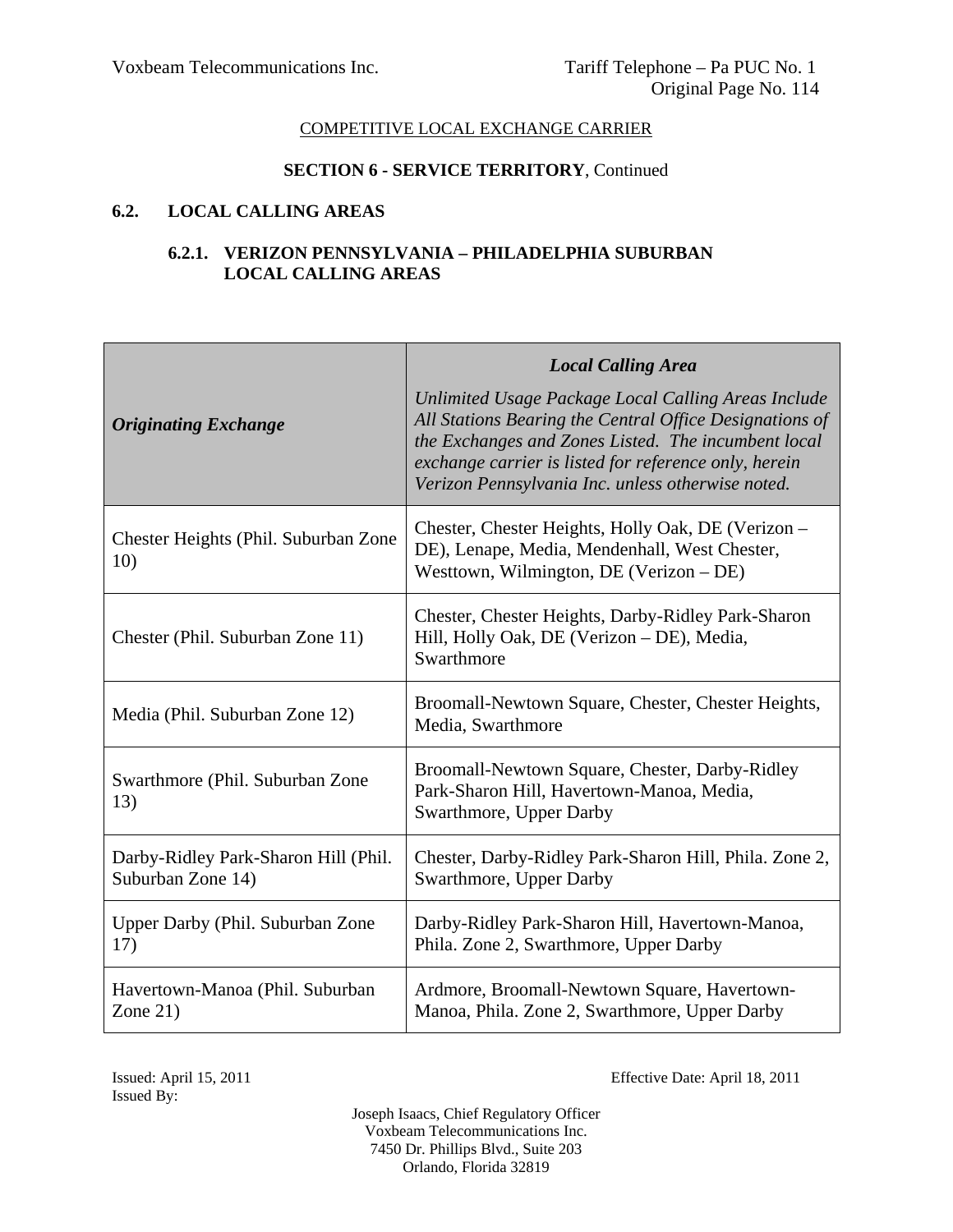COMPETITIVE LOCAL EXCHANGE CARRIER

**SECTION 6 - SERVICE TERRITORY**, Continued

## 6.2. LOCAL CALLING AREAS

### 6.2.1. VERIZON PENNSYLVANIA – PHILADELPHIA SUBURBAN LOCAL CALLING AREAS

| *Originating Exchange* | ***Local Calling Area*** <br> *Unlimited Usage Package Local Calling Areas Include All Stations Bearing the Central Office Designations of the Exchanges and Zones Listed. The incumbent local exchange carrier is listed for reference only, herein Verizon Pennsylvania Inc. unless otherwise noted.* |
|---|---|
| Chester Heights (Phil. Suburban Zone 10) | Chester, Chester Heights, Holly Oak, DE (Verizon – DE), Lenape, Media, Mendenhall, West Chester, Westtown, Wilmington, DE (Verizon – DE) |
| Chester (Phil. Suburban Zone 11) | Chester, Chester Heights, Darby-Ridley Park-Sharon Hill, Holly Oak, DE (Verizon – DE), Media, Swarthmore |
| Media (Phil. Suburban Zone 12) | Broomall-Newtown Square, Chester, Chester Heights, Media, Swarthmore |
| Swarthmore (Phil. Suburban Zone 13) | Broomall-Newtown Square, Chester, Darby-Ridley Park-Sharon Hill, Havertown-Manoa, Media, Swarthmore, Upper Darby |
| Darby-Ridley Park-Sharon Hill (Phil. Suburban Zone 14) | Chester, Darby-Ridley Park-Sharon Hill, Phila. Zone 2, Swarthmore, Upper Darby |
| Upper Darby (Phil. Suburban Zone 17) | Darby-Ridley Park-Sharon Hill, Havertown-Manoa, Phila. Zone 2, Swarthmore, Upper Darby |
| Havertown-Manoa (Phil. Suburban Zone 21) | Ardmore, Broomall-Newtown Square, Havertown-Manoa, Phila. Zone 2, Swarthmore, Upper Darby |

Issued: April 15, 2011
Issued By:

Effective Date: April 18, 2011

Joseph Isaacs, Chief Regulatory Officer
Voxbeam Telecommunications Inc.
7450 Dr. Phillips Blvd., Suite 203
Orlando, Florida 32819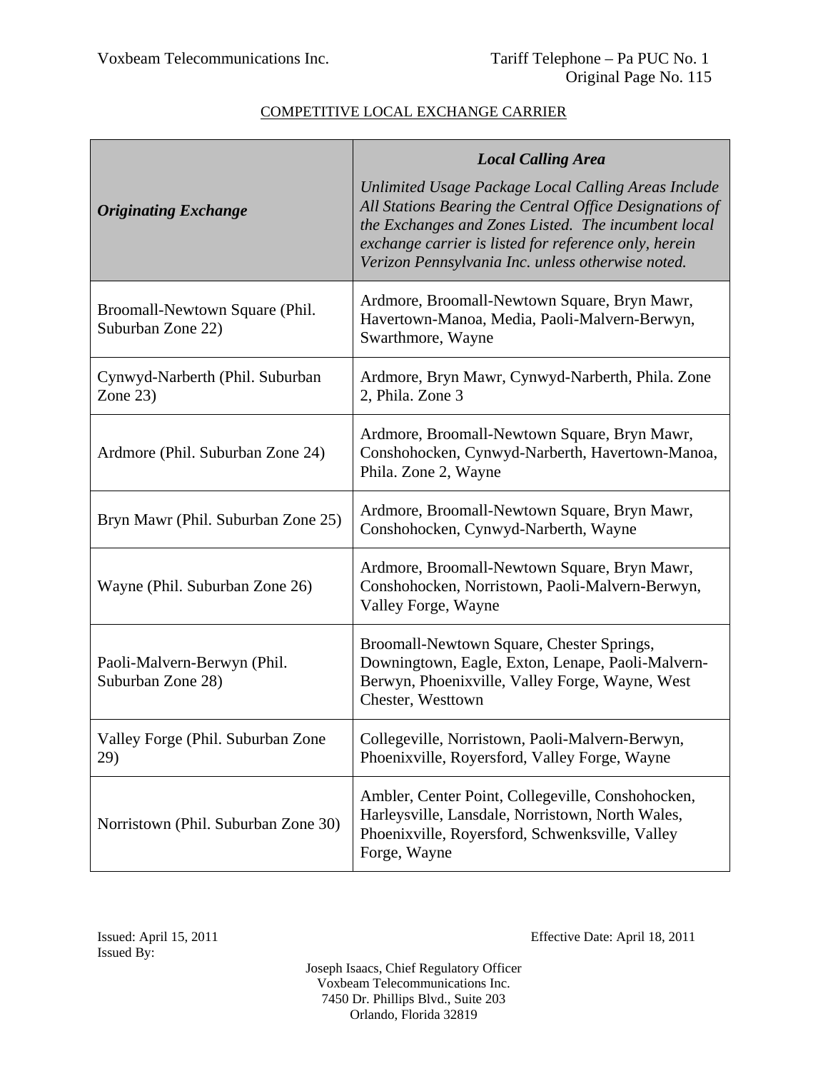COMPETITIVE LOCAL EXCHANGE CARRIER

| ***Originating Exchange*** | ***Local Calling Area*** *Unlimited Usage Package Local Calling Areas Include All Stations Bearing the Central Office Designations of the Exchanges and Zones Listed. The incumbent local exchange carrier is listed for reference only, herein Verizon Pennsylvania Inc. unless otherwise noted.* |
|---|---|
| Broomall-Newtown Square (Phil. Suburban Zone 22) | Ardmore, Broomall-Newtown Square, Bryn Mawr, Havertown-Manoa, Media, Paoli-Malvern-Berwyn, Swarthmore, Wayne |
| Cynwyd-Narberth (Phil. Suburban Zone 23) | Ardmore, Bryn Mawr, Cynwyd-Narberth, Phila. Zone 2, Phila. Zone 3 |
| Ardmore (Phil. Suburban Zone 24) | Ardmore, Broomall-Newtown Square, Bryn Mawr, Conshohocken, Cynwyd-Narberth, Havertown-Manoa, Phila. Zone 2, Wayne |
| Bryn Mawr (Phil. Suburban Zone 25) | Ardmore, Broomall-Newtown Square, Bryn Mawr, Conshohocken, Cynwyd-Narberth, Wayne |
| Wayne (Phil. Suburban Zone 26) | Ardmore, Broomall-Newtown Square, Bryn Mawr, Conshohocken, Norristown, Paoli-Malvern-Berwyn, Valley Forge, Wayne |
| Paoli-Malvern-Berwyn (Phil. Suburban Zone 28) | Broomall-Newtown Square, Chester Springs, Downingtown, Eagle, Exton, Lenape, Paoli-Malvern-Berwyn, Phoenixville, Valley Forge, Wayne, West Chester, Westtown |
| Valley Forge (Phil. Suburban Zone 29) | Collegeville, Norristown, Paoli-Malvern-Berwyn, Phoenixville, Royersford, Valley Forge, Wayne |
| Norristown (Phil. Suburban Zone 30) | Ambler, Center Point, Collegeville, Conshohocken, Harleysville, Lansdale, Norristown, North Wales, Phoenixville, Royersford, Schwenksville, Valley Forge, Wayne |

Issued: April 15, 2011

Effective Date: April 18, 2011

Issued By:

Joseph Isaacs, Chief Regulatory Officer
Voxbeam Telecommunications Inc.
7450 Dr. Phillips Blvd., Suite 203
Orlando, Florida 32819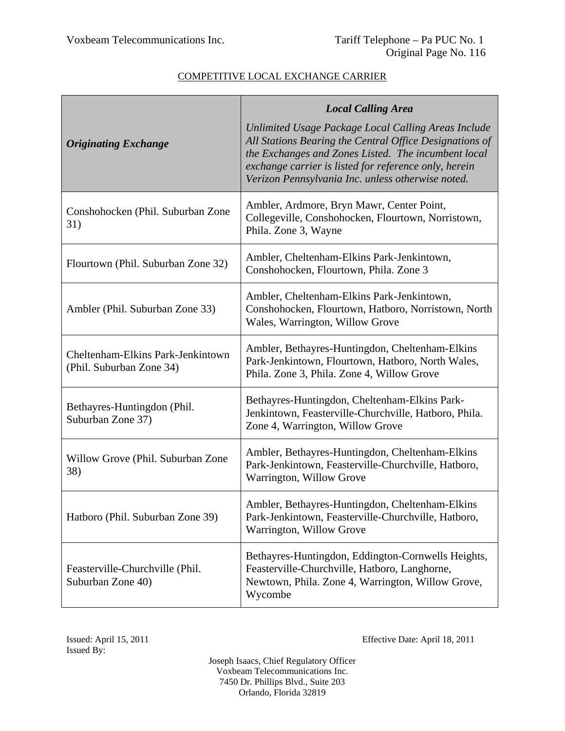COMPETITIVE LOCAL EXCHANGE CARRIER

| ***Originating Exchange*** | ***Local Calling Area*** *Unlimited Usage Package Local Calling Areas Include All Stations Bearing the Central Office Designations of the Exchanges and Zones Listed. The incumbent local exchange carrier is listed for reference only, herein Verizon Pennsylvania Inc. unless otherwise noted.* |
|---|---|
| Conshohocken (Phil. Suburban Zone 31) | Ambler, Ardmore, Bryn Mawr, Center Point, Collegeville, Conshohocken, Flourtown, Norristown, Phila. Zone 3, Wayne |
| Flourtown (Phil. Suburban Zone 32) | Ambler, Cheltenham-Elkins Park-Jenkintown, Conshohocken, Flourtown, Phila. Zone 3 |
| Ambler (Phil. Suburban Zone 33) | Ambler, Cheltenham-Elkins Park-Jenkintown, Conshohocken, Flourtown, Hatboro, Norristown, North Wales, Warrington, Willow Grove |
| Cheltenham-Elkins Park-Jenkintown (Phil. Suburban Zone 34) | Ambler, Bethayres-Huntingdon, Cheltenham-Elkins Park-Jenkintown, Flourtown, Hatboro, North Wales, Phila. Zone 3, Phila. Zone 4, Willow Grove |
| Bethayres-Huntingdon (Phil. Suburban Zone 37) | Bethayres-Huntingdon, Cheltenham-Elkins Park-Jenkintown, Feasterville-Churchville, Hatboro, Phila. Zone 4, Warrington, Willow Grove |
| Willow Grove (Phil. Suburban Zone 38) | Ambler, Bethayres-Huntingdon, Cheltenham-Elkins Park-Jenkintown, Feasterville-Churchville, Hatboro, Warrington, Willow Grove |
| Hatboro (Phil. Suburban Zone 39) | Ambler, Bethayres-Huntingdon, Cheltenham-Elkins Park-Jenkintown, Feasterville-Churchville, Hatboro, Warrington, Willow Grove |
| Feasterville-Churchville (Phil. Suburban Zone 40) | Bethayres-Huntingdon, Eddington-Cornwells Heights, Feasterville-Churchville, Hatboro, Langhorne, Newtown, Phila. Zone 4, Warrington, Willow Grove, Wycombe |

Issued: April 15, 2011

Issued By:

Effective Date: April 18, 2011

Joseph Isaacs, Chief Regulatory Officer
Voxbeam Telecommunications Inc.
7450 Dr. Phillips Blvd., Suite 203
Orlando, Florida 32819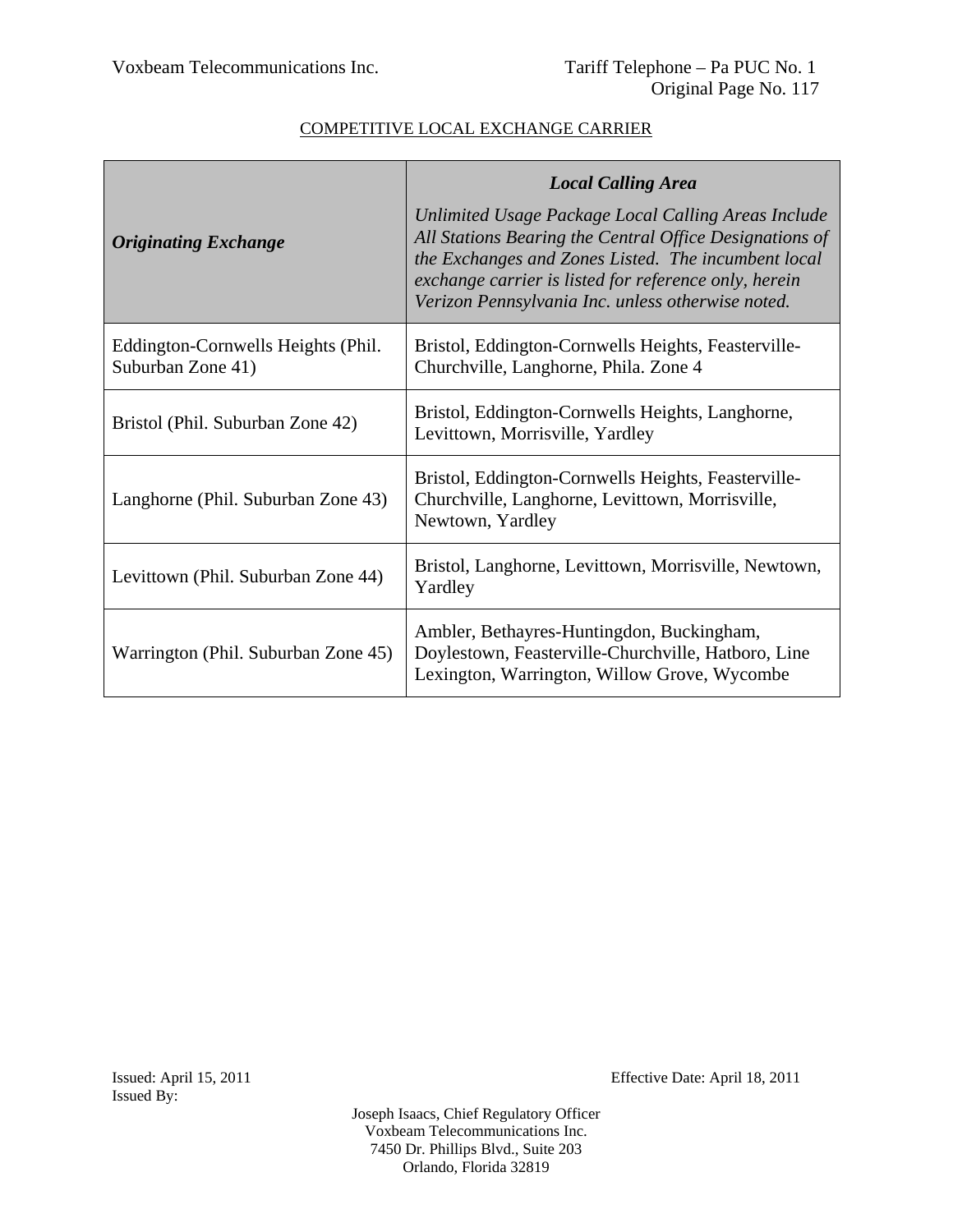COMPETITIVE LOCAL EXCHANGE CARRIER

| ***Originating Exchange*** | ***Local Calling Area*** *Unlimited Usage Package Local Calling Areas Include All Stations Bearing the Central Office Designations of the Exchanges and Zones Listed. The incumbent local exchange carrier is listed for reference only, herein Verizon Pennsylvania Inc. unless otherwise noted.* |
|---|---|
| Eddington-Cornwells Heights (Phil. Suburban Zone 41) | Bristol, Eddington-Cornwells Heights, Feasterville-Churchville, Langhorne, Phila. Zone 4 |
| Bristol (Phil. Suburban Zone 42) | Bristol, Eddington-Cornwells Heights, Langhorne, Levittown, Morrisville, Yardley |
| Langhorne (Phil. Suburban Zone 43) | Bristol, Eddington-Cornwells Heights, Feasterville-Churchville, Langhorne, Levittown, Morrisville, Newtown, Yardley |
| Levittown (Phil. Suburban Zone 44) | Bristol, Langhorne, Levittown, Morrisville, Newtown, Yardley |
| Warrington (Phil. Suburban Zone 45) | Ambler, Bethayres-Huntingdon, Buckingham, Doylestown, Feasterville-Churchville, Hatboro, Line Lexington, Warrington, Willow Grove, Wycombe |

Issued: April 15, 2011

Effective Date: April 18, 2011

Issued By:

Joseph Isaacs, Chief Regulatory Officer
Voxbeam Telecommunications Inc.
7450 Dr. Phillips Blvd., Suite 203
Orlando, Florida 32819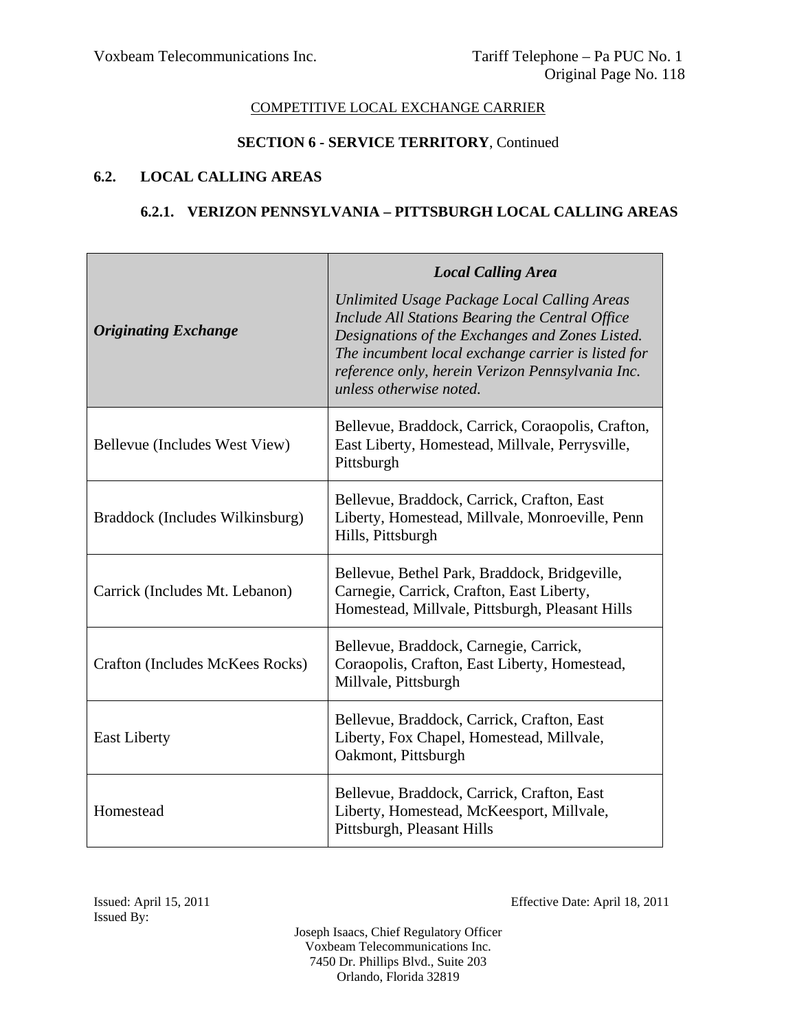COMPETITIVE LOCAL EXCHANGE CARRIER

**SECTION 6 - SERVICE TERRITORY**, Continued

## 6.2. LOCAL CALLING AREAS

### 6.2.1. VERIZON PENNSYLVANIA – PITTSBURGH LOCAL CALLING AREAS

| *Originating Exchange* | ***Local Calling Area*** *Unlimited Usage Package Local Calling Areas Include All Stations Bearing the Central Office Designations of the Exchanges and Zones Listed. The incumbent local exchange carrier is listed for reference only, herein Verizon Pennsylvania Inc. unless otherwise noted.* |
|---|---|
| Bellevue (Includes West View) | Bellevue, Braddock, Carrick, Coraopolis, Crafton, East Liberty, Homestead, Millvale, Perrysville, Pittsburgh |
| Braddock (Includes Wilkinsburg) | Bellevue, Braddock, Carrick, Crafton, East Liberty, Homestead, Millvale, Monroeville, Penn Hills, Pittsburgh |
| Carrick (Includes Mt. Lebanon) | Bellevue, Bethel Park, Braddock, Bridgeville, Carnegie, Carrick, Crafton, East Liberty, Homestead, Millvale, Pittsburgh, Pleasant Hills |
| Crafton (Includes McKees Rocks) | Bellevue, Braddock, Carnegie, Carrick, Coraopolis, Crafton, East Liberty, Homestead, Millvale, Pittsburgh |
| East Liberty | Bellevue, Braddock, Carrick, Crafton, East Liberty, Fox Chapel, Homestead, Millvale, Oakmont, Pittsburgh |
| Homestead | Bellevue, Braddock, Carrick, Crafton, East Liberty, Homestead, McKeesport, Millvale, Pittsburgh, Pleasant Hills |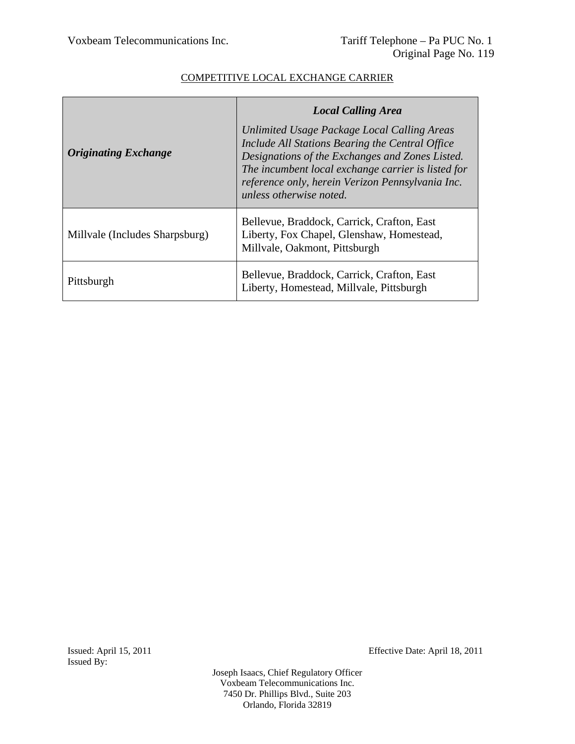COMPETITIVE LOCAL EXCHANGE CARRIER

| ***Originating Exchange*** | ***Local Calling Area*** *Unlimited Usage Package Local Calling Areas Include All Stations Bearing the Central Office Designations of the Exchanges and Zones Listed. The incumbent local exchange carrier is listed for reference only, herein Verizon Pennsylvania Inc. unless otherwise noted.* |
|---|---|
| Millvale (Includes Sharpsburg) | Bellevue, Braddock, Carrick, Crafton, East Liberty, Fox Chapel, Glenshaw, Homestead, Millvale, Oakmont, Pittsburgh |
| Pittsburgh | Bellevue, Braddock, Carrick, Crafton, East Liberty, Homestead, Millvale, Pittsburgh |

Issued: April 15, 2011

Effective Date: April 18, 2011

Issued By:

Joseph Isaacs, Chief Regulatory Officer
Voxbeam Telecommunications Inc.
7450 Dr. Phillips Blvd., Suite 203
Orlando, Florida 32819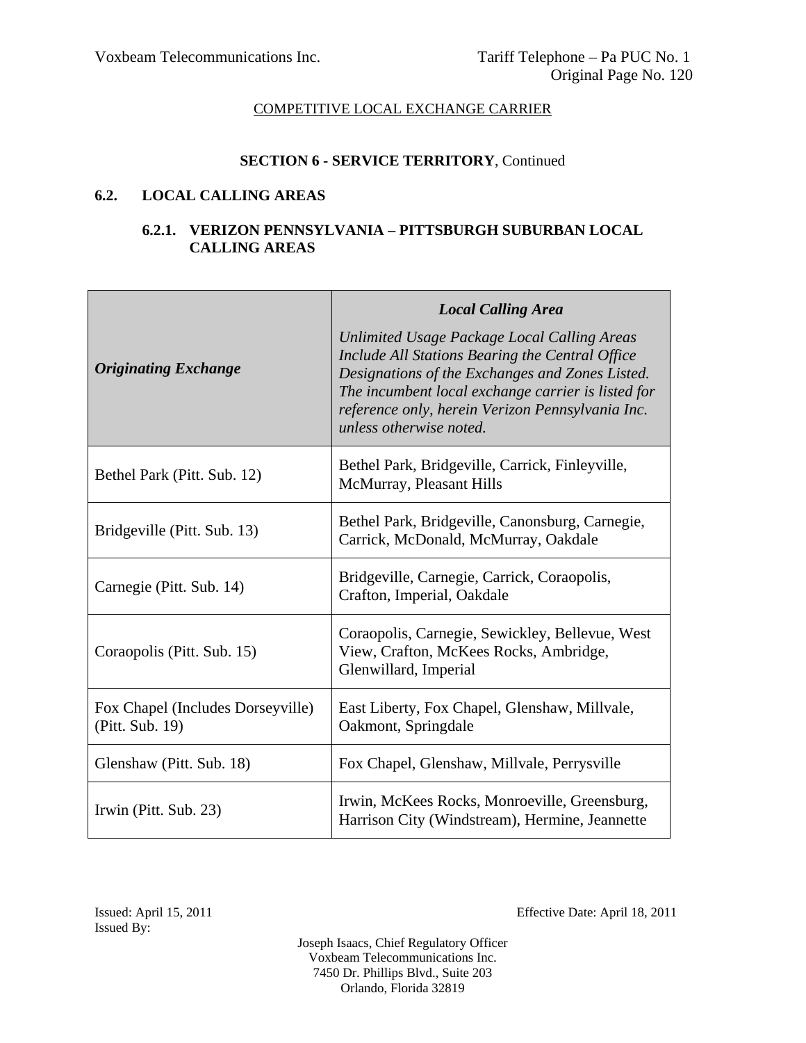COMPETITIVE LOCAL EXCHANGE CARRIER

**SECTION 6 - SERVICE TERRITORY**, Continued

## 6.2. LOCAL CALLING AREAS

### 6.2.1. VERIZON PENNSYLVANIA – PITTSBURGH SUBURBAN LOCAL CALLING AREAS

| ***Originating Exchange*** | ***Local Calling Area*** *Unlimited Usage Package Local Calling Areas Include All Stations Bearing the Central Office Designations of the Exchanges and Zones Listed. The incumbent local exchange carrier is listed for reference only, herein Verizon Pennsylvania Inc. unless otherwise noted.* |
|---|---|
| Bethel Park (Pitt. Sub. 12) | Bethel Park, Bridgeville, Carrick, Finleyville, McMurray, Pleasant Hills |
| Bridgeville (Pitt. Sub. 13) | Bethel Park, Bridgeville, Canonsburg, Carnegie, Carrick, McDonald, McMurray, Oakdale |
| Carnegie (Pitt. Sub. 14) | Bridgeville, Carnegie, Carrick, Coraopolis, Crafton, Imperial, Oakdale |
| Coraopolis (Pitt. Sub. 15) | Coraopolis, Carnegie, Sewickley, Bellevue, West View, Crafton, McKees Rocks, Ambridge, Glenwillard, Imperial |
| Fox Chapel (Includes Dorseyville) (Pitt. Sub. 19) | East Liberty, Fox Chapel, Glenshaw, Millvale, Oakmont, Springdale |
| Glenshaw (Pitt. Sub. 18) | Fox Chapel, Glenshaw, Millvale, Perrysville |
| Irwin (Pitt. Sub. 23) | Irwin, McKees Rocks, Monroeville, Greensburg, Harrison City (Windstream), Hermine, Jeannette |

Issued: April 15, 2011

Effective Date: April 18, 2011

Issued By:

Joseph Isaacs, Chief Regulatory Officer
Voxbeam Telecommunications Inc.
7450 Dr. Phillips Blvd., Suite 203
Orlando, Florida 32819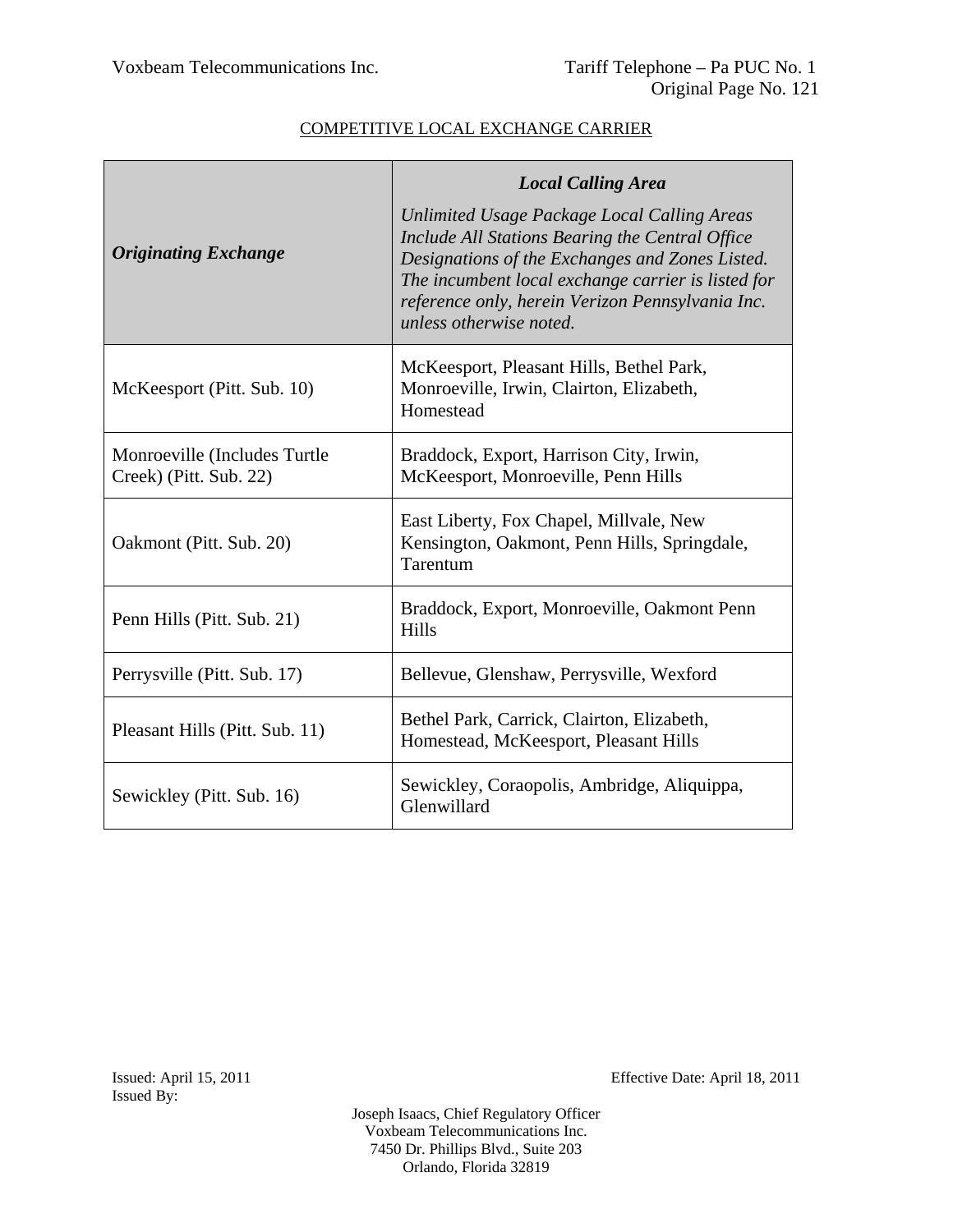COMPETITIVE LOCAL EXCHANGE CARRIER

| ***Originating Exchange*** | ***Local Calling Area*** *Unlimited Usage Package Local Calling Areas Include All Stations Bearing the Central Office Designations of the Exchanges and Zones Listed. The incumbent local exchange carrier is listed for reference only, herein Verizon Pennsylvania Inc. unless otherwise noted.* |
|---|---|
| McKeesport (Pitt. Sub. 10) | McKeesport, Pleasant Hills, Bethel Park, Monroeville, Irwin, Clairton, Elizabeth, Homestead |
| Monroeville (Includes Turtle Creek) (Pitt. Sub. 22) | Braddock, Export, Harrison City, Irwin, McKeesport, Monroeville, Penn Hills |
| Oakmont (Pitt. Sub. 20) | East Liberty, Fox Chapel, Millvale, New Kensington, Oakmont, Penn Hills, Springdale, Tarentum |
| Penn Hills (Pitt. Sub. 21) | Braddock, Export, Monroeville, Oakmont Penn Hills |
| Perrysville (Pitt. Sub. 17) | Bellevue, Glenshaw, Perrysville, Wexford |
| Pleasant Hills (Pitt. Sub. 11) | Bethel Park, Carrick, Clairton, Elizabeth, Homestead, McKeesport, Pleasant Hills |
| Sewickley (Pitt. Sub. 16) | Sewickley, Coraopolis, Ambridge, Aliquippa, Glenwillard |

Issued: April 15, 2011
Issued By:

Effective Date: April 18, 2011

Joseph Isaacs, Chief Regulatory Officer
Voxbeam Telecommunications Inc.
7450 Dr. Phillips Blvd., Suite 203
Orlando, Florida 32819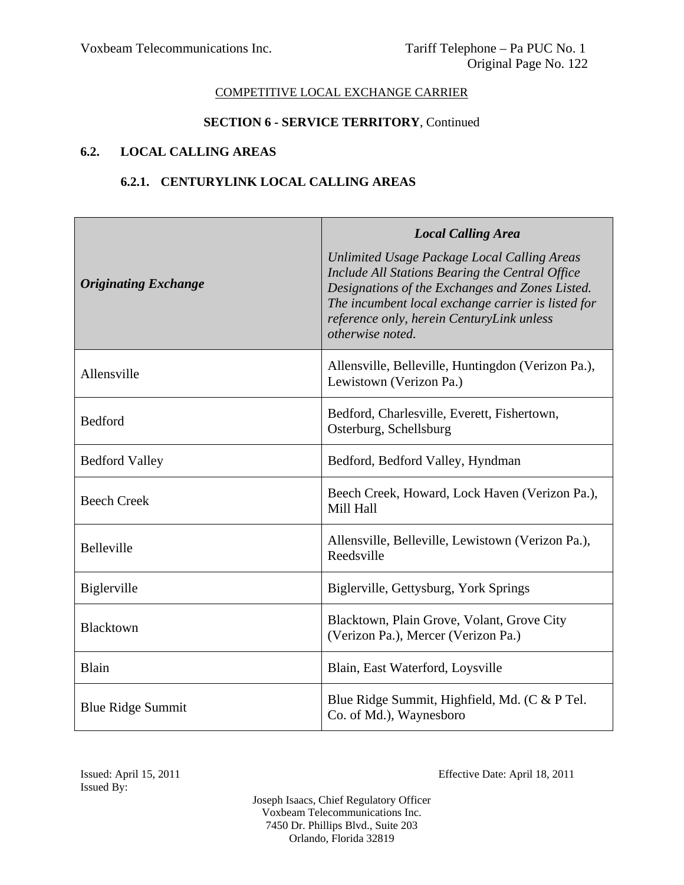COMPETITIVE LOCAL EXCHANGE CARRIER

**SECTION 6 - SERVICE TERRITORY**, Continued

## 6.2. LOCAL CALLING AREAS

### 6.2.1. CENTURYLINK LOCAL CALLING AREAS

| ***Originating Exchange*** | ***Local Calling Area*** *Unlimited Usage Package Local Calling Areas Include All Stations Bearing the Central Office Designations of the Exchanges and Zones Listed. The incumbent local exchange carrier is listed for reference only, herein CenturyLink unless otherwise noted.* |
|---|---|
| Allensville | Allensville, Belleville, Huntingdon (Verizon Pa.), Lewistown (Verizon Pa.) |
| Bedford | Bedford, Charlesville, Everett, Fishertown, Osterburg, Schellsburg |
| Bedford Valley | Bedford, Bedford Valley, Hyndman |
| Beech Creek | Beech Creek, Howard, Lock Haven (Verizon Pa.), Mill Hall |
| Belleville | Allensville, Belleville, Lewistown (Verizon Pa.), Reedsville |
| Biglerville | Biglerville, Gettysburg, York Springs |
| Blacktown | Blacktown, Plain Grove, Volant, Grove City (Verizon Pa.), Mercer (Verizon Pa.) |
| Blain | Blain, East Waterford, Loysville |
| Blue Ridge Summit | Blue Ridge Summit, Highfield, Md. (C & P Tel. Co. of Md.), Waynesboro |

Issued: April 15, 2011
Issued By:

Effective Date: April 18, 2011

Joseph Isaacs, Chief Regulatory Officer
Voxbeam Telecommunications Inc.
7450 Dr. Phillips Blvd., Suite 203
Orlando, Florida 32819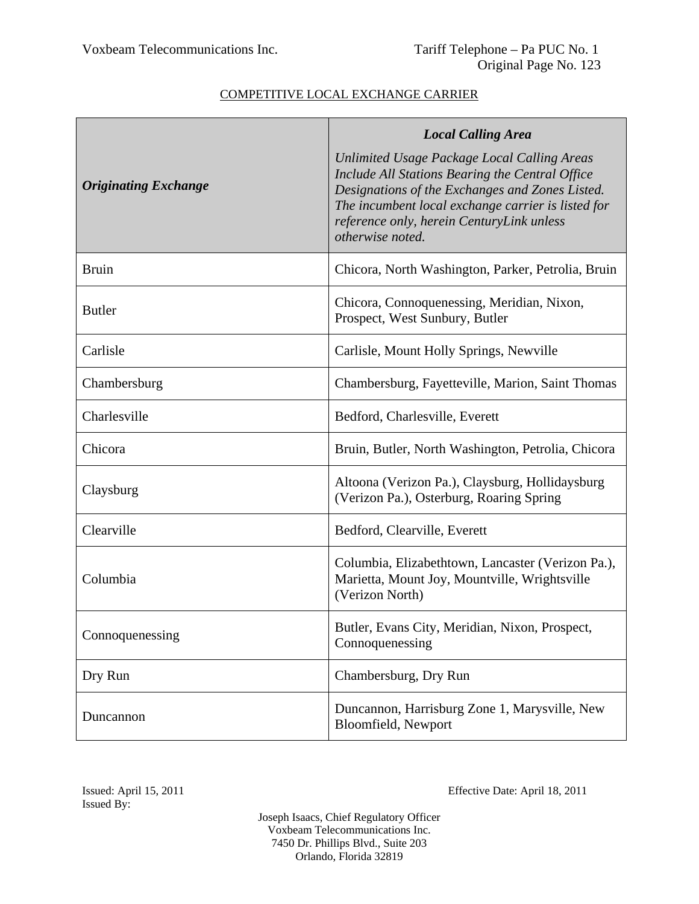COMPETITIVE LOCAL EXCHANGE CARRIER

| ***Originating Exchange*** | ***Local Calling Area*** *Unlimited Usage Package Local Calling Areas Include All Stations Bearing the Central Office Designations of the Exchanges and Zones Listed. The incumbent local exchange carrier is listed for reference only, herein CenturyLink unless otherwise noted.* |
|---|---|
| Bruin | Chicora, North Washington, Parker, Petrolia, Bruin |
| Butler | Chicora, Connoquenessing, Meridian, Nixon, Prospect, West Sunbury, Butler |
| Carlisle | Carlisle, Mount Holly Springs, Newville |
| Chambersburg | Chambersburg, Fayetteville, Marion, Saint Thomas |
| Charlesville | Bedford, Charlesville, Everett |
| Chicora | Bruin, Butler, North Washington, Petrolia, Chicora |
| Claysburg | Altoona (Verizon Pa.), Claysburg, Hollidaysburg (Verizon Pa.), Osterburg, Roaring Spring |
| Clearville | Bedford, Clearville, Everett |
| Columbia | Columbia, Elizabethtown, Lancaster (Verizon Pa.), Marietta, Mount Joy, Mountville, Wrightsville (Verizon North) |
| Connoquenessing | Butler, Evans City, Meridian, Nixon, Prospect, Connoquenessing |
| Dry Run | Chambersburg, Dry Run |
| Duncannon | Duncannon, Harrisburg Zone 1, Marysville, New Bloomfield, Newport |

Issued: April 15, 2011

Effective Date: April 18, 2011

Issued By:

Joseph Isaacs, Chief Regulatory Officer
Voxbeam Telecommunications Inc.
7450 Dr. Phillips Blvd., Suite 203
Orlando, Florida 32819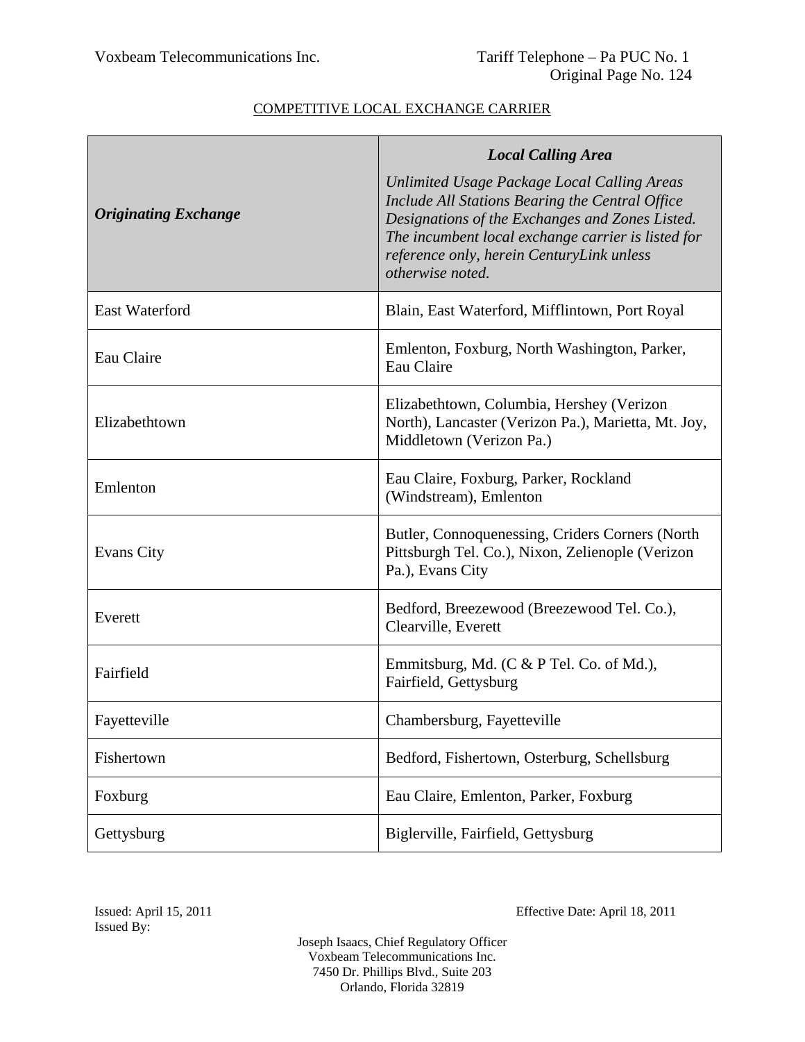COMPETITIVE LOCAL EXCHANGE CARRIER

| ***Originating Exchange*** | ***Local Calling Area*** *Unlimited Usage Package Local Calling Areas Include All Stations Bearing the Central Office Designations of the Exchanges and Zones Listed. The incumbent local exchange carrier is listed for reference only, herein CenturyLink unless otherwise noted.* |
|---|---|
| East Waterford | Blain, East Waterford, Mifflintown, Port Royal |
| Eau Claire | Emlenton, Foxburg, North Washington, Parker, Eau Claire |
| Elizabethtown | Elizabethtown, Columbia, Hershey (Verizon North), Lancaster (Verizon Pa.), Marietta, Mt. Joy, Middletown (Verizon Pa.) |
| Emlenton | Eau Claire, Foxburg, Parker, Rockland (Windstream), Emlenton |
| Evans City | Butler, Connoquenessing, Criders Corners (North Pittsburgh Tel. Co.), Nixon, Zelienople (Verizon Pa.), Evans City |
| Everett | Bedford, Breezewood (Breezewood Tel. Co.), Clearville, Everett |
| Fairfield | Emmitsburg, Md. (C & P Tel. Co. of Md.), Fairfield, Gettysburg |
| Fayetteville | Chambersburg, Fayetteville |
| Fishertown | Bedford, Fishertown, Osterburg, Schellsburg |
| Foxburg | Eau Claire, Emlenton, Parker, Foxburg |
| Gettysburg | Biglerville, Fairfield, Gettysburg |

Issued: April 15, 2011
Issued By:

Effective Date: April 18, 2011

Joseph Isaacs, Chief Regulatory Officer
Voxbeam Telecommunications Inc.
7450 Dr. Phillips Blvd., Suite 203
Orlando, Florida 32819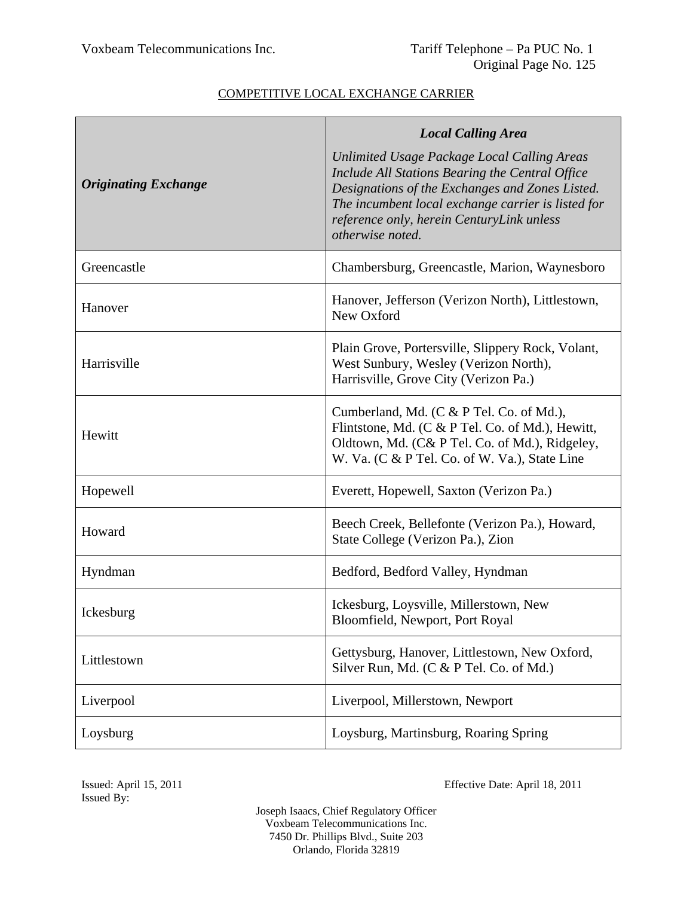COMPETITIVE LOCAL EXCHANGE CARRIER

| ***Originating Exchange*** | ***Local Calling Area*** *Unlimited Usage Package Local Calling Areas Include All Stations Bearing the Central Office Designations of the Exchanges and Zones Listed. The incumbent local exchange carrier is listed for reference only, herein CenturyLink unless otherwise noted.* |
|---|---|
| Greencastle | Chambersburg, Greencastle, Marion, Waynesboro |
| Hanover | Hanover, Jefferson (Verizon North), Littlestown, New Oxford |
| Harrisville | Plain Grove, Portersville, Slippery Rock, Volant, West Sunbury, Wesley (Verizon North), Harrisville, Grove City (Verizon Pa.) |
| Hewitt | Cumberland, Md. (C & P Tel. Co. of Md.), Flintstone, Md. (C & P Tel. Co. of Md.), Hewitt, Oldtown, Md. (C& P Tel. Co. of Md.), Ridgeley, W. Va. (C & P Tel. Co. of W. Va.), State Line |
| Hopewell | Everett, Hopewell, Saxton (Verizon Pa.) |
| Howard | Beech Creek, Bellefonte (Verizon Pa.), Howard, State College (Verizon Pa.), Zion |
| Hyndman | Bedford, Bedford Valley, Hyndman |
| Ickesburg | Ickesburg, Loysville, Millerstown, New Bloomfield, Newport, Port Royal |
| Littlestown | Gettysburg, Hanover, Littlestown, New Oxford, Silver Run, Md. (C & P Tel. Co. of Md.) |
| Liverpool | Liverpool, Millerstown, Newport |
| Loysburg | Loysburg, Martinsburg, Roaring Spring |

Issued: April 15, 2011
Issued By:

Effective Date: April 18, 2011

Joseph Isaacs, Chief Regulatory Officer
Voxbeam Telecommunications Inc.
7450 Dr. Phillips Blvd., Suite 203
Orlando, Florida 32819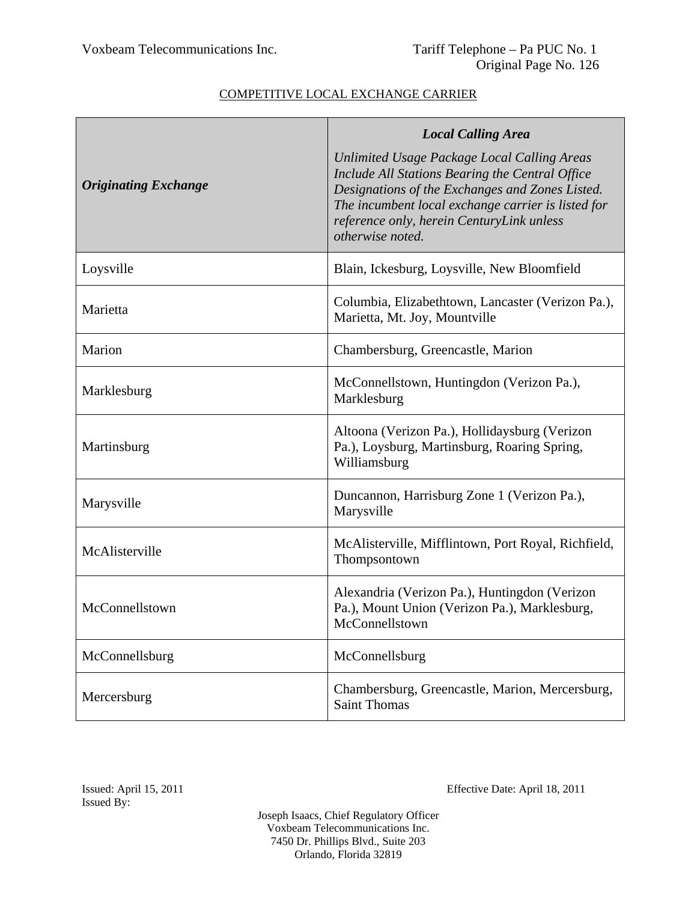COMPETITIVE LOCAL EXCHANGE CARRIER

| ***Originating Exchange*** | ***Local Calling Area*** *Unlimited Usage Package Local Calling Areas Include All Stations Bearing the Central Office Designations of the Exchanges and Zones Listed. The incumbent local exchange carrier is listed for reference only, herein CenturyLink unless otherwise noted.* |
|---|---|
| Loysville | Blain, Ickesburg, Loysville, New Bloomfield |
| Marietta | Columbia, Elizabethtown, Lancaster (Verizon Pa.), Marietta, Mt. Joy, Mountville |
| Marion | Chambersburg, Greencastle, Marion |
| Marklesburg | McConnellstown, Huntingdon (Verizon Pa.), Marklesburg |
| Martinsburg | Altoona (Verizon Pa.), Hollidaysburg (Verizon Pa.), Loysburg, Martinsburg, Roaring Spring, Williamsburg |
| Marysville | Duncannon, Harrisburg Zone 1 (Verizon Pa.), Marysville |
| McAlisterville | McAlisterville, Mifflintown, Port Royal, Richfield, Thompsontown |
| McConnellstown | Alexandria (Verizon Pa.), Huntingdon (Verizon Pa.), Mount Union (Verizon Pa.), Marklesburg, McConnellstown |
| McConnellsburg | McConnellsburg |
| Mercersburg | Chambersburg, Greencastle, Marion, Mercersburg, Saint Thomas |

Issued: April 15, 2011
Issued By:

Effective Date: April 18, 2011

Joseph Isaacs, Chief Regulatory Officer
Voxbeam Telecommunications Inc.
7450 Dr. Phillips Blvd., Suite 203
Orlando, Florida 32819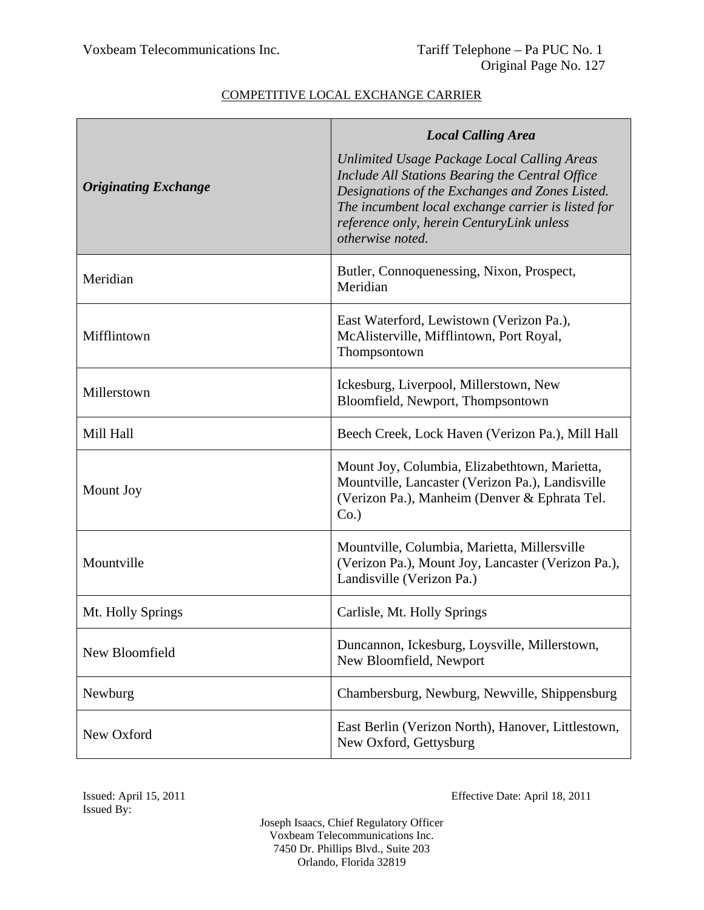COMPETITIVE LOCAL EXCHANGE CARRIER

| *Originating Exchange* | *Local Calling Area* *Unlimited Usage Package Local Calling Areas Include All Stations Bearing the Central Office Designations of the Exchanges and Zones Listed. The incumbent local exchange carrier is listed for reference only, herein CenturyLink unless otherwise noted.* |
|---|---|
| Meridian | Butler, Connoquenessing, Nixon, Prospect, Meridian |
| Mifflintown | East Waterford, Lewistown (Verizon Pa.), McAlisterville, Mifflintown, Port Royal, Thompsontown |
| Millerstown | Ickesburg, Liverpool, Millerstown, New Bloomfield, Newport, Thompsontown |
| Mill Hall | Beech Creek, Lock Haven (Verizon Pa.), Mill Hall |
| Mount Joy | Mount Joy, Columbia, Elizabethtown, Marietta, Mountville, Lancaster (Verizon Pa.), Landisville (Verizon Pa.), Manheim (Denver & Ephrata Tel. Co.) |
| Mountville | Mountville, Columbia, Marietta, Millersville (Verizon Pa.), Mount Joy, Lancaster (Verizon Pa.), Landisville (Verizon Pa.) |
| Mt. Holly Springs | Carlisle, Mt. Holly Springs |
| New Bloomfield | Duncannon, Ickesburg, Loysville, Millerstown, New Bloomfield, Newport |
| Newburg | Chambersburg, Newburg, Newville, Shippensburg |
| New Oxford | East Berlin (Verizon North), Hanover, Littlestown, New Oxford, Gettysburg |

Issued: April 15, 2011
Issued By:

Effective Date: April 18, 2011

Joseph Isaacs, Chief Regulatory Officer
Voxbeam Telecommunications Inc.
7450 Dr. Phillips Blvd., Suite 203
Orlando, Florida 32819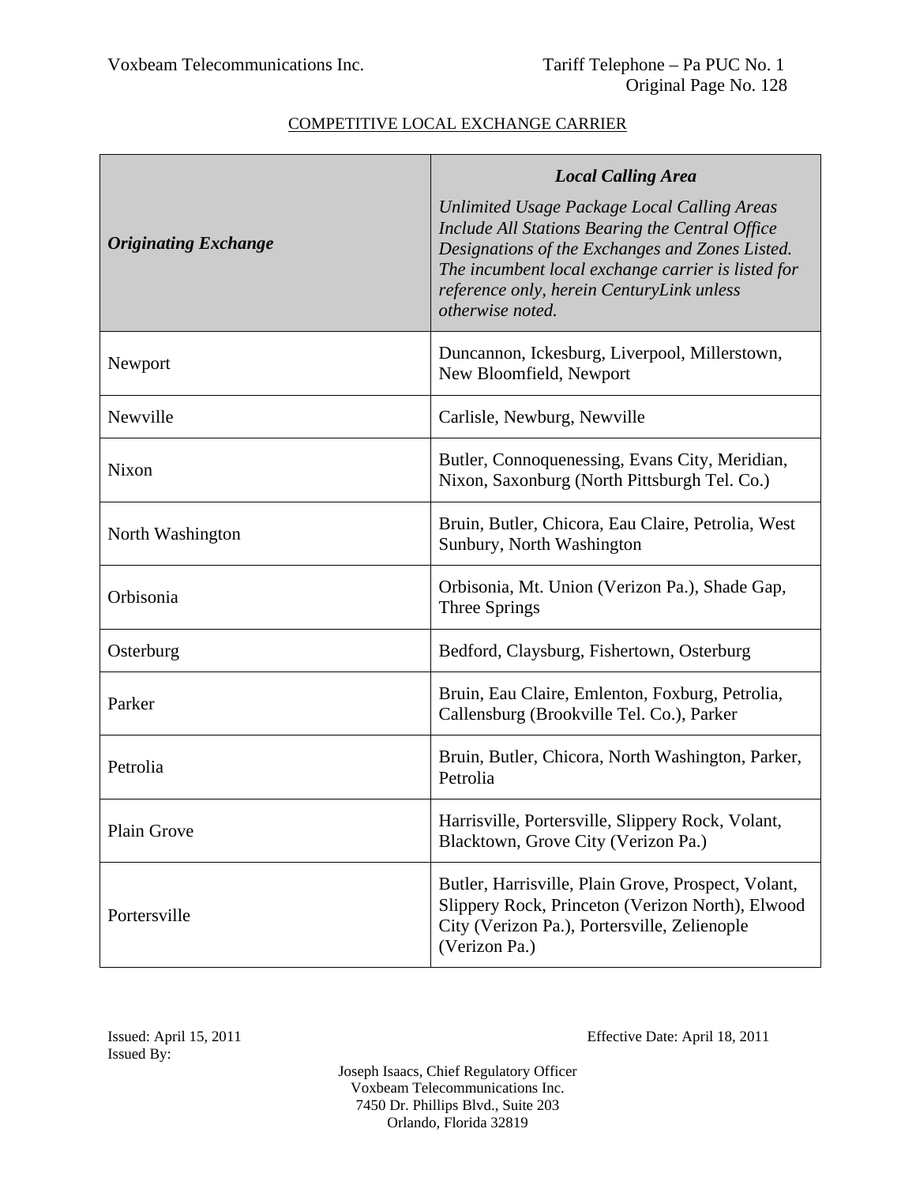COMPETITIVE LOCAL EXCHANGE CARRIER

| ***Originating Exchange*** | ***Local Calling Area***<br>*Unlimited Usage Package Local Calling Areas Include All Stations Bearing the Central Office Designations of the Exchanges and Zones Listed. The incumbent local exchange carrier is listed for reference only, herein CenturyLink unless otherwise noted.* |
|---|---|
| Newport | Duncannon, Ickesburg, Liverpool, Millerstown, New Bloomfield, Newport |
| Newville | Carlisle, Newburg, Newville |
| Nixon | Butler, Connoquenessing, Evans City, Meridian, Nixon, Saxonburg (North Pittsburgh Tel. Co.) |
| North Washington | Bruin, Butler, Chicora, Eau Claire, Petrolia, West Sunbury, North Washington |
| Orbisonia | Orbisonia, Mt. Union (Verizon Pa.), Shade Gap, Three Springs |
| Osterburg | Bedford, Claysburg, Fishertown, Osterburg |
| Parker | Bruin, Eau Claire, Emlenton, Foxburg, Petrolia, Callensburg (Brookville Tel. Co.), Parker |
| Petrolia | Bruin, Butler, Chicora, North Washington, Parker, Petrolia |
| Plain Grove | Harrisville, Portersville, Slippery Rock, Volant, Blacktown, Grove City (Verizon Pa.) |
| Portersville | Butler, Harrisville, Plain Grove, Prospect, Volant, Slippery Rock, Princeton (Verizon North), Elwood City (Verizon Pa.), Portersville, Zelienople (Verizon Pa.) |

Issued: April 15, 2011
Issued By:

Effective Date: April 18, 2011

Joseph Isaacs, Chief Regulatory Officer
Voxbeam Telecommunications Inc.
7450 Dr. Phillips Blvd., Suite 203
Orlando, Florida 32819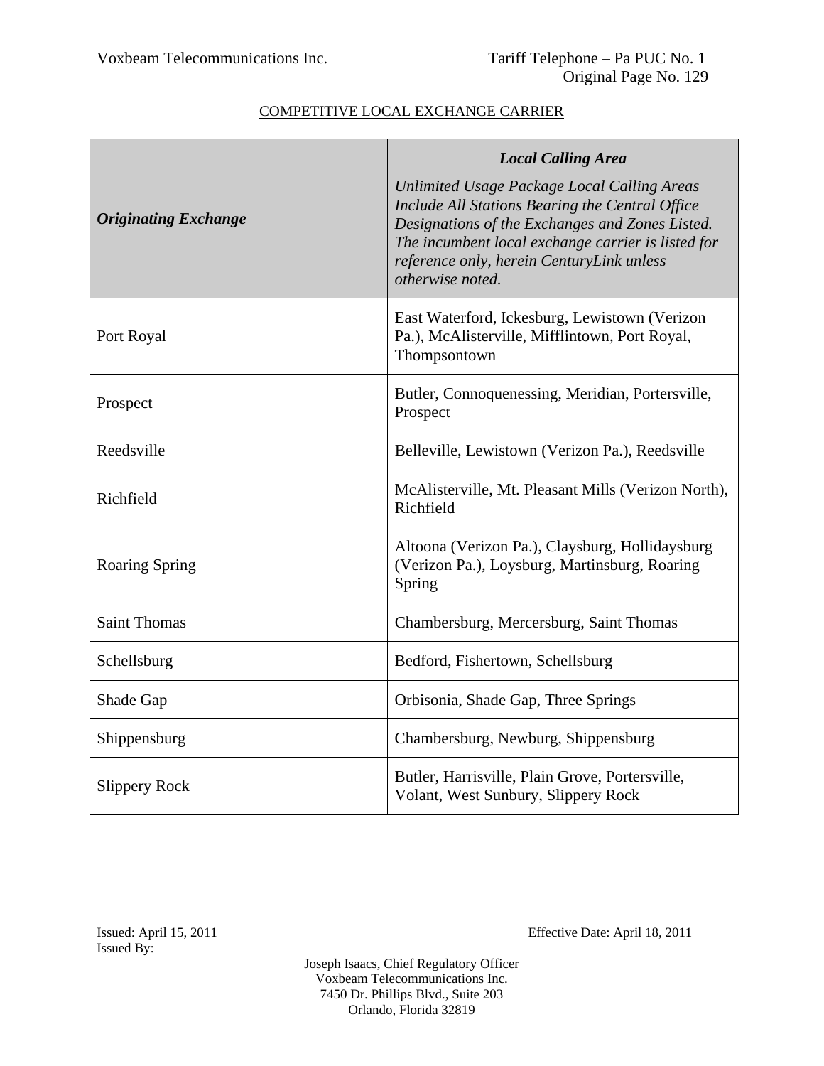COMPETITIVE LOCAL EXCHANGE CARRIER

| ***Originating Exchange*** | ***Local Calling Area*** *Unlimited Usage Package Local Calling Areas Include All Stations Bearing the Central Office Designations of the Exchanges and Zones Listed. The incumbent local exchange carrier is listed for reference only, herein CenturyLink unless otherwise noted.* |
|---|---|
| Port Royal | East Waterford, Ickesburg, Lewistown (Verizon Pa.), McAlisterville, Mifflintown, Port Royal, Thompsontown |
| Prospect | Butler, Connoquenessing, Meridian, Portersville, Prospect |
| Reedsville | Belleville, Lewistown (Verizon Pa.), Reedsville |
| Richfield | McAlisterville, Mt. Pleasant Mills (Verizon North), Richfield |
| Roaring Spring | Altoona (Verizon Pa.), Claysburg, Hollidaysburg (Verizon Pa.), Loysburg, Martinsburg, Roaring Spring |
| Saint Thomas | Chambersburg, Mercersburg, Saint Thomas |
| Schellsburg | Bedford, Fishertown, Schellsburg |
| Shade Gap | Orbisonia, Shade Gap, Three Springs |
| Shippensburg | Chambersburg, Newburg, Shippensburg |
| Slippery Rock | Butler, Harrisville, Plain Grove, Portersville, Volant, West Sunbury, Slippery Rock |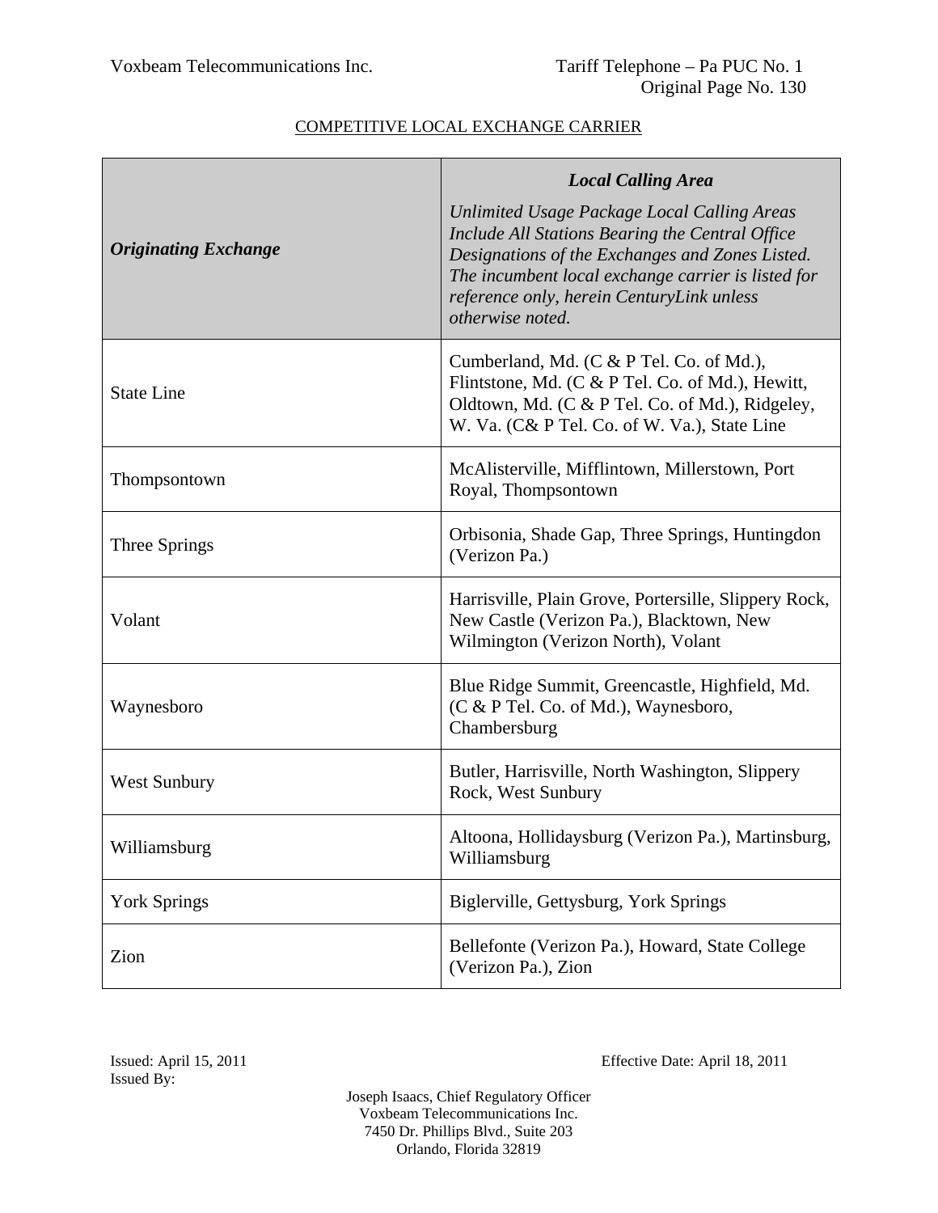COMPETITIVE LOCAL EXCHANGE CARRIER

| ***Originating Exchange*** | ***Local Calling Area*** *Unlimited Usage Package Local Calling Areas Include All Stations Bearing the Central Office Designations of the Exchanges and Zones Listed. The incumbent local exchange carrier is listed for reference only, herein CenturyLink unless otherwise noted.* |
|---|---|
| State Line | Cumberland, Md. (C & P Tel. Co. of Md.), Flintstone, Md. (C & P Tel. Co. of Md.), Hewitt, Oldtown, Md. (C & P Tel. Co. of Md.), Ridgeley, W. Va. (C& P Tel. Co. of W. Va.), State Line |
| Thompsontown | McAlisterville, Mifflintown, Millerstown, Port Royal, Thompsontown |
| Three Springs | Orbisonia, Shade Gap, Three Springs, Huntingdon (Verizon Pa.) |
| Volant | Harrisville, Plain Grove, Portersille, Slippery Rock, New Castle (Verizon Pa.), Blacktown, New Wilmington (Verizon North), Volant |
| Waynesboro | Blue Ridge Summit, Greencastle, Highfield, Md. (C & P Tel. Co. of Md.), Waynesboro, Chambersburg |
| West Sunbury | Butler, Harrisville, North Washington, Slippery Rock, West Sunbury |
| Williamsburg | Altoona, Hollidaysburg (Verizon Pa.), Martinsburg, Williamsburg |
| York Springs | Biglerville, Gettysburg, York Springs |
| Zion | Bellefonte (Verizon Pa.), Howard, State College (Verizon Pa.), Zion |

Issued: April 15, 2011
Issued By:

Effective Date: April 18, 2011

Joseph Isaacs, Chief Regulatory Officer
Voxbeam Telecommunications Inc.
7450 Dr. Phillips Blvd., Suite 203
Orlando, Florida 32819